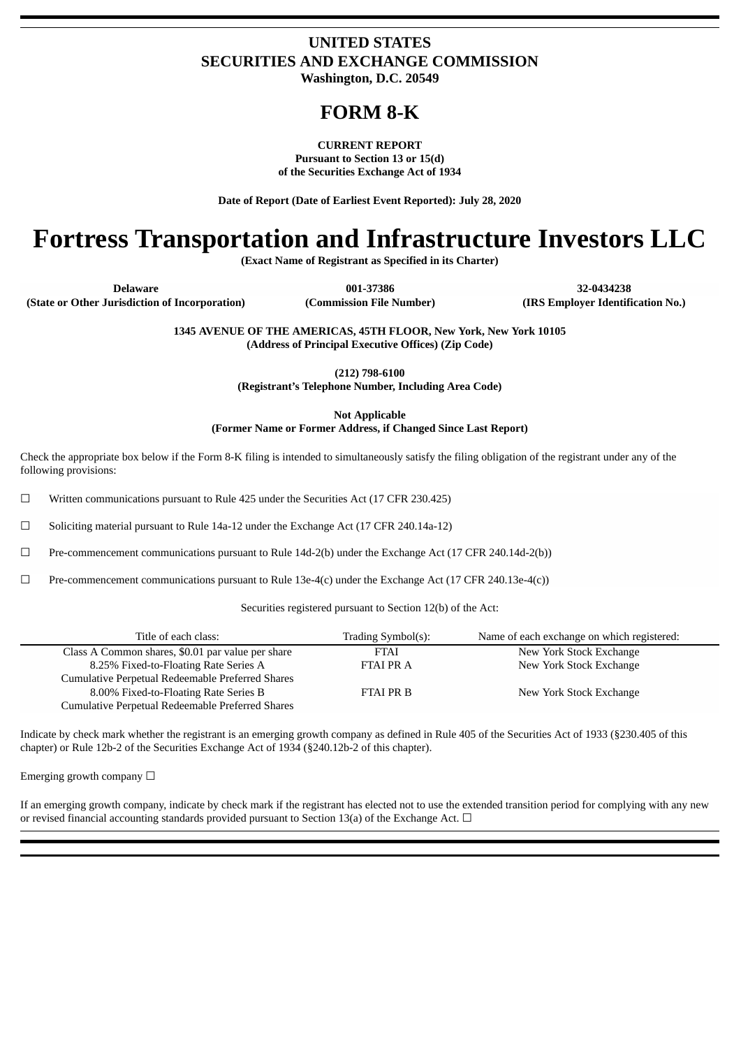# UNITED STATES
# SECURITIES AND EXCHANGE COMMISSION
**Washington, D.C. 20549**

# FORM 8-K

**CURRENT REPORT**
**Pursuant to Section 13 or 15(d)**
**of the Securities Exchange Act of 1934**

**Date of Report (Date of Earliest Event Reported): July 28, 2020**

# Fortress Transportation and Infrastructure Investors LLC

**(Exact Name of Registrant as Specified in its Charter)**

| Delaware | 001-37386 | 32-0434238 |
|---|---|---|
| (State or Other Jurisdiction of Incorporation) | (Commission File Number) | (IRS Employer Identification No.) |

**1345 AVENUE OF THE AMERICAS, 45TH FLOOR, New York, New York 10105**
**(Address of Principal Executive Offices) (Zip Code)**

**(212) 798-6100**
**(Registrant's Telephone Number, Including Area Code)**

**Not Applicable**
**(Former Name or Former Address, if Changed Since Last Report)**

Check the appropriate box below if the Form 8-K filing is intended to simultaneously satisfy the filing obligation of the registrant under any of the following provisions:

☐ Written communications pursuant to Rule 425 under the Securities Act (17 CFR 230.425)

☐ Soliciting material pursuant to Rule 14a-12 under the Exchange Act (17 CFR 240.14a-12)

☐ Pre-commencement communications pursuant to Rule 14d-2(b) under the Exchange Act (17 CFR 240.14d-2(b))

☐ Pre-commencement communications pursuant to Rule 13e-4(c) under the Exchange Act (17 CFR 240.13e-4(c))

Securities registered pursuant to Section 12(b) of the Act:

| Title of each class: | Trading Symbol(s): | Name of each exchange on which registered: |
|---|---|---|
| Class A Common shares, $0.01 par value per share | FTAI | New York Stock Exchange |
| 8.25% Fixed-to-Floating Rate Series A Cumulative Perpetual Redeemable Preferred Shares | FTAI PR A | New York Stock Exchange |
| 8.00% Fixed-to-Floating Rate Series B Cumulative Perpetual Redeemable Preferred Shares | FTAI PR B | New York Stock Exchange |

Indicate by check mark whether the registrant is an emerging growth company as defined in Rule 405 of the Securities Act of 1933 (§230.405 of this chapter) or Rule 12b-2 of the Securities Exchange Act of 1934 (§240.12b-2 of this chapter).

Emerging growth company ☐

If an emerging growth company, indicate by check mark if the registrant has elected not to use the extended transition period for complying with any new or revised financial accounting standards provided pursuant to Section 13(a) of the Exchange Act. ☐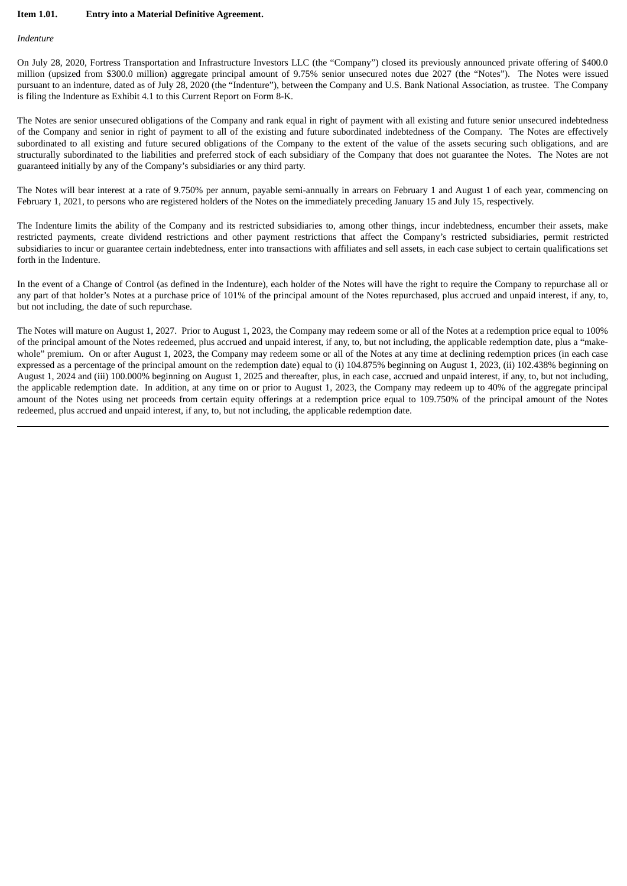**Item 1.01. Entry into a Material Definitive Agreement.**

*Indenture*

On July 28, 2020, Fortress Transportation and Infrastructure Investors LLC (the "Company") closed its previously announced private offering of $400.0 million (upsized from $300.0 million) aggregate principal amount of 9.75% senior unsecured notes due 2027 (the "Notes"). The Notes were issued pursuant to an indenture, dated as of July 28, 2020 (the "Indenture"), between the Company and U.S. Bank National Association, as trustee. The Company is filing the Indenture as Exhibit 4.1 to this Current Report on Form 8-K.

The Notes are senior unsecured obligations of the Company and rank equal in right of payment with all existing and future senior unsecured indebtedness of the Company and senior in right of payment to all of the existing and future subordinated indebtedness of the Company. The Notes are effectively subordinated to all existing and future secured obligations of the Company to the extent of the value of the assets securing such obligations, and are structurally subordinated to the liabilities and preferred stock of each subsidiary of the Company that does not guarantee the Notes. The Notes are not guaranteed initially by any of the Company's subsidiaries or any third party.

The Notes will bear interest at a rate of 9.750% per annum, payable semi-annually in arrears on February 1 and August 1 of each year, commencing on February 1, 2021, to persons who are registered holders of the Notes on the immediately preceding January 15 and July 15, respectively.

The Indenture limits the ability of the Company and its restricted subsidiaries to, among other things, incur indebtedness, encumber their assets, make restricted payments, create dividend restrictions and other payment restrictions that affect the Company's restricted subsidiaries, permit restricted subsidiaries to incur or guarantee certain indebtedness, enter into transactions with affiliates and sell assets, in each case subject to certain qualifications set forth in the Indenture.

In the event of a Change of Control (as defined in the Indenture), each holder of the Notes will have the right to require the Company to repurchase all or any part of that holder's Notes at a purchase price of 101% of the principal amount of the Notes repurchased, plus accrued and unpaid interest, if any, to, but not including, the date of such repurchase.

The Notes will mature on August 1, 2027. Prior to August 1, 2023, the Company may redeem some or all of the Notes at a redemption price equal to 100% of the principal amount of the Notes redeemed, plus accrued and unpaid interest, if any, to, but not including, the applicable redemption date, plus a "make-whole" premium. On or after August 1, 2023, the Company may redeem some or all of the Notes at any time at declining redemption prices (in each case expressed as a percentage of the principal amount on the redemption date) equal to (i) 104.875% beginning on August 1, 2023, (ii) 102.438% beginning on August 1, 2024 and (iii) 100.000% beginning on August 1, 2025 and thereafter, plus, in each case, accrued and unpaid interest, if any, to, but not including, the applicable redemption date. In addition, at any time on or prior to August 1, 2023, the Company may redeem up to 40% of the aggregate principal amount of the Notes using net proceeds from certain equity offerings at a redemption price equal to 109.750% of the principal amount of the Notes redeemed, plus accrued and unpaid interest, if any, to, but not including, the applicable redemption date.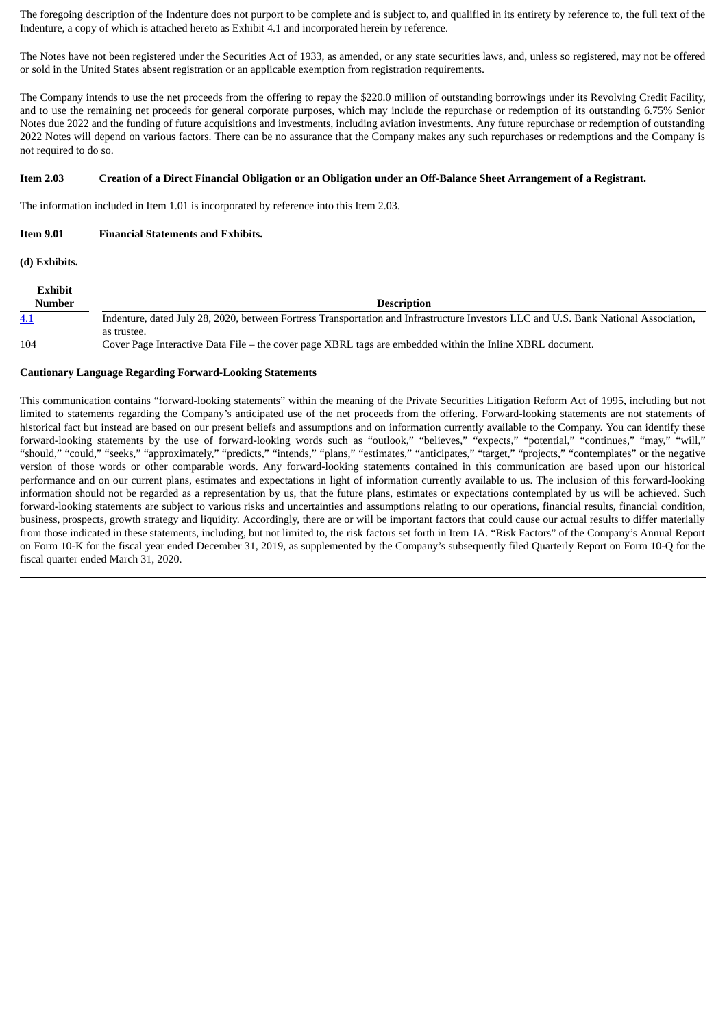The foregoing description of the Indenture does not purport to be complete and is subject to, and qualified in its entirety by reference to, the full text of the Indenture, a copy of which is attached hereto as Exhibit 4.1 and incorporated herein by reference.

The Notes have not been registered under the Securities Act of 1933, as amended, or any state securities laws, and, unless so registered, may not be offered or sold in the United States absent registration or an applicable exemption from registration requirements.

The Company intends to use the net proceeds from the offering to repay the $220.0 million of outstanding borrowings under its Revolving Credit Facility, and to use the remaining net proceeds for general corporate purposes, which may include the repurchase or redemption of its outstanding 6.75% Senior Notes due 2022 and the funding of future acquisitions and investments, including aviation investments. Any future repurchase or redemption of outstanding 2022 Notes will depend on various factors. There can be no assurance that the Company makes any such repurchases or redemptions and the Company is not required to do so.

**Item 2.03 Creation of a Direct Financial Obligation or an Obligation under an Off-Balance Sheet Arrangement of a Registrant.**

The information included in Item 1.01 is incorporated by reference into this Item 2.03.

**Item 9.01 Financial Statements and Exhibits.**

**(d) Exhibits.**

| Exhibit Number | Description |
|---|---|
| 4.1 | Indenture, dated July 28, 2020, between Fortress Transportation and Infrastructure Investors LLC and U.S. Bank National Association, as trustee. |
| 104 | Cover Page Interactive Data File – the cover page XBRL tags are embedded within the Inline XBRL document. |

**Cautionary Language Regarding Forward-Looking Statements**

This communication contains "forward-looking statements" within the meaning of the Private Securities Litigation Reform Act of 1995, including but not limited to statements regarding the Company's anticipated use of the net proceeds from the offering. Forward-looking statements are not statements of historical fact but instead are based on our present beliefs and assumptions and on information currently available to the Company. You can identify these forward-looking statements by the use of forward-looking words such as "outlook," "believes," "expects," "potential," "continues," "may," "will," "should," "could," "seeks," "approximately," "predicts," "intends," "plans," "estimates," "anticipates," "target," "projects," "contemplates" or the negative version of those words or other comparable words. Any forward-looking statements contained in this communication are based upon our historical performance and on our current plans, estimates and expectations in light of information currently available to us. The inclusion of this forward-looking information should not be regarded as a representation by us, that the future plans, estimates or expectations contemplated by us will be achieved. Such forward-looking statements are subject to various risks and uncertainties and assumptions relating to our operations, financial results, financial condition, business, prospects, growth strategy and liquidity. Accordingly, there are or will be important factors that could cause our actual results to differ materially from those indicated in these statements, including, but not limited to, the risk factors set forth in Item 1A. "Risk Factors" of the Company's Annual Report on Form 10-K for the fiscal year ended December 31, 2019, as supplemented by the Company's subsequently filed Quarterly Report on Form 10-Q for the fiscal quarter ended March 31, 2020.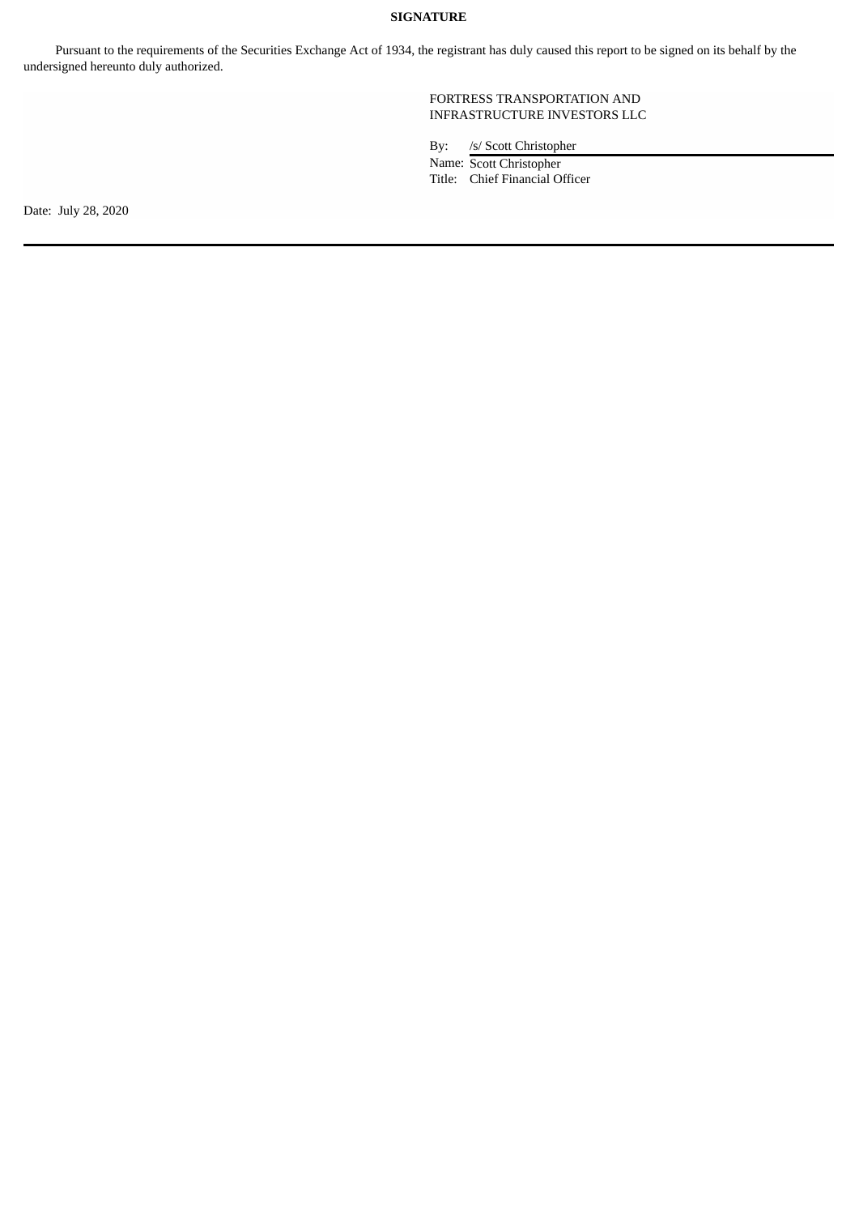**SIGNATURE**

Pursuant to the requirements of the Securities Exchange Act of 1934, the registrant has duly caused this report to be signed on its behalf by the undersigned hereunto duly authorized.

FORTRESS TRANSPORTATION AND INFRASTRUCTURE INVESTORS LLC

By: /s/ Scott Christopher
Name: Scott Christopher
Title: Chief Financial Officer

Date: July 28, 2020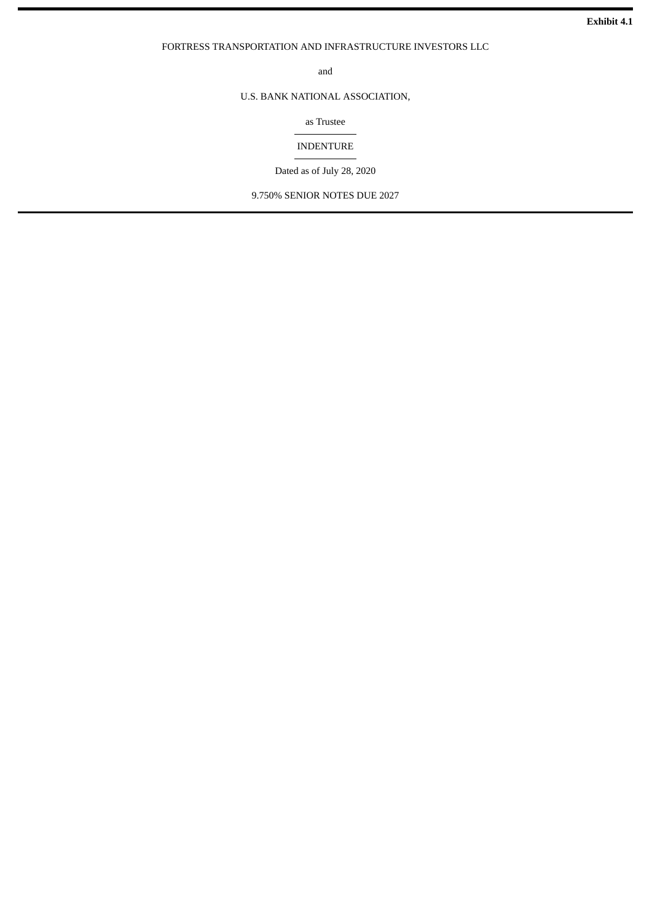**Exhibit 4.1**

FORTRESS TRANSPORTATION AND INFRASTRUCTURE INVESTORS LLC

and

U.S. BANK NATIONAL ASSOCIATION,

as Trustee

---

INDENTURE

---

Dated as of July 28, 2020

9.750% SENIOR NOTES DUE 2027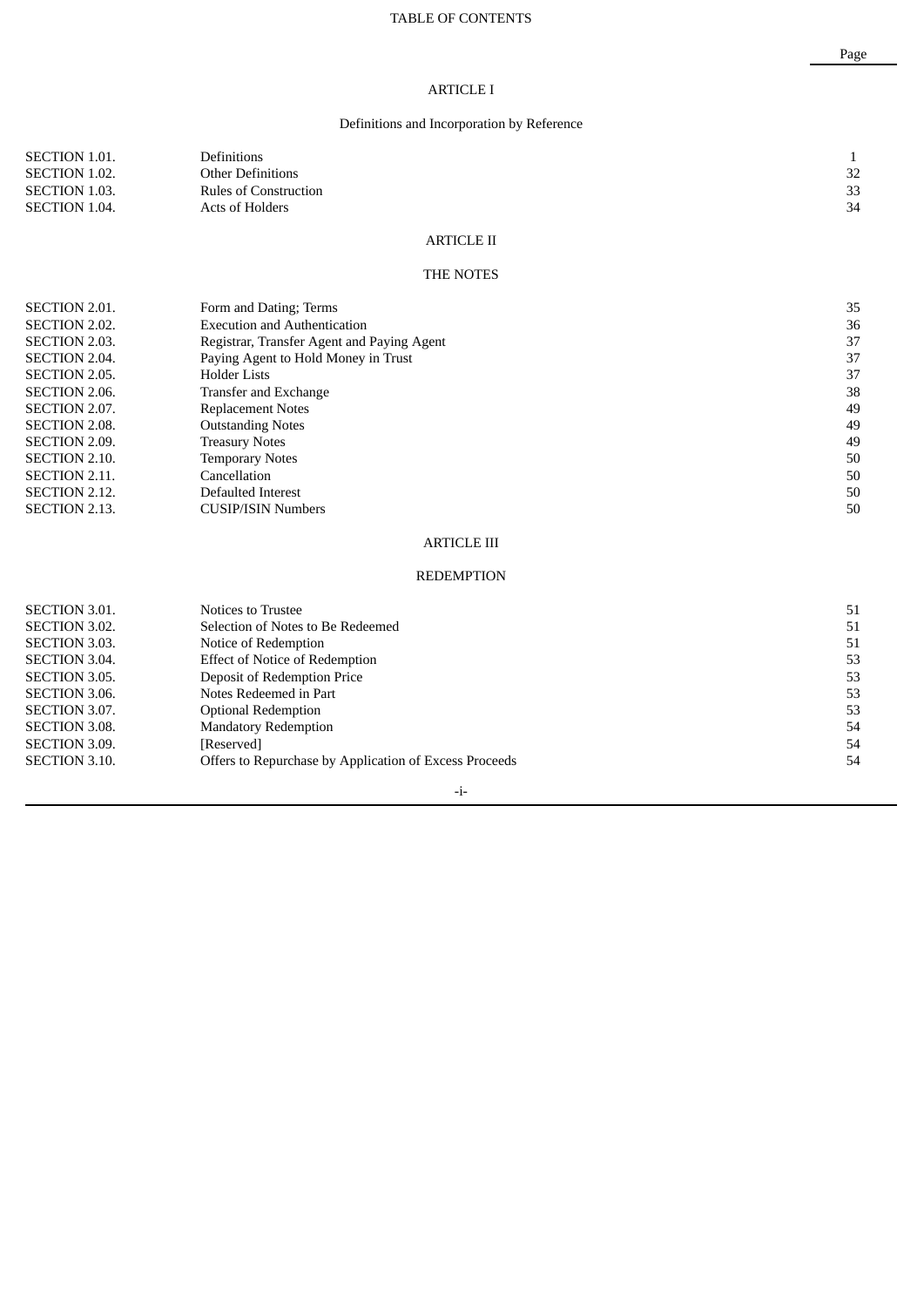# TABLE OF CONTENTS

| | | Page |
|---|---|---|
| | **ARTICLE I** | |
| | **Definitions and Incorporation by Reference** | |
| SECTION 1.01. | Definitions | 1 |
| SECTION 1.02. | Other Definitions | 32 |
| SECTION 1.03. | Rules of Construction | 33 |
| SECTION 1.04. | Acts of Holders | 34 |
| | **ARTICLE II** | |
| | **THE NOTES** | |
| SECTION 2.01. | Form and Dating; Terms | 35 |
| SECTION 2.02. | Execution and Authentication | 36 |
| SECTION 2.03. | Registrar, Transfer Agent and Paying Agent | 37 |
| SECTION 2.04. | Paying Agent to Hold Money in Trust | 37 |
| SECTION 2.05. | Holder Lists | 37 |
| SECTION 2.06. | Transfer and Exchange | 38 |
| SECTION 2.07. | Replacement Notes | 49 |
| SECTION 2.08. | Outstanding Notes | 49 |
| SECTION 2.09. | Treasury Notes | 49 |
| SECTION 2.10. | Temporary Notes | 50 |
| SECTION 2.11. | Cancellation | 50 |
| SECTION 2.12. | Defaulted Interest | 50 |
| SECTION 2.13. | CUSIP/ISIN Numbers | 50 |
| | **ARTICLE III** | |
| | **REDEMPTION** | |
| SECTION 3.01. | Notices to Trustee | 51 |
| SECTION 3.02. | Selection of Notes to Be Redeemed | 51 |
| SECTION 3.03. | Notice of Redemption | 51 |
| SECTION 3.04. | Effect of Notice of Redemption | 53 |
| SECTION 3.05. | Deposit of Redemption Price | 53 |
| SECTION 3.06. | Notes Redeemed in Part | 53 |
| SECTION 3.07. | Optional Redemption | 53 |
| SECTION 3.08. | Mandatory Redemption | 54 |
| SECTION 3.09. | [Reserved] | 54 |
| SECTION 3.10. | Offers to Repurchase by Application of Excess Proceeds | 54 |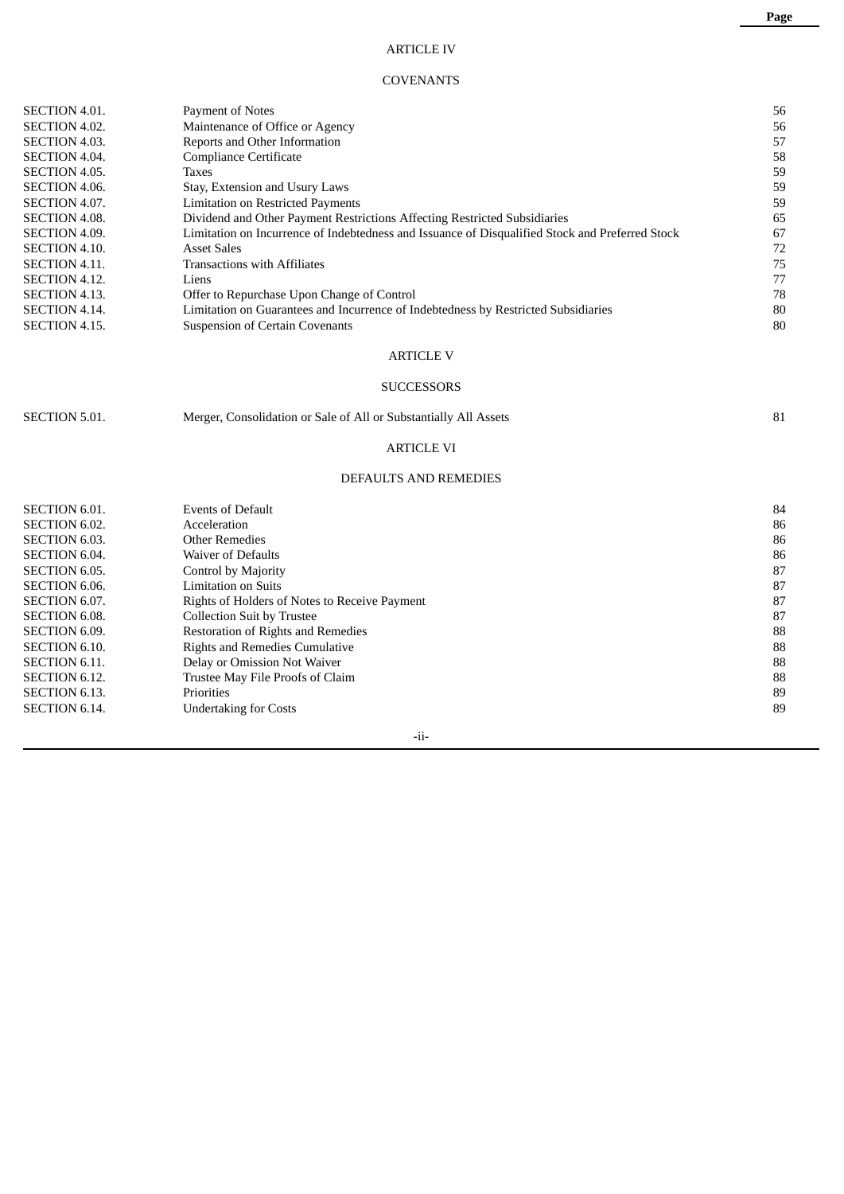| | | Page |
|---|---|---|

ARTICLE IV

COVENANTS

| | | |
|---|---|---|
| SECTION 4.01. | Payment of Notes | 56 |
| SECTION 4.02. | Maintenance of Office or Agency | 56 |
| SECTION 4.03. | Reports and Other Information | 57 |
| SECTION 4.04. | Compliance Certificate | 58 |
| SECTION 4.05. | Taxes | 59 |
| SECTION 4.06. | Stay, Extension and Usury Laws | 59 |
| SECTION 4.07. | Limitation on Restricted Payments | 59 |
| SECTION 4.08. | Dividend and Other Payment Restrictions Affecting Restricted Subsidiaries | 65 |
| SECTION 4.09. | Limitation on Incurrence of Indebtedness and Issuance of Disqualified Stock and Preferred Stock | 67 |
| SECTION 4.10. | Asset Sales | 72 |
| SECTION 4.11. | Transactions with Affiliates | 75 |
| SECTION 4.12. | Liens | 77 |
| SECTION 4.13. | Offer to Repurchase Upon Change of Control | 78 |
| SECTION 4.14. | Limitation on Guarantees and Incurrence of Indebtedness by Restricted Subsidiaries | 80 |
| SECTION 4.15. | Suspension of Certain Covenants | 80 |

ARTICLE V

SUCCESSORS

| | | |
|---|---|---|
| SECTION 5.01. | Merger, Consolidation or Sale of All or Substantially All Assets | 81 |

ARTICLE VI

DEFAULTS AND REMEDIES

| | | |
|---|---|---|
| SECTION 6.01. | Events of Default | 84 |
| SECTION 6.02. | Acceleration | 86 |
| SECTION 6.03. | Other Remedies | 86 |
| SECTION 6.04. | Waiver of Defaults | 86 |
| SECTION 6.05. | Control by Majority | 87 |
| SECTION 6.06. | Limitation on Suits | 87 |
| SECTION 6.07. | Rights of Holders of Notes to Receive Payment | 87 |
| SECTION 6.08. | Collection Suit by Trustee | 87 |
| SECTION 6.09. | Restoration of Rights and Remedies | 88 |
| SECTION 6.10. | Rights and Remedies Cumulative | 88 |
| SECTION 6.11. | Delay or Omission Not Waiver | 88 |
| SECTION 6.12. | Trustee May File Proofs of Claim | 88 |
| SECTION 6.13. | Priorities | 89 |
| SECTION 6.14. | Undertaking for Costs | 89 |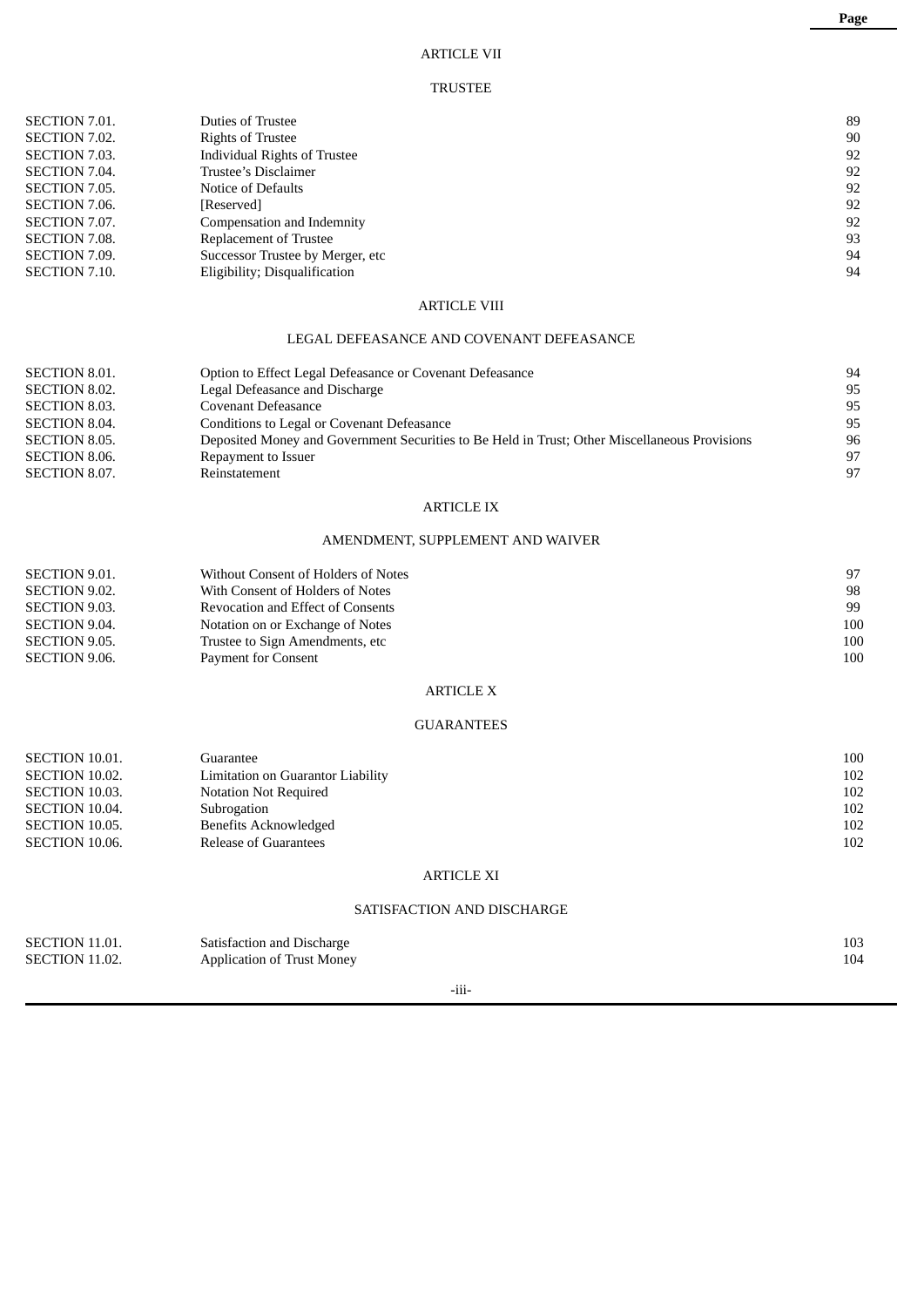| | | Page |
|---|---|---|
| | **ARTICLE VII** | |
| | **TRUSTEE** | |
| SECTION 7.01. | Duties of Trustee | 89 |
| SECTION 7.02. | Rights of Trustee | 90 |
| SECTION 7.03. | Individual Rights of Trustee | 92 |
| SECTION 7.04. | Trustee's Disclaimer | 92 |
| SECTION 7.05. | Notice of Defaults | 92 |
| SECTION 7.06. | [Reserved] | 92 |
| SECTION 7.07. | Compensation and Indemnity | 92 |
| SECTION 7.08. | Replacement of Trustee | 93 |
| SECTION 7.09. | Successor Trustee by Merger, etc | 94 |
| SECTION 7.10. | Eligibility; Disqualification | 94 |
| | **ARTICLE VIII** | |
| | **LEGAL DEFEASANCE AND COVENANT DEFEASANCE** | |
| SECTION 8.01. | Option to Effect Legal Defeasance or Covenant Defeasance | 94 |
| SECTION 8.02. | Legal Defeasance and Discharge | 95 |
| SECTION 8.03. | Covenant Defeasance | 95 |
| SECTION 8.04. | Conditions to Legal or Covenant Defeasance | 95 |
| SECTION 8.05. | Deposited Money and Government Securities to Be Held in Trust; Other Miscellaneous Provisions | 96 |
| SECTION 8.06. | Repayment to Issuer | 97 |
| SECTION 8.07. | Reinstatement | 97 |
| | **ARTICLE IX** | |
| | **AMENDMENT, SUPPLEMENT AND WAIVER** | |
| SECTION 9.01. | Without Consent of Holders of Notes | 97 |
| SECTION 9.02. | With Consent of Holders of Notes | 98 |
| SECTION 9.03. | Revocation and Effect of Consents | 99 |
| SECTION 9.04. | Notation on or Exchange of Notes | 100 |
| SECTION 9.05. | Trustee to Sign Amendments, etc | 100 |
| SECTION 9.06. | Payment for Consent | 100 |
| | **ARTICLE X** | |
| | **GUARANTEES** | |
| SECTION 10.01. | Guarantee | 100 |
| SECTION 10.02. | Limitation on Guarantor Liability | 102 |
| SECTION 10.03. | Notation Not Required | 102 |
| SECTION 10.04. | Subrogation | 102 |
| SECTION 10.05. | Benefits Acknowledged | 102 |
| SECTION 10.06. | Release of Guarantees | 102 |
| | **ARTICLE XI** | |
| | **SATISFACTION AND DISCHARGE** | |
| SECTION 11.01. | Satisfaction and Discharge | 103 |
| SECTION 11.02. | Application of Trust Money | 104 |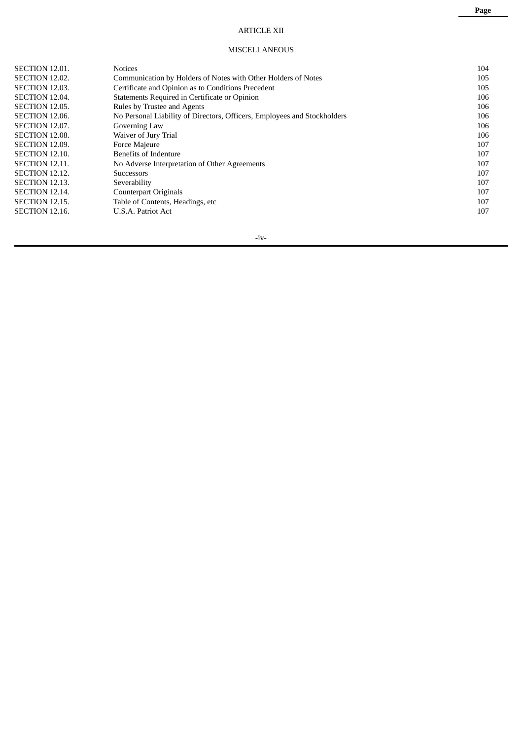| | | Page |
|---|---|---|
| **ARTICLE XII** | | |
| **MISCELLANEOUS** | | |
| SECTION 12.01. | Notices | 104 |
| SECTION 12.02. | Communication by Holders of Notes with Other Holders of Notes | 105 |
| SECTION 12.03. | Certificate and Opinion as to Conditions Precedent | 105 |
| SECTION 12.04. | Statements Required in Certificate or Opinion | 106 |
| SECTION 12.05. | Rules by Trustee and Agents | 106 |
| SECTION 12.06. | No Personal Liability of Directors, Officers, Employees and Stockholders | 106 |
| SECTION 12.07. | Governing Law | 106 |
| SECTION 12.08. | Waiver of Jury Trial | 106 |
| SECTION 12.09. | Force Majeure | 107 |
| SECTION 12.10. | Benefits of Indenture | 107 |
| SECTION 12.11. | No Adverse Interpretation of Other Agreements | 107 |
| SECTION 12.12. | Successors | 107 |
| SECTION 12.13. | Severability | 107 |
| SECTION 12.14. | Counterpart Originals | 107 |
| SECTION 12.15. | Table of Contents, Headings, etc | 107 |
| SECTION 12.16. | U.S.A. Patriot Act | 107 |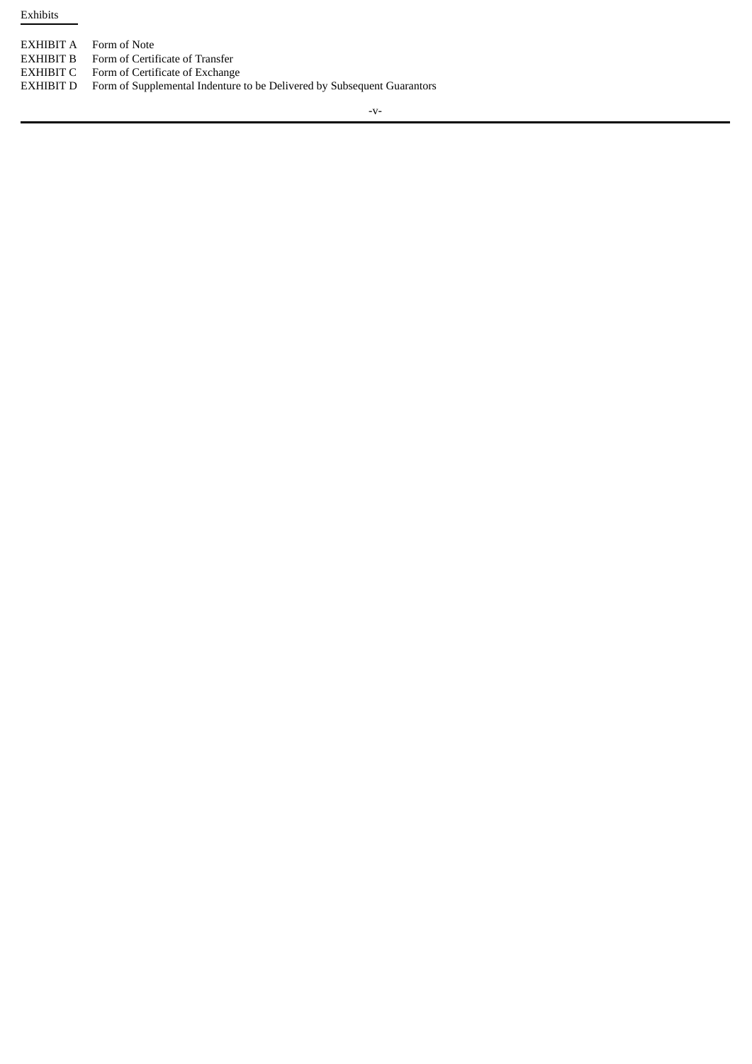Exhibits

| | |
|---|---|
| EXHIBIT A | Form of Note |
| EXHIBIT B | Form of Certificate of Transfer |
| EXHIBIT C | Form of Certificate of Exchange |
| EXHIBIT D | Form of Supplemental Indenture to be Delivered by Subsequent Guarantors |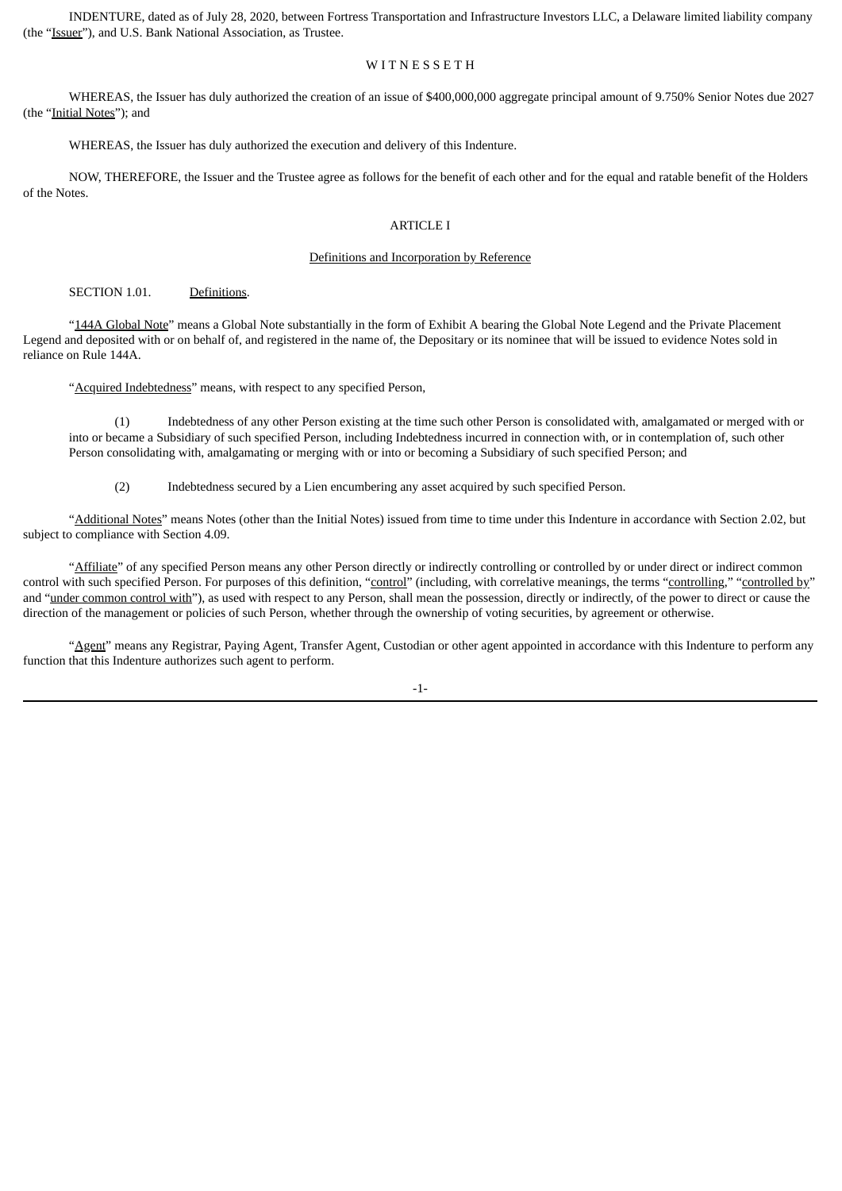INDENTURE, dated as of July 28, 2020, between Fortress Transportation and Infrastructure Investors LLC, a Delaware limited liability company (the "Issuer"), and U.S. Bank National Association, as Trustee.

W I T N E S S E T H

WHEREAS, the Issuer has duly authorized the creation of an issue of $400,000,000 aggregate principal amount of 9.750% Senior Notes due 2027 (the "Initial Notes"); and

WHEREAS, the Issuer has duly authorized the execution and delivery of this Indenture.

NOW, THEREFORE, the Issuer and the Trustee agree as follows for the benefit of each other and for the equal and ratable benefit of the Holders of the Notes.

# ARTICLE I

## Definitions and Incorporation by Reference

SECTION 1.01. Definitions.

"144A Global Note" means a Global Note substantially in the form of Exhibit A bearing the Global Note Legend and the Private Placement Legend and deposited with or on behalf of, and registered in the name of, the Depositary or its nominee that will be issued to evidence Notes sold in reliance on Rule 144A.

"Acquired Indebtedness" means, with respect to any specified Person,

(1) Indebtedness of any other Person existing at the time such other Person is consolidated with, amalgamated or merged with or into or became a Subsidiary of such specified Person, including Indebtedness incurred in connection with, or in contemplation of, such other Person consolidating with, amalgamating or merging with or into or becoming a Subsidiary of such specified Person; and

(2) Indebtedness secured by a Lien encumbering any asset acquired by such specified Person.

"Additional Notes" means Notes (other than the Initial Notes) issued from time to time under this Indenture in accordance with Section 2.02, but subject to compliance with Section 4.09.

"Affiliate" of any specified Person means any other Person directly or indirectly controlling or controlled by or under direct or indirect common control with such specified Person. For purposes of this definition, "control" (including, with correlative meanings, the terms "controlling," "controlled by" and "under common control with"), as used with respect to any Person, shall mean the possession, directly or indirectly, of the power to direct or cause the direction of the management or policies of such Person, whether through the ownership of voting securities, by agreement or otherwise.

"Agent" means any Registrar, Paying Agent, Transfer Agent, Custodian or other agent appointed in accordance with this Indenture to perform any function that this Indenture authorizes such agent to perform.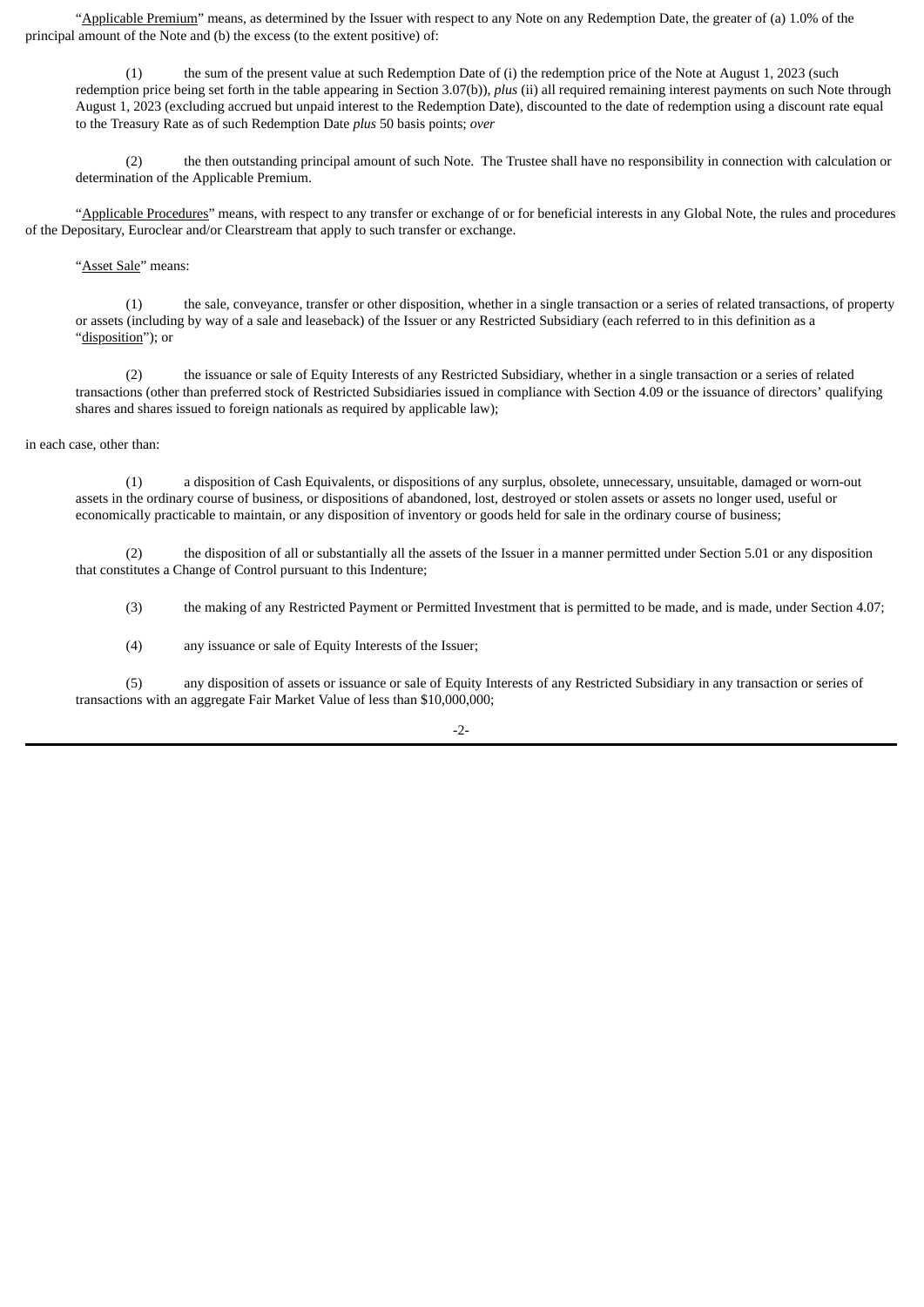"<u>Applicable Premium</u>" means, as determined by the Issuer with respect to any Note on any Redemption Date, the greater of (a) 1.0% of the principal amount of the Note and (b) the excess (to the extent positive) of:

(1) the sum of the present value at such Redemption Date of (i) the redemption price of the Note at August 1, 2023 (such redemption price being set forth in the table appearing in Section 3.07(b)), *plus* (ii) all required remaining interest payments on such Note through August 1, 2023 (excluding accrued but unpaid interest to the Redemption Date), discounted to the date of redemption using a discount rate equal to the Treasury Rate as of such Redemption Date *plus* 50 basis points; *over*

(2) the then outstanding principal amount of such Note. The Trustee shall have no responsibility in connection with calculation or determination of the Applicable Premium.

"<u>Applicable Procedures</u>" means, with respect to any transfer or exchange of or for beneficial interests in any Global Note, the rules and procedures of the Depositary, Euroclear and/or Clearstream that apply to such transfer or exchange.

"<u>Asset Sale</u>" means:

(1) the sale, conveyance, transfer or other disposition, whether in a single transaction or a series of related transactions, of property or assets (including by way of a sale and leaseback) of the Issuer or any Restricted Subsidiary (each referred to in this definition as a "<u>disposition</u>"); or

(2) the issuance or sale of Equity Interests of any Restricted Subsidiary, whether in a single transaction or a series of related transactions (other than preferred stock of Restricted Subsidiaries issued in compliance with Section 4.09 or the issuance of directors' qualifying shares and shares issued to foreign nationals as required by applicable law);

in each case, other than:

(1) a disposition of Cash Equivalents, or dispositions of any surplus, obsolete, unnecessary, unsuitable, damaged or worn-out assets in the ordinary course of business, or dispositions of abandoned, lost, destroyed or stolen assets or assets no longer used, useful or economically practicable to maintain, or any disposition of inventory or goods held for sale in the ordinary course of business;

(2) the disposition of all or substantially all the assets of the Issuer in a manner permitted under Section 5.01 or any disposition that constitutes a Change of Control pursuant to this Indenture;

(3) the making of any Restricted Payment or Permitted Investment that is permitted to be made, and is made, under Section 4.07;

(4) any issuance or sale of Equity Interests of the Issuer;

(5) any disposition of assets or issuance or sale of Equity Interests of any Restricted Subsidiary in any transaction or series of transactions with an aggregate Fair Market Value of less than $10,000,000;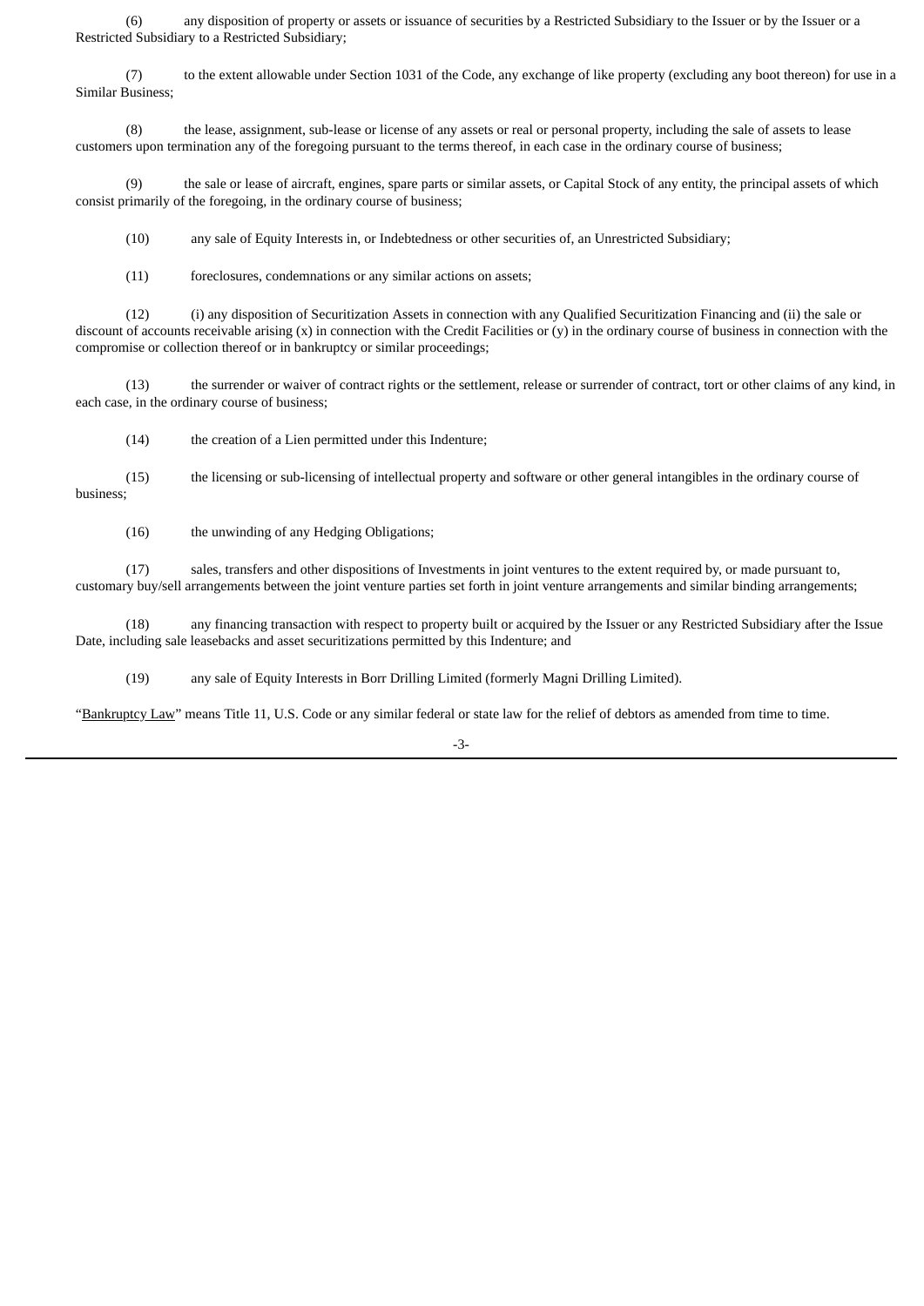(6) any disposition of property or assets or issuance of securities by a Restricted Subsidiary to the Issuer or by the Issuer or a Restricted Subsidiary to a Restricted Subsidiary;

(7) to the extent allowable under Section 1031 of the Code, any exchange of like property (excluding any boot thereon) for use in a Similar Business;

(8) the lease, assignment, sub-lease or license of any assets or real or personal property, including the sale of assets to lease customers upon termination any of the foregoing pursuant to the terms thereof, in each case in the ordinary course of business;

(9) the sale or lease of aircraft, engines, spare parts or similar assets, or Capital Stock of any entity, the principal assets of which consist primarily of the foregoing, in the ordinary course of business;

(10) any sale of Equity Interests in, or Indebtedness or other securities of, an Unrestricted Subsidiary;

(11) foreclosures, condemnations or any similar actions on assets;

(12) (i) any disposition of Securitization Assets in connection with any Qualified Securitization Financing and (ii) the sale or discount of accounts receivable arising (x) in connection with the Credit Facilities or (y) in the ordinary course of business in connection with the compromise or collection thereof or in bankruptcy or similar proceedings;

(13) the surrender or waiver of contract rights or the settlement, release or surrender of contract, tort or other claims of any kind, in each case, in the ordinary course of business;

(14) the creation of a Lien permitted under this Indenture;

(15) the licensing or sub-licensing of intellectual property and software or other general intangibles in the ordinary course of business;

(16) the unwinding of any Hedging Obligations;

(17) sales, transfers and other dispositions of Investments in joint ventures to the extent required by, or made pursuant to, customary buy/sell arrangements between the joint venture parties set forth in joint venture arrangements and similar binding arrangements;

(18) any financing transaction with respect to property built or acquired by the Issuer or any Restricted Subsidiary after the Issue Date, including sale leasebacks and asset securitizations permitted by this Indenture; and

(19) any sale of Equity Interests in Borr Drilling Limited (formerly Magni Drilling Limited).

"Bankruptcy Law" means Title 11, U.S. Code or any similar federal or state law for the relief of debtors as amended from time to time.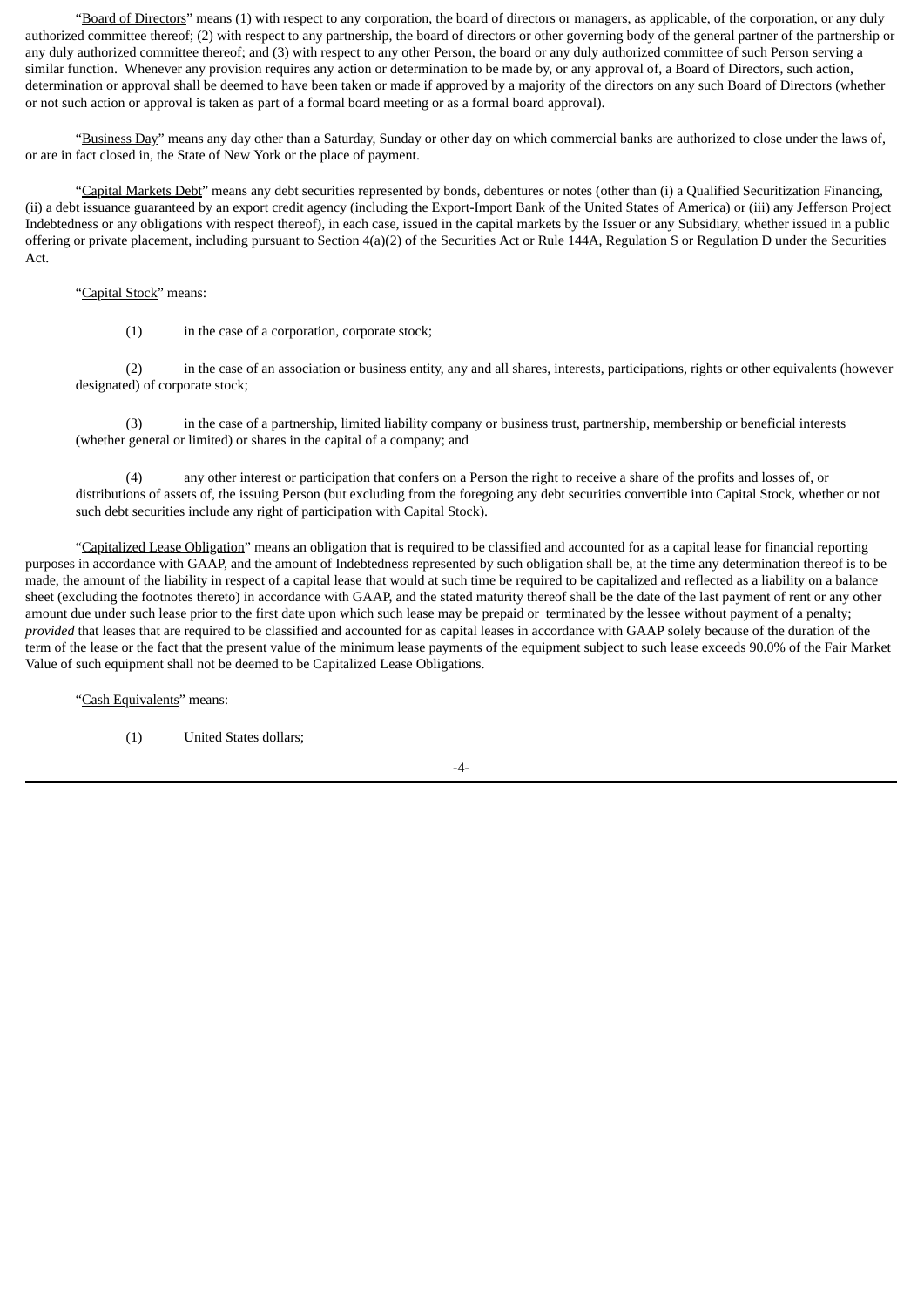"Board of Directors" means (1) with respect to any corporation, the board of directors or managers, as applicable, of the corporation, or any duly authorized committee thereof; (2) with respect to any partnership, the board of directors or other governing body of the general partner of the partnership or any duly authorized committee thereof; and (3) with respect to any other Person, the board or any duly authorized committee of such Person serving a similar function. Whenever any provision requires any action or determination to be made by, or any approval of, a Board of Directors, such action, determination or approval shall be deemed to have been taken or made if approved by a majority of the directors on any such Board of Directors (whether or not such action or approval is taken as part of a formal board meeting or as a formal board approval).

"Business Day" means any day other than a Saturday, Sunday or other day on which commercial banks are authorized to close under the laws of, or are in fact closed in, the State of New York or the place of payment.

"Capital Markets Debt" means any debt securities represented by bonds, debentures or notes (other than (i) a Qualified Securitization Financing, (ii) a debt issuance guaranteed by an export credit agency (including the Export-Import Bank of the United States of America) or (iii) any Jefferson Project Indebtedness or any obligations with respect thereof), in each case, issued in the capital markets by the Issuer or any Subsidiary, whether issued in a public offering or private placement, including pursuant to Section 4(a)(2) of the Securities Act or Rule 144A, Regulation S or Regulation D under the Securities Act.

"Capital Stock" means:

(1) in the case of a corporation, corporate stock;

(2) in the case of an association or business entity, any and all shares, interests, participations, rights or other equivalents (however designated) of corporate stock;

(3) in the case of a partnership, limited liability company or business trust, partnership, membership or beneficial interests (whether general or limited) or shares in the capital of a company; and

(4) any other interest or participation that confers on a Person the right to receive a share of the profits and losses of, or distributions of assets of, the issuing Person (but excluding from the foregoing any debt securities convertible into Capital Stock, whether or not such debt securities include any right of participation with Capital Stock).

"Capitalized Lease Obligation" means an obligation that is required to be classified and accounted for as a capital lease for financial reporting purposes in accordance with GAAP, and the amount of Indebtedness represented by such obligation shall be, at the time any determination thereof is to be made, the amount of the liability in respect of a capital lease that would at such time be required to be capitalized and reflected as a liability on a balance sheet (excluding the footnotes thereto) in accordance with GAAP, and the stated maturity thereof shall be the date of the last payment of rent or any other amount due under such lease prior to the first date upon which such lease may be prepaid or terminated by the lessee without payment of a penalty; *provided* that leases that are required to be classified and accounted for as capital leases in accordance with GAAP solely because of the duration of the term of the lease or the fact that the present value of the minimum lease payments of the equipment subject to such lease exceeds 90.0% of the Fair Market Value of such equipment shall not be deemed to be Capitalized Lease Obligations.

"Cash Equivalents" means:

(1) United States dollars;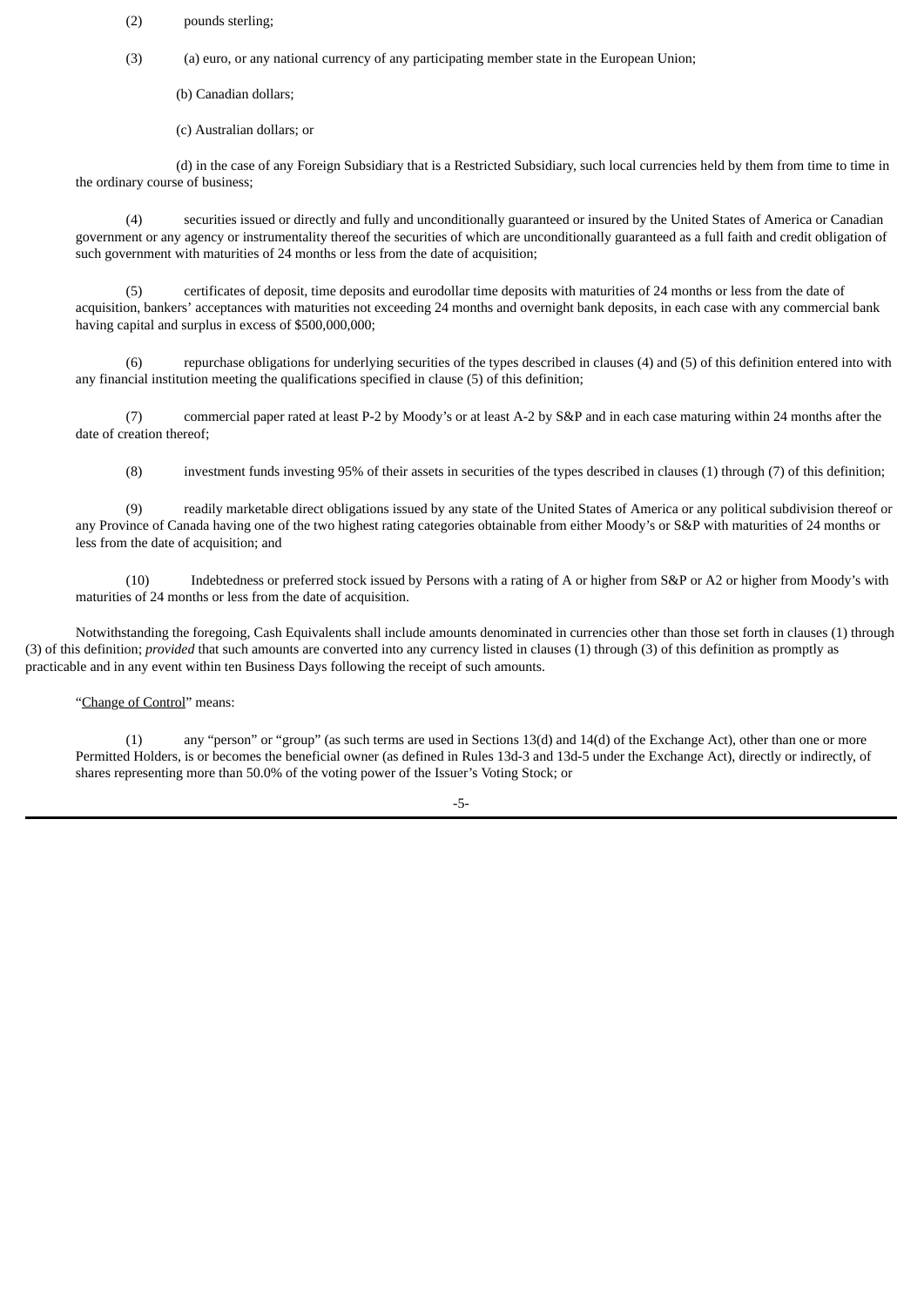(2) pounds sterling;

(3) (a) euro, or any national currency of any participating member state in the European Union;

(b) Canadian dollars;

(c) Australian dollars; or

(d) in the case of any Foreign Subsidiary that is a Restricted Subsidiary, such local currencies held by them from time to time in the ordinary course of business;

(4) securities issued or directly and fully and unconditionally guaranteed or insured by the United States of America or Canadian government or any agency or instrumentality thereof the securities of which are unconditionally guaranteed as a full faith and credit obligation of such government with maturities of 24 months or less from the date of acquisition;

(5) certificates of deposit, time deposits and eurodollar time deposits with maturities of 24 months or less from the date of acquisition, bankers' acceptances with maturities not exceeding 24 months and overnight bank deposits, in each case with any commercial bank having capital and surplus in excess of $500,000,000;

(6) repurchase obligations for underlying securities of the types described in clauses (4) and (5) of this definition entered into with any financial institution meeting the qualifications specified in clause (5) of this definition;

(7) commercial paper rated at least P-2 by Moody's or at least A-2 by S&P and in each case maturing within 24 months after the date of creation thereof;

(8) investment funds investing 95% of their assets in securities of the types described in clauses (1) through (7) of this definition;

(9) readily marketable direct obligations issued by any state of the United States of America or any political subdivision thereof or any Province of Canada having one of the two highest rating categories obtainable from either Moody's or S&P with maturities of 24 months or less from the date of acquisition; and

(10) Indebtedness or preferred stock issued by Persons with a rating of A or higher from S&P or A2 or higher from Moody's with maturities of 24 months or less from the date of acquisition.

Notwithstanding the foregoing, Cash Equivalents shall include amounts denominated in currencies other than those set forth in clauses (1) through (3) of this definition; *provided* that such amounts are converted into any currency listed in clauses (1) through (3) of this definition as promptly as practicable and in any event within ten Business Days following the receipt of such amounts.

"Change of Control" means:

(1) any "person" or "group" (as such terms are used in Sections 13(d) and 14(d) of the Exchange Act), other than one or more Permitted Holders, is or becomes the beneficial owner (as defined in Rules 13d-3 and 13d-5 under the Exchange Act), directly or indirectly, of shares representing more than 50.0% of the voting power of the Issuer's Voting Stock; or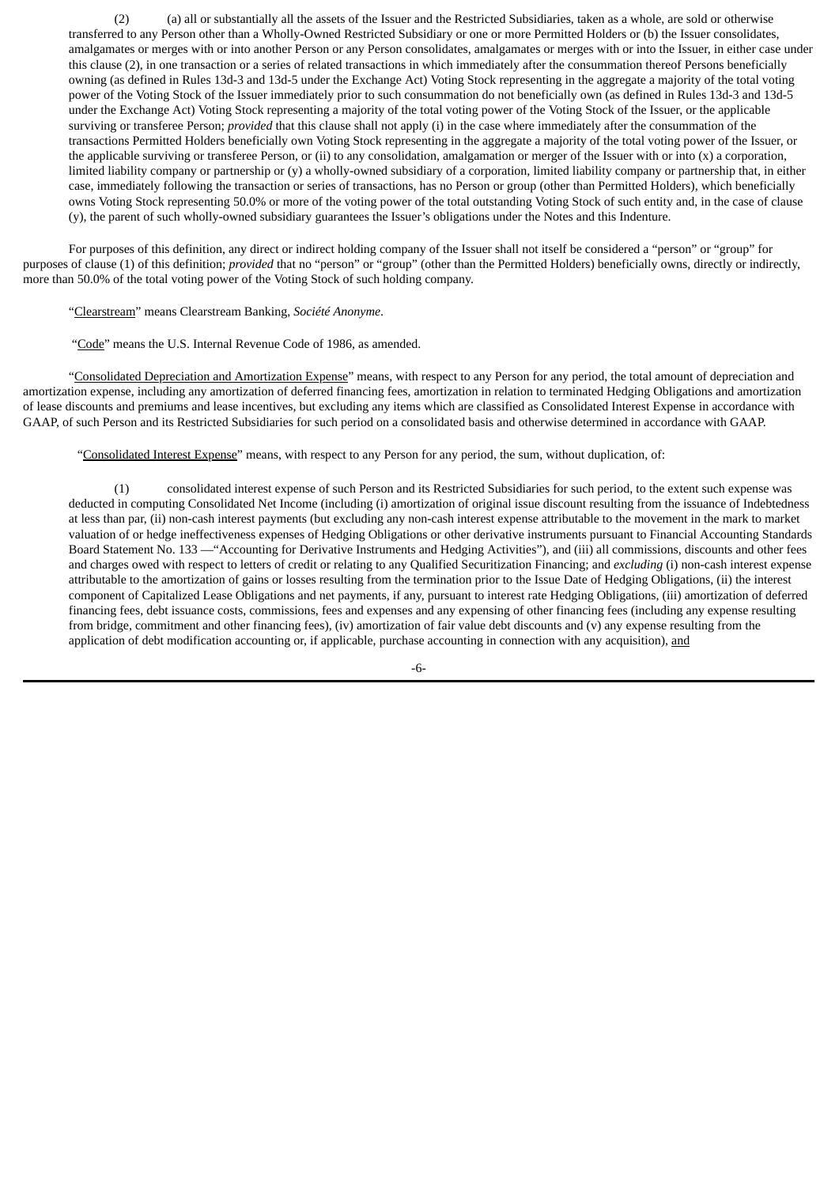(2) (a) all or substantially all the assets of the Issuer and the Restricted Subsidiaries, taken as a whole, are sold or otherwise transferred to any Person other than a Wholly-Owned Restricted Subsidiary or one or more Permitted Holders or (b) the Issuer consolidates, amalgamates or merges with or into another Person or any Person consolidates, amalgamates or merges with or into the Issuer, in either case under this clause (2), in one transaction or a series of related transactions in which immediately after the consummation thereof Persons beneficially owning (as defined in Rules 13d-3 and 13d-5 under the Exchange Act) Voting Stock representing in the aggregate a majority of the total voting power of the Voting Stock of the Issuer immediately prior to such consummation do not beneficially own (as defined in Rules 13d-3 and 13d-5 under the Exchange Act) Voting Stock representing a majority of the total voting power of the Voting Stock of the Issuer, or the applicable surviving or transferee Person; *provided* that this clause shall not apply (i) in the case where immediately after the consummation of the transactions Permitted Holders beneficially own Voting Stock representing in the aggregate a majority of the total voting power of the Issuer, or the applicable surviving or transferee Person, or (ii) to any consolidation, amalgamation or merger of the Issuer with or into (x) a corporation, limited liability company or partnership or (y) a wholly-owned subsidiary of a corporation, limited liability company or partnership that, in either case, immediately following the transaction or series of transactions, has no Person or group (other than Permitted Holders), which beneficially owns Voting Stock representing 50.0% or more of the voting power of the total outstanding Voting Stock of such entity and, in the case of clause (y), the parent of such wholly-owned subsidiary guarantees the Issuer's obligations under the Notes and this Indenture.

For purposes of this definition, any direct or indirect holding company of the Issuer shall not itself be considered a "person" or "group" for purposes of clause (1) of this definition; *provided* that no "person" or "group" (other than the Permitted Holders) beneficially owns, directly or indirectly, more than 50.0% of the total voting power of the Voting Stock of such holding company.

"Clearstream" means Clearstream Banking, *Société Anonyme*.

"Code" means the U.S. Internal Revenue Code of 1986, as amended.

"Consolidated Depreciation and Amortization Expense" means, with respect to any Person for any period, the total amount of depreciation and amortization expense, including any amortization of deferred financing fees, amortization in relation to terminated Hedging Obligations and amortization of lease discounts and premiums and lease incentives, but excluding any items which are classified as Consolidated Interest Expense in accordance with GAAP, of such Person and its Restricted Subsidiaries for such period on a consolidated basis and otherwise determined in accordance with GAAP.

"Consolidated Interest Expense" means, with respect to any Person for any period, the sum, without duplication, of:

(1) consolidated interest expense of such Person and its Restricted Subsidiaries for such period, to the extent such expense was deducted in computing Consolidated Net Income (including (i) amortization of original issue discount resulting from the issuance of Indebtedness at less than par, (ii) non-cash interest payments (but excluding any non-cash interest expense attributable to the movement in the mark to market valuation of or hedge ineffectiveness expenses of Hedging Obligations or other derivative instruments pursuant to Financial Accounting Standards Board Statement No. 133 —"Accounting for Derivative Instruments and Hedging Activities"), and (iii) all commissions, discounts and other fees and charges owed with respect to letters of credit or relating to any Qualified Securitization Financing; and *excluding* (i) non-cash interest expense attributable to the amortization of gains or losses resulting from the termination prior to the Issue Date of Hedging Obligations, (ii) the interest component of Capitalized Lease Obligations and net payments, if any, pursuant to interest rate Hedging Obligations, (iii) amortization of deferred financing fees, debt issuance costs, commissions, fees and expenses and any expensing of other financing fees (including any expense resulting from bridge, commitment and other financing fees), (iv) amortization of fair value debt discounts and (v) any expense resulting from the application of debt modification accounting or, if applicable, purchase accounting in connection with any acquisition), and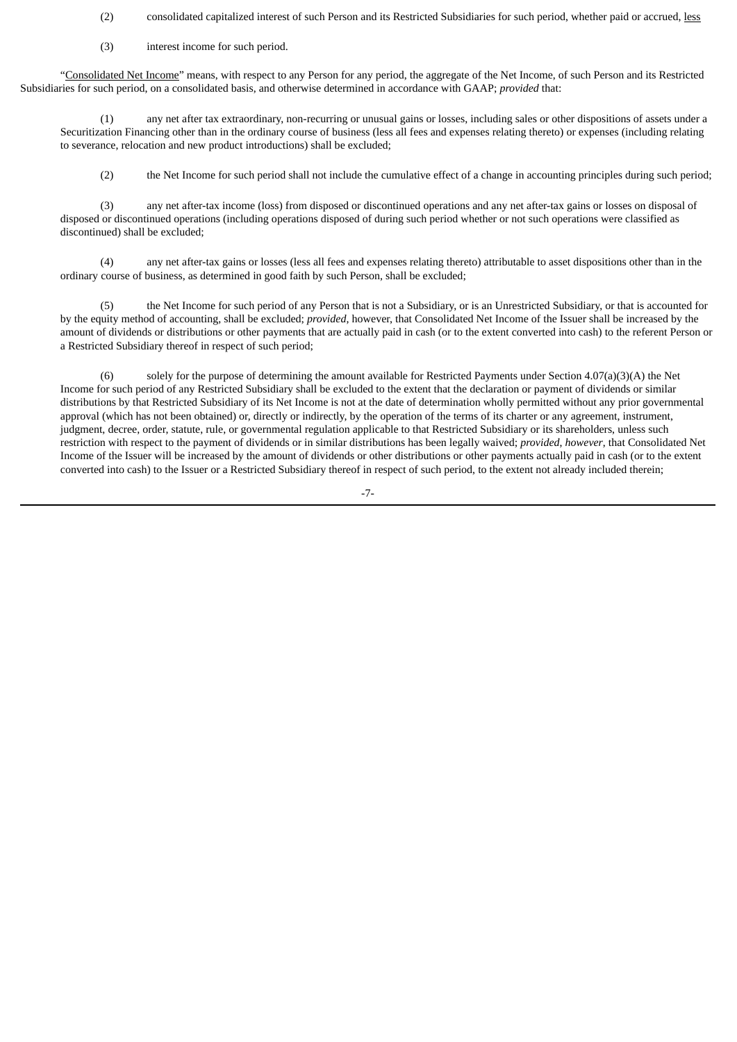(2) consolidated capitalized interest of such Person and its Restricted Subsidiaries for such period, whether paid or accrued, less

(3) interest income for such period.

"Consolidated Net Income" means, with respect to any Person for any period, the aggregate of the Net Income, of such Person and its Restricted Subsidiaries for such period, on a consolidated basis, and otherwise determined in accordance with GAAP; *provided* that:

(1) any net after tax extraordinary, non-recurring or unusual gains or losses, including sales or other dispositions of assets under a Securitization Financing other than in the ordinary course of business (less all fees and expenses relating thereto) or expenses (including relating to severance, relocation and new product introductions) shall be excluded;

(2) the Net Income for such period shall not include the cumulative effect of a change in accounting principles during such period;

(3) any net after-tax income (loss) from disposed or discontinued operations and any net after-tax gains or losses on disposal of disposed or discontinued operations (including operations disposed of during such period whether or not such operations were classified as discontinued) shall be excluded;

(4) any net after-tax gains or losses (less all fees and expenses relating thereto) attributable to asset dispositions other than in the ordinary course of business, as determined in good faith by such Person, shall be excluded;

(5) the Net Income for such period of any Person that is not a Subsidiary, or is an Unrestricted Subsidiary, or that is accounted for by the equity method of accounting, shall be excluded; *provided*, however, that Consolidated Net Income of the Issuer shall be increased by the amount of dividends or distributions or other payments that are actually paid in cash (or to the extent converted into cash) to the referent Person or a Restricted Subsidiary thereof in respect of such period;

(6) solely for the purpose of determining the amount available for Restricted Payments under Section 4.07(a)(3)(A) the Net Income for such period of any Restricted Subsidiary shall be excluded to the extent that the declaration or payment of dividends or similar distributions by that Restricted Subsidiary of its Net Income is not at the date of determination wholly permitted without any prior governmental approval (which has not been obtained) or, directly or indirectly, by the operation of the terms of its charter or any agreement, instrument, judgment, decree, order, statute, rule, or governmental regulation applicable to that Restricted Subsidiary or its shareholders, unless such restriction with respect to the payment of dividends or in similar distributions has been legally waived; *provided, however*, that Consolidated Net Income of the Issuer will be increased by the amount of dividends or other distributions or other payments actually paid in cash (or to the extent converted into cash) to the Issuer or a Restricted Subsidiary thereof in respect of such period, to the extent not already included therein;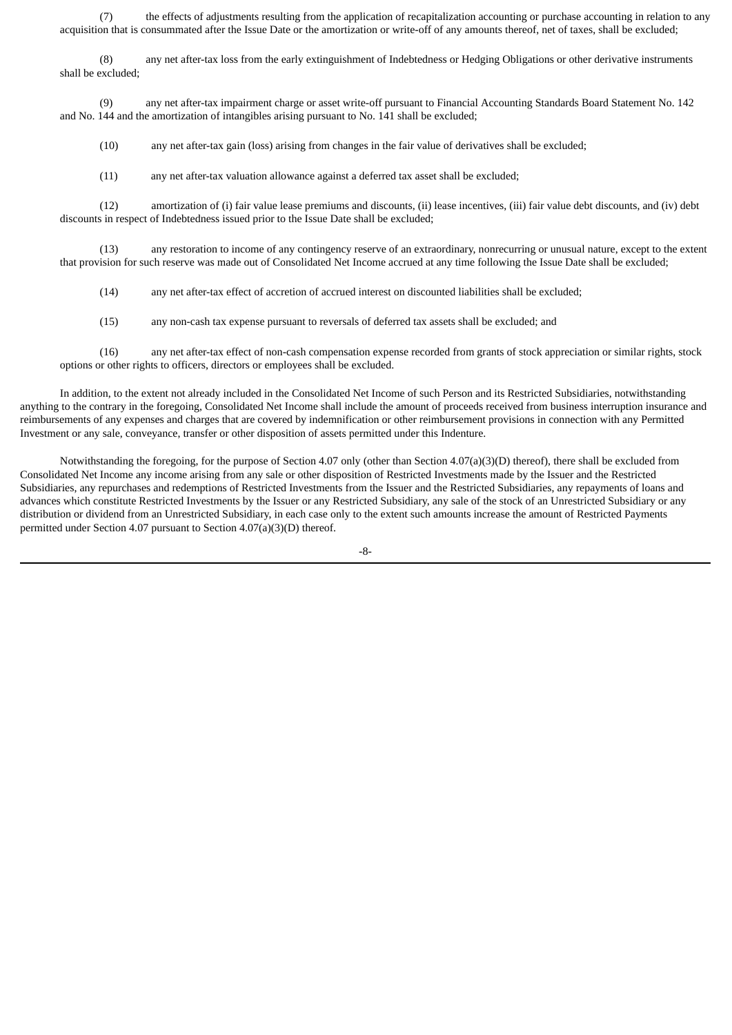(7) the effects of adjustments resulting from the application of recapitalization accounting or purchase accounting in relation to any acquisition that is consummated after the Issue Date or the amortization or write-off of any amounts thereof, net of taxes, shall be excluded;

(8) any net after-tax loss from the early extinguishment of Indebtedness or Hedging Obligations or other derivative instruments shall be excluded;

(9) any net after-tax impairment charge or asset write-off pursuant to Financial Accounting Standards Board Statement No. 142 and No. 144 and the amortization of intangibles arising pursuant to No. 141 shall be excluded;

(10) any net after-tax gain (loss) arising from changes in the fair value of derivatives shall be excluded;

(11) any net after-tax valuation allowance against a deferred tax asset shall be excluded;

(12) amortization of (i) fair value lease premiums and discounts, (ii) lease incentives, (iii) fair value debt discounts, and (iv) debt discounts in respect of Indebtedness issued prior to the Issue Date shall be excluded;

(13) any restoration to income of any contingency reserve of an extraordinary, nonrecurring or unusual nature, except to the extent that provision for such reserve was made out of Consolidated Net Income accrued at any time following the Issue Date shall be excluded;

(14) any net after-tax effect of accretion of accrued interest on discounted liabilities shall be excluded;

(15) any non-cash tax expense pursuant to reversals of deferred tax assets shall be excluded; and

(16) any net after-tax effect of non-cash compensation expense recorded from grants of stock appreciation or similar rights, stock options or other rights to officers, directors or employees shall be excluded.

In addition, to the extent not already included in the Consolidated Net Income of such Person and its Restricted Subsidiaries, notwithstanding anything to the contrary in the foregoing, Consolidated Net Income shall include the amount of proceeds received from business interruption insurance and reimbursements of any expenses and charges that are covered by indemnification or other reimbursement provisions in connection with any Permitted Investment or any sale, conveyance, transfer or other disposition of assets permitted under this Indenture.

Notwithstanding the foregoing, for the purpose of Section 4.07 only (other than Section 4.07(a)(3)(D) thereof), there shall be excluded from Consolidated Net Income any income arising from any sale or other disposition of Restricted Investments made by the Issuer and the Restricted Subsidiaries, any repurchases and redemptions of Restricted Investments from the Issuer and the Restricted Subsidiaries, any repayments of loans and advances which constitute Restricted Investments by the Issuer or any Restricted Subsidiary, any sale of the stock of an Unrestricted Subsidiary or any distribution or dividend from an Unrestricted Subsidiary, in each case only to the extent such amounts increase the amount of Restricted Payments permitted under Section 4.07 pursuant to Section 4.07(a)(3)(D) thereof.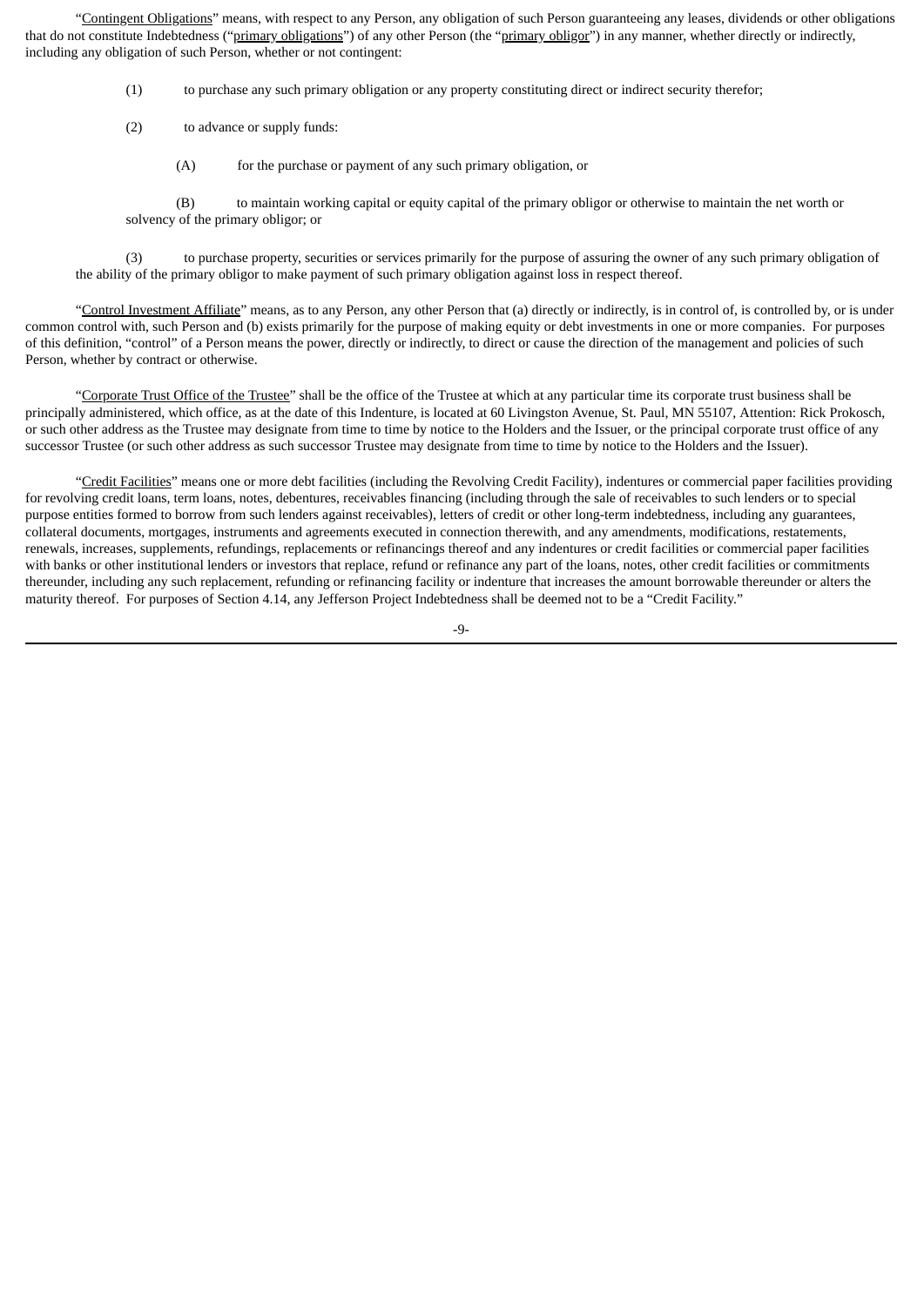"Contingent Obligations" means, with respect to any Person, any obligation of such Person guaranteeing any leases, dividends or other obligations that do not constitute Indebtedness ("primary obligations") of any other Person (the "primary obligor") in any manner, whether directly or indirectly, including any obligation of such Person, whether or not contingent:

(1) to purchase any such primary obligation or any property constituting direct or indirect security therefor;

(2) to advance or supply funds:

(A) for the purchase or payment of any such primary obligation, or

(B) to maintain working capital or equity capital of the primary obligor or otherwise to maintain the net worth or solvency of the primary obligor; or

(3) to purchase property, securities or services primarily for the purpose of assuring the owner of any such primary obligation of the ability of the primary obligor to make payment of such primary obligation against loss in respect thereof.

"Control Investment Affiliate" means, as to any Person, any other Person that (a) directly or indirectly, is in control of, is controlled by, or is under common control with, such Person and (b) exists primarily for the purpose of making equity or debt investments in one or more companies. For purposes of this definition, "control" of a Person means the power, directly or indirectly, to direct or cause the direction of the management and policies of such Person, whether by contract or otherwise.

"Corporate Trust Office of the Trustee" shall be the office of the Trustee at which at any particular time its corporate trust business shall be principally administered, which office, as at the date of this Indenture, is located at 60 Livingston Avenue, St. Paul, MN 55107, Attention: Rick Prokosch, or such other address as the Trustee may designate from time to time by notice to the Holders and the Issuer, or the principal corporate trust office of any successor Trustee (or such other address as such successor Trustee may designate from time to time by notice to the Holders and the Issuer).

"Credit Facilities" means one or more debt facilities (including the Revolving Credit Facility), indentures or commercial paper facilities providing for revolving credit loans, term loans, notes, debentures, receivables financing (including through the sale of receivables to such lenders or to special purpose entities formed to borrow from such lenders against receivables), letters of credit or other long-term indebtedness, including any guarantees, collateral documents, mortgages, instruments and agreements executed in connection therewith, and any amendments, modifications, restatements, renewals, increases, supplements, refundings, replacements or refinancings thereof and any indentures or credit facilities or commercial paper facilities with banks or other institutional lenders or investors that replace, refund or refinance any part of the loans, notes, other credit facilities or commitments thereunder, including any such replacement, refunding or refinancing facility or indenture that increases the amount borrowable thereunder or alters the maturity thereof. For purposes of Section 4.14, any Jefferson Project Indebtedness shall be deemed not to be a "Credit Facility."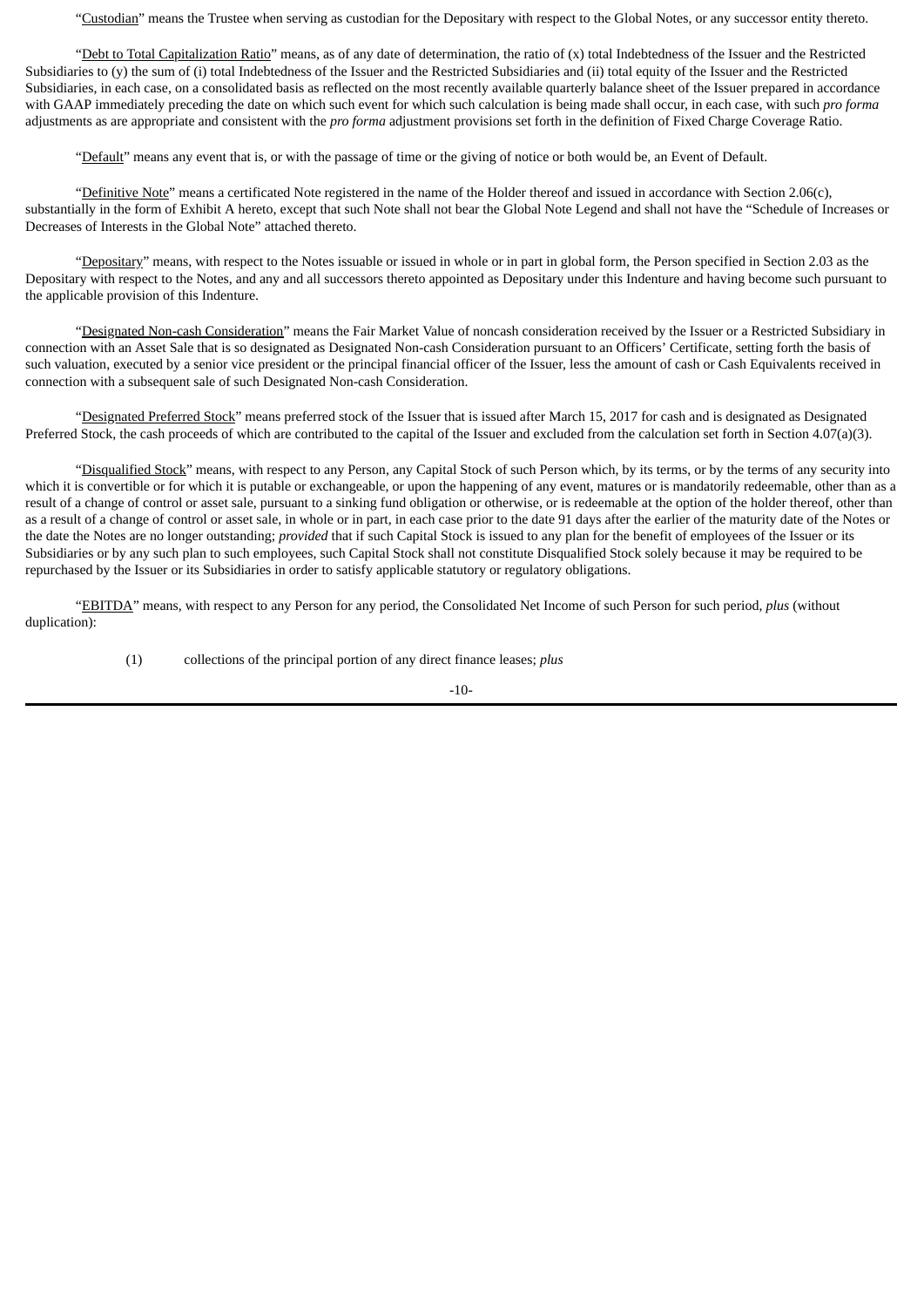"Custodian" means the Trustee when serving as custodian for the Depositary with respect to the Global Notes, or any successor entity thereto.

"Debt to Total Capitalization Ratio" means, as of any date of determination, the ratio of (x) total Indebtedness of the Issuer and the Restricted Subsidiaries to (y) the sum of (i) total Indebtedness of the Issuer and the Restricted Subsidiaries and (ii) total equity of the Issuer and the Restricted Subsidiaries, in each case, on a consolidated basis as reflected on the most recently available quarterly balance sheet of the Issuer prepared in accordance with GAAP immediately preceding the date on which such event for which such calculation is being made shall occur, in each case, with such *pro forma* adjustments as are appropriate and consistent with the *pro forma* adjustment provisions set forth in the definition of Fixed Charge Coverage Ratio.

"Default" means any event that is, or with the passage of time or the giving of notice or both would be, an Event of Default.

"Definitive Note" means a certificated Note registered in the name of the Holder thereof and issued in accordance with Section 2.06(c), substantially in the form of Exhibit A hereto, except that such Note shall not bear the Global Note Legend and shall not have the "Schedule of Increases or Decreases of Interests in the Global Note" attached thereto.

"Depositary" means, with respect to the Notes issuable or issued in whole or in part in global form, the Person specified in Section 2.03 as the Depositary with respect to the Notes, and any and all successors thereto appointed as Depositary under this Indenture and having become such pursuant to the applicable provision of this Indenture.

"Designated Non-cash Consideration" means the Fair Market Value of noncash consideration received by the Issuer or a Restricted Subsidiary in connection with an Asset Sale that is so designated as Designated Non-cash Consideration pursuant to an Officers' Certificate, setting forth the basis of such valuation, executed by a senior vice president or the principal financial officer of the Issuer, less the amount of cash or Cash Equivalents received in connection with a subsequent sale of such Designated Non-cash Consideration.

"Designated Preferred Stock" means preferred stock of the Issuer that is issued after March 15, 2017 for cash and is designated as Designated Preferred Stock, the cash proceeds of which are contributed to the capital of the Issuer and excluded from the calculation set forth in Section 4.07(a)(3).

"Disqualified Stock" means, with respect to any Person, any Capital Stock of such Person which, by its terms, or by the terms of any security into which it is convertible or for which it is putable or exchangeable, or upon the happening of any event, matures or is mandatorily redeemable, other than as a result of a change of control or asset sale, pursuant to a sinking fund obligation or otherwise, or is redeemable at the option of the holder thereof, other than as a result of a change of control or asset sale, in whole or in part, in each case prior to the date 91 days after the earlier of the maturity date of the Notes or the date the Notes are no longer outstanding; *provided* that if such Capital Stock is issued to any plan for the benefit of employees of the Issuer or its Subsidiaries or by any such plan to such employees, such Capital Stock shall not constitute Disqualified Stock solely because it may be required to be repurchased by the Issuer or its Subsidiaries in order to satisfy applicable statutory or regulatory obligations.

"EBITDA" means, with respect to any Person for any period, the Consolidated Net Income of such Person for such period, *plus* (without duplication):

(1) collections of the principal portion of any direct finance leases; *plus*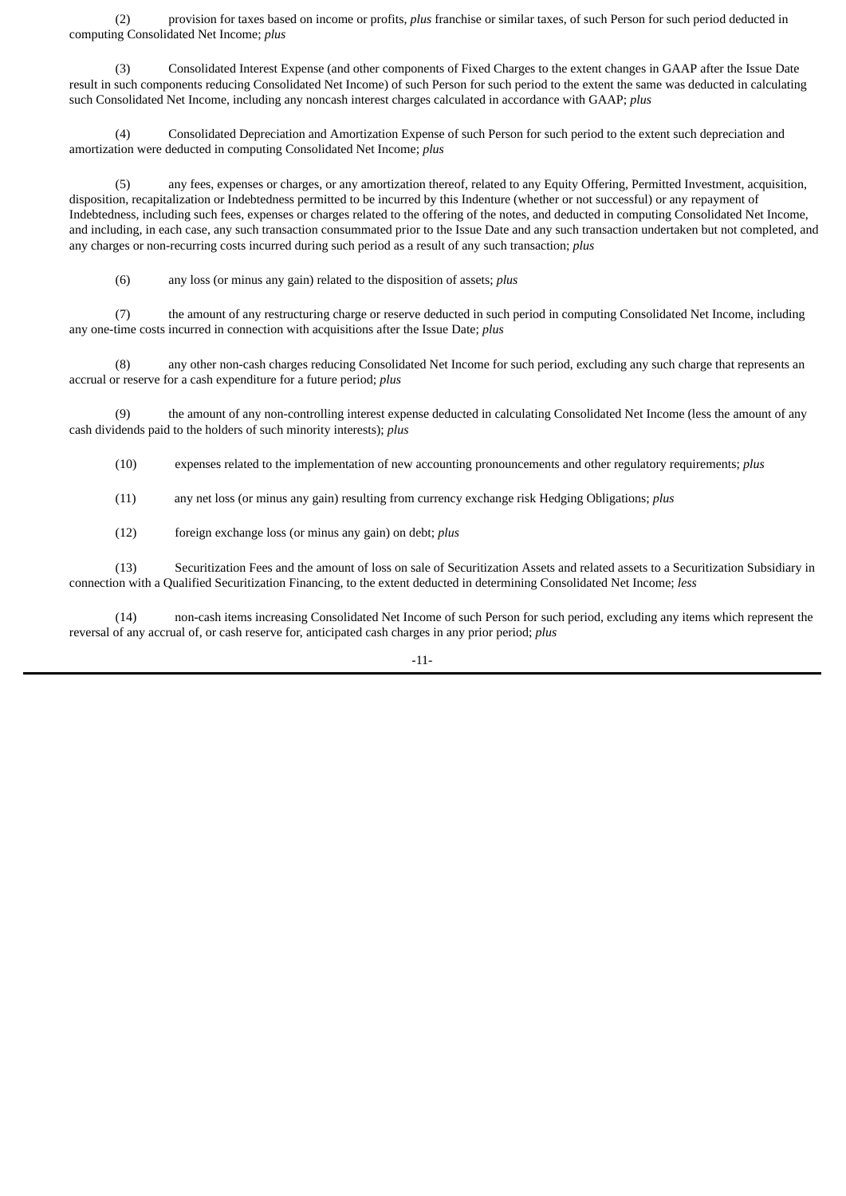(2) provision for taxes based on income or profits, *plus* franchise or similar taxes, of such Person for such period deducted in computing Consolidated Net Income; *plus*

(3) Consolidated Interest Expense (and other components of Fixed Charges to the extent changes in GAAP after the Issue Date result in such components reducing Consolidated Net Income) of such Person for such period to the extent the same was deducted in calculating such Consolidated Net Income, including any noncash interest charges calculated in accordance with GAAP; *plus*

(4) Consolidated Depreciation and Amortization Expense of such Person for such period to the extent such depreciation and amortization were deducted in computing Consolidated Net Income; *plus*

(5) any fees, expenses or charges, or any amortization thereof, related to any Equity Offering, Permitted Investment, acquisition, disposition, recapitalization or Indebtedness permitted to be incurred by this Indenture (whether or not successful) or any repayment of Indebtedness, including such fees, expenses or charges related to the offering of the notes, and deducted in computing Consolidated Net Income, and including, in each case, any such transaction consummated prior to the Issue Date and any such transaction undertaken but not completed, and any charges or non-recurring costs incurred during such period as a result of any such transaction; *plus*

(6) any loss (or minus any gain) related to the disposition of assets; *plus*

(7) the amount of any restructuring charge or reserve deducted in such period in computing Consolidated Net Income, including any one-time costs incurred in connection with acquisitions after the Issue Date; *plus*

(8) any other non-cash charges reducing Consolidated Net Income for such period, excluding any such charge that represents an accrual or reserve for a cash expenditure for a future period; *plus*

(9) the amount of any non-controlling interest expense deducted in calculating Consolidated Net Income (less the amount of any cash dividends paid to the holders of such minority interests); *plus*

(10) expenses related to the implementation of new accounting pronouncements and other regulatory requirements; *plus*

(11) any net loss (or minus any gain) resulting from currency exchange risk Hedging Obligations; *plus*

(12) foreign exchange loss (or minus any gain) on debt; *plus*

(13) Securitization Fees and the amount of loss on sale of Securitization Assets and related assets to a Securitization Subsidiary in connection with a Qualified Securitization Financing, to the extent deducted in determining Consolidated Net Income; *less*

(14) non-cash items increasing Consolidated Net Income of such Person for such period, excluding any items which represent the reversal of any accrual of, or cash reserve for, anticipated cash charges in any prior period; *plus*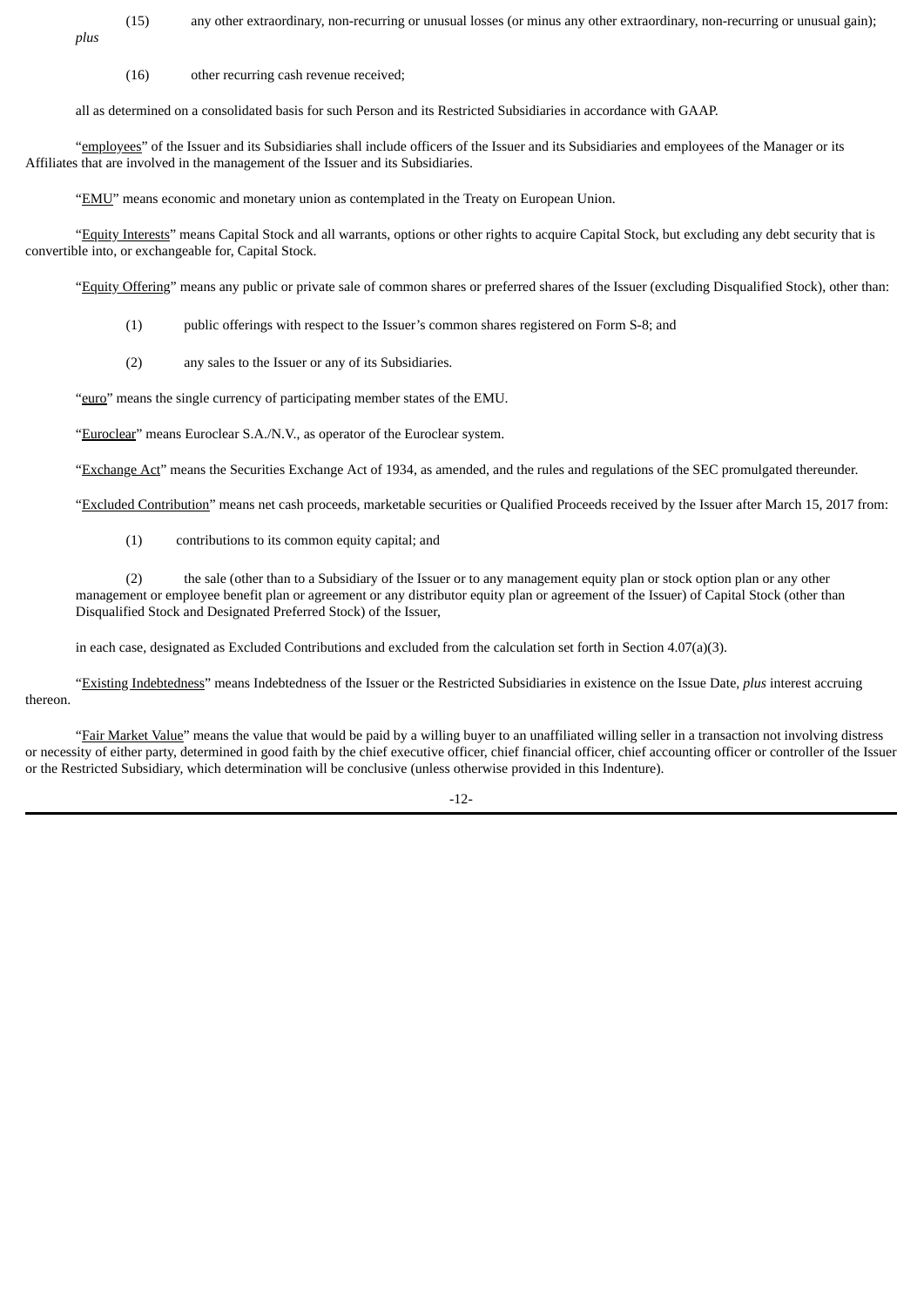(15) any other extraordinary, non-recurring or unusual losses (or minus any other extraordinary, non-recurring or unusual gain); *plus*

(16) other recurring cash revenue received;

all as determined on a consolidated basis for such Person and its Restricted Subsidiaries in accordance with GAAP.

"employees" of the Issuer and its Subsidiaries shall include officers of the Issuer and its Subsidiaries and employees of the Manager or its Affiliates that are involved in the management of the Issuer and its Subsidiaries.

"EMU" means economic and monetary union as contemplated in the Treaty on European Union.

"Equity Interests" means Capital Stock and all warrants, options or other rights to acquire Capital Stock, but excluding any debt security that is convertible into, or exchangeable for, Capital Stock.

"Equity Offering" means any public or private sale of common shares or preferred shares of the Issuer (excluding Disqualified Stock), other than:

(1) public offerings with respect to the Issuer's common shares registered on Form S-8; and

(2) any sales to the Issuer or any of its Subsidiaries.

"euro" means the single currency of participating member states of the EMU.

"Euroclear" means Euroclear S.A./N.V., as operator of the Euroclear system.

"Exchange Act" means the Securities Exchange Act of 1934, as amended, and the rules and regulations of the SEC promulgated thereunder.

"Excluded Contribution" means net cash proceeds, marketable securities or Qualified Proceeds received by the Issuer after March 15, 2017 from:

(1) contributions to its common equity capital; and

(2) the sale (other than to a Subsidiary of the Issuer or to any management equity plan or stock option plan or any other management or employee benefit plan or agreement or any distributor equity plan or agreement of the Issuer) of Capital Stock (other than Disqualified Stock and Designated Preferred Stock) of the Issuer,

in each case, designated as Excluded Contributions and excluded from the calculation set forth in Section 4.07(a)(3).

"Existing Indebtedness" means Indebtedness of the Issuer or the Restricted Subsidiaries in existence on the Issue Date, *plus* interest accruing thereon.

"Fair Market Value" means the value that would be paid by a willing buyer to an unaffiliated willing seller in a transaction not involving distress or necessity of either party, determined in good faith by the chief executive officer, chief financial officer, chief accounting officer or controller of the Issuer or the Restricted Subsidiary, which determination will be conclusive (unless otherwise provided in this Indenture).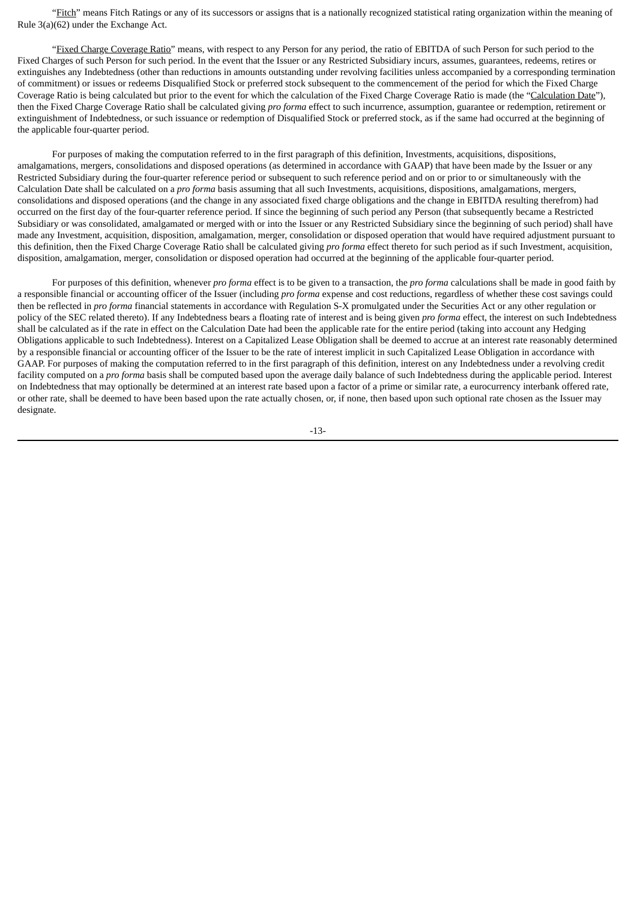"Fitch" means Fitch Ratings or any of its successors or assigns that is a nationally recognized statistical rating organization within the meaning of Rule 3(a)(62) under the Exchange Act.

"Fixed Charge Coverage Ratio" means, with respect to any Person for any period, the ratio of EBITDA of such Person for such period to the Fixed Charges of such Person for such period. In the event that the Issuer or any Restricted Subsidiary incurs, assumes, guarantees, redeems, retires or extinguishes any Indebtedness (other than reductions in amounts outstanding under revolving facilities unless accompanied by a corresponding termination of commitment) or issues or redeems Disqualified Stock or preferred stock subsequent to the commencement of the period for which the Fixed Charge Coverage Ratio is being calculated but prior to the event for which the calculation of the Fixed Charge Coverage Ratio is made (the "Calculation Date"), then the Fixed Charge Coverage Ratio shall be calculated giving *pro forma* effect to such incurrence, assumption, guarantee or redemption, retirement or extinguishment of Indebtedness, or such issuance or redemption of Disqualified Stock or preferred stock, as if the same had occurred at the beginning of the applicable four-quarter period.

For purposes of making the computation referred to in the first paragraph of this definition, Investments, acquisitions, dispositions, amalgamations, mergers, consolidations and disposed operations (as determined in accordance with GAAP) that have been made by the Issuer or any Restricted Subsidiary during the four-quarter reference period or subsequent to such reference period and on or prior to or simultaneously with the Calculation Date shall be calculated on a *pro forma* basis assuming that all such Investments, acquisitions, dispositions, amalgamations, mergers, consolidations and disposed operations (and the change in any associated fixed charge obligations and the change in EBITDA resulting therefrom) had occurred on the first day of the four-quarter reference period. If since the beginning of such period any Person (that subsequently became a Restricted Subsidiary or was consolidated, amalgamated or merged with or into the Issuer or any Restricted Subsidiary since the beginning of such period) shall have made any Investment, acquisition, disposition, amalgamation, merger, consolidation or disposed operation that would have required adjustment pursuant to this definition, then the Fixed Charge Coverage Ratio shall be calculated giving *pro forma* effect thereto for such period as if such Investment, acquisition, disposition, amalgamation, merger, consolidation or disposed operation had occurred at the beginning of the applicable four-quarter period.

For purposes of this definition, whenever *pro forma* effect is to be given to a transaction, the *pro forma* calculations shall be made in good faith by a responsible financial or accounting officer of the Issuer (including *pro forma* expense and cost reductions, regardless of whether these cost savings could then be reflected in *pro forma* financial statements in accordance with Regulation S-X promulgated under the Securities Act or any other regulation or policy of the SEC related thereto). If any Indebtedness bears a floating rate of interest and is being given *pro forma* effect, the interest on such Indebtedness shall be calculated as if the rate in effect on the Calculation Date had been the applicable rate for the entire period (taking into account any Hedging Obligations applicable to such Indebtedness). Interest on a Capitalized Lease Obligation shall be deemed to accrue at an interest rate reasonably determined by a responsible financial or accounting officer of the Issuer to be the rate of interest implicit in such Capitalized Lease Obligation in accordance with GAAP. For purposes of making the computation referred to in the first paragraph of this definition, interest on any Indebtedness under a revolving credit facility computed on a *pro forma* basis shall be computed based upon the average daily balance of such Indebtedness during the applicable period. Interest on Indebtedness that may optionally be determined at an interest rate based upon a factor of a prime or similar rate, a eurocurrency interbank offered rate, or other rate, shall be deemed to have been based upon the rate actually chosen, or, if none, then based upon such optional rate chosen as the Issuer may designate.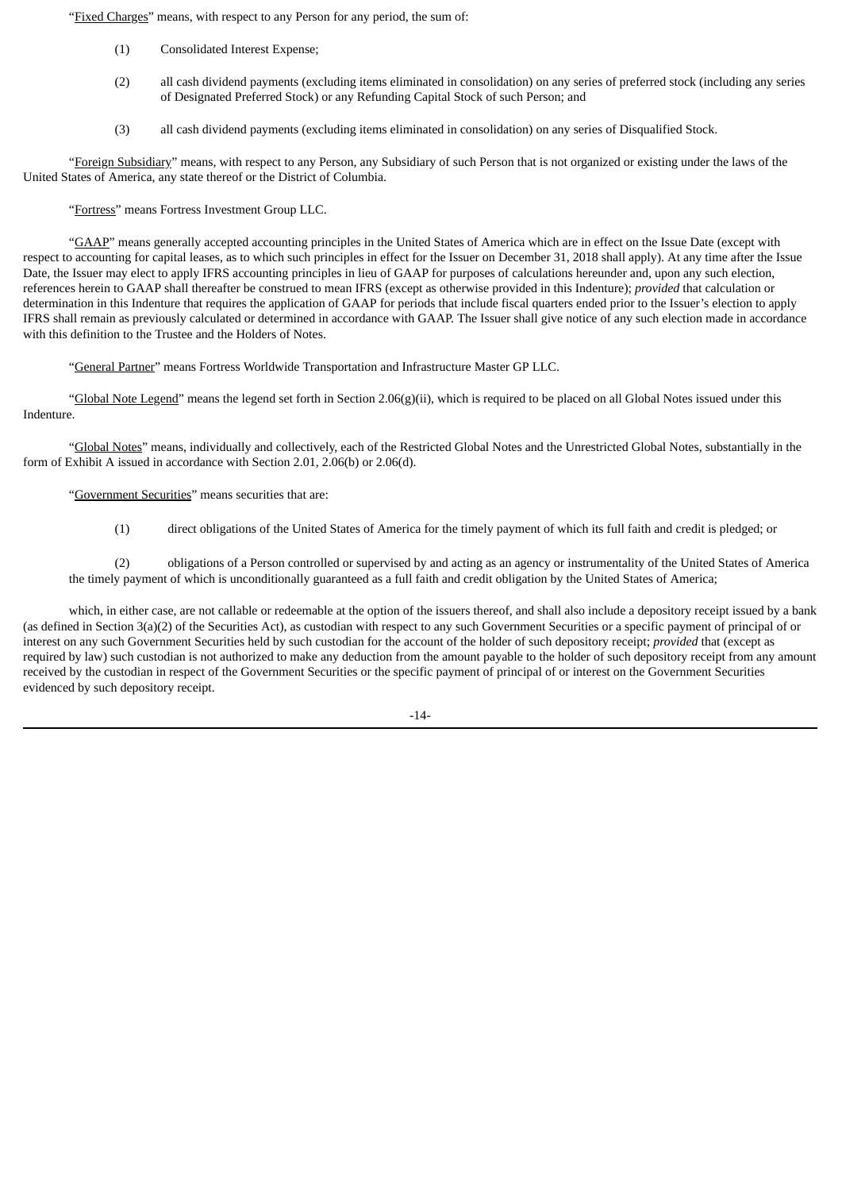"Fixed Charges" means, with respect to any Person for any period, the sum of:

(1) Consolidated Interest Expense;

(2) all cash dividend payments (excluding items eliminated in consolidation) on any series of preferred stock (including any series of Designated Preferred Stock) or any Refunding Capital Stock of such Person; and

(3) all cash dividend payments (excluding items eliminated in consolidation) on any series of Disqualified Stock.

"Foreign Subsidiary" means, with respect to any Person, any Subsidiary of such Person that is not organized or existing under the laws of the United States of America, any state thereof or the District of Columbia.

"Fortress" means Fortress Investment Group LLC.

"GAAP" means generally accepted accounting principles in the United States of America which are in effect on the Issue Date (except with respect to accounting for capital leases, as to which such principles in effect for the Issuer on December 31, 2018 shall apply). At any time after the Issue Date, the Issuer may elect to apply IFRS accounting principles in lieu of GAAP for purposes of calculations hereunder and, upon any such election, references herein to GAAP shall thereafter be construed to mean IFRS (except as otherwise provided in this Indenture); *provided* that calculation or determination in this Indenture that requires the application of GAAP for periods that include fiscal quarters ended prior to the Issuer's election to apply IFRS shall remain as previously calculated or determined in accordance with GAAP. The Issuer shall give notice of any such election made in accordance with this definition to the Trustee and the Holders of Notes.

"General Partner" means Fortress Worldwide Transportation and Infrastructure Master GP LLC.

"Global Note Legend" means the legend set forth in Section 2.06(g)(ii), which is required to be placed on all Global Notes issued under this Indenture.

"Global Notes" means, individually and collectively, each of the Restricted Global Notes and the Unrestricted Global Notes, substantially in the form of Exhibit A issued in accordance with Section 2.01, 2.06(b) or 2.06(d).

"Government Securities" means securities that are:

(1) direct obligations of the United States of America for the timely payment of which its full faith and credit is pledged; or

(2) obligations of a Person controlled or supervised by and acting as an agency or instrumentality of the United States of America the timely payment of which is unconditionally guaranteed as a full faith and credit obligation by the United States of America;

which, in either case, are not callable or redeemable at the option of the issuers thereof, and shall also include a depository receipt issued by a bank (as defined in Section 3(a)(2) of the Securities Act), as custodian with respect to any such Government Securities or a specific payment of principal of or interest on any such Government Securities held by such custodian for the account of the holder of such depository receipt; *provided* that (except as required by law) such custodian is not authorized to make any deduction from the amount payable to the holder of such depository receipt from any amount received by the custodian in respect of the Government Securities or the specific payment of principal of or interest on the Government Securities evidenced by such depository receipt.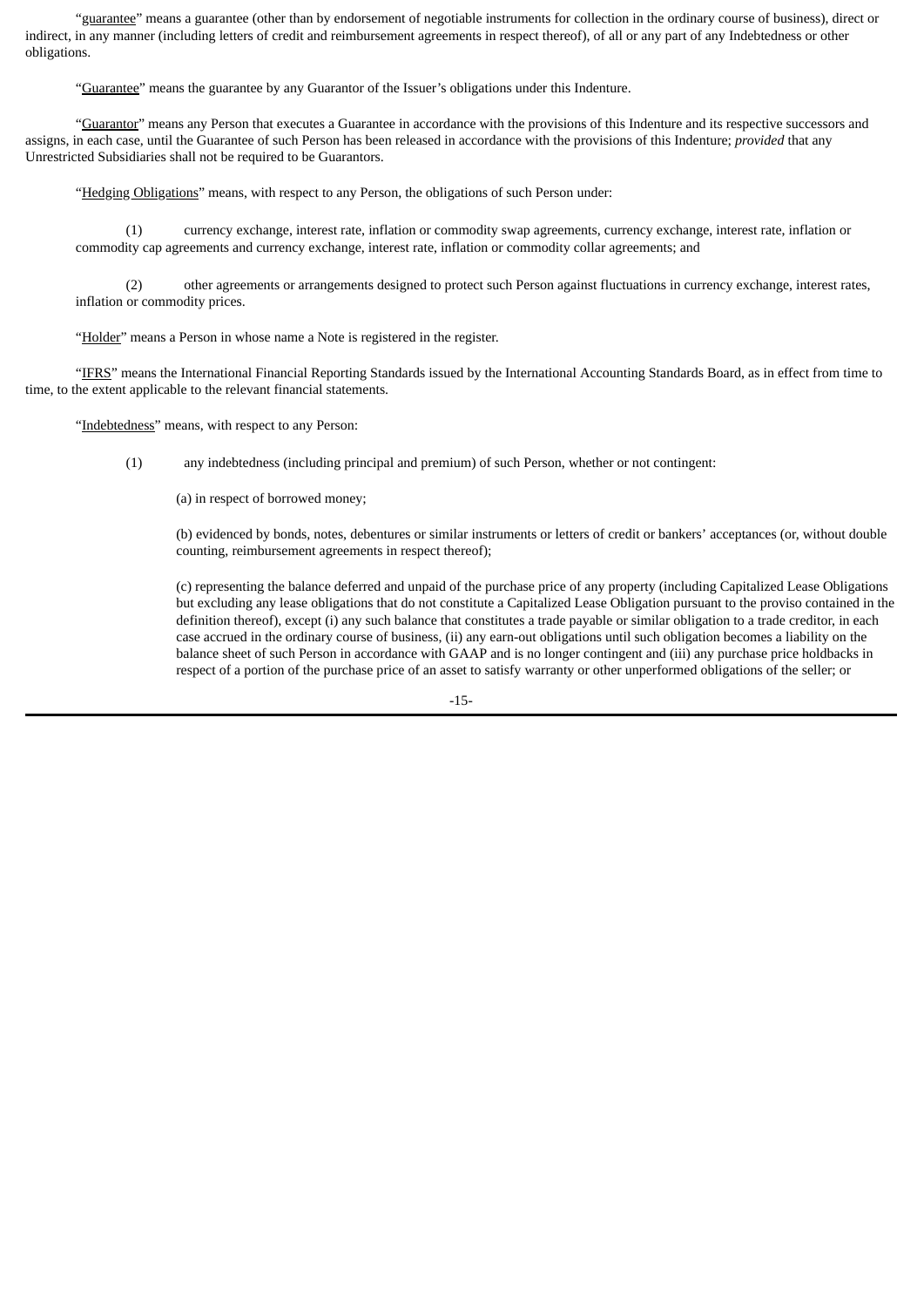"guarantee" means a guarantee (other than by endorsement of negotiable instruments for collection in the ordinary course of business), direct or indirect, in any manner (including letters of credit and reimbursement agreements in respect thereof), of all or any part of any Indebtedness or other obligations.

"Guarantee" means the guarantee by any Guarantor of the Issuer's obligations under this Indenture.

"Guarantor" means any Person that executes a Guarantee in accordance with the provisions of this Indenture and its respective successors and assigns, in each case, until the Guarantee of such Person has been released in accordance with the provisions of this Indenture; *provided* that any Unrestricted Subsidiaries shall not be required to be Guarantors.

"Hedging Obligations" means, with respect to any Person, the obligations of such Person under:

(1) currency exchange, interest rate, inflation or commodity swap agreements, currency exchange, interest rate, inflation or commodity cap agreements and currency exchange, interest rate, inflation or commodity collar agreements; and

(2) other agreements or arrangements designed to protect such Person against fluctuations in currency exchange, interest rates, inflation or commodity prices.

"Holder" means a Person in whose name a Note is registered in the register.

"IFRS" means the International Financial Reporting Standards issued by the International Accounting Standards Board, as in effect from time to time, to the extent applicable to the relevant financial statements.

"Indebtedness" means, with respect to any Person:

(1) any indebtedness (including principal and premium) of such Person, whether or not contingent:

(a) in respect of borrowed money;

(b) evidenced by bonds, notes, debentures or similar instruments or letters of credit or bankers' acceptances (or, without double counting, reimbursement agreements in respect thereof);

(c) representing the balance deferred and unpaid of the purchase price of any property (including Capitalized Lease Obligations but excluding any lease obligations that do not constitute a Capitalized Lease Obligation pursuant to the proviso contained in the definition thereof), except (i) any such balance that constitutes a trade payable or similar obligation to a trade creditor, in each case accrued in the ordinary course of business, (ii) any earn-out obligations until such obligation becomes a liability on the balance sheet of such Person in accordance with GAAP and is no longer contingent and (iii) any purchase price holdbacks in respect of a portion of the purchase price of an asset to satisfy warranty or other unperformed obligations of the seller; or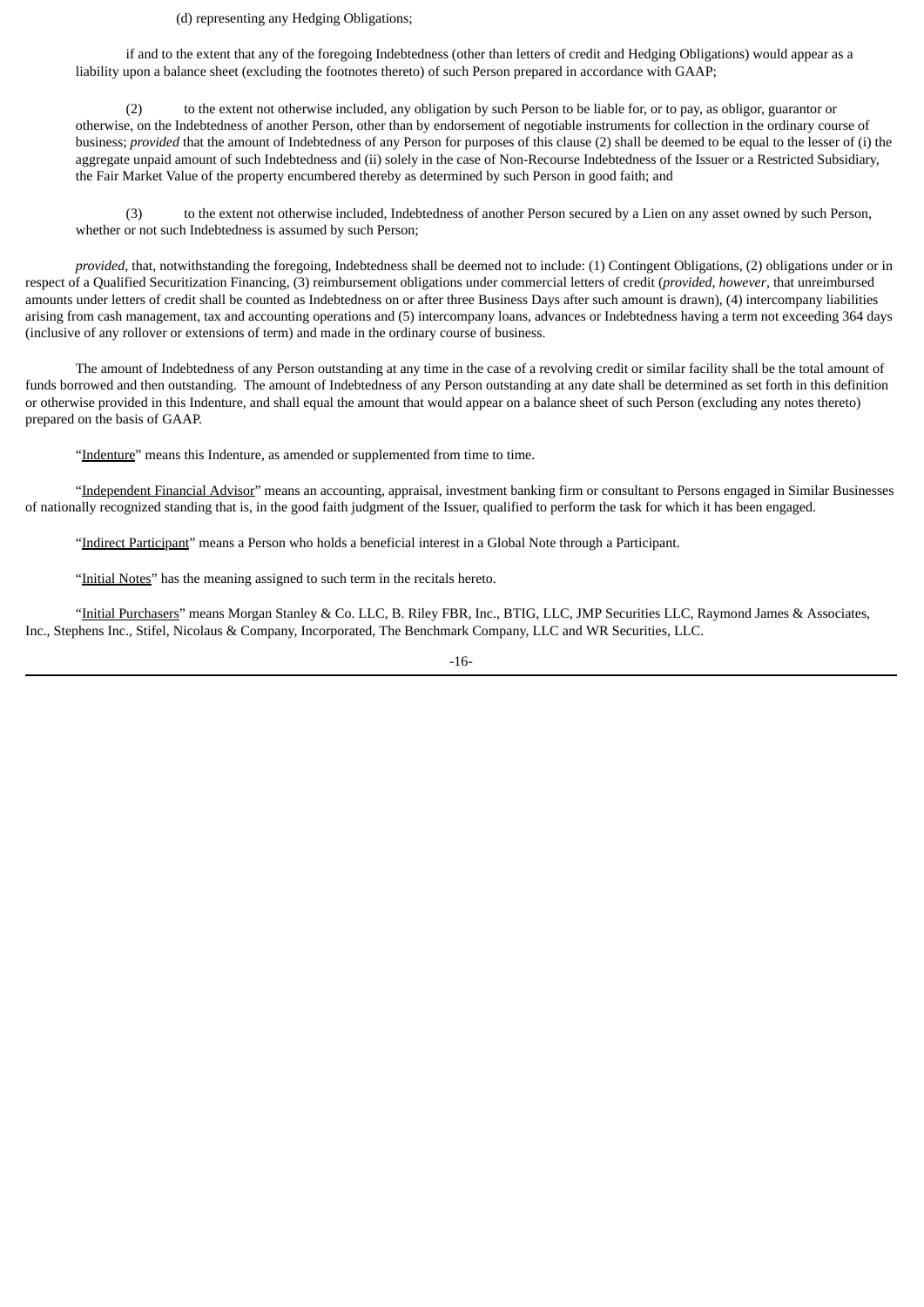(d) representing any Hedging Obligations;

if and to the extent that any of the foregoing Indebtedness (other than letters of credit and Hedging Obligations) would appear as a liability upon a balance sheet (excluding the footnotes thereto) of such Person prepared in accordance with GAAP;

(2) to the extent not otherwise included, any obligation by such Person to be liable for, or to pay, as obligor, guarantor or otherwise, on the Indebtedness of another Person, other than by endorsement of negotiable instruments for collection in the ordinary course of business; *provided* that the amount of Indebtedness of any Person for purposes of this clause (2) shall be deemed to be equal to the lesser of (i) the aggregate unpaid amount of such Indebtedness and (ii) solely in the case of Non-Recourse Indebtedness of the Issuer or a Restricted Subsidiary, the Fair Market Value of the property encumbered thereby as determined by such Person in good faith; and

(3) to the extent not otherwise included, Indebtedness of another Person secured by a Lien on any asset owned by such Person, whether or not such Indebtedness is assumed by such Person;

*provided*, that, notwithstanding the foregoing, Indebtedness shall be deemed not to include: (1) Contingent Obligations, (2) obligations under or in respect of a Qualified Securitization Financing, (3) reimbursement obligations under commercial letters of credit (*provided, however*, that unreimbursed amounts under letters of credit shall be counted as Indebtedness on or after three Business Days after such amount is drawn), (4) intercompany liabilities arising from cash management, tax and accounting operations and (5) intercompany loans, advances or Indebtedness having a term not exceeding 364 days (inclusive of any rollover or extensions of term) and made in the ordinary course of business.

The amount of Indebtedness of any Person outstanding at any time in the case of a revolving credit or similar facility shall be the total amount of funds borrowed and then outstanding. The amount of Indebtedness of any Person outstanding at any date shall be determined as set forth in this definition or otherwise provided in this Indenture, and shall equal the amount that would appear on a balance sheet of such Person (excluding any notes thereto) prepared on the basis of GAAP.

"Indenture" means this Indenture, as amended or supplemented from time to time.

"Independent Financial Advisor" means an accounting, appraisal, investment banking firm or consultant to Persons engaged in Similar Businesses of nationally recognized standing that is, in the good faith judgment of the Issuer, qualified to perform the task for which it has been engaged.

"Indirect Participant" means a Person who holds a beneficial interest in a Global Note through a Participant.

"Initial Notes" has the meaning assigned to such term in the recitals hereto.

"Initial Purchasers" means Morgan Stanley & Co. LLC, B. Riley FBR, Inc., BTIG, LLC, JMP Securities LLC, Raymond James & Associates, Inc., Stephens Inc., Stifel, Nicolaus & Company, Incorporated, The Benchmark Company, LLC and WR Securities, LLC.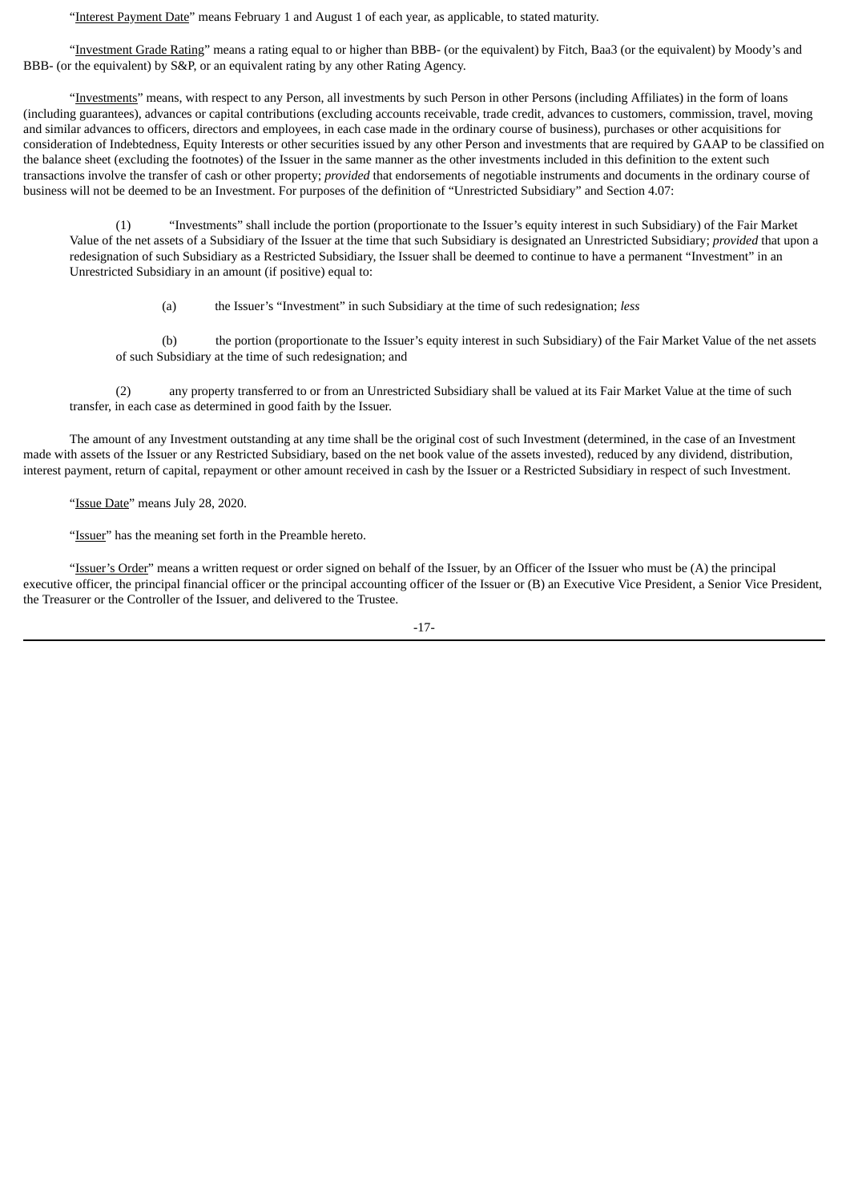"Interest Payment Date" means February 1 and August 1 of each year, as applicable, to stated maturity.

"Investment Grade Rating" means a rating equal to or higher than BBB- (or the equivalent) by Fitch, Baa3 (or the equivalent) by Moody's and BBB- (or the equivalent) by S&P, or an equivalent rating by any other Rating Agency.

"Investments" means, with respect to any Person, all investments by such Person in other Persons (including Affiliates) in the form of loans (including guarantees), advances or capital contributions (excluding accounts receivable, trade credit, advances to customers, commission, travel, moving and similar advances to officers, directors and employees, in each case made in the ordinary course of business), purchases or other acquisitions for consideration of Indebtedness, Equity Interests or other securities issued by any other Person and investments that are required by GAAP to be classified on the balance sheet (excluding the footnotes) of the Issuer in the same manner as the other investments included in this definition to the extent such transactions involve the transfer of cash or other property; *provided* that endorsements of negotiable instruments and documents in the ordinary course of business will not be deemed to be an Investment. For purposes of the definition of "Unrestricted Subsidiary" and Section 4.07:

(1) "Investments" shall include the portion (proportionate to the Issuer's equity interest in such Subsidiary) of the Fair Market Value of the net assets of a Subsidiary of the Issuer at the time that such Subsidiary is designated an Unrestricted Subsidiary; *provided* that upon a redesignation of such Subsidiary as a Restricted Subsidiary, the Issuer shall be deemed to continue to have a permanent "Investment" in an Unrestricted Subsidiary in an amount (if positive) equal to:

(a) the Issuer's "Investment" in such Subsidiary at the time of such redesignation; *less*

(b) the portion (proportionate to the Issuer's equity interest in such Subsidiary) of the Fair Market Value of the net assets of such Subsidiary at the time of such redesignation; and

(2) any property transferred to or from an Unrestricted Subsidiary shall be valued at its Fair Market Value at the time of such transfer, in each case as determined in good faith by the Issuer.

The amount of any Investment outstanding at any time shall be the original cost of such Investment (determined, in the case of an Investment made with assets of the Issuer or any Restricted Subsidiary, based on the net book value of the assets invested), reduced by any dividend, distribution, interest payment, return of capital, repayment or other amount received in cash by the Issuer or a Restricted Subsidiary in respect of such Investment.

"Issue Date" means July 28, 2020.

"Issuer" has the meaning set forth in the Preamble hereto.

"Issuer's Order" means a written request or order signed on behalf of the Issuer, by an Officer of the Issuer who must be (A) the principal executive officer, the principal financial officer or the principal accounting officer of the Issuer or (B) an Executive Vice President, a Senior Vice President, the Treasurer or the Controller of the Issuer, and delivered to the Trustee.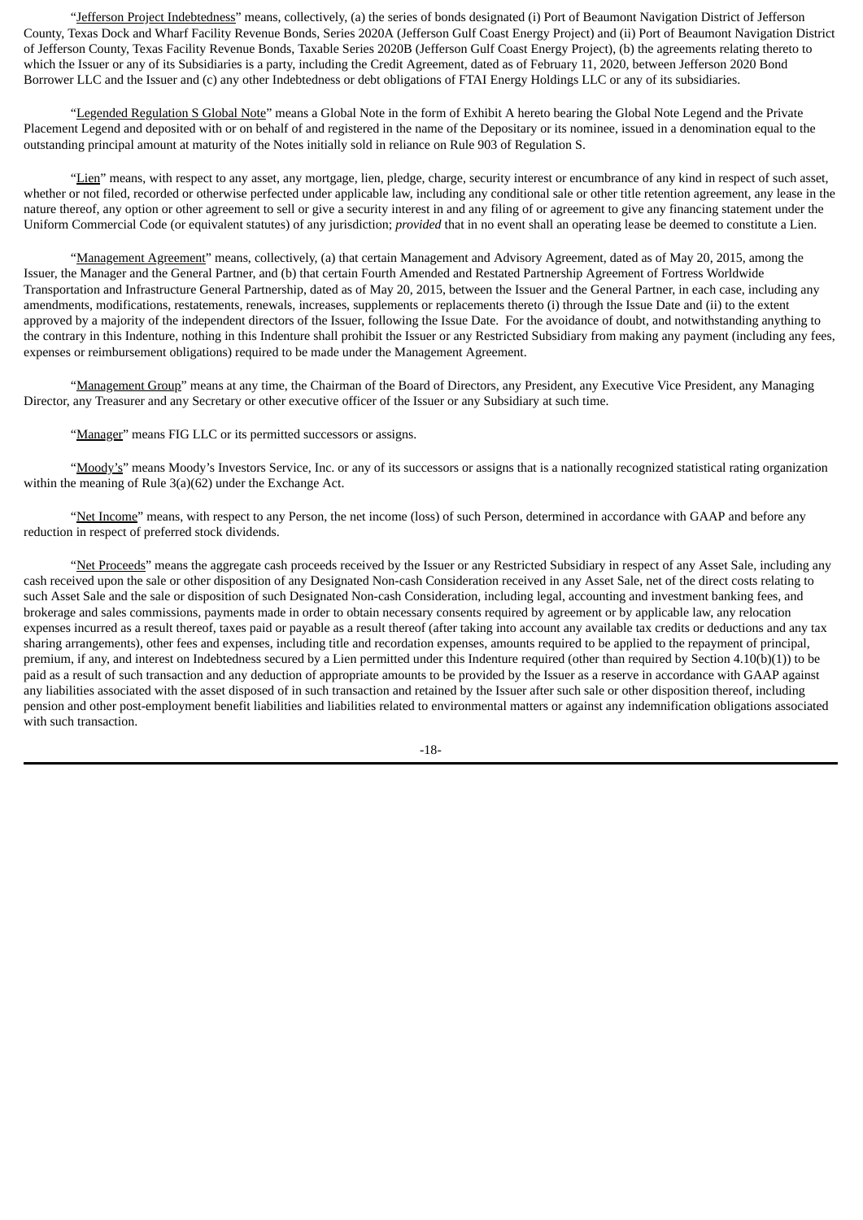"Jefferson Project Indebtedness" means, collectively, (a) the series of bonds designated (i) Port of Beaumont Navigation District of Jefferson County, Texas Dock and Wharf Facility Revenue Bonds, Series 2020A (Jefferson Gulf Coast Energy Project) and (ii) Port of Beaumont Navigation District of Jefferson County, Texas Facility Revenue Bonds, Taxable Series 2020B (Jefferson Gulf Coast Energy Project), (b) the agreements relating thereto to which the Issuer or any of its Subsidiaries is a party, including the Credit Agreement, dated as of February 11, 2020, between Jefferson 2020 Bond Borrower LLC and the Issuer and (c) any other Indebtedness or debt obligations of FTAI Energy Holdings LLC or any of its subsidiaries.

"Legended Regulation S Global Note" means a Global Note in the form of Exhibit A hereto bearing the Global Note Legend and the Private Placement Legend and deposited with or on behalf of and registered in the name of the Depositary or its nominee, issued in a denomination equal to the outstanding principal amount at maturity of the Notes initially sold in reliance on Rule 903 of Regulation S.

"Lien" means, with respect to any asset, any mortgage, lien, pledge, charge, security interest or encumbrance of any kind in respect of such asset, whether or not filed, recorded or otherwise perfected under applicable law, including any conditional sale or other title retention agreement, any lease in the nature thereof, any option or other agreement to sell or give a security interest in and any filing of or agreement to give any financing statement under the Uniform Commercial Code (or equivalent statutes) of any jurisdiction; *provided* that in no event shall an operating lease be deemed to constitute a Lien.

"Management Agreement" means, collectively, (a) that certain Management and Advisory Agreement, dated as of May 20, 2015, among the Issuer, the Manager and the General Partner, and (b) that certain Fourth Amended and Restated Partnership Agreement of Fortress Worldwide Transportation and Infrastructure General Partnership, dated as of May 20, 2015, between the Issuer and the General Partner, in each case, including any amendments, modifications, restatements, renewals, increases, supplements or replacements thereto (i) through the Issue Date and (ii) to the extent approved by a majority of the independent directors of the Issuer, following the Issue Date. For the avoidance of doubt, and notwithstanding anything to the contrary in this Indenture, nothing in this Indenture shall prohibit the Issuer or any Restricted Subsidiary from making any payment (including any fees, expenses or reimbursement obligations) required to be made under the Management Agreement.

"Management Group" means at any time, the Chairman of the Board of Directors, any President, any Executive Vice President, any Managing Director, any Treasurer and any Secretary or other executive officer of the Issuer or any Subsidiary at such time.

"Manager" means FIG LLC or its permitted successors or assigns.

"Moody's" means Moody's Investors Service, Inc. or any of its successors or assigns that is a nationally recognized statistical rating organization within the meaning of Rule 3(a)(62) under the Exchange Act.

"Net Income" means, with respect to any Person, the net income (loss) of such Person, determined in accordance with GAAP and before any reduction in respect of preferred stock dividends.

"Net Proceeds" means the aggregate cash proceeds received by the Issuer or any Restricted Subsidiary in respect of any Asset Sale, including any cash received upon the sale or other disposition of any Designated Non-cash Consideration received in any Asset Sale, net of the direct costs relating to such Asset Sale and the sale or disposition of such Designated Non-cash Consideration, including legal, accounting and investment banking fees, and brokerage and sales commissions, payments made in order to obtain necessary consents required by agreement or by applicable law, any relocation expenses incurred as a result thereof, taxes paid or payable as a result thereof (after taking into account any available tax credits or deductions and any tax sharing arrangements), other fees and expenses, including title and recordation expenses, amounts required to be applied to the repayment of principal, premium, if any, and interest on Indebtedness secured by a Lien permitted under this Indenture required (other than required by Section 4.10(b)(1)) to be paid as a result of such transaction and any deduction of appropriate amounts to be provided by the Issuer as a reserve in accordance with GAAP against any liabilities associated with the asset disposed of in such transaction and retained by the Issuer after such sale or other disposition thereof, including pension and other post-employment benefit liabilities and liabilities related to environmental matters or against any indemnification obligations associated with such transaction.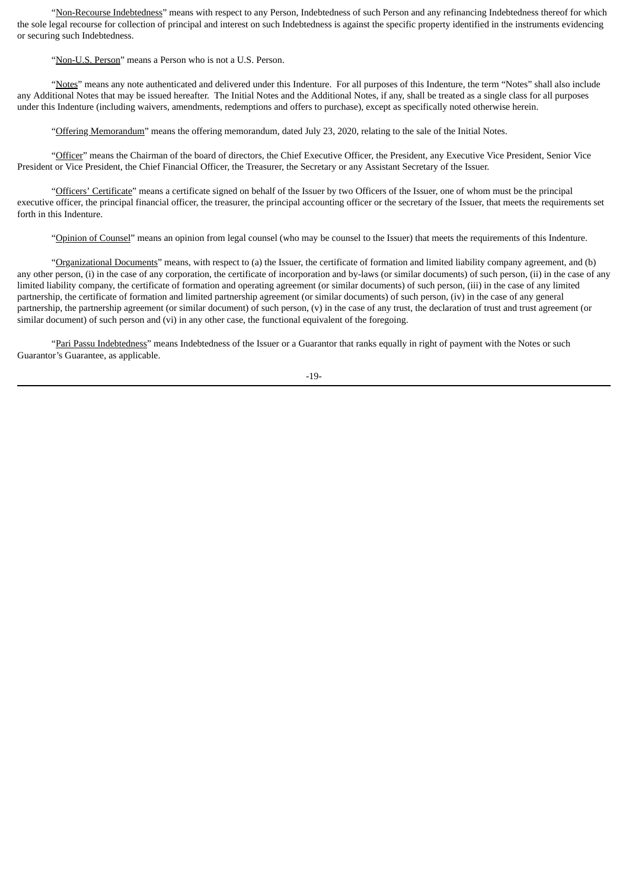"Non-Recourse Indebtedness" means with respect to any Person, Indebtedness of such Person and any refinancing Indebtedness thereof for which the sole legal recourse for collection of principal and interest on such Indebtedness is against the specific property identified in the instruments evidencing or securing such Indebtedness.

"Non-U.S. Person" means a Person who is not a U.S. Person.

"Notes" means any note authenticated and delivered under this Indenture. For all purposes of this Indenture, the term "Notes" shall also include any Additional Notes that may be issued hereafter. The Initial Notes and the Additional Notes, if any, shall be treated as a single class for all purposes under this Indenture (including waivers, amendments, redemptions and offers to purchase), except as specifically noted otherwise herein.

"Offering Memorandum" means the offering memorandum, dated July 23, 2020, relating to the sale of the Initial Notes.

"Officer" means the Chairman of the board of directors, the Chief Executive Officer, the President, any Executive Vice President, Senior Vice President or Vice President, the Chief Financial Officer, the Treasurer, the Secretary or any Assistant Secretary of the Issuer.

"Officers' Certificate" means a certificate signed on behalf of the Issuer by two Officers of the Issuer, one of whom must be the principal executive officer, the principal financial officer, the treasurer, the principal accounting officer or the secretary of the Issuer, that meets the requirements set forth in this Indenture.

"Opinion of Counsel" means an opinion from legal counsel (who may be counsel to the Issuer) that meets the requirements of this Indenture.

"Organizational Documents" means, with respect to (a) the Issuer, the certificate of formation and limited liability company agreement, and (b) any other person, (i) in the case of any corporation, the certificate of incorporation and by-laws (or similar documents) of such person, (ii) in the case of any limited liability company, the certificate of formation and operating agreement (or similar documents) of such person, (iii) in the case of any limited partnership, the certificate of formation and limited partnership agreement (or similar documents) of such person, (iv) in the case of any general partnership, the partnership agreement (or similar document) of such person, (v) in the case of any trust, the declaration of trust and trust agreement (or similar document) of such person and (vi) in any other case, the functional equivalent of the foregoing.

"Pari Passu Indebtedness" means Indebtedness of the Issuer or a Guarantor that ranks equally in right of payment with the Notes or such Guarantor's Guarantee, as applicable.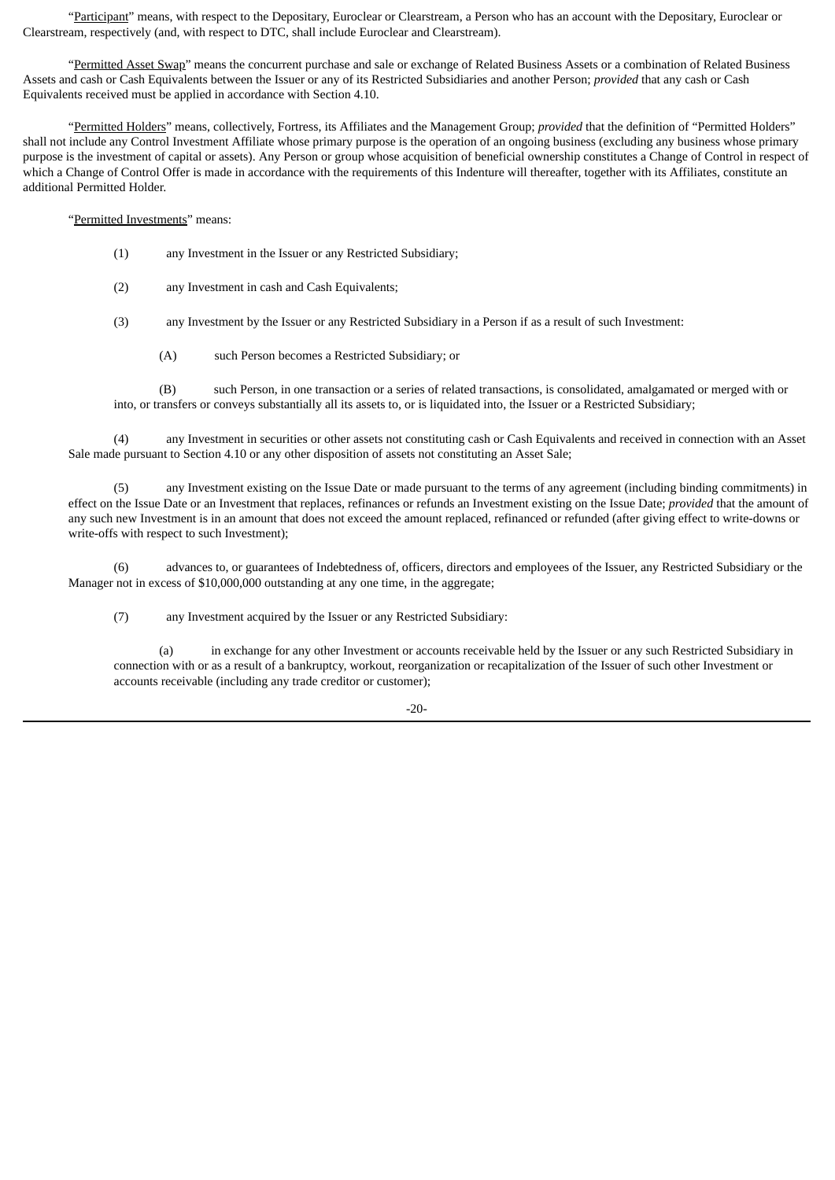"Participant" means, with respect to the Depositary, Euroclear or Clearstream, a Person who has an account with the Depositary, Euroclear or Clearstream, respectively (and, with respect to DTC, shall include Euroclear and Clearstream).

"Permitted Asset Swap" means the concurrent purchase and sale or exchange of Related Business Assets or a combination of Related Business Assets and cash or Cash Equivalents between the Issuer or any of its Restricted Subsidiaries and another Person; *provided* that any cash or Cash Equivalents received must be applied in accordance with Section 4.10.

"Permitted Holders" means, collectively, Fortress, its Affiliates and the Management Group; *provided* that the definition of "Permitted Holders" shall not include any Control Investment Affiliate whose primary purpose is the operation of an ongoing business (excluding any business whose primary purpose is the investment of capital or assets). Any Person or group whose acquisition of beneficial ownership constitutes a Change of Control in respect of which a Change of Control Offer is made in accordance with the requirements of this Indenture will thereafter, together with its Affiliates, constitute an additional Permitted Holder.

"Permitted Investments" means:

(1) any Investment in the Issuer or any Restricted Subsidiary;

(2) any Investment in cash and Cash Equivalents;

(3) any Investment by the Issuer or any Restricted Subsidiary in a Person if as a result of such Investment:

(A) such Person becomes a Restricted Subsidiary; or

(B) such Person, in one transaction or a series of related transactions, is consolidated, amalgamated or merged with or into, or transfers or conveys substantially all its assets to, or is liquidated into, the Issuer or a Restricted Subsidiary;

(4) any Investment in securities or other assets not constituting cash or Cash Equivalents and received in connection with an Asset Sale made pursuant to Section 4.10 or any other disposition of assets not constituting an Asset Sale;

(5) any Investment existing on the Issue Date or made pursuant to the terms of any agreement (including binding commitments) in effect on the Issue Date or an Investment that replaces, refinances or refunds an Investment existing on the Issue Date; *provided* that the amount of any such new Investment is in an amount that does not exceed the amount replaced, refinanced or refunded (after giving effect to write-downs or write-offs with respect to such Investment);

(6) advances to, or guarantees of Indebtedness of, officers, directors and employees of the Issuer, any Restricted Subsidiary or the Manager not in excess of $10,000,000 outstanding at any one time, in the aggregate;

(7) any Investment acquired by the Issuer or any Restricted Subsidiary:

(a) in exchange for any other Investment or accounts receivable held by the Issuer or any such Restricted Subsidiary in connection with or as a result of a bankruptcy, workout, reorganization or recapitalization of the Issuer of such other Investment or accounts receivable (including any trade creditor or customer);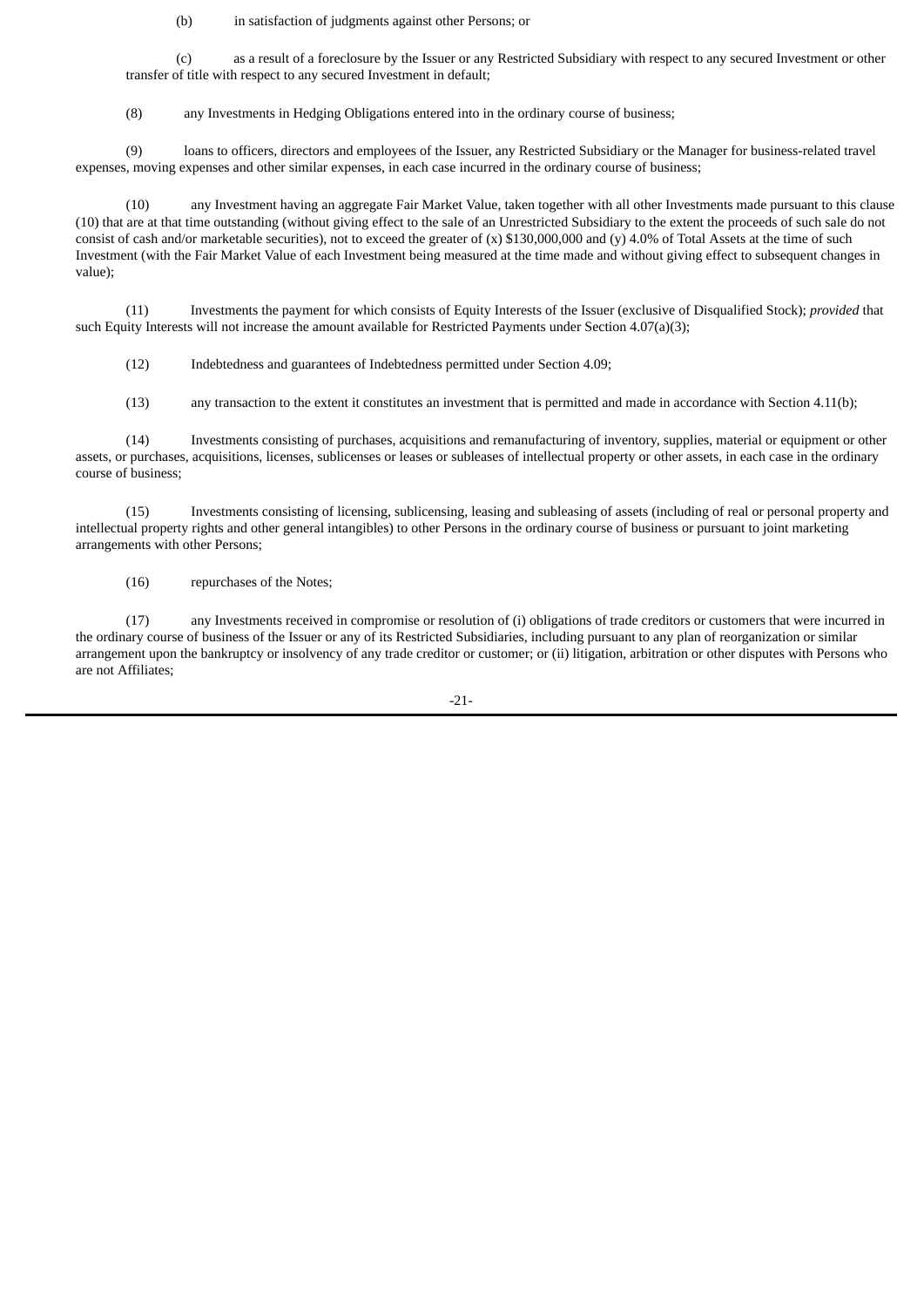(b) in satisfaction of judgments against other Persons; or

(c) as a result of a foreclosure by the Issuer or any Restricted Subsidiary with respect to any secured Investment or other transfer of title with respect to any secured Investment in default;

(8) any Investments in Hedging Obligations entered into in the ordinary course of business;

(9) loans to officers, directors and employees of the Issuer, any Restricted Subsidiary or the Manager for business-related travel expenses, moving expenses and other similar expenses, in each case incurred in the ordinary course of business;

(10) any Investment having an aggregate Fair Market Value, taken together with all other Investments made pursuant to this clause (10) that are at that time outstanding (without giving effect to the sale of an Unrestricted Subsidiary to the extent the proceeds of such sale do not consist of cash and/or marketable securities), not to exceed the greater of (x) $130,000,000 and (y) 4.0% of Total Assets at the time of such Investment (with the Fair Market Value of each Investment being measured at the time made and without giving effect to subsequent changes in value);

(11) Investments the payment for which consists of Equity Interests of the Issuer (exclusive of Disqualified Stock); *provided* that such Equity Interests will not increase the amount available for Restricted Payments under Section 4.07(a)(3);

(12) Indebtedness and guarantees of Indebtedness permitted under Section 4.09;

(13) any transaction to the extent it constitutes an investment that is permitted and made in accordance with Section 4.11(b);

(14) Investments consisting of purchases, acquisitions and remanufacturing of inventory, supplies, material or equipment or other assets, or purchases, acquisitions, licenses, sublicenses or leases or subleases of intellectual property or other assets, in each case in the ordinary course of business;

(15) Investments consisting of licensing, sublicensing, leasing and subleasing of assets (including of real or personal property and intellectual property rights and other general intangibles) to other Persons in the ordinary course of business or pursuant to joint marketing arrangements with other Persons;

(16) repurchases of the Notes;

(17) any Investments received in compromise or resolution of (i) obligations of trade creditors or customers that were incurred in the ordinary course of business of the Issuer or any of its Restricted Subsidiaries, including pursuant to any plan of reorganization or similar arrangement upon the bankruptcy or insolvency of any trade creditor or customer; or (ii) litigation, arbitration or other disputes with Persons who are not Affiliates;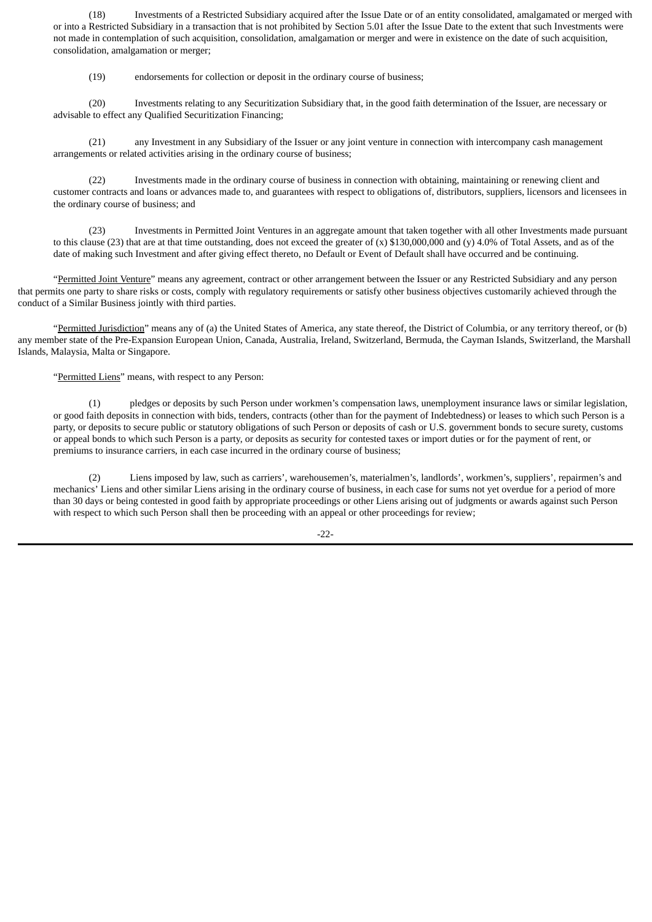(18) Investments of a Restricted Subsidiary acquired after the Issue Date or of an entity consolidated, amalgamated or merged with or into a Restricted Subsidiary in a transaction that is not prohibited by Section 5.01 after the Issue Date to the extent that such Investments were not made in contemplation of such acquisition, consolidation, amalgamation or merger and were in existence on the date of such acquisition, consolidation, amalgamation or merger;

(19) endorsements for collection or deposit in the ordinary course of business;

(20) Investments relating to any Securitization Subsidiary that, in the good faith determination of the Issuer, are necessary or advisable to effect any Qualified Securitization Financing;

(21) any Investment in any Subsidiary of the Issuer or any joint venture in connection with intercompany cash management arrangements or related activities arising in the ordinary course of business;

(22) Investments made in the ordinary course of business in connection with obtaining, maintaining or renewing client and customer contracts and loans or advances made to, and guarantees with respect to obligations of, distributors, suppliers, licensors and licensees in the ordinary course of business; and

(23) Investments in Permitted Joint Ventures in an aggregate amount that taken together with all other Investments made pursuant to this clause (23) that are at that time outstanding, does not exceed the greater of (x) $130,000,000 and (y) 4.0% of Total Assets, and as of the date of making such Investment and after giving effect thereto, no Default or Event of Default shall have occurred and be continuing.

"Permitted Joint Venture" means any agreement, contract or other arrangement between the Issuer or any Restricted Subsidiary and any person that permits one party to share risks or costs, comply with regulatory requirements or satisfy other business objectives customarily achieved through the conduct of a Similar Business jointly with third parties.

"Permitted Jurisdiction" means any of (a) the United States of America, any state thereof, the District of Columbia, or any territory thereof, or (b) any member state of the Pre-Expansion European Union, Canada, Australia, Ireland, Switzerland, Bermuda, the Cayman Islands, Switzerland, the Marshall Islands, Malaysia, Malta or Singapore.

"Permitted Liens" means, with respect to any Person:

(1) pledges or deposits by such Person under workmen's compensation laws, unemployment insurance laws or similar legislation, or good faith deposits in connection with bids, tenders, contracts (other than for the payment of Indebtedness) or leases to which such Person is a party, or deposits to secure public or statutory obligations of such Person or deposits of cash or U.S. government bonds to secure surety, customs or appeal bonds to which such Person is a party, or deposits as security for contested taxes or import duties or for the payment of rent, or premiums to insurance carriers, in each case incurred in the ordinary course of business;

(2) Liens imposed by law, such as carriers', warehousemen's, materialmen's, landlords', workmen's, suppliers', repairmen's and mechanics' Liens and other similar Liens arising in the ordinary course of business, in each case for sums not yet overdue for a period of more than 30 days or being contested in good faith by appropriate proceedings or other Liens arising out of judgments or awards against such Person with respect to which such Person shall then be proceeding with an appeal or other proceedings for review;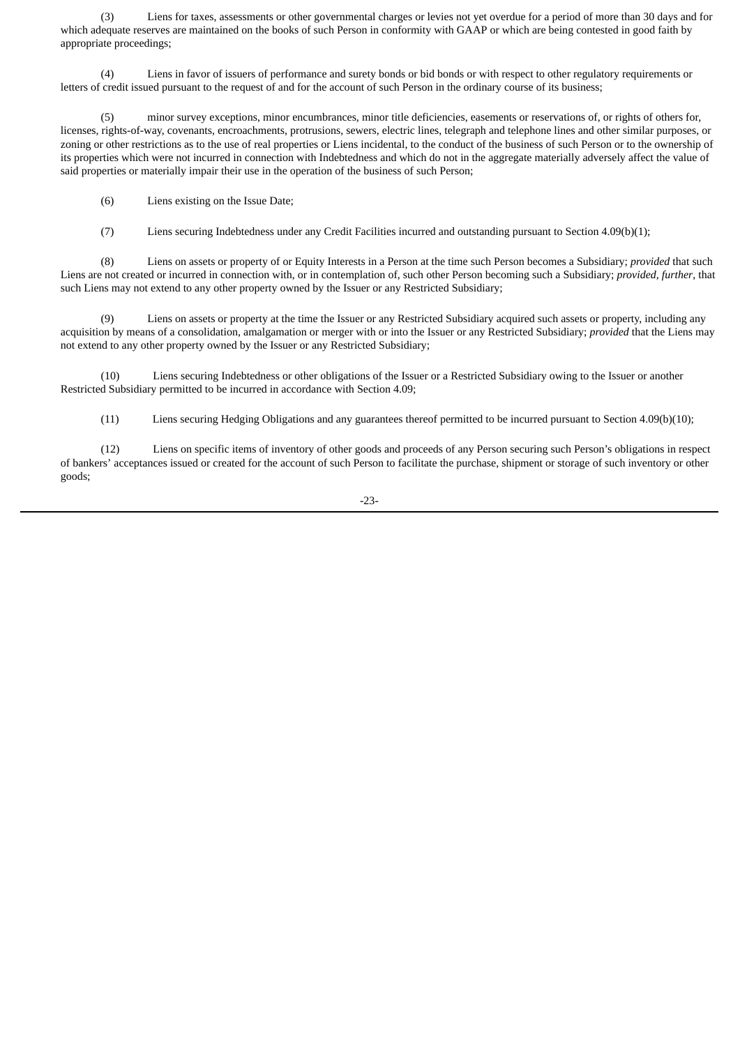(3) Liens for taxes, assessments or other governmental charges or levies not yet overdue for a period of more than 30 days and for which adequate reserves are maintained on the books of such Person in conformity with GAAP or which are being contested in good faith by appropriate proceedings;

(4) Liens in favor of issuers of performance and surety bonds or bid bonds or with respect to other regulatory requirements or letters of credit issued pursuant to the request of and for the account of such Person in the ordinary course of its business;

(5) minor survey exceptions, minor encumbrances, minor title deficiencies, easements or reservations of, or rights of others for, licenses, rights-of-way, covenants, encroachments, protrusions, sewers, electric lines, telegraph and telephone lines and other similar purposes, or zoning or other restrictions as to the use of real properties or Liens incidental, to the conduct of the business of such Person or to the ownership of its properties which were not incurred in connection with Indebtedness and which do not in the aggregate materially adversely affect the value of said properties or materially impair their use in the operation of the business of such Person;

(6) Liens existing on the Issue Date;

(7) Liens securing Indebtedness under any Credit Facilities incurred and outstanding pursuant to Section 4.09(b)(1);

(8) Liens on assets or property of or Equity Interests in a Person at the time such Person becomes a Subsidiary; *provided* that such Liens are not created or incurred in connection with, or in contemplation of, such other Person becoming such a Subsidiary; *provided*, *further*, that such Liens may not extend to any other property owned by the Issuer or any Restricted Subsidiary;

(9) Liens on assets or property at the time the Issuer or any Restricted Subsidiary acquired such assets or property, including any acquisition by means of a consolidation, amalgamation or merger with or into the Issuer or any Restricted Subsidiary; *provided* that the Liens may not extend to any other property owned by the Issuer or any Restricted Subsidiary;

(10) Liens securing Indebtedness or other obligations of the Issuer or a Restricted Subsidiary owing to the Issuer or another Restricted Subsidiary permitted to be incurred in accordance with Section 4.09;

(11) Liens securing Hedging Obligations and any guarantees thereof permitted to be incurred pursuant to Section 4.09(b)(10);

(12) Liens on specific items of inventory of other goods and proceeds of any Person securing such Person's obligations in respect of bankers' acceptances issued or created for the account of such Person to facilitate the purchase, shipment or storage of such inventory or other goods;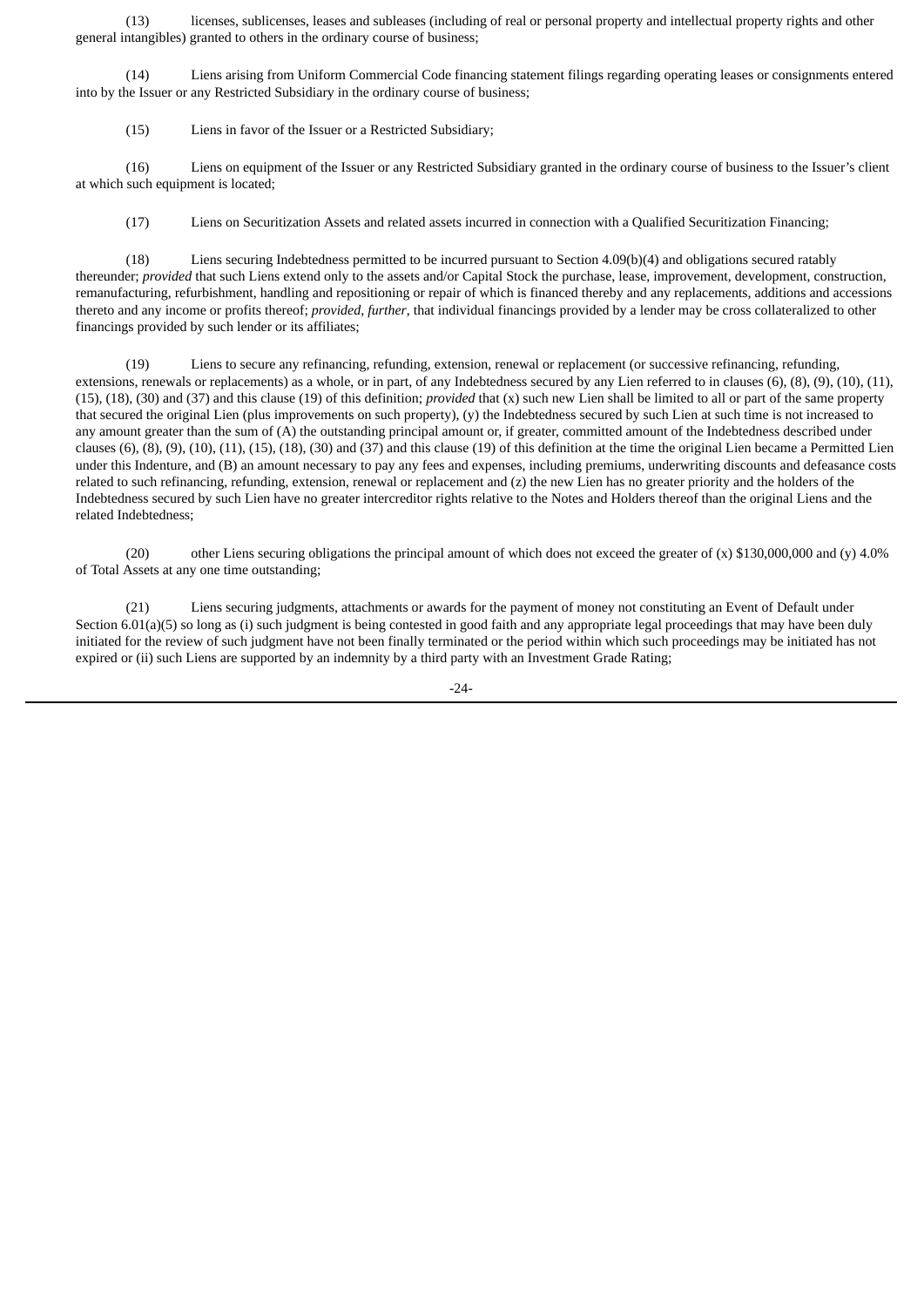(13) licenses, sublicenses, leases and subleases (including of real or personal property and intellectual property rights and other general intangibles) granted to others in the ordinary course of business;

(14) Liens arising from Uniform Commercial Code financing statement filings regarding operating leases or consignments entered into by the Issuer or any Restricted Subsidiary in the ordinary course of business;

(15) Liens in favor of the Issuer or a Restricted Subsidiary;

(16) Liens on equipment of the Issuer or any Restricted Subsidiary granted in the ordinary course of business to the Issuer's client at which such equipment is located;

(17) Liens on Securitization Assets and related assets incurred in connection with a Qualified Securitization Financing;

(18) Liens securing Indebtedness permitted to be incurred pursuant to Section 4.09(b)(4) and obligations secured ratably thereunder; *provided* that such Liens extend only to the assets and/or Capital Stock the purchase, lease, improvement, development, construction, remanufacturing, refurbishment, handling and repositioning or repair of which is financed thereby and any replacements, additions and accessions thereto and any income or profits thereof; *provided*, *further*, that individual financings provided by a lender may be cross collateralized to other financings provided by such lender or its affiliates;

(19) Liens to secure any refinancing, refunding, extension, renewal or replacement (or successive refinancing, refunding, extensions, renewals or replacements) as a whole, or in part, of any Indebtedness secured by any Lien referred to in clauses (6), (8), (9), (10), (11), (15), (18), (30) and (37) and this clause (19) of this definition; *provided* that (x) such new Lien shall be limited to all or part of the same property that secured the original Lien (plus improvements on such property), (y) the Indebtedness secured by such Lien at such time is not increased to any amount greater than the sum of (A) the outstanding principal amount or, if greater, committed amount of the Indebtedness described under clauses (6), (8), (9), (10), (11), (15), (18), (30) and (37) and this clause (19) of this definition at the time the original Lien became a Permitted Lien under this Indenture, and (B) an amount necessary to pay any fees and expenses, including premiums, underwriting discounts and defeasance costs related to such refinancing, refunding, extension, renewal or replacement and (z) the new Lien has no greater priority and the holders of the Indebtedness secured by such Lien have no greater intercreditor rights relative to the Notes and Holders thereof than the original Liens and the related Indebtedness;

(20) other Liens securing obligations the principal amount of which does not exceed the greater of (x) $130,000,000 and (y) 4.0% of Total Assets at any one time outstanding;

(21) Liens securing judgments, attachments or awards for the payment of money not constituting an Event of Default under Section 6.01(a)(5) so long as (i) such judgment is being contested in good faith and any appropriate legal proceedings that may have been duly initiated for the review of such judgment have not been finally terminated or the period within which such proceedings may be initiated has not expired or (ii) such Liens are supported by an indemnity by a third party with an Investment Grade Rating;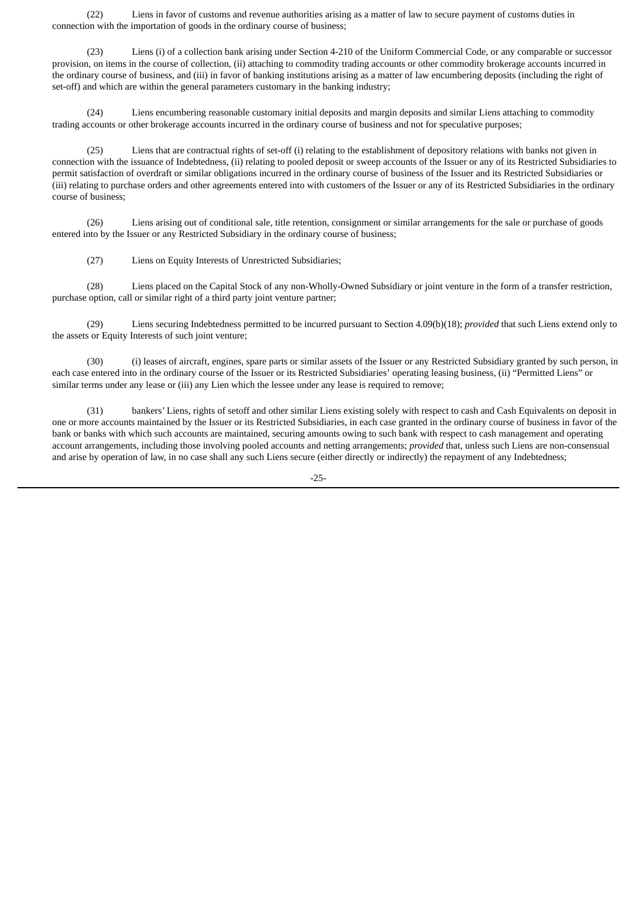(22) Liens in favor of customs and revenue authorities arising as a matter of law to secure payment of customs duties in connection with the importation of goods in the ordinary course of business;

(23) Liens (i) of a collection bank arising under Section 4-210 of the Uniform Commercial Code, or any comparable or successor provision, on items in the course of collection, (ii) attaching to commodity trading accounts or other commodity brokerage accounts incurred in the ordinary course of business, and (iii) in favor of banking institutions arising as a matter of law encumbering deposits (including the right of set-off) and which are within the general parameters customary in the banking industry;

(24) Liens encumbering reasonable customary initial deposits and margin deposits and similar Liens attaching to commodity trading accounts or other brokerage accounts incurred in the ordinary course of business and not for speculative purposes;

(25) Liens that are contractual rights of set-off (i) relating to the establishment of depository relations with banks not given in connection with the issuance of Indebtedness, (ii) relating to pooled deposit or sweep accounts of the Issuer or any of its Restricted Subsidiaries to permit satisfaction of overdraft or similar obligations incurred in the ordinary course of business of the Issuer and its Restricted Subsidiaries or (iii) relating to purchase orders and other agreements entered into with customers of the Issuer or any of its Restricted Subsidiaries in the ordinary course of business;

(26) Liens arising out of conditional sale, title retention, consignment or similar arrangements for the sale or purchase of goods entered into by the Issuer or any Restricted Subsidiary in the ordinary course of business;

(27) Liens on Equity Interests of Unrestricted Subsidiaries;

(28) Liens placed on the Capital Stock of any non-Wholly-Owned Subsidiary or joint venture in the form of a transfer restriction, purchase option, call or similar right of a third party joint venture partner;

(29) Liens securing Indebtedness permitted to be incurred pursuant to Section 4.09(b)(18); *provided* that such Liens extend only to the assets or Equity Interests of such joint venture;

(30) (i) leases of aircraft, engines, spare parts or similar assets of the Issuer or any Restricted Subsidiary granted by such person, in each case entered into in the ordinary course of the Issuer or its Restricted Subsidiaries' operating leasing business, (ii) "Permitted Liens" or similar terms under any lease or (iii) any Lien which the lessee under any lease is required to remove;

(31) bankers' Liens, rights of setoff and other similar Liens existing solely with respect to cash and Cash Equivalents on deposit in one or more accounts maintained by the Issuer or its Restricted Subsidiaries, in each case granted in the ordinary course of business in favor of the bank or banks with which such accounts are maintained, securing amounts owing to such bank with respect to cash management and operating account arrangements, including those involving pooled accounts and netting arrangements; *provided* that, unless such Liens are non-consensual and arise by operation of law, in no case shall any such Liens secure (either directly or indirectly) the repayment of any Indebtedness;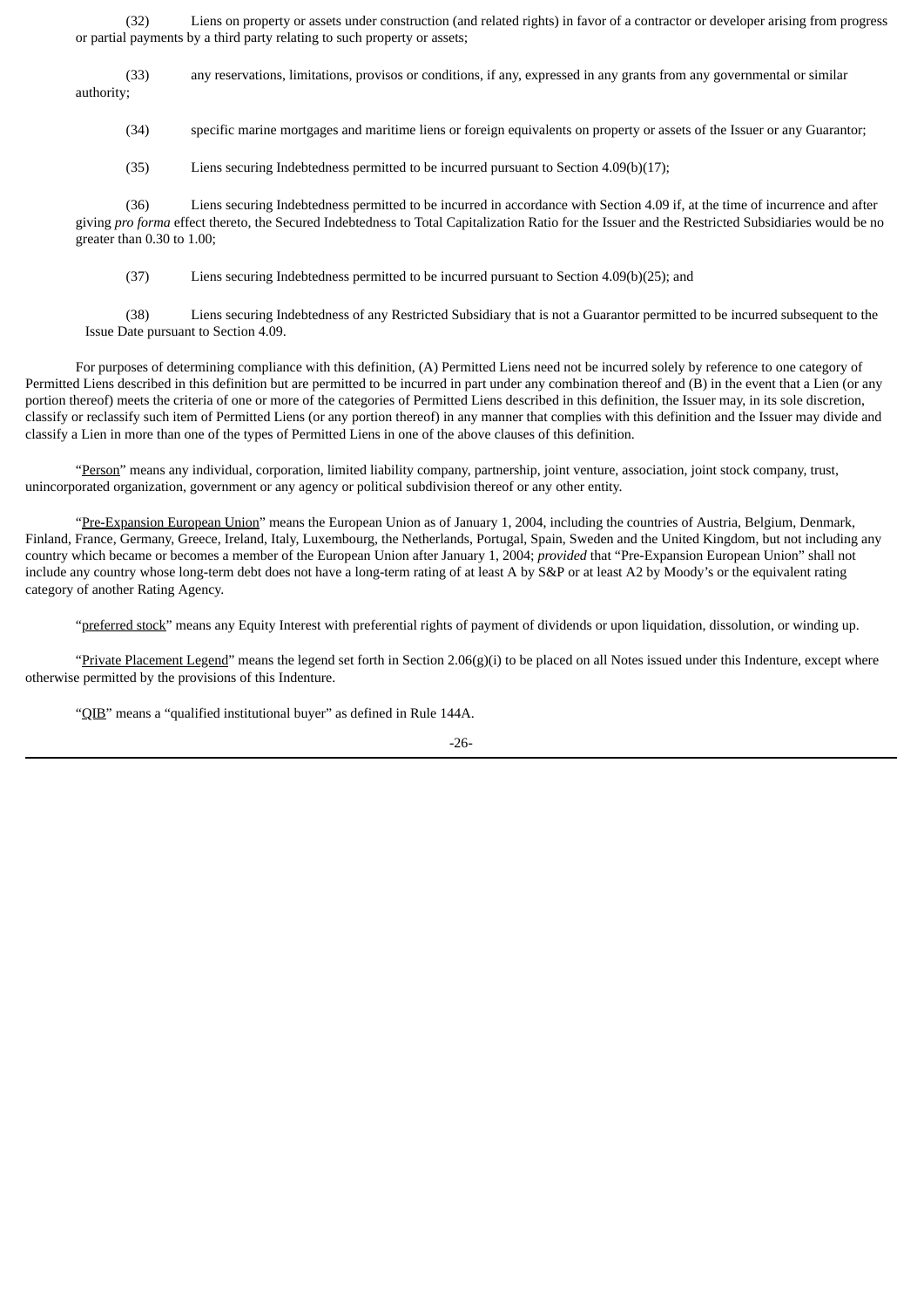(32) Liens on property or assets under construction (and related rights) in favor of a contractor or developer arising from progress or partial payments by a third party relating to such property or assets;

(33) any reservations, limitations, provisos or conditions, if any, expressed in any grants from any governmental or similar authority;

(34) specific marine mortgages and maritime liens or foreign equivalents on property or assets of the Issuer or any Guarantor;

(35) Liens securing Indebtedness permitted to be incurred pursuant to Section 4.09(b)(17);

(36) Liens securing Indebtedness permitted to be incurred in accordance with Section 4.09 if, at the time of incurrence and after giving *pro forma* effect thereto, the Secured Indebtedness to Total Capitalization Ratio for the Issuer and the Restricted Subsidiaries would be no greater than 0.30 to 1.00;

(37) Liens securing Indebtedness permitted to be incurred pursuant to Section 4.09(b)(25); and

(38) Liens securing Indebtedness of any Restricted Subsidiary that is not a Guarantor permitted to be incurred subsequent to the Issue Date pursuant to Section 4.09.

For purposes of determining compliance with this definition, (A) Permitted Liens need not be incurred solely by reference to one category of Permitted Liens described in this definition but are permitted to be incurred in part under any combination thereof and (B) in the event that a Lien (or any portion thereof) meets the criteria of one or more of the categories of Permitted Liens described in this definition, the Issuer may, in its sole discretion, classify or reclassify such item of Permitted Liens (or any portion thereof) in any manner that complies with this definition and the Issuer may divide and classify a Lien in more than one of the types of Permitted Liens in one of the above clauses of this definition.

"Person" means any individual, corporation, limited liability company, partnership, joint venture, association, joint stock company, trust, unincorporated organization, government or any agency or political subdivision thereof or any other entity.

"Pre-Expansion European Union" means the European Union as of January 1, 2004, including the countries of Austria, Belgium, Denmark, Finland, France, Germany, Greece, Ireland, Italy, Luxembourg, the Netherlands, Portugal, Spain, Sweden and the United Kingdom, but not including any country which became or becomes a member of the European Union after January 1, 2004; *provided* that "Pre-Expansion European Union" shall not include any country whose long-term debt does not have a long-term rating of at least A by S&P or at least A2 by Moody's or the equivalent rating category of another Rating Agency.

"preferred stock" means any Equity Interest with preferential rights of payment of dividends or upon liquidation, dissolution, or winding up.

"Private Placement Legend" means the legend set forth in Section 2.06(g)(i) to be placed on all Notes issued under this Indenture, except where otherwise permitted by the provisions of this Indenture.

"QIB" means a "qualified institutional buyer" as defined in Rule 144A.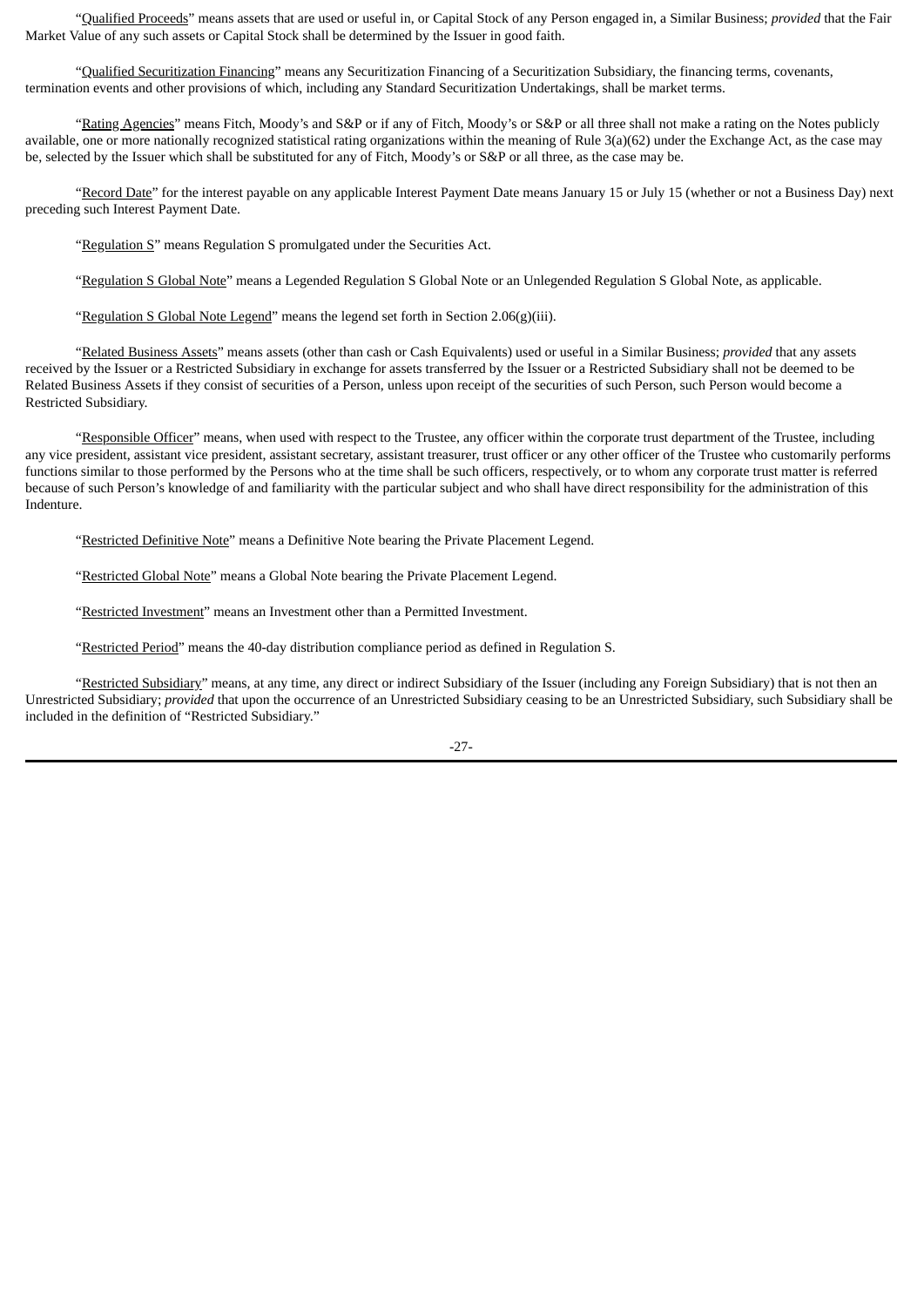"Qualified Proceeds" means assets that are used or useful in, or Capital Stock of any Person engaged in, a Similar Business; *provided* that the Fair Market Value of any such assets or Capital Stock shall be determined by the Issuer in good faith.

"Qualified Securitization Financing" means any Securitization Financing of a Securitization Subsidiary, the financing terms, covenants, termination events and other provisions of which, including any Standard Securitization Undertakings, shall be market terms.

"Rating Agencies" means Fitch, Moody's and S&P or if any of Fitch, Moody's or S&P or all three shall not make a rating on the Notes publicly available, one or more nationally recognized statistical rating organizations within the meaning of Rule 3(a)(62) under the Exchange Act, as the case may be, selected by the Issuer which shall be substituted for any of Fitch, Moody's or S&P or all three, as the case may be.

"Record Date" for the interest payable on any applicable Interest Payment Date means January 15 or July 15 (whether or not a Business Day) next preceding such Interest Payment Date.

"Regulation S" means Regulation S promulgated under the Securities Act.

"Regulation S Global Note" means a Legended Regulation S Global Note or an Unlegended Regulation S Global Note, as applicable.

"Regulation S Global Note Legend" means the legend set forth in Section 2.06(g)(iii).

"Related Business Assets" means assets (other than cash or Cash Equivalents) used or useful in a Similar Business; *provided* that any assets received by the Issuer or a Restricted Subsidiary in exchange for assets transferred by the Issuer or a Restricted Subsidiary shall not be deemed to be Related Business Assets if they consist of securities of a Person, unless upon receipt of the securities of such Person, such Person would become a Restricted Subsidiary.

"Responsible Officer" means, when used with respect to the Trustee, any officer within the corporate trust department of the Trustee, including any vice president, assistant vice president, assistant secretary, assistant treasurer, trust officer or any other officer of the Trustee who customarily performs functions similar to those performed by the Persons who at the time shall be such officers, respectively, or to whom any corporate trust matter is referred because of such Person's knowledge of and familiarity with the particular subject and who shall have direct responsibility for the administration of this Indenture.

"Restricted Definitive Note" means a Definitive Note bearing the Private Placement Legend.

"Restricted Global Note" means a Global Note bearing the Private Placement Legend.

"Restricted Investment" means an Investment other than a Permitted Investment.

"Restricted Period" means the 40-day distribution compliance period as defined in Regulation S.

"Restricted Subsidiary" means, at any time, any direct or indirect Subsidiary of the Issuer (including any Foreign Subsidiary) that is not then an Unrestricted Subsidiary; *provided* that upon the occurrence of an Unrestricted Subsidiary ceasing to be an Unrestricted Subsidiary, such Subsidiary shall be included in the definition of "Restricted Subsidiary."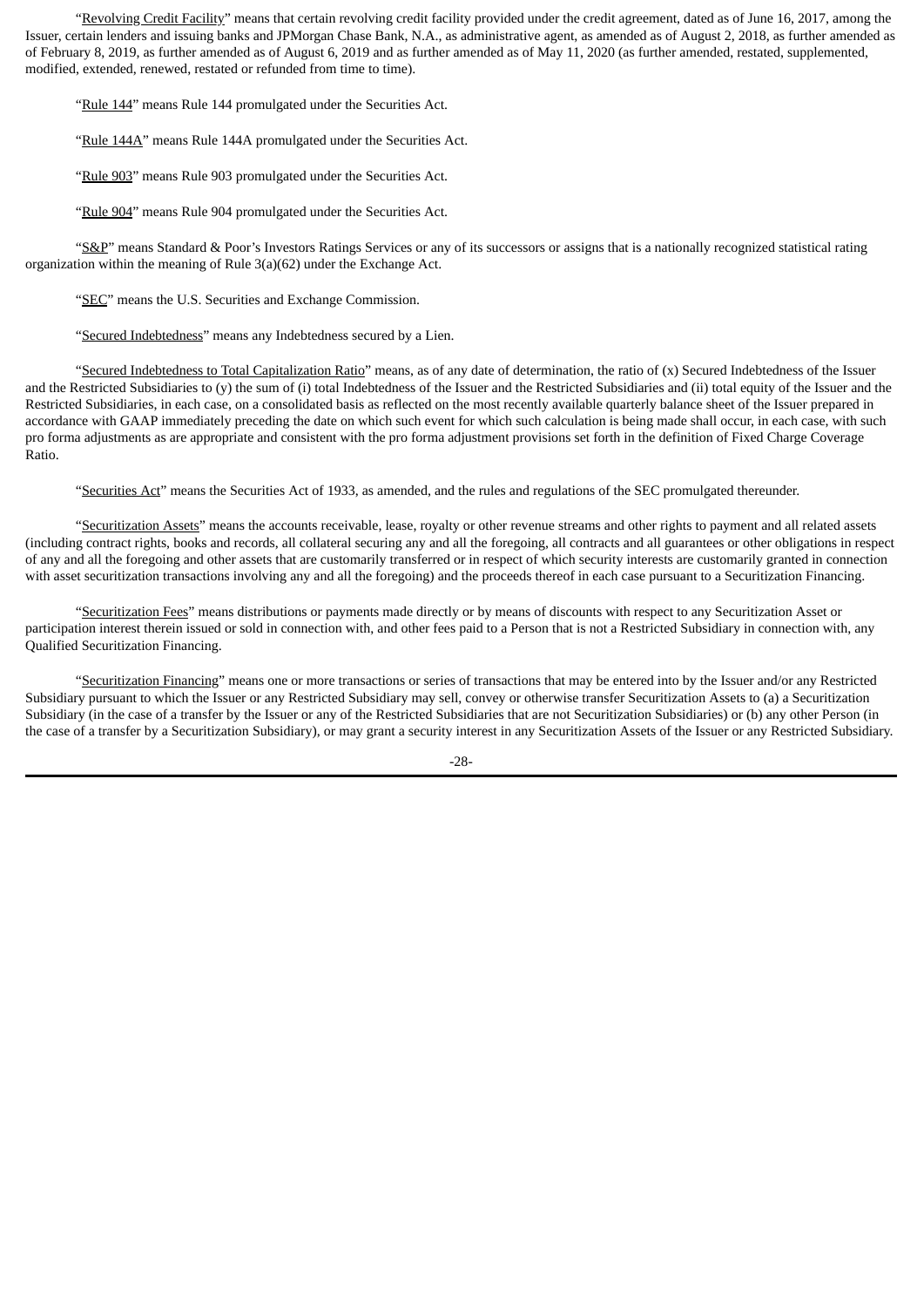"Revolving Credit Facility" means that certain revolving credit facility provided under the credit agreement, dated as of June 16, 2017, among the Issuer, certain lenders and issuing banks and JPMorgan Chase Bank, N.A., as administrative agent, as amended as of August 2, 2018, as further amended as of February 8, 2019, as further amended as of August 6, 2019 and as further amended as of May 11, 2020 (as further amended, restated, supplemented, modified, extended, renewed, restated or refunded from time to time).

"Rule 144" means Rule 144 promulgated under the Securities Act.

"Rule 144A" means Rule 144A promulgated under the Securities Act.

"Rule 903" means Rule 903 promulgated under the Securities Act.

"Rule 904" means Rule 904 promulgated under the Securities Act.

"S&P" means Standard & Poor's Investors Ratings Services or any of its successors or assigns that is a nationally recognized statistical rating organization within the meaning of Rule 3(a)(62) under the Exchange Act.

"SEC" means the U.S. Securities and Exchange Commission.

"Secured Indebtedness" means any Indebtedness secured by a Lien.

"Secured Indebtedness to Total Capitalization Ratio" means, as of any date of determination, the ratio of (x) Secured Indebtedness of the Issuer and the Restricted Subsidiaries to (y) the sum of (i) total Indebtedness of the Issuer and the Restricted Subsidiaries and (ii) total equity of the Issuer and the Restricted Subsidiaries, in each case, on a consolidated basis as reflected on the most recently available quarterly balance sheet of the Issuer prepared in accordance with GAAP immediately preceding the date on which such event for which such calculation is being made shall occur, in each case, with such pro forma adjustments as are appropriate and consistent with the pro forma adjustment provisions set forth in the definition of Fixed Charge Coverage Ratio.

"Securities Act" means the Securities Act of 1933, as amended, and the rules and regulations of the SEC promulgated thereunder.

"Securitization Assets" means the accounts receivable, lease, royalty or other revenue streams and other rights to payment and all related assets (including contract rights, books and records, all collateral securing any and all the foregoing, all contracts and all guarantees or other obligations in respect of any and all the foregoing and other assets that are customarily transferred or in respect of which security interests are customarily granted in connection with asset securitization transactions involving any and all the foregoing) and the proceeds thereof in each case pursuant to a Securitization Financing.

"Securitization Fees" means distributions or payments made directly or by means of discounts with respect to any Securitization Asset or participation interest therein issued or sold in connection with, and other fees paid to a Person that is not a Restricted Subsidiary in connection with, any Qualified Securitization Financing.

"Securitization Financing" means one or more transactions or series of transactions that may be entered into by the Issuer and/or any Restricted Subsidiary pursuant to which the Issuer or any Restricted Subsidiary may sell, convey or otherwise transfer Securitization Assets to (a) a Securitization Subsidiary (in the case of a transfer by the Issuer or any of the Restricted Subsidiaries that are not Securitization Subsidiaries) or (b) any other Person (in the case of a transfer by a Securitization Subsidiary), or may grant a security interest in any Securitization Assets of the Issuer or any Restricted Subsidiary.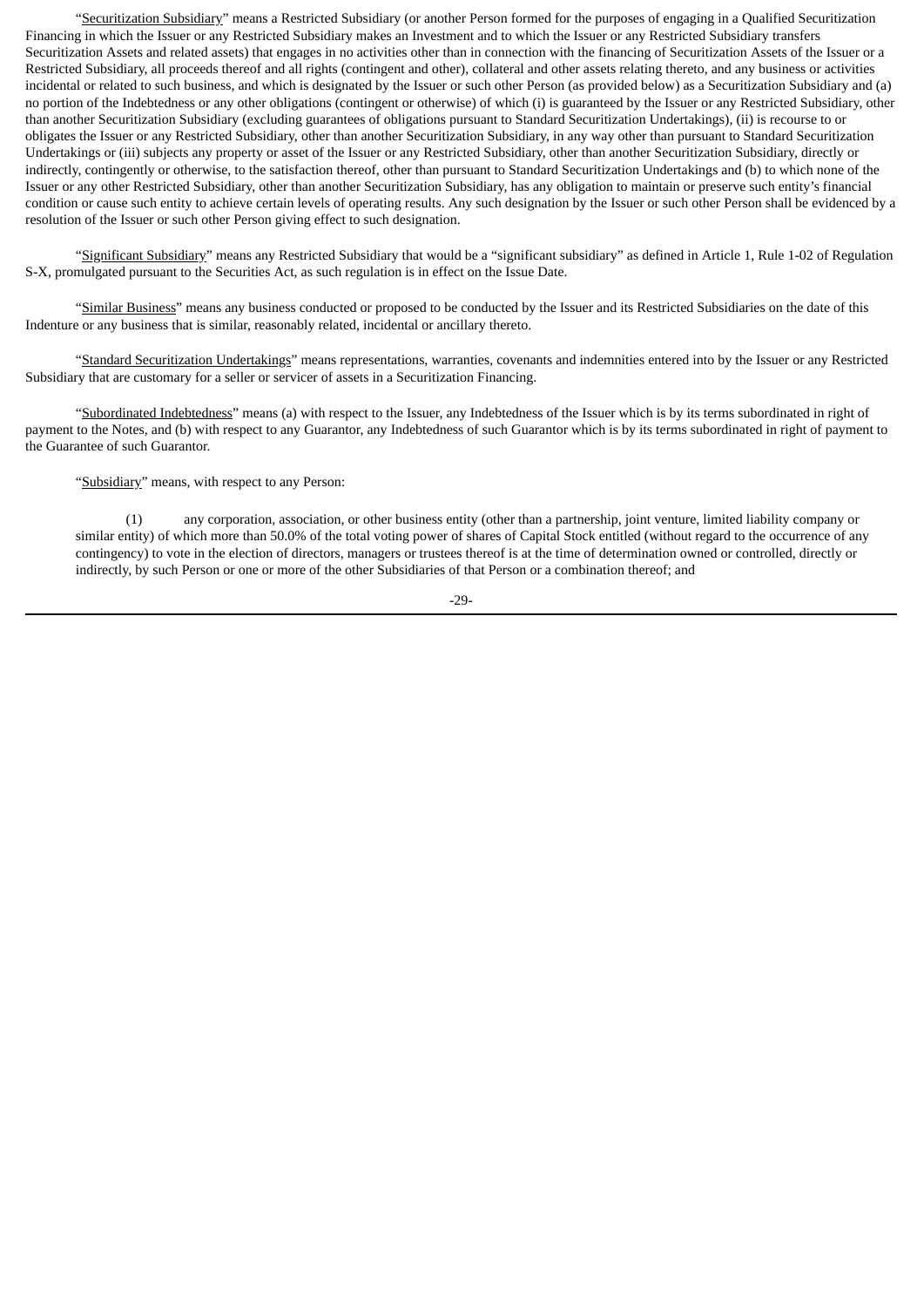"Securitization Subsidiary" means a Restricted Subsidiary (or another Person formed for the purposes of engaging in a Qualified Securitization Financing in which the Issuer or any Restricted Subsidiary makes an Investment and to which the Issuer or any Restricted Subsidiary transfers Securitization Assets and related assets) that engages in no activities other than in connection with the financing of Securitization Assets of the Issuer or a Restricted Subsidiary, all proceeds thereof and all rights (contingent and other), collateral and other assets relating thereto, and any business or activities incidental or related to such business, and which is designated by the Issuer or such other Person (as provided below) as a Securitization Subsidiary and (a) no portion of the Indebtedness or any other obligations (contingent or otherwise) of which (i) is guaranteed by the Issuer or any Restricted Subsidiary, other than another Securitization Subsidiary (excluding guarantees of obligations pursuant to Standard Securitization Undertakings), (ii) is recourse to or obligates the Issuer or any Restricted Subsidiary, other than another Securitization Subsidiary, in any way other than pursuant to Standard Securitization Undertakings or (iii) subjects any property or asset of the Issuer or any Restricted Subsidiary, other than another Securitization Subsidiary, directly or indirectly, contingently or otherwise, to the satisfaction thereof, other than pursuant to Standard Securitization Undertakings and (b) to which none of the Issuer or any other Restricted Subsidiary, other than another Securitization Subsidiary, has any obligation to maintain or preserve such entity's financial condition or cause such entity to achieve certain levels of operating results. Any such designation by the Issuer or such other Person shall be evidenced by a resolution of the Issuer or such other Person giving effect to such designation.

"Significant Subsidiary" means any Restricted Subsidiary that would be a "significant subsidiary" as defined in Article 1, Rule 1-02 of Regulation S-X, promulgated pursuant to the Securities Act, as such regulation is in effect on the Issue Date.

"Similar Business" means any business conducted or proposed to be conducted by the Issuer and its Restricted Subsidiaries on the date of this Indenture or any business that is similar, reasonably related, incidental or ancillary thereto.

"Standard Securitization Undertakings" means representations, warranties, covenants and indemnities entered into by the Issuer or any Restricted Subsidiary that are customary for a seller or servicer of assets in a Securitization Financing.

"Subordinated Indebtedness" means (a) with respect to the Issuer, any Indebtedness of the Issuer which is by its terms subordinated in right of payment to the Notes, and (b) with respect to any Guarantor, any Indebtedness of such Guarantor which is by its terms subordinated in right of payment to the Guarantee of such Guarantor.

"Subsidiary" means, with respect to any Person:

(1) any corporation, association, or other business entity (other than a partnership, joint venture, limited liability company or similar entity) of which more than 50.0% of the total voting power of shares of Capital Stock entitled (without regard to the occurrence of any contingency) to vote in the election of directors, managers or trustees thereof is at the time of determination owned or controlled, directly or indirectly, by such Person or one or more of the other Subsidiaries of that Person or a combination thereof; and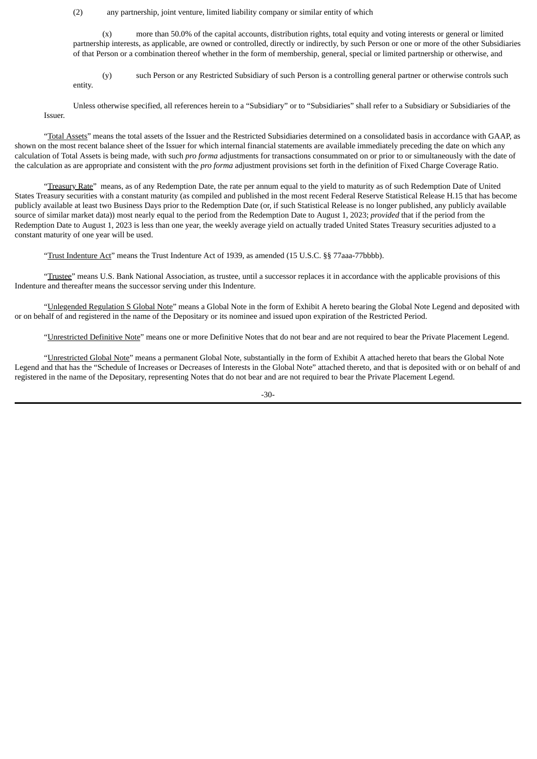(2) any partnership, joint venture, limited liability company or similar entity of which

(x) more than 50.0% of the capital accounts, distribution rights, total equity and voting interests or general or limited partnership interests, as applicable, are owned or controlled, directly or indirectly, by such Person or one or more of the other Subsidiaries of that Person or a combination thereof whether in the form of membership, general, special or limited partnership or otherwise, and

(y) such Person or any Restricted Subsidiary of such Person is a controlling general partner or otherwise controls such entity.

Unless otherwise specified, all references herein to a "Subsidiary" or to "Subsidiaries" shall refer to a Subsidiary or Subsidiaries of the Issuer.

"Total Assets" means the total assets of the Issuer and the Restricted Subsidiaries determined on a consolidated basis in accordance with GAAP, as shown on the most recent balance sheet of the Issuer for which internal financial statements are available immediately preceding the date on which any calculation of Total Assets is being made, with such *pro forma* adjustments for transactions consummated on or prior to or simultaneously with the date of the calculation as are appropriate and consistent with the *pro forma* adjustment provisions set forth in the definition of Fixed Charge Coverage Ratio.

"Treasury Rate" means, as of any Redemption Date, the rate per annum equal to the yield to maturity as of such Redemption Date of United States Treasury securities with a constant maturity (as compiled and published in the most recent Federal Reserve Statistical Release H.15 that has become publicly available at least two Business Days prior to the Redemption Date (or, if such Statistical Release is no longer published, any publicly available source of similar market data)) most nearly equal to the period from the Redemption Date to August 1, 2023; *provided* that if the period from the Redemption Date to August 1, 2023 is less than one year, the weekly average yield on actually traded United States Treasury securities adjusted to a constant maturity of one year will be used.

"Trust Indenture Act" means the Trust Indenture Act of 1939, as amended (15 U.S.C. §§ 77aaa-77bbbb).

"Trustee" means U.S. Bank National Association, as trustee, until a successor replaces it in accordance with the applicable provisions of this Indenture and thereafter means the successor serving under this Indenture.

"Unlegended Regulation S Global Note" means a Global Note in the form of Exhibit A hereto bearing the Global Note Legend and deposited with or on behalf of and registered in the name of the Depositary or its nominee and issued upon expiration of the Restricted Period.

"Unrestricted Definitive Note" means one or more Definitive Notes that do not bear and are not required to bear the Private Placement Legend.

"Unrestricted Global Note" means a permanent Global Note, substantially in the form of Exhibit A attached hereto that bears the Global Note Legend and that has the "Schedule of Increases or Decreases of Interests in the Global Note" attached thereto, and that is deposited with or on behalf of and registered in the name of the Depositary, representing Notes that do not bear and are not required to bear the Private Placement Legend.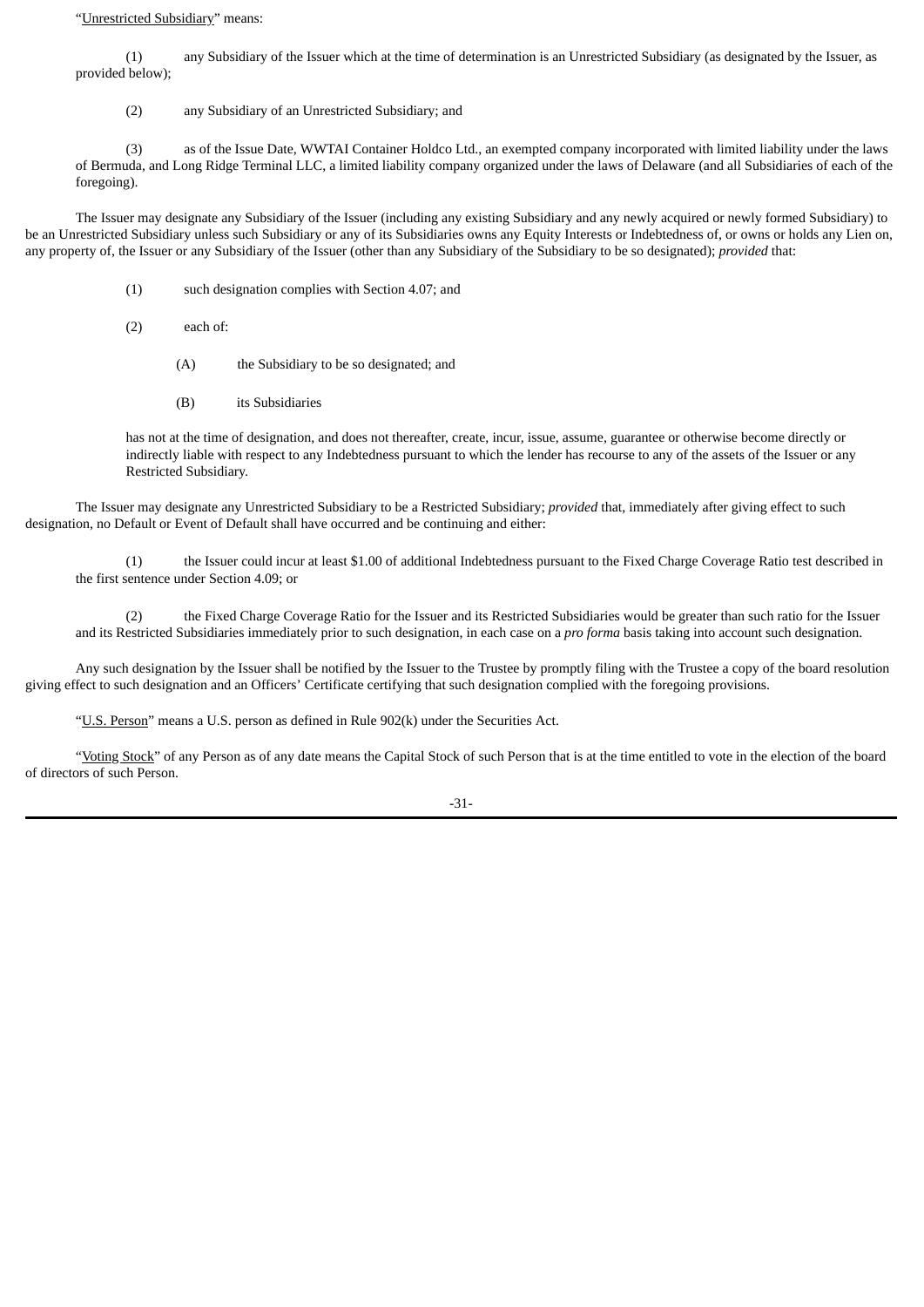"Unrestricted Subsidiary" means:

(1) any Subsidiary of the Issuer which at the time of determination is an Unrestricted Subsidiary (as designated by the Issuer, as provided below);

(2) any Subsidiary of an Unrestricted Subsidiary; and

(3) as of the Issue Date, WWTAI Container Holdco Ltd., an exempted company incorporated with limited liability under the laws of Bermuda, and Long Ridge Terminal LLC, a limited liability company organized under the laws of Delaware (and all Subsidiaries of each of the foregoing).

The Issuer may designate any Subsidiary of the Issuer (including any existing Subsidiary and any newly acquired or newly formed Subsidiary) to be an Unrestricted Subsidiary unless such Subsidiary or any of its Subsidiaries owns any Equity Interests or Indebtedness of, or owns or holds any Lien on, any property of, the Issuer or any Subsidiary of the Issuer (other than any Subsidiary of the Subsidiary to be so designated); *provided* that:

(1) such designation complies with Section 4.07; and

(2) each of:

(A) the Subsidiary to be so designated; and

(B) its Subsidiaries

has not at the time of designation, and does not thereafter, create, incur, issue, assume, guarantee or otherwise become directly or indirectly liable with respect to any Indebtedness pursuant to which the lender has recourse to any of the assets of the Issuer or any Restricted Subsidiary.

The Issuer may designate any Unrestricted Subsidiary to be a Restricted Subsidiary; *provided* that, immediately after giving effect to such designation, no Default or Event of Default shall have occurred and be continuing and either:

(1) the Issuer could incur at least $1.00 of additional Indebtedness pursuant to the Fixed Charge Coverage Ratio test described in the first sentence under Section 4.09; or

(2) the Fixed Charge Coverage Ratio for the Issuer and its Restricted Subsidiaries would be greater than such ratio for the Issuer and its Restricted Subsidiaries immediately prior to such designation, in each case on a *pro forma* basis taking into account such designation.

Any such designation by the Issuer shall be notified by the Issuer to the Trustee by promptly filing with the Trustee a copy of the board resolution giving effect to such designation and an Officers' Certificate certifying that such designation complied with the foregoing provisions.

"U.S. Person" means a U.S. person as defined in Rule 902(k) under the Securities Act.

"Voting Stock" of any Person as of any date means the Capital Stock of such Person that is at the time entitled to vote in the election of the board of directors of such Person.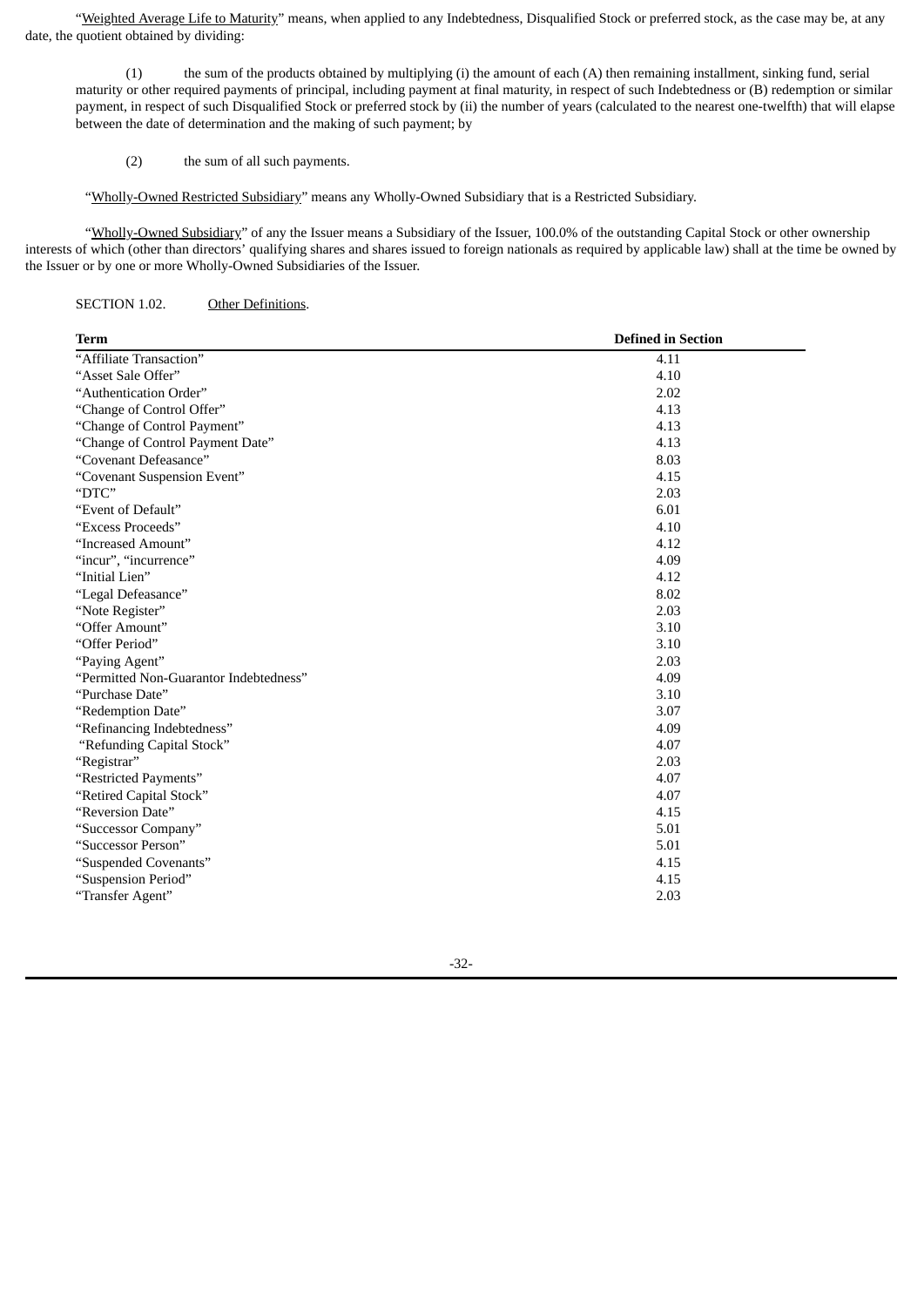"Weighted Average Life to Maturity" means, when applied to any Indebtedness, Disqualified Stock or preferred stock, as the case may be, at any date, the quotient obtained by dividing:

(1) the sum of the products obtained by multiplying (i) the amount of each (A) then remaining installment, sinking fund, serial maturity or other required payments of principal, including payment at final maturity, in respect of such Indebtedness or (B) redemption or similar payment, in respect of such Disqualified Stock or preferred stock by (ii) the number of years (calculated to the nearest one-twelfth) that will elapse between the date of determination and the making of such payment; by

(2) the sum of all such payments.

"Wholly-Owned Restricted Subsidiary" means any Wholly-Owned Subsidiary that is a Restricted Subsidiary.

"Wholly-Owned Subsidiary" of any the Issuer means a Subsidiary of the Issuer, 100.0% of the outstanding Capital Stock or other ownership interests of which (other than directors' qualifying shares and shares issued to foreign nationals as required by applicable law) shall at the time be owned by the Issuer or by one or more Wholly-Owned Subsidiaries of the Issuer.

SECTION 1.02. Other Definitions.

| Term | Defined in Section |
|---|---|
| "Affiliate Transaction" | 4.11 |
| "Asset Sale Offer" | 4.10 |
| "Authentication Order" | 2.02 |
| "Change of Control Offer" | 4.13 |
| "Change of Control Payment" | 4.13 |
| "Change of Control Payment Date" | 4.13 |
| "Covenant Defeasance" | 8.03 |
| "Covenant Suspension Event" | 4.15 |
| "DTC" | 2.03 |
| "Event of Default" | 6.01 |
| "Excess Proceeds" | 4.10 |
| "Increased Amount" | 4.12 |
| "incur", "incurrence" | 4.09 |
| "Initial Lien" | 4.12 |
| "Legal Defeasance" | 8.02 |
| "Note Register" | 2.03 |
| "Offer Amount" | 3.10 |
| "Offer Period" | 3.10 |
| "Paying Agent" | 2.03 |
| "Permitted Non-Guarantor Indebtedness" | 4.09 |
| "Purchase Date" | 3.10 |
| "Redemption Date" | 3.07 |
| "Refinancing Indebtedness" | 4.09 |
| "Refunding Capital Stock" | 4.07 |
| "Registrar" | 2.03 |
| "Restricted Payments" | 4.07 |
| "Retired Capital Stock" | 4.07 |
| "Reversion Date" | 4.15 |
| "Successor Company" | 5.01 |
| "Successor Person" | 5.01 |
| "Suspended Covenants" | 4.15 |
| "Suspension Period" | 4.15 |
| "Transfer Agent" | 2.03 |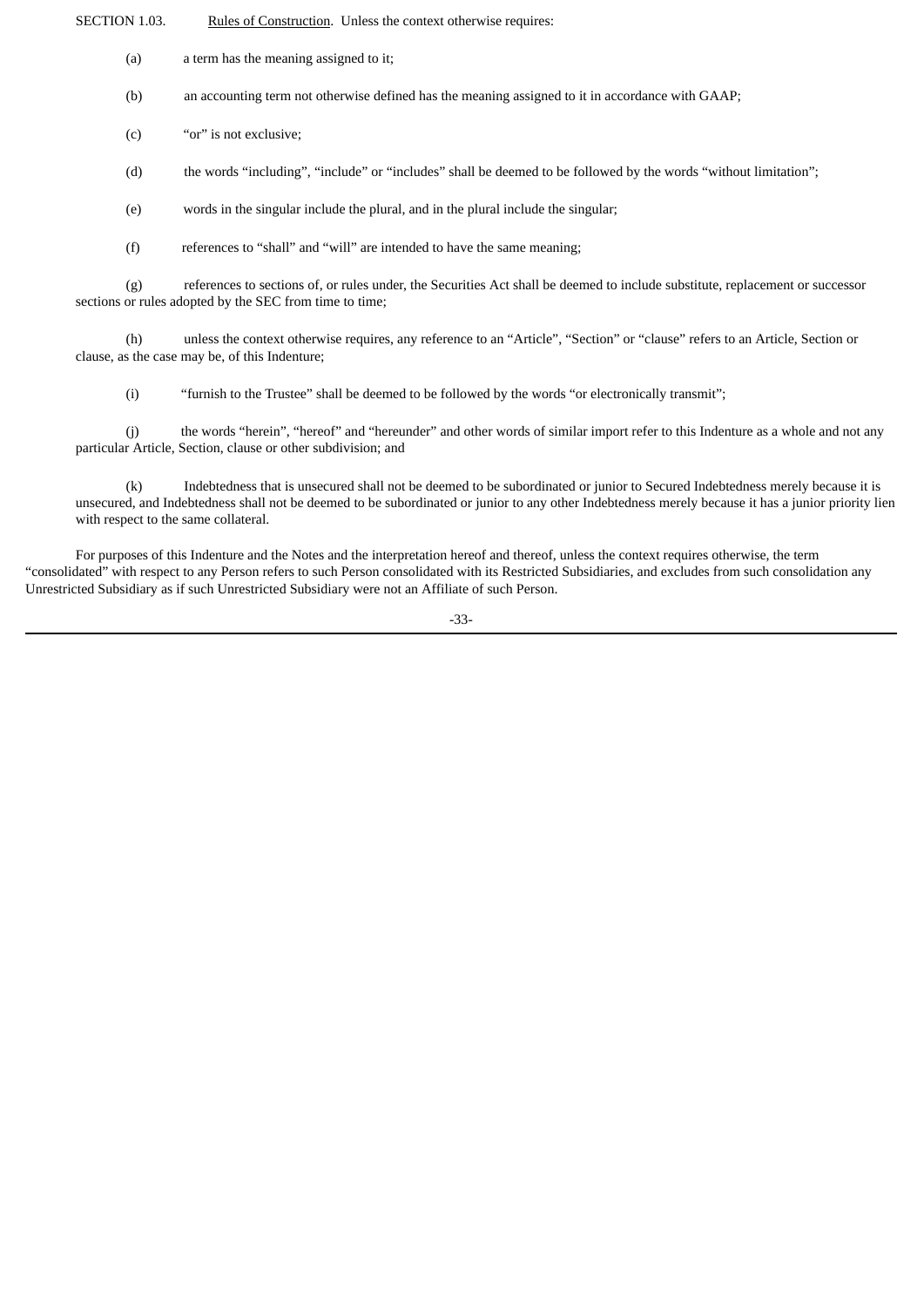SECTION 1.03. Rules of Construction. Unless the context otherwise requires:

(a) a term has the meaning assigned to it;

(b) an accounting term not otherwise defined has the meaning assigned to it in accordance with GAAP;

(c) "or" is not exclusive;

(d) the words "including", "include" or "includes" shall be deemed to be followed by the words "without limitation";

(e) words in the singular include the plural, and in the plural include the singular;

(f) references to "shall" and "will" are intended to have the same meaning;

(g) references to sections of, or rules under, the Securities Act shall be deemed to include substitute, replacement or successor sections or rules adopted by the SEC from time to time;

(h) unless the context otherwise requires, any reference to an "Article", "Section" or "clause" refers to an Article, Section or clause, as the case may be, of this Indenture;

(i) "furnish to the Trustee" shall be deemed to be followed by the words "or electronically transmit";

(j) the words "herein", "hereof" and "hereunder" and other words of similar import refer to this Indenture as a whole and not any particular Article, Section, clause or other subdivision; and

(k) Indebtedness that is unsecured shall not be deemed to be subordinated or junior to Secured Indebtedness merely because it is unsecured, and Indebtedness shall not be deemed to be subordinated or junior to any other Indebtedness merely because it has a junior priority lien with respect to the same collateral.

For purposes of this Indenture and the Notes and the interpretation hereof and thereof, unless the context requires otherwise, the term "consolidated" with respect to any Person refers to such Person consolidated with its Restricted Subsidiaries, and excludes from such consolidation any Unrestricted Subsidiary as if such Unrestricted Subsidiary were not an Affiliate of such Person.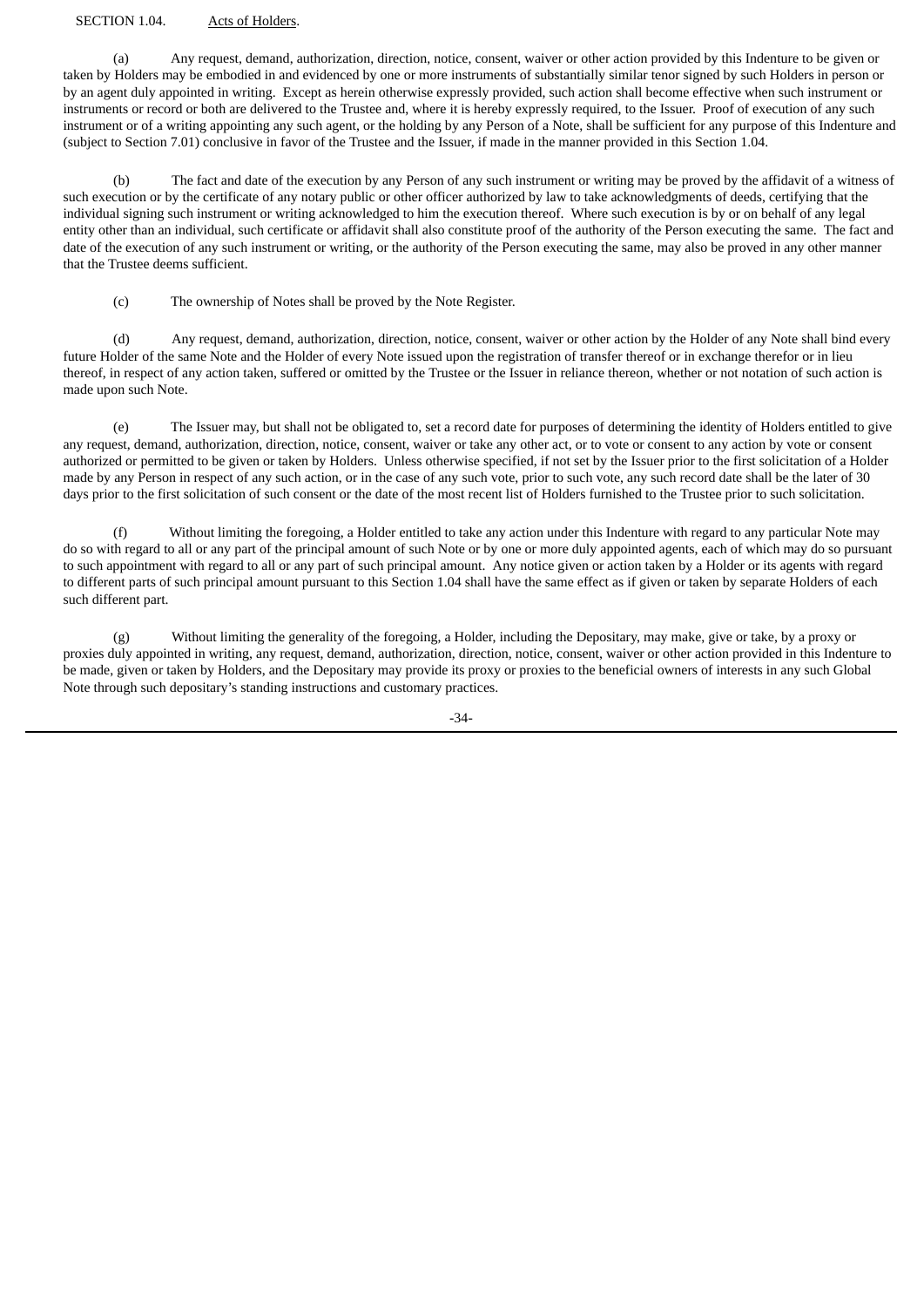SECTION 1.04. Acts of Holders.

(a) Any request, demand, authorization, direction, notice, consent, waiver or other action provided by this Indenture to be given or taken by Holders may be embodied in and evidenced by one or more instruments of substantially similar tenor signed by such Holders in person or by an agent duly appointed in writing. Except as herein otherwise expressly provided, such action shall become effective when such instrument or instruments or record or both are delivered to the Trustee and, where it is hereby expressly required, to the Issuer. Proof of execution of any such instrument or of a writing appointing any such agent, or the holding by any Person of a Note, shall be sufficient for any purpose of this Indenture and (subject to Section 7.01) conclusive in favor of the Trustee and the Issuer, if made in the manner provided in this Section 1.04.

(b) The fact and date of the execution by any Person of any such instrument or writing may be proved by the affidavit of a witness of such execution or by the certificate of any notary public or other officer authorized by law to take acknowledgments of deeds, certifying that the individual signing such instrument or writing acknowledged to him the execution thereof. Where such execution is by or on behalf of any legal entity other than an individual, such certificate or affidavit shall also constitute proof of the authority of the Person executing the same. The fact and date of the execution of any such instrument or writing, or the authority of the Person executing the same, may also be proved in any other manner that the Trustee deems sufficient.

(c) The ownership of Notes shall be proved by the Note Register.

(d) Any request, demand, authorization, direction, notice, consent, waiver or other action by the Holder of any Note shall bind every future Holder of the same Note and the Holder of every Note issued upon the registration of transfer thereof or in exchange therefor or in lieu thereof, in respect of any action taken, suffered or omitted by the Trustee or the Issuer in reliance thereon, whether or not notation of such action is made upon such Note.

(e) The Issuer may, but shall not be obligated to, set a record date for purposes of determining the identity of Holders entitled to give any request, demand, authorization, direction, notice, consent, waiver or take any other act, or to vote or consent to any action by vote or consent authorized or permitted to be given or taken by Holders. Unless otherwise specified, if not set by the Issuer prior to the first solicitation of a Holder made by any Person in respect of any such action, or in the case of any such vote, prior to such vote, any such record date shall be the later of 30 days prior to the first solicitation of such consent or the date of the most recent list of Holders furnished to the Trustee prior to such solicitation.

(f) Without limiting the foregoing, a Holder entitled to take any action under this Indenture with regard to any particular Note may do so with regard to all or any part of the principal amount of such Note or by one or more duly appointed agents, each of which may do so pursuant to such appointment with regard to all or any part of such principal amount. Any notice given or action taken by a Holder or its agents with regard to different parts of such principal amount pursuant to this Section 1.04 shall have the same effect as if given or taken by separate Holders of each such different part.

(g) Without limiting the generality of the foregoing, a Holder, including the Depositary, may make, give or take, by a proxy or proxies duly appointed in writing, any request, demand, authorization, direction, notice, consent, waiver or other action provided in this Indenture to be made, given or taken by Holders, and the Depositary may provide its proxy or proxies to the beneficial owners of interests in any such Global Note through such depositary's standing instructions and customary practices.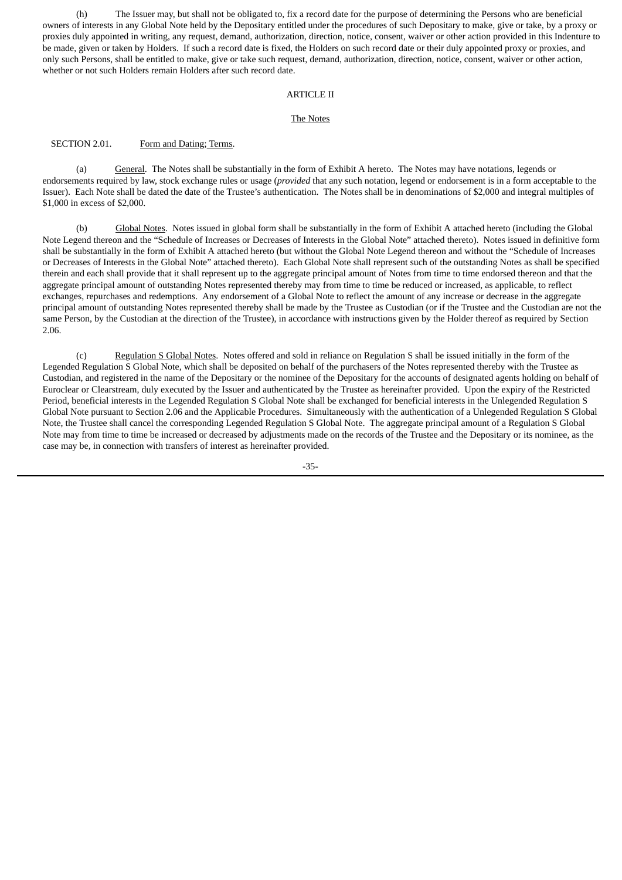(h) The Issuer may, but shall not be obligated to, fix a record date for the purpose of determining the Persons who are beneficial owners of interests in any Global Note held by the Depositary entitled under the procedures of such Depositary to make, give or take, by a proxy or proxies duly appointed in writing, any request, demand, authorization, direction, notice, consent, waiver or other action provided in this Indenture to be made, given or taken by Holders. If such a record date is fixed, the Holders on such record date or their duly appointed proxy or proxies, and only such Persons, shall be entitled to make, give or take such request, demand, authorization, direction, notice, consent, waiver or other action, whether or not such Holders remain Holders after such record date.

## ARTICLE II

## The Notes

SECTION 2.01. Form and Dating; Terms.

(a) General. The Notes shall be substantially in the form of Exhibit A hereto. The Notes may have notations, legends or endorsements required by law, stock exchange rules or usage (*provided* that any such notation, legend or endorsement is in a form acceptable to the Issuer). Each Note shall be dated the date of the Trustee's authentication. The Notes shall be in denominations of $2,000 and integral multiples of $1,000 in excess of $2,000.

(b) Global Notes. Notes issued in global form shall be substantially in the form of Exhibit A attached hereto (including the Global Note Legend thereon and the "Schedule of Increases or Decreases of Interests in the Global Note" attached thereto). Notes issued in definitive form shall be substantially in the form of Exhibit A attached hereto (but without the Global Note Legend thereon and without the "Schedule of Increases or Decreases of Interests in the Global Note" attached thereto). Each Global Note shall represent such of the outstanding Notes as shall be specified therein and each shall provide that it shall represent up to the aggregate principal amount of Notes from time to time endorsed thereon and that the aggregate principal amount of outstanding Notes represented thereby may from time to time be reduced or increased, as applicable, to reflect exchanges, repurchases and redemptions. Any endorsement of a Global Note to reflect the amount of any increase or decrease in the aggregate principal amount of outstanding Notes represented thereby shall be made by the Trustee as Custodian (or if the Trustee and the Custodian are not the same Person, by the Custodian at the direction of the Trustee), in accordance with instructions given by the Holder thereof as required by Section 2.06.

(c) Regulation S Global Notes. Notes offered and sold in reliance on Regulation S shall be issued initially in the form of the Legended Regulation S Global Note, which shall be deposited on behalf of the purchasers of the Notes represented thereby with the Trustee as Custodian, and registered in the name of the Depositary or the nominee of the Depositary for the accounts of designated agents holding on behalf of Euroclear or Clearstream, duly executed by the Issuer and authenticated by the Trustee as hereinafter provided. Upon the expiry of the Restricted Period, beneficial interests in the Legended Regulation S Global Note shall be exchanged for beneficial interests in the Unlegended Regulation S Global Note pursuant to Section 2.06 and the Applicable Procedures. Simultaneously with the authentication of a Unlegended Regulation S Global Note, the Trustee shall cancel the corresponding Legended Regulation S Global Note. The aggregate principal amount of a Regulation S Global Note may from time to time be increased or decreased by adjustments made on the records of the Trustee and the Depositary or its nominee, as the case may be, in connection with transfers of interest as hereinafter provided.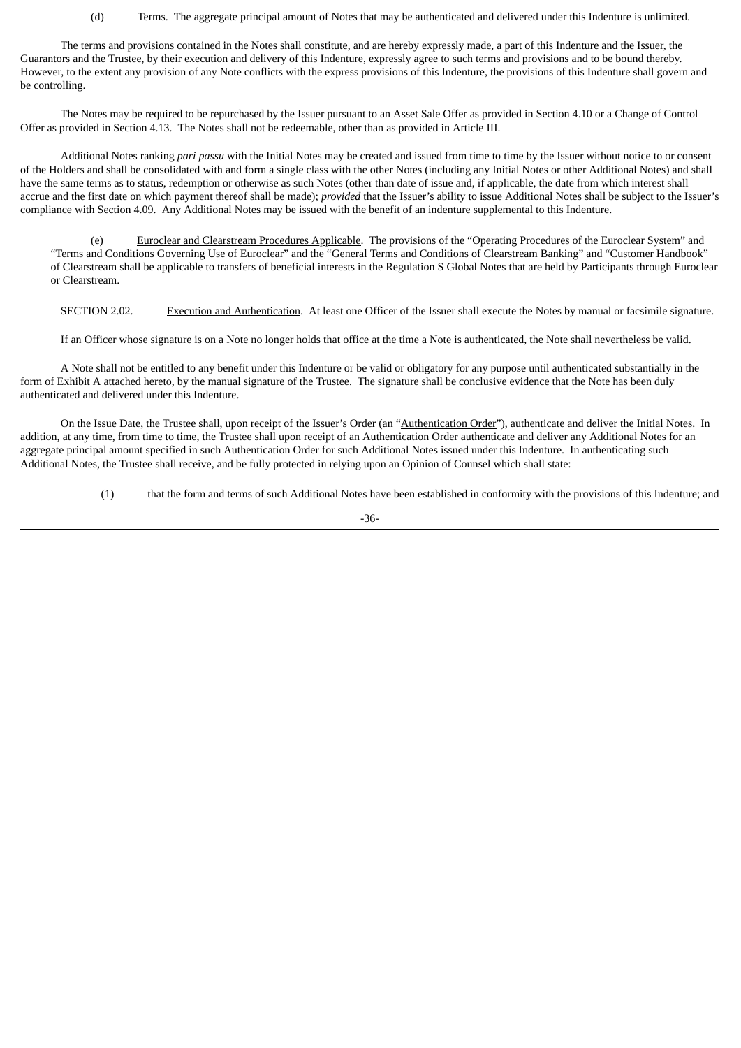(d) Terms. The aggregate principal amount of Notes that may be authenticated and delivered under this Indenture is unlimited.

The terms and provisions contained in the Notes shall constitute, and are hereby expressly made, a part of this Indenture and the Issuer, the Guarantors and the Trustee, by their execution and delivery of this Indenture, expressly agree to such terms and provisions and to be bound thereby. However, to the extent any provision of any Note conflicts with the express provisions of this Indenture, the provisions of this Indenture shall govern and be controlling.

The Notes may be required to be repurchased by the Issuer pursuant to an Asset Sale Offer as provided in Section 4.10 or a Change of Control Offer as provided in Section 4.13. The Notes shall not be redeemable, other than as provided in Article III.

Additional Notes ranking *pari passu* with the Initial Notes may be created and issued from time to time by the Issuer without notice to or consent of the Holders and shall be consolidated with and form a single class with the other Notes (including any Initial Notes or other Additional Notes) and shall have the same terms as to status, redemption or otherwise as such Notes (other than date of issue and, if applicable, the date from which interest shall accrue and the first date on which payment thereof shall be made); *provided* that the Issuer's ability to issue Additional Notes shall be subject to the Issuer's compliance with Section 4.09. Any Additional Notes may be issued with the benefit of an indenture supplemental to this Indenture.

(e) Euroclear and Clearstream Procedures Applicable. The provisions of the "Operating Procedures of the Euroclear System" and "Terms and Conditions Governing Use of Euroclear" and the "General Terms and Conditions of Clearstream Banking" and "Customer Handbook" of Clearstream shall be applicable to transfers of beneficial interests in the Regulation S Global Notes that are held by Participants through Euroclear or Clearstream.

SECTION 2.02. Execution and Authentication. At least one Officer of the Issuer shall execute the Notes by manual or facsimile signature.

If an Officer whose signature is on a Note no longer holds that office at the time a Note is authenticated, the Note shall nevertheless be valid.

A Note shall not be entitled to any benefit under this Indenture or be valid or obligatory for any purpose until authenticated substantially in the form of Exhibit A attached hereto, by the manual signature of the Trustee. The signature shall be conclusive evidence that the Note has been duly authenticated and delivered under this Indenture.

On the Issue Date, the Trustee shall, upon receipt of the Issuer's Order (an "Authentication Order"), authenticate and deliver the Initial Notes. In addition, at any time, from time to time, the Trustee shall upon receipt of an Authentication Order authenticate and deliver any Additional Notes for an aggregate principal amount specified in such Authentication Order for such Additional Notes issued under this Indenture. In authenticating such Additional Notes, the Trustee shall receive, and be fully protected in relying upon an Opinion of Counsel which shall state:

(1) that the form and terms of such Additional Notes have been established in conformity with the provisions of this Indenture; and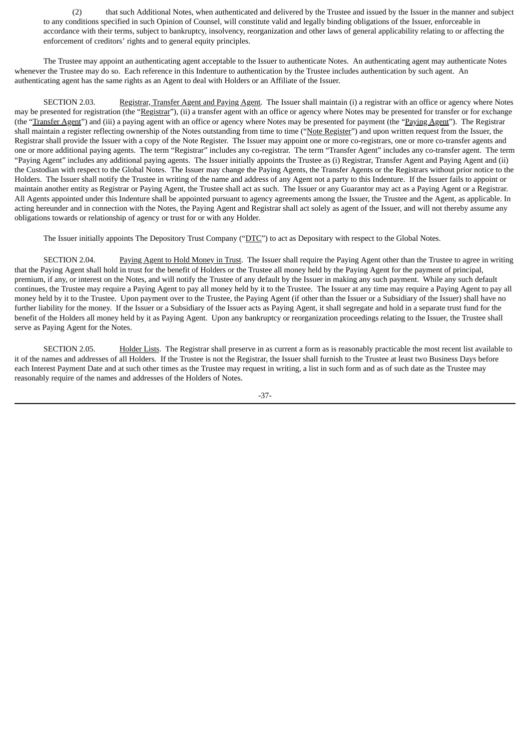(2) that such Additional Notes, when authenticated and delivered by the Trustee and issued by the Issuer in the manner and subject to any conditions specified in such Opinion of Counsel, will constitute valid and legally binding obligations of the Issuer, enforceable in accordance with their terms, subject to bankruptcy, insolvency, reorganization and other laws of general applicability relating to or affecting the enforcement of creditors' rights and to general equity principles.

The Trustee may appoint an authenticating agent acceptable to the Issuer to authenticate Notes. An authenticating agent may authenticate Notes whenever the Trustee may do so. Each reference in this Indenture to authentication by the Trustee includes authentication by such agent. An authenticating agent has the same rights as an Agent to deal with Holders or an Affiliate of the Issuer.

SECTION 2.03. Registrar, Transfer Agent and Paying Agent. The Issuer shall maintain (i) a registrar with an office or agency where Notes may be presented for registration (the "Registrar"), (ii) a transfer agent with an office or agency where Notes may be presented for transfer or for exchange (the "Transfer Agent") and (iii) a paying agent with an office or agency where Notes may be presented for payment (the "Paying Agent"). The Registrar shall maintain a register reflecting ownership of the Notes outstanding from time to time ("Note Register") and upon written request from the Issuer, the Registrar shall provide the Issuer with a copy of the Note Register. The Issuer may appoint one or more co-registrars, one or more co-transfer agents and one or more additional paying agents. The term "Registrar" includes any co-registrar. The term "Transfer Agent" includes any co-transfer agent. The term "Paying Agent" includes any additional paying agents. The Issuer initially appoints the Trustee as (i) Registrar, Transfer Agent and Paying Agent and (ii) the Custodian with respect to the Global Notes. The Issuer may change the Paying Agents, the Transfer Agents or the Registrars without prior notice to the Holders. The Issuer shall notify the Trustee in writing of the name and address of any Agent not a party to this Indenture. If the Issuer fails to appoint or maintain another entity as Registrar or Paying Agent, the Trustee shall act as such. The Issuer or any Guarantor may act as a Paying Agent or a Registrar. All Agents appointed under this Indenture shall be appointed pursuant to agency agreements among the Issuer, the Trustee and the Agent, as applicable. In acting hereunder and in connection with the Notes, the Paying Agent and Registrar shall act solely as agent of the Issuer, and will not thereby assume any obligations towards or relationship of agency or trust for or with any Holder.

The Issuer initially appoints The Depository Trust Company ("DTC") to act as Depositary with respect to the Global Notes.

SECTION 2.04. Paying Agent to Hold Money in Trust. The Issuer shall require the Paying Agent other than the Trustee to agree in writing that the Paying Agent shall hold in trust for the benefit of Holders or the Trustee all money held by the Paying Agent for the payment of principal, premium, if any, or interest on the Notes, and will notify the Trustee of any default by the Issuer in making any such payment. While any such default continues, the Trustee may require a Paying Agent to pay all money held by it to the Trustee. The Issuer at any time may require a Paying Agent to pay all money held by it to the Trustee. Upon payment over to the Trustee, the Paying Agent (if other than the Issuer or a Subsidiary of the Issuer) shall have no further liability for the money. If the Issuer or a Subsidiary of the Issuer acts as Paying Agent, it shall segregate and hold in a separate trust fund for the benefit of the Holders all money held by it as Paying Agent. Upon any bankruptcy or reorganization proceedings relating to the Issuer, the Trustee shall serve as Paying Agent for the Notes.

SECTION 2.05. Holder Lists. The Registrar shall preserve in as current a form as is reasonably practicable the most recent list available to it of the names and addresses of all Holders. If the Trustee is not the Registrar, the Issuer shall furnish to the Trustee at least two Business Days before each Interest Payment Date and at such other times as the Trustee may request in writing, a list in such form and as of such date as the Trustee may reasonably require of the names and addresses of the Holders of Notes.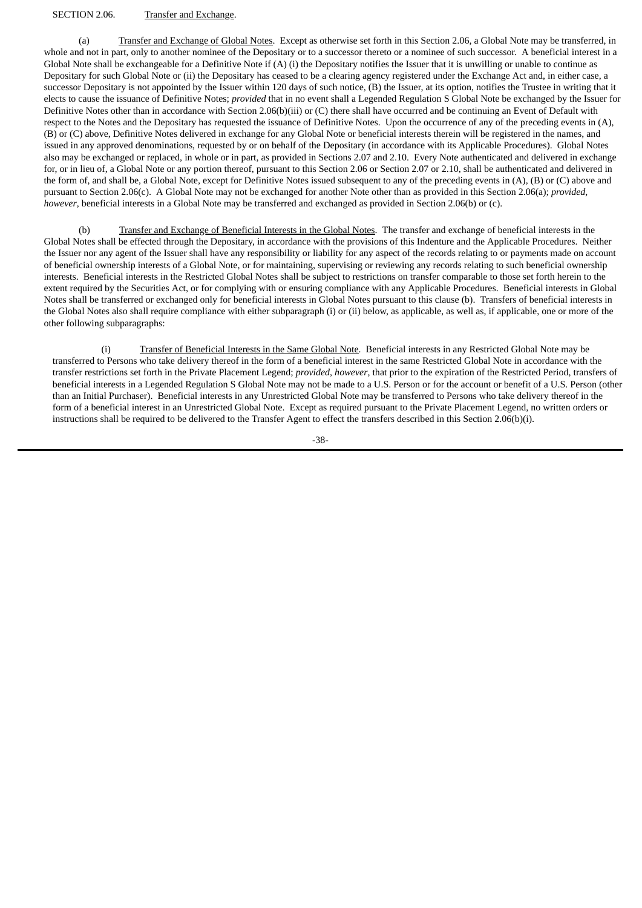SECTION 2.06. Transfer and Exchange.

(a) Transfer and Exchange of Global Notes. Except as otherwise set forth in this Section 2.06, a Global Note may be transferred, in whole and not in part, only to another nominee of the Depositary or to a successor thereto or a nominee of such successor. A beneficial interest in a Global Note shall be exchangeable for a Definitive Note if (A) (i) the Depositary notifies the Issuer that it is unwilling or unable to continue as Depositary for such Global Note or (ii) the Depositary has ceased to be a clearing agency registered under the Exchange Act and, in either case, a successor Depositary is not appointed by the Issuer within 120 days of such notice, (B) the Issuer, at its option, notifies the Trustee in writing that it elects to cause the issuance of Definitive Notes; *provided* that in no event shall a Legended Regulation S Global Note be exchanged by the Issuer for Definitive Notes other than in accordance with Section 2.06(b)(iii) or (C) there shall have occurred and be continuing an Event of Default with respect to the Notes and the Depositary has requested the issuance of Definitive Notes. Upon the occurrence of any of the preceding events in (A), (B) or (C) above, Definitive Notes delivered in exchange for any Global Note or beneficial interests therein will be registered in the names, and issued in any approved denominations, requested by or on behalf of the Depositary (in accordance with its Applicable Procedures). Global Notes also may be exchanged or replaced, in whole or in part, as provided in Sections 2.07 and 2.10. Every Note authenticated and delivered in exchange for, or in lieu of, a Global Note or any portion thereof, pursuant to this Section 2.06 or Section 2.07 or 2.10, shall be authenticated and delivered in the form of, and shall be, a Global Note, except for Definitive Notes issued subsequent to any of the preceding events in (A), (B) or (C) above and pursuant to Section 2.06(c). A Global Note may not be exchanged for another Note other than as provided in this Section 2.06(a); *provided*, *however*, beneficial interests in a Global Note may be transferred and exchanged as provided in Section 2.06(b) or (c).

(b) Transfer and Exchange of Beneficial Interests in the Global Notes. The transfer and exchange of beneficial interests in the Global Notes shall be effected through the Depositary, in accordance with the provisions of this Indenture and the Applicable Procedures. Neither the Issuer nor any agent of the Issuer shall have any responsibility or liability for any aspect of the records relating to or payments made on account of beneficial ownership interests of a Global Note, or for maintaining, supervising or reviewing any records relating to such beneficial ownership interests. Beneficial interests in the Restricted Global Notes shall be subject to restrictions on transfer comparable to those set forth herein to the extent required by the Securities Act, or for complying with or ensuring compliance with any Applicable Procedures. Beneficial interests in Global Notes shall be transferred or exchanged only for beneficial interests in Global Notes pursuant to this clause (b). Transfers of beneficial interests in the Global Notes also shall require compliance with either subparagraph (i) or (ii) below, as applicable, as well as, if applicable, one or more of the other following subparagraphs:

(i) Transfer of Beneficial Interests in the Same Global Note. Beneficial interests in any Restricted Global Note may be transferred to Persons who take delivery thereof in the form of a beneficial interest in the same Restricted Global Note in accordance with the transfer restrictions set forth in the Private Placement Legend; *provided*, *however*, that prior to the expiration of the Restricted Period, transfers of beneficial interests in a Legended Regulation S Global Note may not be made to a U.S. Person or for the account or benefit of a U.S. Person (other than an Initial Purchaser). Beneficial interests in any Unrestricted Global Note may be transferred to Persons who take delivery thereof in the form of a beneficial interest in an Unrestricted Global Note. Except as required pursuant to the Private Placement Legend, no written orders or instructions shall be required to be delivered to the Transfer Agent to effect the transfers described in this Section 2.06(b)(i).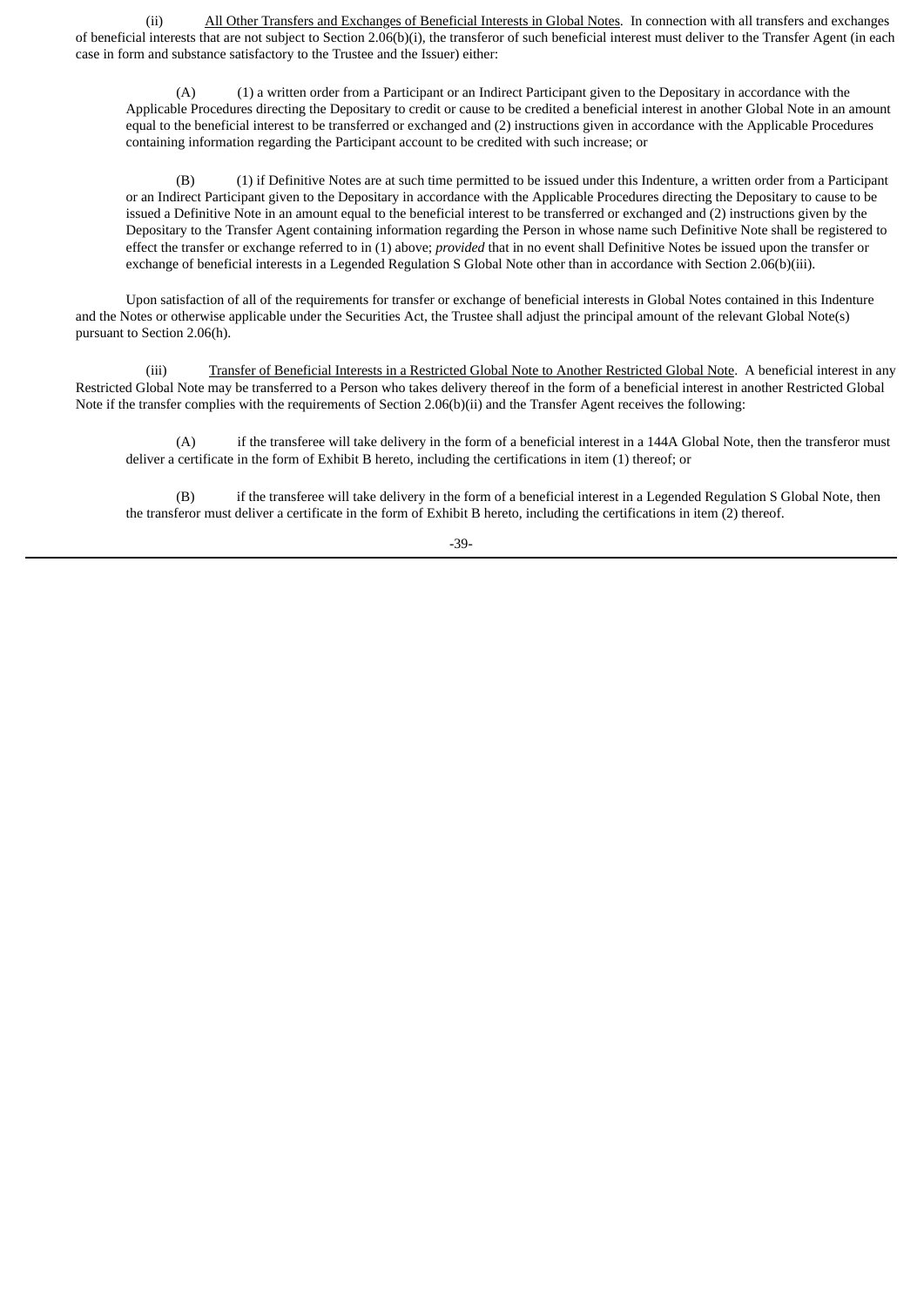(ii) <u>All Other Transfers and Exchanges of Beneficial Interests in Global Notes</u>. In connection with all transfers and exchanges of beneficial interests that are not subject to Section 2.06(b)(i), the transferor of such beneficial interest must deliver to the Transfer Agent (in each case in form and substance satisfactory to the Trustee and the Issuer) either:

(A) (1) a written order from a Participant or an Indirect Participant given to the Depositary in accordance with the Applicable Procedures directing the Depositary to credit or cause to be credited a beneficial interest in another Global Note in an amount equal to the beneficial interest to be transferred or exchanged and (2) instructions given in accordance with the Applicable Procedures containing information regarding the Participant account to be credited with such increase; or

(B) (1) if Definitive Notes are at such time permitted to be issued under this Indenture, a written order from a Participant or an Indirect Participant given to the Depositary in accordance with the Applicable Procedures directing the Depositary to cause to be issued a Definitive Note in an amount equal to the beneficial interest to be transferred or exchanged and (2) instructions given by the Depositary to the Transfer Agent containing information regarding the Person in whose name such Definitive Note shall be registered to effect the transfer or exchange referred to in (1) above; *provided* that in no event shall Definitive Notes be issued upon the transfer or exchange of beneficial interests in a Legended Regulation S Global Note other than in accordance with Section 2.06(b)(iii).

Upon satisfaction of all of the requirements for transfer or exchange of beneficial interests in Global Notes contained in this Indenture and the Notes or otherwise applicable under the Securities Act, the Trustee shall adjust the principal amount of the relevant Global Note(s) pursuant to Section 2.06(h).

(iii) <u>Transfer of Beneficial Interests in a Restricted Global Note to Another Restricted Global Note</u>. A beneficial interest in any Restricted Global Note may be transferred to a Person who takes delivery thereof in the form of a beneficial interest in another Restricted Global Note if the transfer complies with the requirements of Section 2.06(b)(ii) and the Transfer Agent receives the following:

(A) if the transferee will take delivery in the form of a beneficial interest in a 144A Global Note, then the transferor must deliver a certificate in the form of Exhibit B hereto, including the certifications in item (1) thereof; or

(B) if the transferee will take delivery in the form of a beneficial interest in a Legended Regulation S Global Note, then the transferor must deliver a certificate in the form of Exhibit B hereto, including the certifications in item (2) thereof.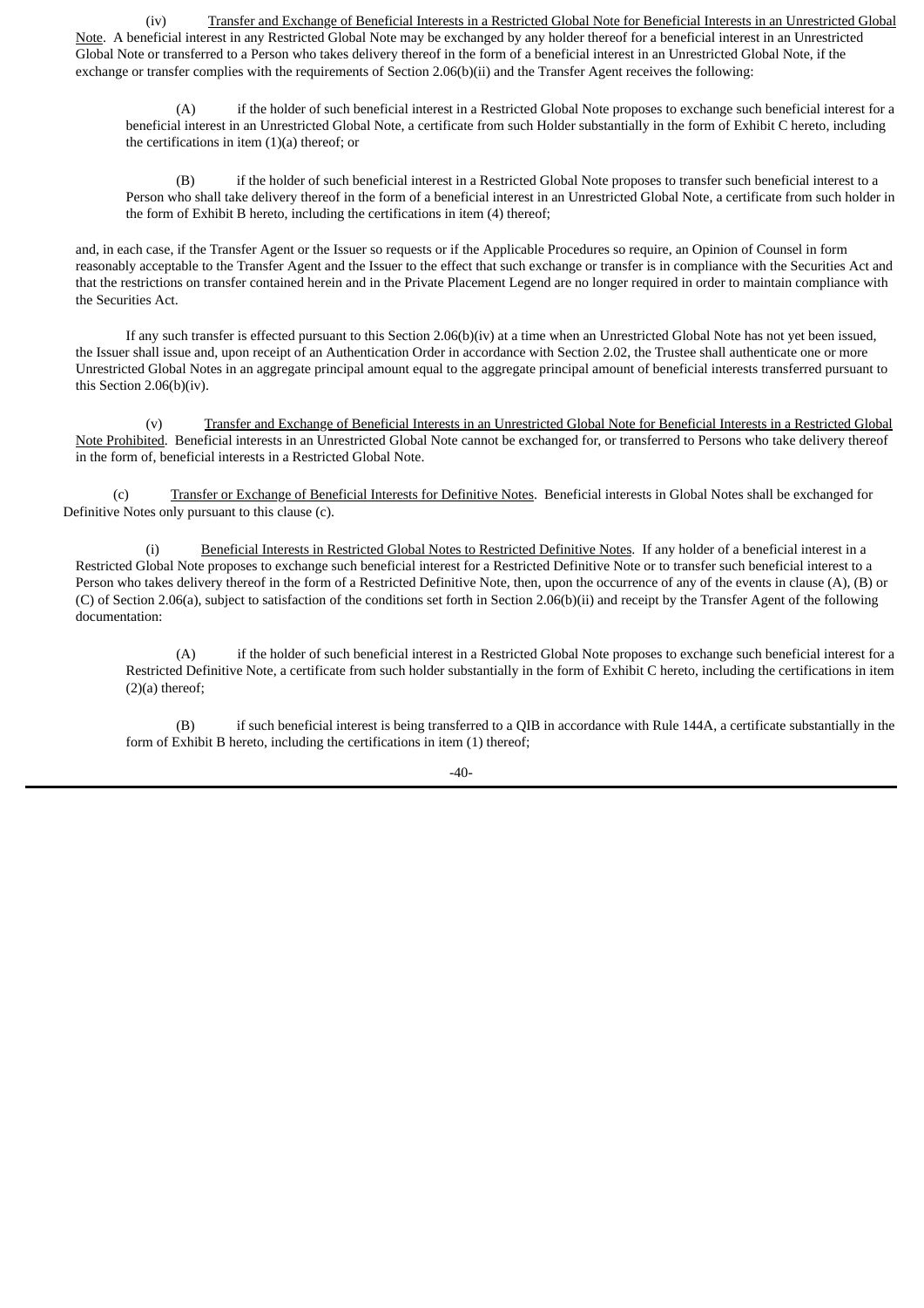(iv) Transfer and Exchange of Beneficial Interests in a Restricted Global Note for Beneficial Interests in an Unrestricted Global Note. A beneficial interest in any Restricted Global Note may be exchanged by any holder thereof for a beneficial interest in an Unrestricted Global Note or transferred to a Person who takes delivery thereof in the form of a beneficial interest in an Unrestricted Global Note, if the exchange or transfer complies with the requirements of Section 2.06(b)(ii) and the Transfer Agent receives the following:

(A) if the holder of such beneficial interest in a Restricted Global Note proposes to exchange such beneficial interest for a beneficial interest in an Unrestricted Global Note, a certificate from such Holder substantially in the form of Exhibit C hereto, including the certifications in item (1)(a) thereof; or

(B) if the holder of such beneficial interest in a Restricted Global Note proposes to transfer such beneficial interest to a Person who shall take delivery thereof in the form of a beneficial interest in an Unrestricted Global Note, a certificate from such holder in the form of Exhibit B hereto, including the certifications in item (4) thereof;

and, in each case, if the Transfer Agent or the Issuer so requests or if the Applicable Procedures so require, an Opinion of Counsel in form reasonably acceptable to the Transfer Agent and the Issuer to the effect that such exchange or transfer is in compliance with the Securities Act and that the restrictions on transfer contained herein and in the Private Placement Legend are no longer required in order to maintain compliance with the Securities Act.

If any such transfer is effected pursuant to this Section 2.06(b)(iv) at a time when an Unrestricted Global Note has not yet been issued, the Issuer shall issue and, upon receipt of an Authentication Order in accordance with Section 2.02, the Trustee shall authenticate one or more Unrestricted Global Notes in an aggregate principal amount equal to the aggregate principal amount of beneficial interests transferred pursuant to this Section 2.06(b)(iv).

(v) Transfer and Exchange of Beneficial Interests in an Unrestricted Global Note for Beneficial Interests in a Restricted Global Note Prohibited. Beneficial interests in an Unrestricted Global Note cannot be exchanged for, or transferred to Persons who take delivery thereof in the form of, beneficial interests in a Restricted Global Note.

(c) Transfer or Exchange of Beneficial Interests for Definitive Notes. Beneficial interests in Global Notes shall be exchanged for Definitive Notes only pursuant to this clause (c).

(i) Beneficial Interests in Restricted Global Notes to Restricted Definitive Notes. If any holder of a beneficial interest in a Restricted Global Note proposes to exchange such beneficial interest for a Restricted Definitive Note or to transfer such beneficial interest to a Person who takes delivery thereof in the form of a Restricted Definitive Note, then, upon the occurrence of any of the events in clause (A), (B) or (C) of Section 2.06(a), subject to satisfaction of the conditions set forth in Section 2.06(b)(ii) and receipt by the Transfer Agent of the following documentation:

(A) if the holder of such beneficial interest in a Restricted Global Note proposes to exchange such beneficial interest for a Restricted Definitive Note, a certificate from such holder substantially in the form of Exhibit C hereto, including the certifications in item (2)(a) thereof;

(B) if such beneficial interest is being transferred to a QIB in accordance with Rule 144A, a certificate substantially in the form of Exhibit B hereto, including the certifications in item (1) thereof;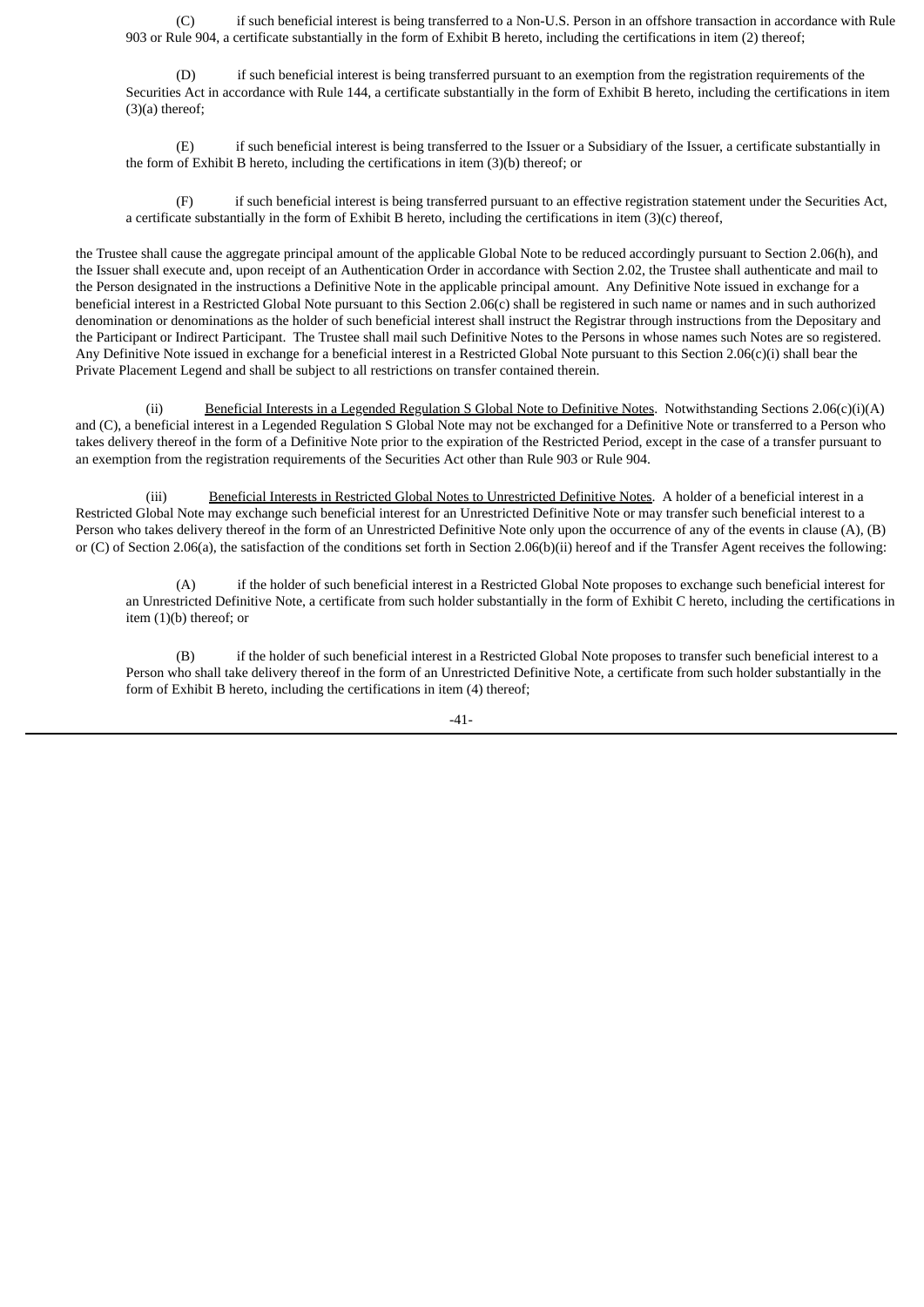(C) if such beneficial interest is being transferred to a Non-U.S. Person in an offshore transaction in accordance with Rule 903 or Rule 904, a certificate substantially in the form of Exhibit B hereto, including the certifications in item (2) thereof;

(D) if such beneficial interest is being transferred pursuant to an exemption from the registration requirements of the Securities Act in accordance with Rule 144, a certificate substantially in the form of Exhibit B hereto, including the certifications in item (3)(a) thereof;

(E) if such beneficial interest is being transferred to the Issuer or a Subsidiary of the Issuer, a certificate substantially in the form of Exhibit B hereto, including the certifications in item (3)(b) thereof; or

(F) if such beneficial interest is being transferred pursuant to an effective registration statement under the Securities Act, a certificate substantially in the form of Exhibit B hereto, including the certifications in item (3)(c) thereof,

the Trustee shall cause the aggregate principal amount of the applicable Global Note to be reduced accordingly pursuant to Section 2.06(h), and the Issuer shall execute and, upon receipt of an Authentication Order in accordance with Section 2.02, the Trustee shall authenticate and mail to the Person designated in the instructions a Definitive Note in the applicable principal amount. Any Definitive Note issued in exchange for a beneficial interest in a Restricted Global Note pursuant to this Section 2.06(c) shall be registered in such name or names and in such authorized denomination or denominations as the holder of such beneficial interest shall instruct the Registrar through instructions from the Depositary and the Participant or Indirect Participant. The Trustee shall mail such Definitive Notes to the Persons in whose names such Notes are so registered. Any Definitive Note issued in exchange for a beneficial interest in a Restricted Global Note pursuant to this Section 2.06(c)(i) shall bear the Private Placement Legend and shall be subject to all restrictions on transfer contained therein.

(ii) Beneficial Interests in a Legended Regulation S Global Note to Definitive Notes. Notwithstanding Sections 2.06(c)(i)(A) and (C), a beneficial interest in a Legended Regulation S Global Note may not be exchanged for a Definitive Note or transferred to a Person who takes delivery thereof in the form of a Definitive Note prior to the expiration of the Restricted Period, except in the case of a transfer pursuant to an exemption from the registration requirements of the Securities Act other than Rule 903 or Rule 904.

(iii) Beneficial Interests in Restricted Global Notes to Unrestricted Definitive Notes. A holder of a beneficial interest in a Restricted Global Note may exchange such beneficial interest for an Unrestricted Definitive Note or may transfer such beneficial interest to a Person who takes delivery thereof in the form of an Unrestricted Definitive Note only upon the occurrence of any of the events in clause (A), (B) or (C) of Section 2.06(a), the satisfaction of the conditions set forth in Section 2.06(b)(ii) hereof and if the Transfer Agent receives the following:

(A) if the holder of such beneficial interest in a Restricted Global Note proposes to exchange such beneficial interest for an Unrestricted Definitive Note, a certificate from such holder substantially in the form of Exhibit C hereto, including the certifications in item (1)(b) thereof; or

(B) if the holder of such beneficial interest in a Restricted Global Note proposes to transfer such beneficial interest to a Person who shall take delivery thereof in the form of an Unrestricted Definitive Note, a certificate from such holder substantially in the form of Exhibit B hereto, including the certifications in item (4) thereof;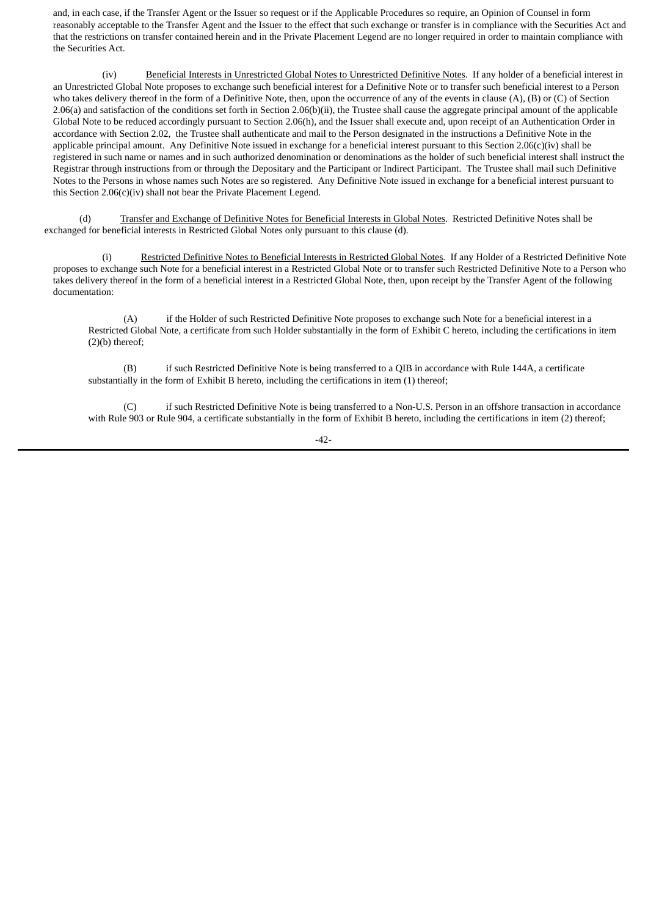and, in each case, if the Transfer Agent or the Issuer so request or if the Applicable Procedures so require, an Opinion of Counsel in form reasonably acceptable to the Transfer Agent and the Issuer to the effect that such exchange or transfer is in compliance with the Securities Act and that the restrictions on transfer contained herein and in the Private Placement Legend are no longer required in order to maintain compliance with the Securities Act.

(iv) Beneficial Interests in Unrestricted Global Notes to Unrestricted Definitive Notes. If any holder of a beneficial interest in an Unrestricted Global Note proposes to exchange such beneficial interest for a Definitive Note or to transfer such beneficial interest to a Person who takes delivery thereof in the form of a Definitive Note, then, upon the occurrence of any of the events in clause (A), (B) or (C) of Section 2.06(a) and satisfaction of the conditions set forth in Section 2.06(b)(ii), the Trustee shall cause the aggregate principal amount of the applicable Global Note to be reduced accordingly pursuant to Section 2.06(h), and the Issuer shall execute and, upon receipt of an Authentication Order in accordance with Section 2.02, the Trustee shall authenticate and mail to the Person designated in the instructions a Definitive Note in the applicable principal amount. Any Definitive Note issued in exchange for a beneficial interest pursuant to this Section 2.06(c)(iv) shall be registered in such name or names and in such authorized denomination or denominations as the holder of such beneficial interest shall instruct the Registrar through instructions from or through the Depositary and the Participant or Indirect Participant. The Trustee shall mail such Definitive Notes to the Persons in whose names such Notes are so registered. Any Definitive Note issued in exchange for a beneficial interest pursuant to this Section 2.06(c)(iv) shall not bear the Private Placement Legend.

(d) Transfer and Exchange of Definitive Notes for Beneficial Interests in Global Notes. Restricted Definitive Notes shall be exchanged for beneficial interests in Restricted Global Notes only pursuant to this clause (d).

(i) Restricted Definitive Notes to Beneficial Interests in Restricted Global Notes. If any Holder of a Restricted Definitive Note proposes to exchange such Note for a beneficial interest in a Restricted Global Note or to transfer such Restricted Definitive Note to a Person who takes delivery thereof in the form of a beneficial interest in a Restricted Global Note, then, upon receipt by the Transfer Agent of the following documentation:

(A) if the Holder of such Restricted Definitive Note proposes to exchange such Note for a beneficial interest in a Restricted Global Note, a certificate from such Holder substantially in the form of Exhibit C hereto, including the certifications in item (2)(b) thereof;

(B) if such Restricted Definitive Note is being transferred to a QIB in accordance with Rule 144A, a certificate substantially in the form of Exhibit B hereto, including the certifications in item (1) thereof;

(C) if such Restricted Definitive Note is being transferred to a Non-U.S. Person in an offshore transaction in accordance with Rule 903 or Rule 904, a certificate substantially in the form of Exhibit B hereto, including the certifications in item (2) thereof;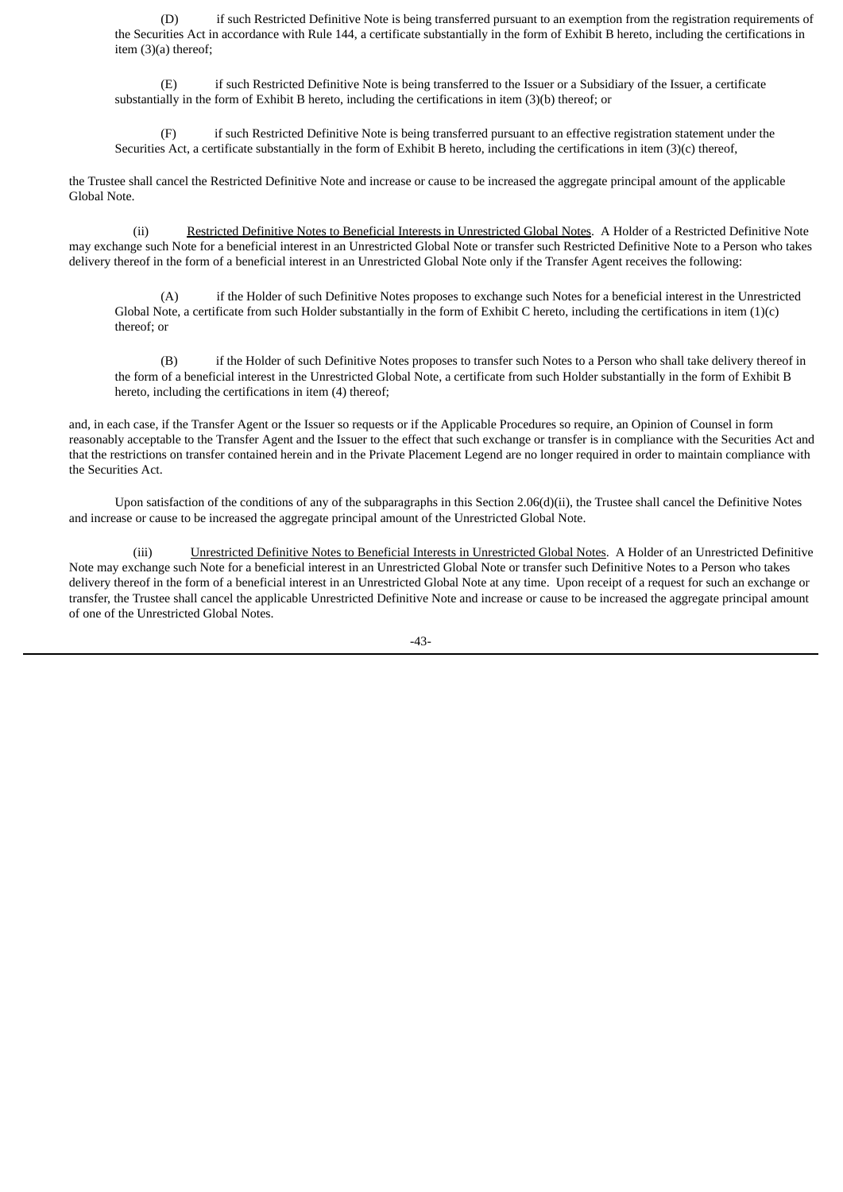(D) if such Restricted Definitive Note is being transferred pursuant to an exemption from the registration requirements of the Securities Act in accordance with Rule 144, a certificate substantially in the form of Exhibit B hereto, including the certifications in item (3)(a) thereof;

(E) if such Restricted Definitive Note is being transferred to the Issuer or a Subsidiary of the Issuer, a certificate substantially in the form of Exhibit B hereto, including the certifications in item (3)(b) thereof; or

(F) if such Restricted Definitive Note is being transferred pursuant to an effective registration statement under the Securities Act, a certificate substantially in the form of Exhibit B hereto, including the certifications in item (3)(c) thereof,

the Trustee shall cancel the Restricted Definitive Note and increase or cause to be increased the aggregate principal amount of the applicable Global Note.

(ii) Restricted Definitive Notes to Beneficial Interests in Unrestricted Global Notes. A Holder of a Restricted Definitive Note may exchange such Note for a beneficial interest in an Unrestricted Global Note or transfer such Restricted Definitive Note to a Person who takes delivery thereof in the form of a beneficial interest in an Unrestricted Global Note only if the Transfer Agent receives the following:

(A) if the Holder of such Definitive Notes proposes to exchange such Notes for a beneficial interest in the Unrestricted Global Note, a certificate from such Holder substantially in the form of Exhibit C hereto, including the certifications in item (1)(c) thereof; or

(B) if the Holder of such Definitive Notes proposes to transfer such Notes to a Person who shall take delivery thereof in the form of a beneficial interest in the Unrestricted Global Note, a certificate from such Holder substantially in the form of Exhibit B hereto, including the certifications in item (4) thereof;

and, in each case, if the Transfer Agent or the Issuer so requests or if the Applicable Procedures so require, an Opinion of Counsel in form reasonably acceptable to the Transfer Agent and the Issuer to the effect that such exchange or transfer is in compliance with the Securities Act and that the restrictions on transfer contained herein and in the Private Placement Legend are no longer required in order to maintain compliance with the Securities Act.

Upon satisfaction of the conditions of any of the subparagraphs in this Section 2.06(d)(ii), the Trustee shall cancel the Definitive Notes and increase or cause to be increased the aggregate principal amount of the Unrestricted Global Note.

(iii) Unrestricted Definitive Notes to Beneficial Interests in Unrestricted Global Notes. A Holder of an Unrestricted Definitive Note may exchange such Note for a beneficial interest in an Unrestricted Global Note or transfer such Definitive Notes to a Person who takes delivery thereof in the form of a beneficial interest in an Unrestricted Global Note at any time. Upon receipt of a request for such an exchange or transfer, the Trustee shall cancel the applicable Unrestricted Definitive Note and increase or cause to be increased the aggregate principal amount of one of the Unrestricted Global Notes.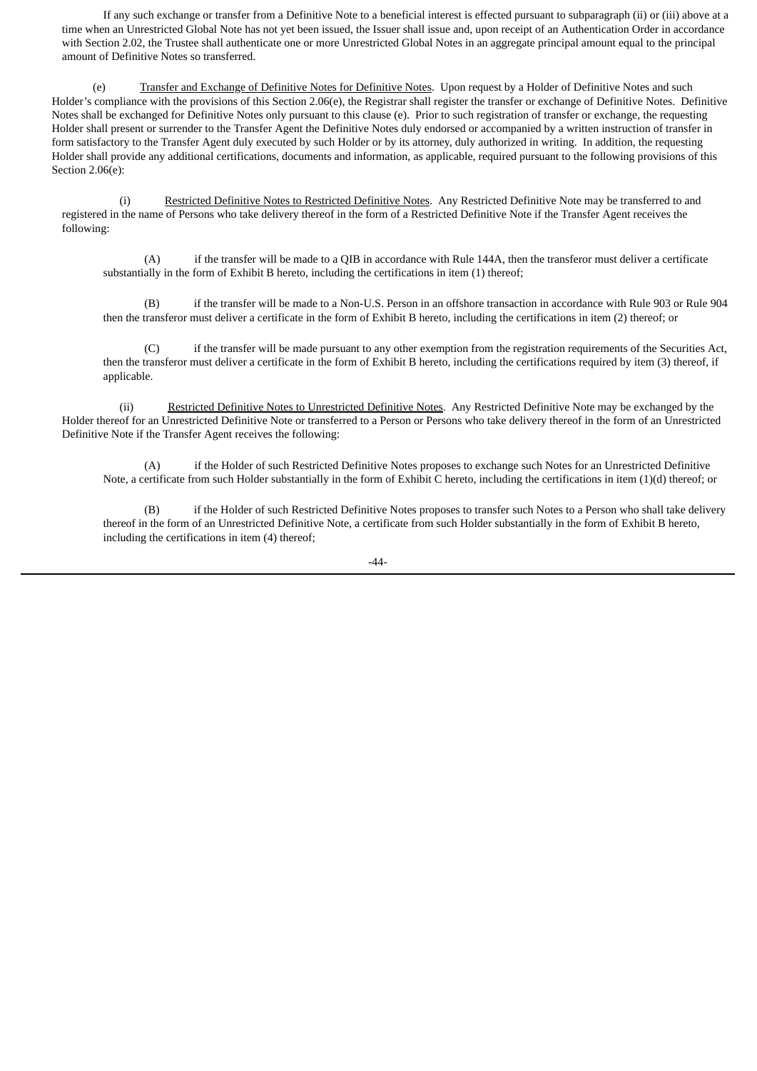If any such exchange or transfer from a Definitive Note to a beneficial interest is effected pursuant to subparagraph (ii) or (iii) above at a time when an Unrestricted Global Note has not yet been issued, the Issuer shall issue and, upon receipt of an Authentication Order in accordance with Section 2.02, the Trustee shall authenticate one or more Unrestricted Global Notes in an aggregate principal amount equal to the principal amount of Definitive Notes so transferred.

(e) Transfer and Exchange of Definitive Notes for Definitive Notes. Upon request by a Holder of Definitive Notes and such Holder's compliance with the provisions of this Section 2.06(e), the Registrar shall register the transfer or exchange of Definitive Notes. Definitive Notes shall be exchanged for Definitive Notes only pursuant to this clause (e). Prior to such registration of transfer or exchange, the requesting Holder shall present or surrender to the Transfer Agent the Definitive Notes duly endorsed or accompanied by a written instruction of transfer in form satisfactory to the Transfer Agent duly executed by such Holder or by its attorney, duly authorized in writing. In addition, the requesting Holder shall provide any additional certifications, documents and information, as applicable, required pursuant to the following provisions of this Section 2.06(e):

(i) Restricted Definitive Notes to Restricted Definitive Notes. Any Restricted Definitive Note may be transferred to and registered in the name of Persons who take delivery thereof in the form of a Restricted Definitive Note if the Transfer Agent receives the following:

(A) if the transfer will be made to a QIB in accordance with Rule 144A, then the transferor must deliver a certificate substantially in the form of Exhibit B hereto, including the certifications in item (1) thereof;

(B) if the transfer will be made to a Non-U.S. Person in an offshore transaction in accordance with Rule 903 or Rule 904 then the transferor must deliver a certificate in the form of Exhibit B hereto, including the certifications in item (2) thereof; or

(C) if the transfer will be made pursuant to any other exemption from the registration requirements of the Securities Act, then the transferor must deliver a certificate in the form of Exhibit B hereto, including the certifications required by item (3) thereof, if applicable.

(ii) Restricted Definitive Notes to Unrestricted Definitive Notes. Any Restricted Definitive Note may be exchanged by the Holder thereof for an Unrestricted Definitive Note or transferred to a Person or Persons who take delivery thereof in the form of an Unrestricted Definitive Note if the Transfer Agent receives the following:

(A) if the Holder of such Restricted Definitive Notes proposes to exchange such Notes for an Unrestricted Definitive Note, a certificate from such Holder substantially in the form of Exhibit C hereto, including the certifications in item (1)(d) thereof; or

(B) if the Holder of such Restricted Definitive Notes proposes to transfer such Notes to a Person who shall take delivery thereof in the form of an Unrestricted Definitive Note, a certificate from such Holder substantially in the form of Exhibit B hereto, including the certifications in item (4) thereof;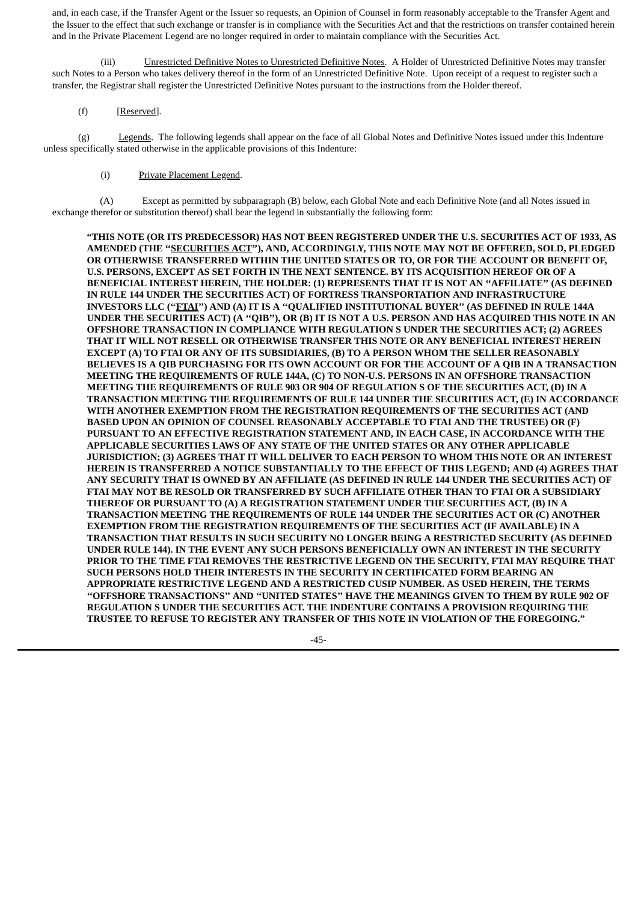and, in each case, if the Transfer Agent or the Issuer so requests, an Opinion of Counsel in form reasonably acceptable to the Transfer Agent and the Issuer to the effect that such exchange or transfer is in compliance with the Securities Act and that the restrictions on transfer contained herein and in the Private Placement Legend are no longer required in order to maintain compliance with the Securities Act.

(iii) Unrestricted Definitive Notes to Unrestricted Definitive Notes. A Holder of Unrestricted Definitive Notes may transfer such Notes to a Person who takes delivery thereof in the form of an Unrestricted Definitive Note. Upon receipt of a request to register such a transfer, the Registrar shall register the Unrestricted Definitive Notes pursuant to the instructions from the Holder thereof.

(f) [Reserved].

(g) Legends. The following legends shall appear on the face of all Global Notes and Definitive Notes issued under this Indenture unless specifically stated otherwise in the applicable provisions of this Indenture:

(i) Private Placement Legend.

(A) Except as permitted by subparagraph (B) below, each Global Note and each Definitive Note (and all Notes issued in exchange therefor or substitution thereof) shall bear the legend in substantially the following form:

**"THIS NOTE (OR ITS PREDECESSOR) HAS NOT BEEN REGISTERED UNDER THE U.S. SECURITIES ACT OF 1933, AS AMENDED (THE "SECURITIES ACT"), AND, ACCORDINGLY, THIS NOTE MAY NOT BE OFFERED, SOLD, PLEDGED OR OTHERWISE TRANSFERRED WITHIN THE UNITED STATES OR TO, OR FOR THE ACCOUNT OR BENEFIT OF, U.S. PERSONS, EXCEPT AS SET FORTH IN THE NEXT SENTENCE. BY ITS ACQUISITION HEREOF OR OF A BENEFICIAL INTEREST HEREIN, THE HOLDER: (1) REPRESENTS THAT IT IS NOT AN "AFFILIATE" (AS DEFINED IN RULE 144 UNDER THE SECURITIES ACT) OF FORTRESS TRANSPORTATION AND INFRASTRUCTURE INVESTORS LLC ("FTAI") AND (A) IT IS A "QUALIFIED INSTITUTIONAL BUYER" (AS DEFINED IN RULE 144A UNDER THE SECURITIES ACT) (A "QIB"), OR (B) IT IS NOT A U.S. PERSON AND HAS ACQUIRED THIS NOTE IN AN OFFSHORE TRANSACTION IN COMPLIANCE WITH REGULATION S UNDER THE SECURITIES ACT; (2) AGREES THAT IT WILL NOT RESELL OR OTHERWISE TRANSFER THIS NOTE OR ANY BENEFICIAL INTEREST HEREIN EXCEPT (A) TO FTAI OR ANY OF ITS SUBSIDIARIES, (B) TO A PERSON WHOM THE SELLER REASONABLY BELIEVES IS A QIB PURCHASING FOR ITS OWN ACCOUNT OR FOR THE ACCOUNT OF A QIB IN A TRANSACTION MEETING THE REQUIREMENTS OF RULE 144A, (C) TO NON-U.S. PERSONS IN AN OFFSHORE TRANSACTION MEETING THE REQUIREMENTS OF RULE 903 OR 904 OF REGULATION S OF THE SECURITIES ACT, (D) IN A TRANSACTION MEETING THE REQUIREMENTS OF RULE 144 UNDER THE SECURITIES ACT, (E) IN ACCORDANCE WITH ANOTHER EXEMPTION FROM THE REGISTRATION REQUIREMENTS OF THE SECURITIES ACT (AND BASED UPON AN OPINION OF COUNSEL REASONABLY ACCEPTABLE TO FTAI AND THE TRUSTEE) OR (F) PURSUANT TO AN EFFECTIVE REGISTRATION STATEMENT AND, IN EACH CASE, IN ACCORDANCE WITH THE APPLICABLE SECURITIES LAWS OF ANY STATE OF THE UNITED STATES OR ANY OTHER APPLICABLE JURISDICTION; (3) AGREES THAT IT WILL DELIVER TO EACH PERSON TO WHOM THIS NOTE OR AN INTEREST HEREIN IS TRANSFERRED A NOTICE SUBSTANTIALLY TO THE EFFECT OF THIS LEGEND; AND (4) AGREES THAT ANY SECURITY THAT IS OWNED BY AN AFFILIATE (AS DEFINED IN RULE 144 UNDER THE SECURITIES ACT) OF FTAI MAY NOT BE RESOLD OR TRANSFERRED BY SUCH AFFILIATE OTHER THAN TO FTAI OR A SUBSIDIARY THEREOF OR PURSUANT TO (A) A REGISTRATION STATEMENT UNDER THE SECURITIES ACT, (B) IN A TRANSACTION MEETING THE REQUIREMENTS OF RULE 144 UNDER THE SECURITIES ACT OR (C) ANOTHER EXEMPTION FROM THE REGISTRATION REQUIREMENTS OF THE SECURITIES ACT (IF AVAILABLE) IN A TRANSACTION THAT RESULTS IN SUCH SECURITY NO LONGER BEING A RESTRICTED SECURITY (AS DEFINED UNDER RULE 144). IN THE EVENT ANY SUCH PERSONS BENEFICIALLY OWN AN INTEREST IN THE SECURITY PRIOR TO THE TIME FTAI REMOVES THE RESTRICTIVE LEGEND ON THE SECURITY, FTAI MAY REQUIRE THAT SUCH PERSONS HOLD THEIR INTERESTS IN THE SECURITY IN CERTIFICATED FORM BEARING AN APPROPRIATE RESTRICTIVE LEGEND AND A RESTRICTED CUSIP NUMBER. AS USED HEREIN, THE TERMS "OFFSHORE TRANSACTIONS" AND "UNITED STATES" HAVE THE MEANINGS GIVEN TO THEM BY RULE 902 OF REGULATION S UNDER THE SECURITIES ACT. THE INDENTURE CONTAINS A PROVISION REQUIRING THE TRUSTEE TO REFUSE TO REGISTER ANY TRANSFER OF THIS NOTE IN VIOLATION OF THE FOREGOING."**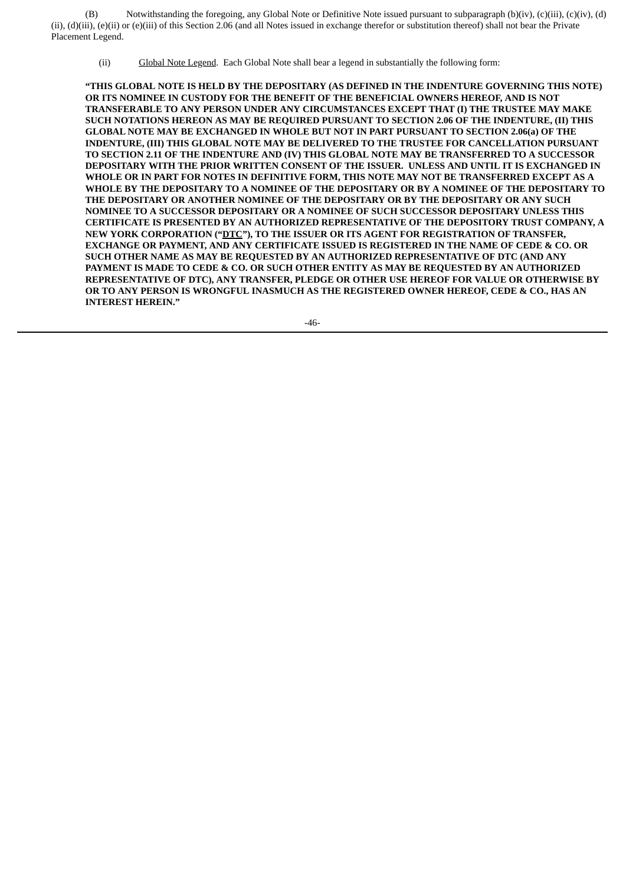(B) Notwithstanding the foregoing, any Global Note or Definitive Note issued pursuant to subparagraph (b)(iv), (c)(iii), (c)(iv), (d)(ii), (d)(iii), (e)(ii) or (e)(iii) of this Section 2.06 (and all Notes issued in exchange therefor or substitution thereof) shall not bear the Private Placement Legend.

(ii) Global Note Legend. Each Global Note shall bear a legend in substantially the following form:

**"THIS GLOBAL NOTE IS HELD BY THE DEPOSITARY (AS DEFINED IN THE INDENTURE GOVERNING THIS NOTE) OR ITS NOMINEE IN CUSTODY FOR THE BENEFIT OF THE BENEFICIAL OWNERS HEREOF, AND IS NOT TRANSFERABLE TO ANY PERSON UNDER ANY CIRCUMSTANCES EXCEPT THAT (I) THE TRUSTEE MAY MAKE SUCH NOTATIONS HEREON AS MAY BE REQUIRED PURSUANT TO SECTION 2.06 OF THE INDENTURE, (II) THIS GLOBAL NOTE MAY BE EXCHANGED IN WHOLE BUT NOT IN PART PURSUANT TO SECTION 2.06(a) OF THE INDENTURE, (III) THIS GLOBAL NOTE MAY BE DELIVERED TO THE TRUSTEE FOR CANCELLATION PURSUANT TO SECTION 2.11 OF THE INDENTURE AND (IV) THIS GLOBAL NOTE MAY BE TRANSFERRED TO A SUCCESSOR DEPOSITARY WITH THE PRIOR WRITTEN CONSENT OF THE ISSUER. UNLESS AND UNTIL IT IS EXCHANGED IN WHOLE OR IN PART FOR NOTES IN DEFINITIVE FORM, THIS NOTE MAY NOT BE TRANSFERRED EXCEPT AS A WHOLE BY THE DEPOSITARY TO A NOMINEE OF THE DEPOSITARY OR BY A NOMINEE OF THE DEPOSITARY TO THE DEPOSITARY OR ANOTHER NOMINEE OF THE DEPOSITARY OR BY THE DEPOSITARY OR ANY SUCH NOMINEE TO A SUCCESSOR DEPOSITARY OR A NOMINEE OF SUCH SUCCESSOR DEPOSITARY UNLESS THIS CERTIFICATE IS PRESENTED BY AN AUTHORIZED REPRESENTATIVE OF THE DEPOSITORY TRUST COMPANY, A NEW YORK CORPORATION ("DTC"), TO THE ISSUER OR ITS AGENT FOR REGISTRATION OF TRANSFER, EXCHANGE OR PAYMENT, AND ANY CERTIFICATE ISSUED IS REGISTERED IN THE NAME OF CEDE & CO. OR SUCH OTHER NAME AS MAY BE REQUESTED BY AN AUTHORIZED REPRESENTATIVE OF DTC (AND ANY PAYMENT IS MADE TO CEDE & CO. OR SUCH OTHER ENTITY AS MAY BE REQUESTED BY AN AUTHORIZED REPRESENTATIVE OF DTC), ANY TRANSFER, PLEDGE OR OTHER USE HEREOF FOR VALUE OR OTHERWISE BY OR TO ANY PERSON IS WRONGFUL INASMUCH AS THE REGISTERED OWNER HEREOF, CEDE & CO., HAS AN INTEREST HEREIN."**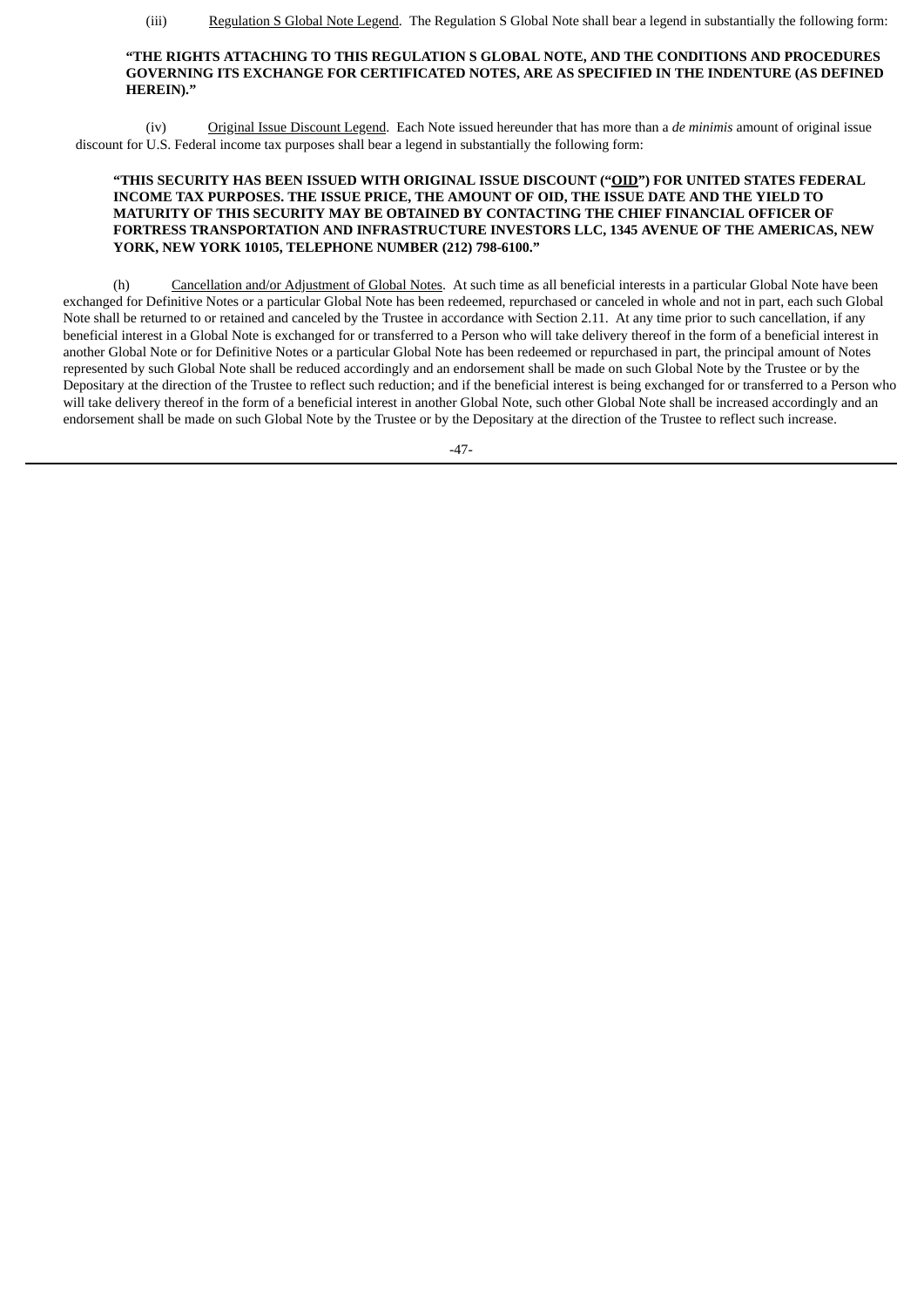(iii) Regulation S Global Note Legend. The Regulation S Global Note shall bear a legend in substantially the following form:

**"THE RIGHTS ATTACHING TO THIS REGULATION S GLOBAL NOTE, AND THE CONDITIONS AND PROCEDURES GOVERNING ITS EXCHANGE FOR CERTIFICATED NOTES, ARE AS SPECIFIED IN THE INDENTURE (AS DEFINED HEREIN)."**

(iv) Original Issue Discount Legend. Each Note issued hereunder that has more than a *de minimis* amount of original issue discount for U.S. Federal income tax purposes shall bear a legend in substantially the following form:

**"THIS SECURITY HAS BEEN ISSUED WITH ORIGINAL ISSUE DISCOUNT ("OID") FOR UNITED STATES FEDERAL INCOME TAX PURPOSES. THE ISSUE PRICE, THE AMOUNT OF OID, THE ISSUE DATE AND THE YIELD TO MATURITY OF THIS SECURITY MAY BE OBTAINED BY CONTACTING THE CHIEF FINANCIAL OFFICER OF FORTRESS TRANSPORTATION AND INFRASTRUCTURE INVESTORS LLC, 1345 AVENUE OF THE AMERICAS, NEW YORK, NEW YORK 10105, TELEPHONE NUMBER (212) 798-6100."**

(h) Cancellation and/or Adjustment of Global Notes. At such time as all beneficial interests in a particular Global Note have been exchanged for Definitive Notes or a particular Global Note has been redeemed, repurchased or canceled in whole and not in part, each such Global Note shall be returned to or retained and canceled by the Trustee in accordance with Section 2.11. At any time prior to such cancellation, if any beneficial interest in a Global Note is exchanged for or transferred to a Person who will take delivery thereof in the form of a beneficial interest in another Global Note or for Definitive Notes or a particular Global Note has been redeemed or repurchased in part, the principal amount of Notes represented by such Global Note shall be reduced accordingly and an endorsement shall be made on such Global Note by the Trustee or by the Depositary at the direction of the Trustee to reflect such reduction; and if the beneficial interest is being exchanged for or transferred to a Person who will take delivery thereof in the form of a beneficial interest in another Global Note, such other Global Note shall be increased accordingly and an endorsement shall be made on such Global Note by the Trustee or by the Depositary at the direction of the Trustee to reflect such increase.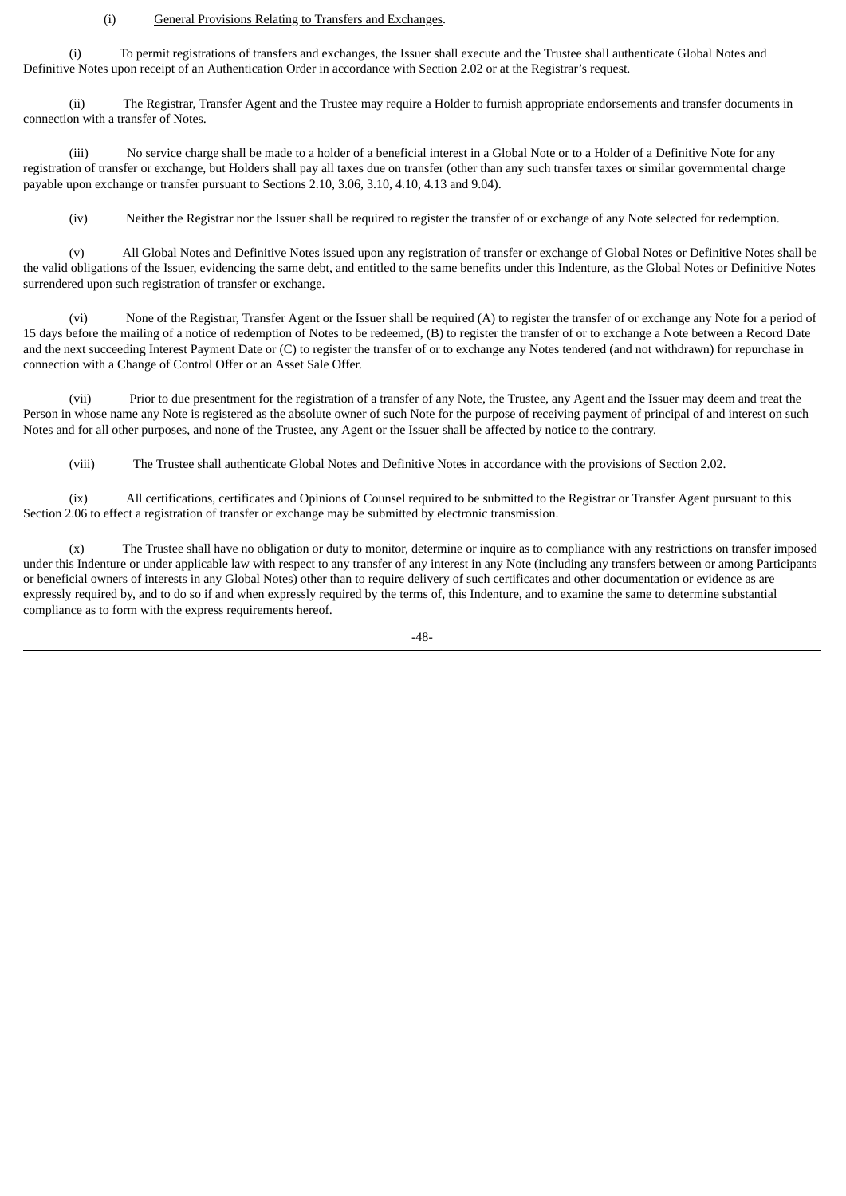(i) <u>General Provisions Relating to Transfers and Exchanges</u>.

(i) To permit registrations of transfers and exchanges, the Issuer shall execute and the Trustee shall authenticate Global Notes and Definitive Notes upon receipt of an Authentication Order in accordance with Section 2.02 or at the Registrar's request.

(ii) The Registrar, Transfer Agent and the Trustee may require a Holder to furnish appropriate endorsements and transfer documents in connection with a transfer of Notes.

(iii) No service charge shall be made to a holder of a beneficial interest in a Global Note or to a Holder of a Definitive Note for any registration of transfer or exchange, but Holders shall pay all taxes due on transfer (other than any such transfer taxes or similar governmental charge payable upon exchange or transfer pursuant to Sections 2.10, 3.06, 3.10, 4.10, 4.13 and 9.04).

(iv) Neither the Registrar nor the Issuer shall be required to register the transfer of or exchange of any Note selected for redemption.

(v) All Global Notes and Definitive Notes issued upon any registration of transfer or exchange of Global Notes or Definitive Notes shall be the valid obligations of the Issuer, evidencing the same debt, and entitled to the same benefits under this Indenture, as the Global Notes or Definitive Notes surrendered upon such registration of transfer or exchange.

(vi) None of the Registrar, Transfer Agent or the Issuer shall be required (A) to register the transfer of or exchange any Note for a period of 15 days before the mailing of a notice of redemption of Notes to be redeemed, (B) to register the transfer of or to exchange a Note between a Record Date and the next succeeding Interest Payment Date or (C) to register the transfer of or to exchange any Notes tendered (and not withdrawn) for repurchase in connection with a Change of Control Offer or an Asset Sale Offer.

(vii) Prior to due presentment for the registration of a transfer of any Note, the Trustee, any Agent and the Issuer may deem and treat the Person in whose name any Note is registered as the absolute owner of such Note for the purpose of receiving payment of principal of and interest on such Notes and for all other purposes, and none of the Trustee, any Agent or the Issuer shall be affected by notice to the contrary.

(viii) The Trustee shall authenticate Global Notes and Definitive Notes in accordance with the provisions of Section 2.02.

(ix) All certifications, certificates and Opinions of Counsel required to be submitted to the Registrar or Transfer Agent pursuant to this Section 2.06 to effect a registration of transfer or exchange may be submitted by electronic transmission.

(x) The Trustee shall have no obligation or duty to monitor, determine or inquire as to compliance with any restrictions on transfer imposed under this Indenture or under applicable law with respect to any transfer of any interest in any Note (including any transfers between or among Participants or beneficial owners of interests in any Global Notes) other than to require delivery of such certificates and other documentation or evidence as are expressly required by, and to do so if and when expressly required by the terms of, this Indenture, and to examine the same to determine substantial compliance as to form with the express requirements hereof.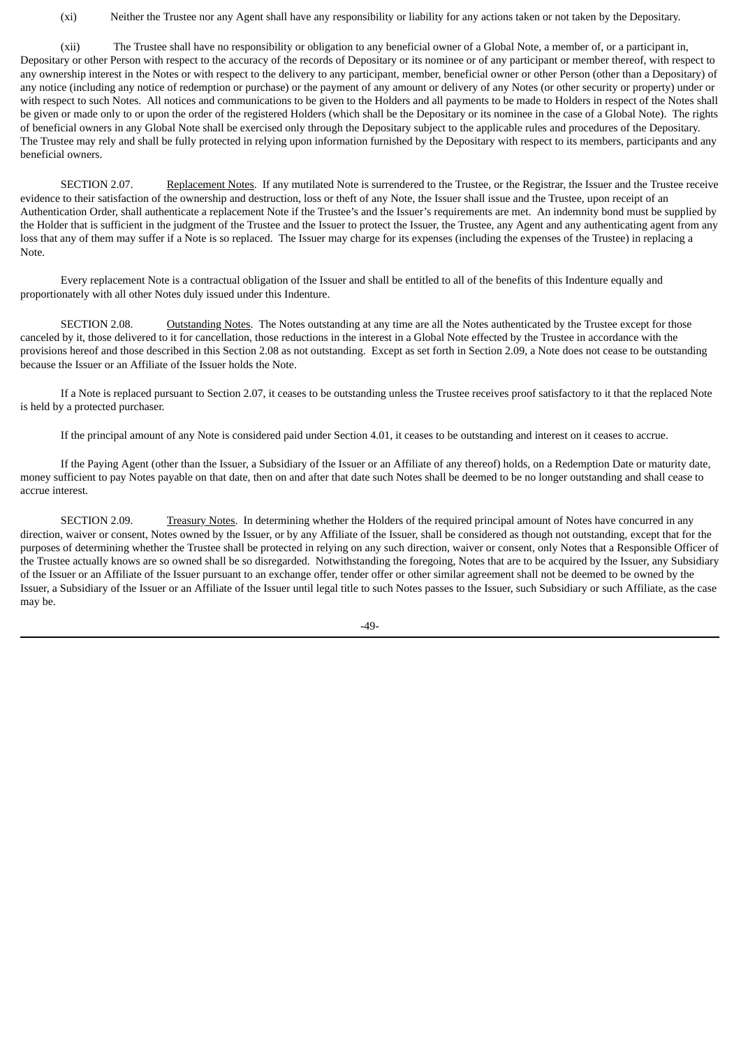(xi) Neither the Trustee nor any Agent shall have any responsibility or liability for any actions taken or not taken by the Depositary.

(xii) The Trustee shall have no responsibility or obligation to any beneficial owner of a Global Note, a member of, or a participant in, Depositary or other Person with respect to the accuracy of the records of Depositary or its nominee or of any participant or member thereof, with respect to any ownership interest in the Notes or with respect to the delivery to any participant, member, beneficial owner or other Person (other than a Depositary) of any notice (including any notice of redemption or purchase) or the payment of any amount or delivery of any Notes (or other security or property) under or with respect to such Notes. All notices and communications to be given to the Holders and all payments to be made to Holders in respect of the Notes shall be given or made only to or upon the order of the registered Holders (which shall be the Depositary or its nominee in the case of a Global Note). The rights of beneficial owners in any Global Note shall be exercised only through the Depositary subject to the applicable rules and procedures of the Depositary. The Trustee may rely and shall be fully protected in relying upon information furnished by the Depositary with respect to its members, participants and any beneficial owners.

SECTION 2.07. Replacement Notes. If any mutilated Note is surrendered to the Trustee, or the Registrar, the Issuer and the Trustee receive evidence to their satisfaction of the ownership and destruction, loss or theft of any Note, the Issuer shall issue and the Trustee, upon receipt of an Authentication Order, shall authenticate a replacement Note if the Trustee's and the Issuer's requirements are met. An indemnity bond must be supplied by the Holder that is sufficient in the judgment of the Trustee and the Issuer to protect the Issuer, the Trustee, any Agent and any authenticating agent from any loss that any of them may suffer if a Note is so replaced. The Issuer may charge for its expenses (including the expenses of the Trustee) in replacing a Note.

Every replacement Note is a contractual obligation of the Issuer and shall be entitled to all of the benefits of this Indenture equally and proportionately with all other Notes duly issued under this Indenture.

SECTION 2.08. Outstanding Notes. The Notes outstanding at any time are all the Notes authenticated by the Trustee except for those canceled by it, those delivered to it for cancellation, those reductions in the interest in a Global Note effected by the Trustee in accordance with the provisions hereof and those described in this Section 2.08 as not outstanding. Except as set forth in Section 2.09, a Note does not cease to be outstanding because the Issuer or an Affiliate of the Issuer holds the Note.

If a Note is replaced pursuant to Section 2.07, it ceases to be outstanding unless the Trustee receives proof satisfactory to it that the replaced Note is held by a protected purchaser.

If the principal amount of any Note is considered paid under Section 4.01, it ceases to be outstanding and interest on it ceases to accrue.

If the Paying Agent (other than the Issuer, a Subsidiary of the Issuer or an Affiliate of any thereof) holds, on a Redemption Date or maturity date, money sufficient to pay Notes payable on that date, then on and after that date such Notes shall be deemed to be no longer outstanding and shall cease to accrue interest.

SECTION 2.09. Treasury Notes. In determining whether the Holders of the required principal amount of Notes have concurred in any direction, waiver or consent, Notes owned by the Issuer, or by any Affiliate of the Issuer, shall be considered as though not outstanding, except that for the purposes of determining whether the Trustee shall be protected in relying on any such direction, waiver or consent, only Notes that a Responsible Officer of the Trustee actually knows are so owned shall be so disregarded. Notwithstanding the foregoing, Notes that are to be acquired by the Issuer, any Subsidiary of the Issuer or an Affiliate of the Issuer pursuant to an exchange offer, tender offer or other similar agreement shall not be deemed to be owned by the Issuer, a Subsidiary of the Issuer or an Affiliate of the Issuer until legal title to such Notes passes to the Issuer, such Subsidiary or such Affiliate, as the case may be.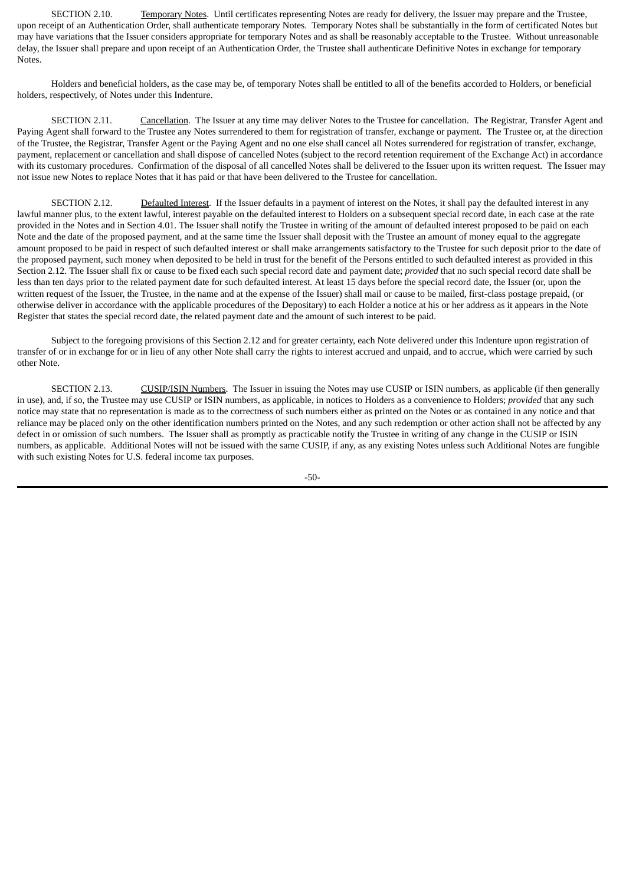SECTION 2.10. Temporary Notes. Until certificates representing Notes are ready for delivery, the Issuer may prepare and the Trustee, upon receipt of an Authentication Order, shall authenticate temporary Notes. Temporary Notes shall be substantially in the form of certificated Notes but may have variations that the Issuer considers appropriate for temporary Notes and as shall be reasonably acceptable to the Trustee. Without unreasonable delay, the Issuer shall prepare and upon receipt of an Authentication Order, the Trustee shall authenticate Definitive Notes in exchange for temporary Notes.

Holders and beneficial holders, as the case may be, of temporary Notes shall be entitled to all of the benefits accorded to Holders, or beneficial holders, respectively, of Notes under this Indenture.

SECTION 2.11. Cancellation. The Issuer at any time may deliver Notes to the Trustee for cancellation. The Registrar, Transfer Agent and Paying Agent shall forward to the Trustee any Notes surrendered to them for registration of transfer, exchange or payment. The Trustee or, at the direction of the Trustee, the Registrar, Transfer Agent or the Paying Agent and no one else shall cancel all Notes surrendered for registration of transfer, exchange, payment, replacement or cancellation and shall dispose of cancelled Notes (subject to the record retention requirement of the Exchange Act) in accordance with its customary procedures. Confirmation of the disposal of all cancelled Notes shall be delivered to the Issuer upon its written request. The Issuer may not issue new Notes to replace Notes that it has paid or that have been delivered to the Trustee for cancellation.

SECTION 2.12. Defaulted Interest. If the Issuer defaults in a payment of interest on the Notes, it shall pay the defaulted interest in any lawful manner plus, to the extent lawful, interest payable on the defaulted interest to Holders on a subsequent special record date, in each case at the rate provided in the Notes and in Section 4.01. The Issuer shall notify the Trustee in writing of the amount of defaulted interest proposed to be paid on each Note and the date of the proposed payment, and at the same time the Issuer shall deposit with the Trustee an amount of money equal to the aggregate amount proposed to be paid in respect of such defaulted interest or shall make arrangements satisfactory to the Trustee for such deposit prior to the date of the proposed payment, such money when deposited to be held in trust for the benefit of the Persons entitled to such defaulted interest as provided in this Section 2.12. The Issuer shall fix or cause to be fixed each such special record date and payment date; *provided* that no such special record date shall be less than ten days prior to the related payment date for such defaulted interest. At least 15 days before the special record date, the Issuer (or, upon the written request of the Issuer, the Trustee, in the name and at the expense of the Issuer) shall mail or cause to be mailed, first-class postage prepaid, (or otherwise deliver in accordance with the applicable procedures of the Depositary) to each Holder a notice at his or her address as it appears in the Note Register that states the special record date, the related payment date and the amount of such interest to be paid.

Subject to the foregoing provisions of this Section 2.12 and for greater certainty, each Note delivered under this Indenture upon registration of transfer of or in exchange for or in lieu of any other Note shall carry the rights to interest accrued and unpaid, and to accrue, which were carried by such other Note.

SECTION 2.13. CUSIP/ISIN Numbers. The Issuer in issuing the Notes may use CUSIP or ISIN numbers, as applicable (if then generally in use), and, if so, the Trustee may use CUSIP or ISIN numbers, as applicable, in notices to Holders as a convenience to Holders; *provided* that any such notice may state that no representation is made as to the correctness of such numbers either as printed on the Notes or as contained in any notice and that reliance may be placed only on the other identification numbers printed on the Notes, and any such redemption or other action shall not be affected by any defect in or omission of such numbers. The Issuer shall as promptly as practicable notify the Trustee in writing of any change in the CUSIP or ISIN numbers, as applicable. Additional Notes will not be issued with the same CUSIP, if any, as any existing Notes unless such Additional Notes are fungible with such existing Notes for U.S. federal income tax purposes.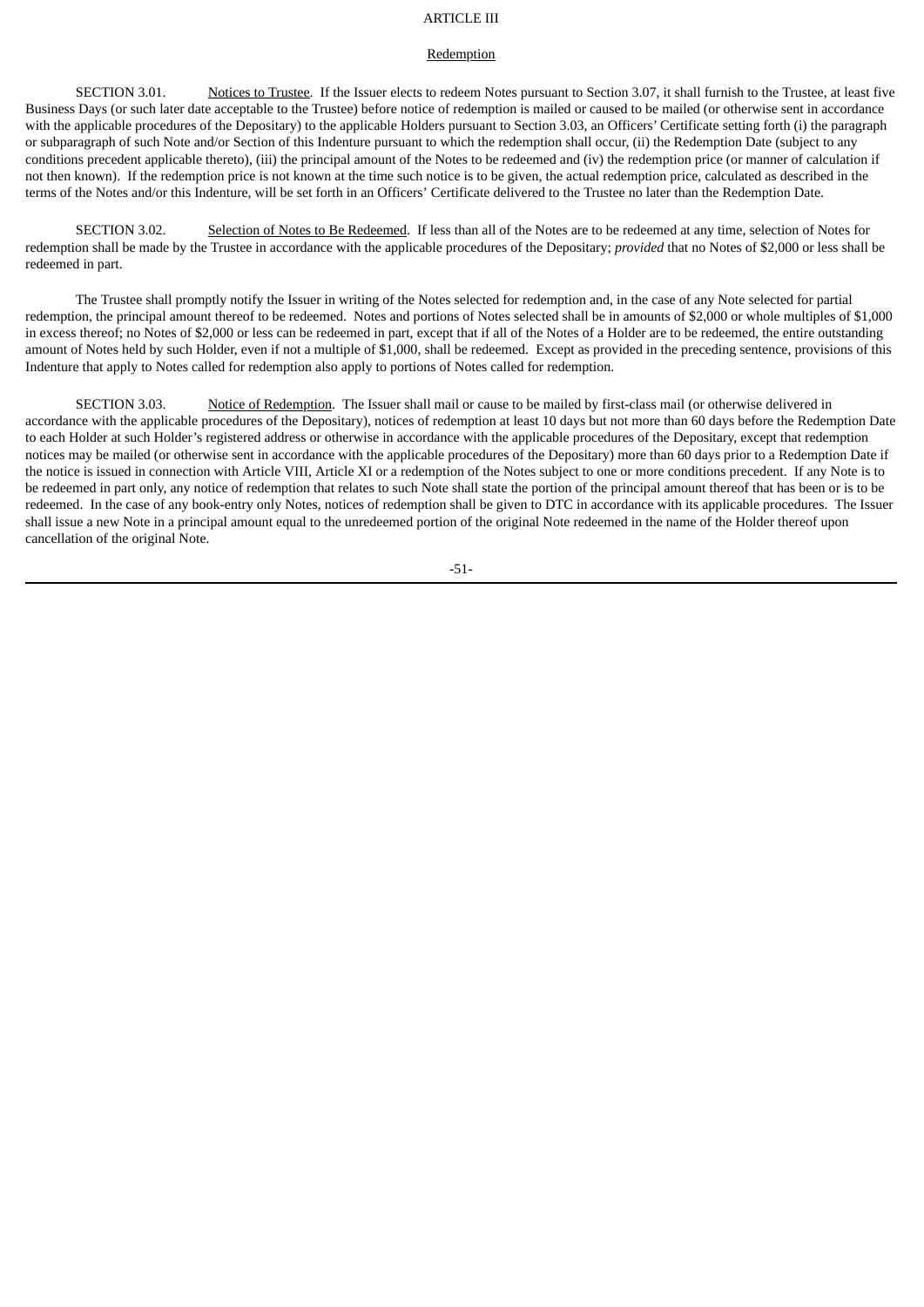# ARTICLE III

## Redemption

SECTION 3.01. Notices to Trustee. If the Issuer elects to redeem Notes pursuant to Section 3.07, it shall furnish to the Trustee, at least five Business Days (or such later date acceptable to the Trustee) before notice of redemption is mailed or caused to be mailed (or otherwise sent in accordance with the applicable procedures of the Depositary) to the applicable Holders pursuant to Section 3.03, an Officers' Certificate setting forth (i) the paragraph or subparagraph of such Note and/or Section of this Indenture pursuant to which the redemption shall occur, (ii) the Redemption Date (subject to any conditions precedent applicable thereto), (iii) the principal amount of the Notes to be redeemed and (iv) the redemption price (or manner of calculation if not then known). If the redemption price is not known at the time such notice is to be given, the actual redemption price, calculated as described in the terms of the Notes and/or this Indenture, will be set forth in an Officers' Certificate delivered to the Trustee no later than the Redemption Date.

SECTION 3.02. Selection of Notes to Be Redeemed. If less than all of the Notes are to be redeemed at any time, selection of Notes for redemption shall be made by the Trustee in accordance with the applicable procedures of the Depositary; *provided* that no Notes of $2,000 or less shall be redeemed in part.

The Trustee shall promptly notify the Issuer in writing of the Notes selected for redemption and, in the case of any Note selected for partial redemption, the principal amount thereof to be redeemed. Notes and portions of Notes selected shall be in amounts of $2,000 or whole multiples of $1,000 in excess thereof; no Notes of $2,000 or less can be redeemed in part, except that if all of the Notes of a Holder are to be redeemed, the entire outstanding amount of Notes held by such Holder, even if not a multiple of $1,000, shall be redeemed. Except as provided in the preceding sentence, provisions of this Indenture that apply to Notes called for redemption also apply to portions of Notes called for redemption.

SECTION 3.03. Notice of Redemption. The Issuer shall mail or cause to be mailed by first-class mail (or otherwise delivered in accordance with the applicable procedures of the Depositary), notices of redemption at least 10 days but not more than 60 days before the Redemption Date to each Holder at such Holder's registered address or otherwise in accordance with the applicable procedures of the Depositary, except that redemption notices may be mailed (or otherwise sent in accordance with the applicable procedures of the Depositary) more than 60 days prior to a Redemption Date if the notice is issued in connection with Article VIII, Article XI or a redemption of the Notes subject to one or more conditions precedent. If any Note is to be redeemed in part only, any notice of redemption that relates to such Note shall state the portion of the principal amount thereof that has been or is to be redeemed. In the case of any book-entry only Notes, notices of redemption shall be given to DTC in accordance with its applicable procedures. The Issuer shall issue a new Note in a principal amount equal to the unredeemed portion of the original Note redeemed in the name of the Holder thereof upon cancellation of the original Note.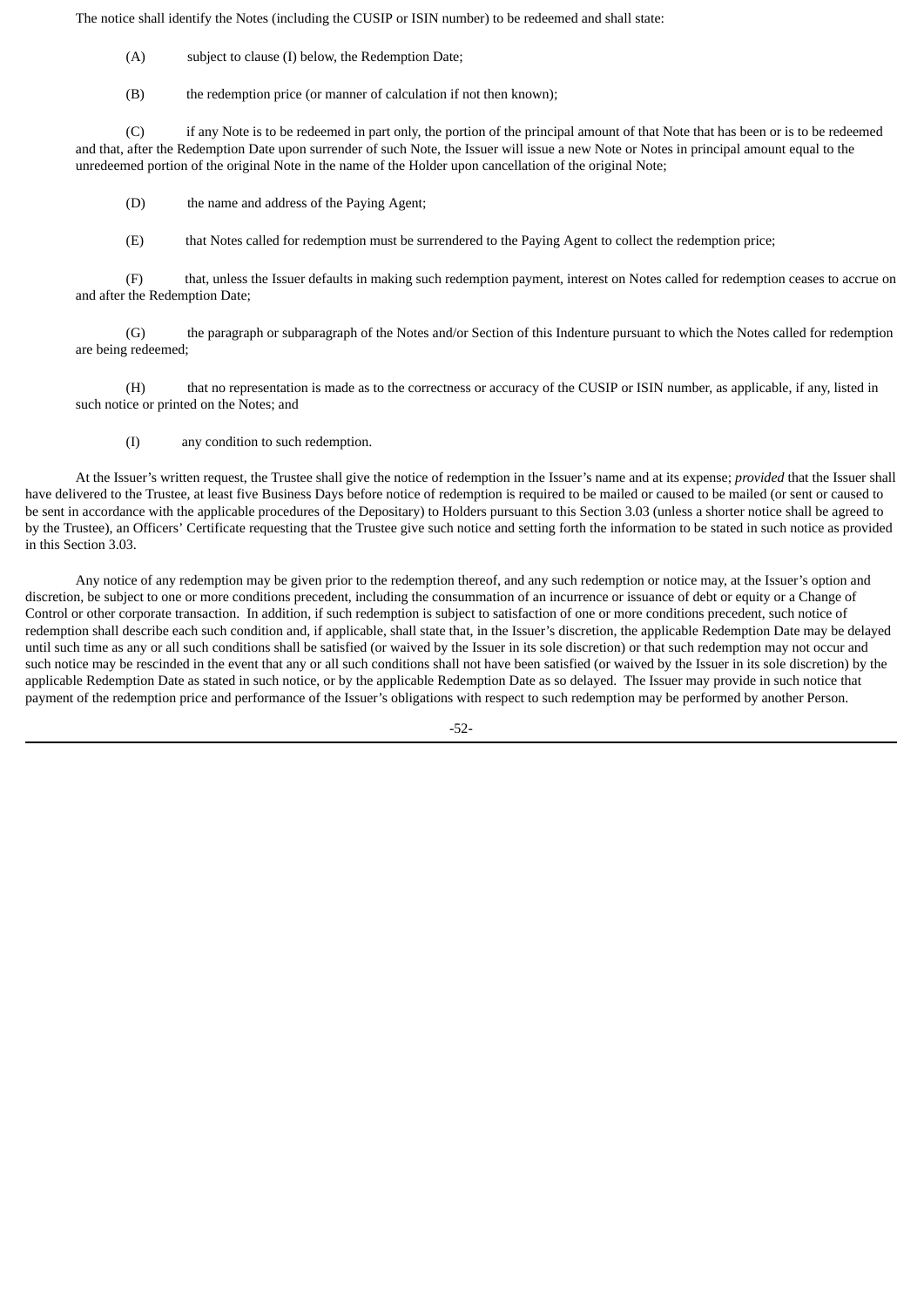The notice shall identify the Notes (including the CUSIP or ISIN number) to be redeemed and shall state:

(A) subject to clause (I) below, the Redemption Date;

(B) the redemption price (or manner of calculation if not then known);

(C) if any Note is to be redeemed in part only, the portion of the principal amount of that Note that has been or is to be redeemed and that, after the Redemption Date upon surrender of such Note, the Issuer will issue a new Note or Notes in principal amount equal to the unredeemed portion of the original Note in the name of the Holder upon cancellation of the original Note;

(D) the name and address of the Paying Agent;

(E) that Notes called for redemption must be surrendered to the Paying Agent to collect the redemption price;

(F) that, unless the Issuer defaults in making such redemption payment, interest on Notes called for redemption ceases to accrue on and after the Redemption Date;

(G) the paragraph or subparagraph of the Notes and/or Section of this Indenture pursuant to which the Notes called for redemption are being redeemed;

(H) that no representation is made as to the correctness or accuracy of the CUSIP or ISIN number, as applicable, if any, listed in such notice or printed on the Notes; and

(I) any condition to such redemption.

At the Issuer's written request, the Trustee shall give the notice of redemption in the Issuer's name and at its expense; *provided* that the Issuer shall have delivered to the Trustee, at least five Business Days before notice of redemption is required to be mailed or caused to be mailed (or sent or caused to be sent in accordance with the applicable procedures of the Depositary) to Holders pursuant to this Section 3.03 (unless a shorter notice shall be agreed to by the Trustee), an Officers' Certificate requesting that the Trustee give such notice and setting forth the information to be stated in such notice as provided in this Section 3.03.

Any notice of any redemption may be given prior to the redemption thereof, and any such redemption or notice may, at the Issuer's option and discretion, be subject to one or more conditions precedent, including the consummation of an incurrence or issuance of debt or equity or a Change of Control or other corporate transaction. In addition, if such redemption is subject to satisfaction of one or more conditions precedent, such notice of redemption shall describe each such condition and, if applicable, shall state that, in the Issuer's discretion, the applicable Redemption Date may be delayed until such time as any or all such conditions shall be satisfied (or waived by the Issuer in its sole discretion) or that such redemption may not occur and such notice may be rescinded in the event that any or all such conditions shall not have been satisfied (or waived by the Issuer in its sole discretion) by the applicable Redemption Date as stated in such notice, or by the applicable Redemption Date as so delayed. The Issuer may provide in such notice that payment of the redemption price and performance of the Issuer's obligations with respect to such redemption may be performed by another Person.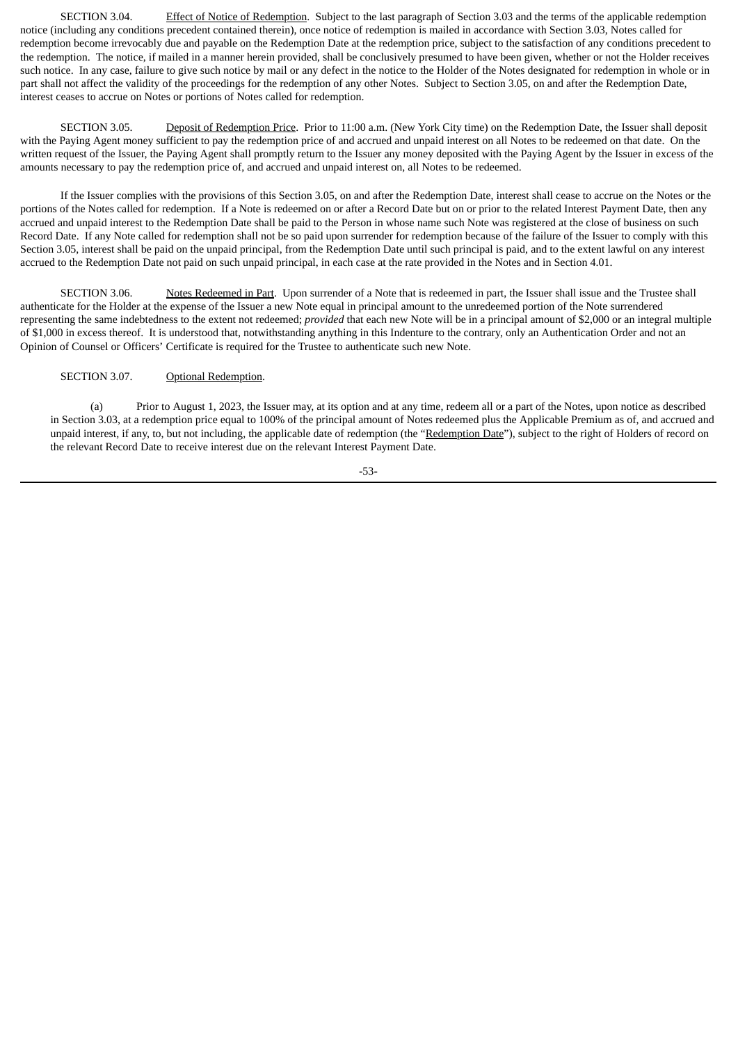SECTION 3.04. Effect of Notice of Redemption. Subject to the last paragraph of Section 3.03 and the terms of the applicable redemption notice (including any conditions precedent contained therein), once notice of redemption is mailed in accordance with Section 3.03, Notes called for redemption become irrevocably due and payable on the Redemption Date at the redemption price, subject to the satisfaction of any conditions precedent to the redemption. The notice, if mailed in a manner herein provided, shall be conclusively presumed to have been given, whether or not the Holder receives such notice. In any case, failure to give such notice by mail or any defect in the notice to the Holder of the Notes designated for redemption in whole or in part shall not affect the validity of the proceedings for the redemption of any other Notes. Subject to Section 3.05, on and after the Redemption Date, interest ceases to accrue on Notes or portions of Notes called for redemption.

SECTION 3.05. Deposit of Redemption Price. Prior to 11:00 a.m. (New York City time) on the Redemption Date, the Issuer shall deposit with the Paying Agent money sufficient to pay the redemption price of and accrued and unpaid interest on all Notes to be redeemed on that date. On the written request of the Issuer, the Paying Agent shall promptly return to the Issuer any money deposited with the Paying Agent by the Issuer in excess of the amounts necessary to pay the redemption price of, and accrued and unpaid interest on, all Notes to be redeemed.

If the Issuer complies with the provisions of this Section 3.05, on and after the Redemption Date, interest shall cease to accrue on the Notes or the portions of the Notes called for redemption. If a Note is redeemed on or after a Record Date but on or prior to the related Interest Payment Date, then any accrued and unpaid interest to the Redemption Date shall be paid to the Person in whose name such Note was registered at the close of business on such Record Date. If any Note called for redemption shall not be so paid upon surrender for redemption because of the failure of the Issuer to comply with this Section 3.05, interest shall be paid on the unpaid principal, from the Redemption Date until such principal is paid, and to the extent lawful on any interest accrued to the Redemption Date not paid on such unpaid principal, in each case at the rate provided in the Notes and in Section 4.01.

SECTION 3.06. Notes Redeemed in Part. Upon surrender of a Note that is redeemed in part, the Issuer shall issue and the Trustee shall authenticate for the Holder at the expense of the Issuer a new Note equal in principal amount to the unredeemed portion of the Note surrendered representing the same indebtedness to the extent not redeemed; *provided* that each new Note will be in a principal amount of $2,000 or an integral multiple of $1,000 in excess thereof. It is understood that, notwithstanding anything in this Indenture to the contrary, only an Authentication Order and not an Opinion of Counsel or Officers' Certificate is required for the Trustee to authenticate such new Note.

SECTION 3.07. Optional Redemption.

(a) Prior to August 1, 2023, the Issuer may, at its option and at any time, redeem all or a part of the Notes, upon notice as described in Section 3.03, at a redemption price equal to 100% of the principal amount of Notes redeemed plus the Applicable Premium as of, and accrued and unpaid interest, if any, to, but not including, the applicable date of redemption (the "Redemption Date"), subject to the right of Holders of record on the relevant Record Date to receive interest due on the relevant Interest Payment Date.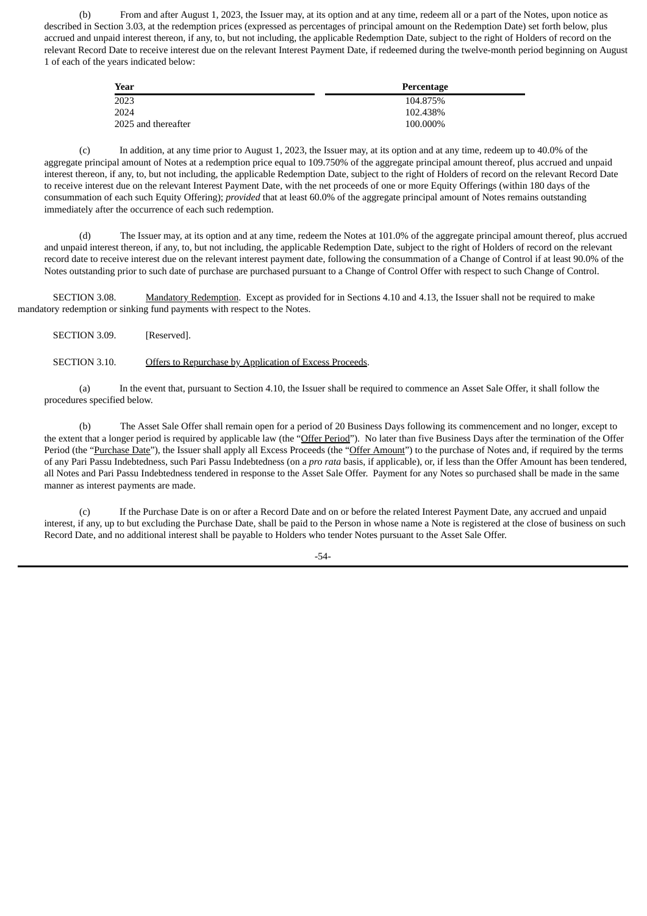(b) From and after August 1, 2023, the Issuer may, at its option and at any time, redeem all or a part of the Notes, upon notice as described in Section 3.03, at the redemption prices (expressed as percentages of principal amount on the Redemption Date) set forth below, plus accrued and unpaid interest thereon, if any, to, but not including, the applicable Redemption Date, subject to the right of Holders of record on the relevant Record Date to receive interest due on the relevant Interest Payment Date, if redeemed during the twelve-month period beginning on August 1 of each of the years indicated below:

| Year | Percentage |
|---|---|
| 2023 | 104.875% |
| 2024 | 102.438% |
| 2025 and thereafter | 100.000% |

(c) In addition, at any time prior to August 1, 2023, the Issuer may, at its option and at any time, redeem up to 40.0% of the aggregate principal amount of Notes at a redemption price equal to 109.750% of the aggregate principal amount thereof, plus accrued and unpaid interest thereon, if any, to, but not including, the applicable Redemption Date, subject to the right of Holders of record on the relevant Record Date to receive interest due on the relevant Interest Payment Date, with the net proceeds of one or more Equity Offerings (within 180 days of the consummation of each such Equity Offering); *provided* that at least 60.0% of the aggregate principal amount of Notes remains outstanding immediately after the occurrence of each such redemption.

(d) The Issuer may, at its option and at any time, redeem the Notes at 101.0% of the aggregate principal amount thereof, plus accrued and unpaid interest thereon, if any, to, but not including, the applicable Redemption Date, subject to the right of Holders of record on the relevant record date to receive interest due on the relevant interest payment date, following the consummation of a Change of Control if at least 90.0% of the Notes outstanding prior to such date of purchase are purchased pursuant to a Change of Control Offer with respect to such Change of Control.

SECTION 3.08. Mandatory Redemption. Except as provided for in Sections 4.10 and 4.13, the Issuer shall not be required to make mandatory redemption or sinking fund payments with respect to the Notes.

SECTION 3.09. [Reserved].

SECTION 3.10. Offers to Repurchase by Application of Excess Proceeds.

(a) In the event that, pursuant to Section 4.10, the Issuer shall be required to commence an Asset Sale Offer, it shall follow the procedures specified below.

(b) The Asset Sale Offer shall remain open for a period of 20 Business Days following its commencement and no longer, except to the extent that a longer period is required by applicable law (the "Offer Period"). No later than five Business Days after the termination of the Offer Period (the "Purchase Date"), the Issuer shall apply all Excess Proceeds (the "Offer Amount") to the purchase of Notes and, if required by the terms of any Pari Passu Indebtedness, such Pari Passu Indebtedness (on a *pro rata* basis, if applicable), or, if less than the Offer Amount has been tendered, all Notes and Pari Passu Indebtedness tendered in response to the Asset Sale Offer. Payment for any Notes so purchased shall be made in the same manner as interest payments are made.

(c) If the Purchase Date is on or after a Record Date and on or before the related Interest Payment Date, any accrued and unpaid interest, if any, up to but excluding the Purchase Date, shall be paid to the Person in whose name a Note is registered at the close of business on such Record Date, and no additional interest shall be payable to Holders who tender Notes pursuant to the Asset Sale Offer.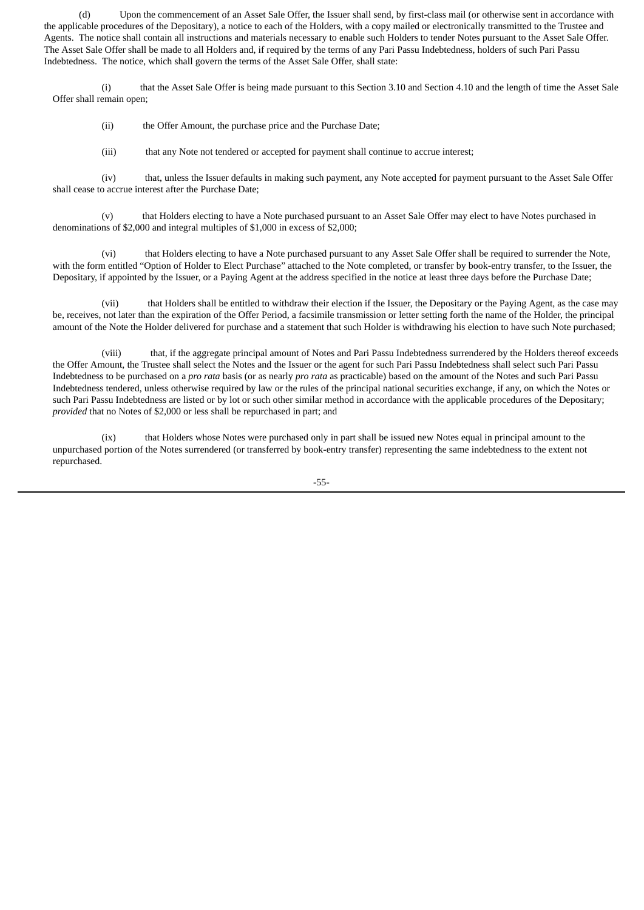(d) Upon the commencement of an Asset Sale Offer, the Issuer shall send, by first-class mail (or otherwise sent in accordance with the applicable procedures of the Depositary), a notice to each of the Holders, with a copy mailed or electronically transmitted to the Trustee and Agents. The notice shall contain all instructions and materials necessary to enable such Holders to tender Notes pursuant to the Asset Sale Offer. The Asset Sale Offer shall be made to all Holders and, if required by the terms of any Pari Passu Indebtedness, holders of such Pari Passu Indebtedness. The notice, which shall govern the terms of the Asset Sale Offer, shall state:

(i) that the Asset Sale Offer is being made pursuant to this Section 3.10 and Section 4.10 and the length of time the Asset Sale Offer shall remain open;

(ii) the Offer Amount, the purchase price and the Purchase Date;

(iii) that any Note not tendered or accepted for payment shall continue to accrue interest;

(iv) that, unless the Issuer defaults in making such payment, any Note accepted for payment pursuant to the Asset Sale Offer shall cease to accrue interest after the Purchase Date;

(v) that Holders electing to have a Note purchased pursuant to an Asset Sale Offer may elect to have Notes purchased in denominations of $2,000 and integral multiples of $1,000 in excess of $2,000;

(vi) that Holders electing to have a Note purchased pursuant to any Asset Sale Offer shall be required to surrender the Note, with the form entitled "Option of Holder to Elect Purchase" attached to the Note completed, or transfer by book-entry transfer, to the Issuer, the Depositary, if appointed by the Issuer, or a Paying Agent at the address specified in the notice at least three days before the Purchase Date;

(vii) that Holders shall be entitled to withdraw their election if the Issuer, the Depositary or the Paying Agent, as the case may be, receives, not later than the expiration of the Offer Period, a facsimile transmission or letter setting forth the name of the Holder, the principal amount of the Note the Holder delivered for purchase and a statement that such Holder is withdrawing his election to have such Note purchased;

(viii) that, if the aggregate principal amount of Notes and Pari Passu Indebtedness surrendered by the Holders thereof exceeds the Offer Amount, the Trustee shall select the Notes and the Issuer or the agent for such Pari Passu Indebtedness shall select such Pari Passu Indebtedness to be purchased on a *pro rata* basis (or as nearly *pro rata* as practicable) based on the amount of the Notes and such Pari Passu Indebtedness tendered, unless otherwise required by law or the rules of the principal national securities exchange, if any, on which the Notes or such Pari Passu Indebtedness are listed or by lot or such other similar method in accordance with the applicable procedures of the Depositary; *provided* that no Notes of $2,000 or less shall be repurchased in part; and

(ix) that Holders whose Notes were purchased only in part shall be issued new Notes equal in principal amount to the unpurchased portion of the Notes surrendered (or transferred by book-entry transfer) representing the same indebtedness to the extent not repurchased.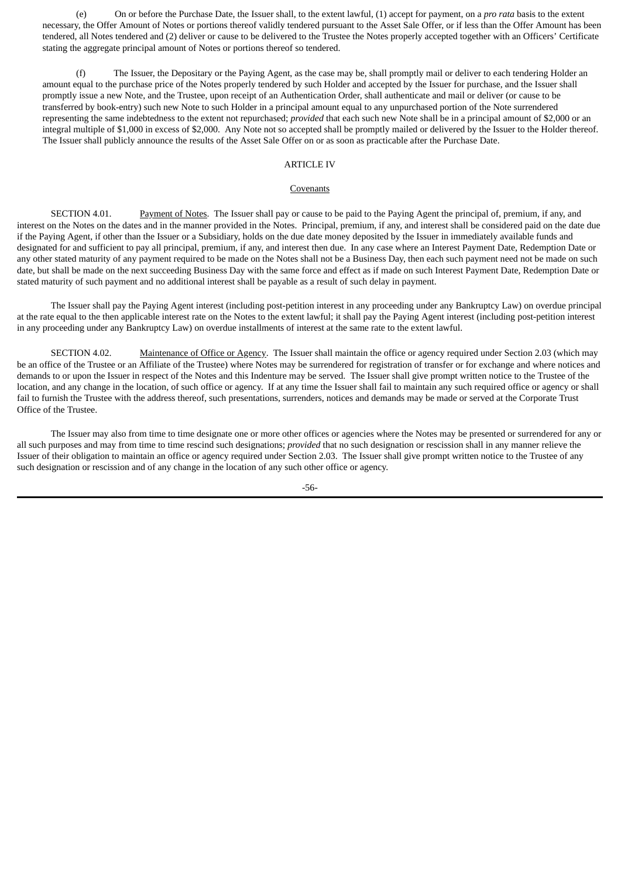(e) On or before the Purchase Date, the Issuer shall, to the extent lawful, (1) accept for payment, on a *pro rata* basis to the extent necessary, the Offer Amount of Notes or portions thereof validly tendered pursuant to the Asset Sale Offer, or if less than the Offer Amount has been tendered, all Notes tendered and (2) deliver or cause to be delivered to the Trustee the Notes properly accepted together with an Officers' Certificate stating the aggregate principal amount of Notes or portions thereof so tendered.

(f) The Issuer, the Depositary or the Paying Agent, as the case may be, shall promptly mail or deliver to each tendering Holder an amount equal to the purchase price of the Notes properly tendered by such Holder and accepted by the Issuer for purchase, and the Issuer shall promptly issue a new Note, and the Trustee, upon receipt of an Authentication Order, shall authenticate and mail or deliver (or cause to be transferred by book-entry) such new Note to such Holder in a principal amount equal to any unpurchased portion of the Note surrendered representing the same indebtedness to the extent not repurchased; *provided* that each such new Note shall be in a principal amount of $2,000 or an integral multiple of $1,000 in excess of $2,000. Any Note not so accepted shall be promptly mailed or delivered by the Issuer to the Holder thereof. The Issuer shall publicly announce the results of the Asset Sale Offer on or as soon as practicable after the Purchase Date.

# ARTICLE IV

## Covenants

SECTION 4.01. Payment of Notes. The Issuer shall pay or cause to be paid to the Paying Agent the principal of, premium, if any, and interest on the Notes on the dates and in the manner provided in the Notes. Principal, premium, if any, and interest shall be considered paid on the date due if the Paying Agent, if other than the Issuer or a Subsidiary, holds on the due date money deposited by the Issuer in immediately available funds and designated for and sufficient to pay all principal, premium, if any, and interest then due. In any case where an Interest Payment Date, Redemption Date or any other stated maturity of any payment required to be made on the Notes shall not be a Business Day, then each such payment need not be made on such date, but shall be made on the next succeeding Business Day with the same force and effect as if made on such Interest Payment Date, Redemption Date or stated maturity of such payment and no additional interest shall be payable as a result of such delay in payment.

The Issuer shall pay the Paying Agent interest (including post-petition interest in any proceeding under any Bankruptcy Law) on overdue principal at the rate equal to the then applicable interest rate on the Notes to the extent lawful; it shall pay the Paying Agent interest (including post-petition interest in any proceeding under any Bankruptcy Law) on overdue installments of interest at the same rate to the extent lawful.

SECTION 4.02. Maintenance of Office or Agency. The Issuer shall maintain the office or agency required under Section 2.03 (which may be an office of the Trustee or an Affiliate of the Trustee) where Notes may be surrendered for registration of transfer or for exchange and where notices and demands to or upon the Issuer in respect of the Notes and this Indenture may be served. The Issuer shall give prompt written notice to the Trustee of the location, and any change in the location, of such office or agency. If at any time the Issuer shall fail to maintain any such required office or agency or shall fail to furnish the Trustee with the address thereof, such presentations, surrenders, notices and demands may be made or served at the Corporate Trust Office of the Trustee.

The Issuer may also from time to time designate one or more other offices or agencies where the Notes may be presented or surrendered for any or all such purposes and may from time to time rescind such designations; *provided* that no such designation or rescission shall in any manner relieve the Issuer of their obligation to maintain an office or agency required under Section 2.03. The Issuer shall give prompt written notice to the Trustee of any such designation or rescission and of any change in the location of any such other office or agency.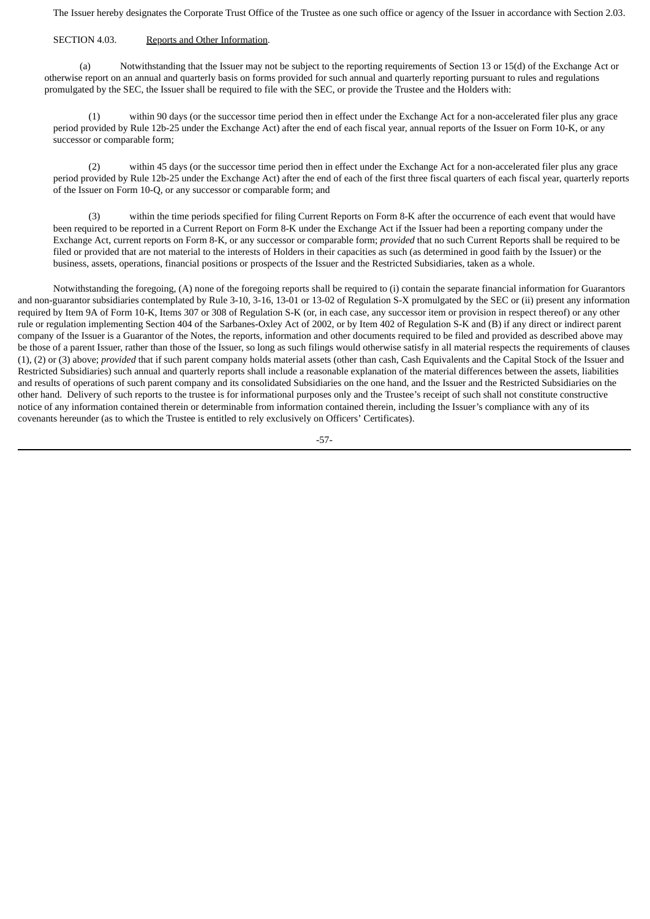The Issuer hereby designates the Corporate Trust Office of the Trustee as one such office or agency of the Issuer in accordance with Section 2.03.

SECTION 4.03. Reports and Other Information.

(a) Notwithstanding that the Issuer may not be subject to the reporting requirements of Section 13 or 15(d) of the Exchange Act or otherwise report on an annual and quarterly basis on forms provided for such annual and quarterly reporting pursuant to rules and regulations promulgated by the SEC, the Issuer shall be required to file with the SEC, or provide the Trustee and the Holders with:

(1) within 90 days (or the successor time period then in effect under the Exchange Act for a non-accelerated filer plus any grace period provided by Rule 12b-25 under the Exchange Act) after the end of each fiscal year, annual reports of the Issuer on Form 10-K, or any successor or comparable form;

(2) within 45 days (or the successor time period then in effect under the Exchange Act for a non-accelerated filer plus any grace period provided by Rule 12b-25 under the Exchange Act) after the end of each of the first three fiscal quarters of each fiscal year, quarterly reports of the Issuer on Form 10-Q, or any successor or comparable form; and

(3) within the time periods specified for filing Current Reports on Form 8-K after the occurrence of each event that would have been required to be reported in a Current Report on Form 8-K under the Exchange Act if the Issuer had been a reporting company under the Exchange Act, current reports on Form 8-K, or any successor or comparable form; *provided* that no such Current Reports shall be required to be filed or provided that are not material to the interests of Holders in their capacities as such (as determined in good faith by the Issuer) or the business, assets, operations, financial positions or prospects of the Issuer and the Restricted Subsidiaries, taken as a whole.

Notwithstanding the foregoing, (A) none of the foregoing reports shall be required to (i) contain the separate financial information for Guarantors and non-guarantor subsidiaries contemplated by Rule 3-10, 3-16, 13-01 or 13-02 of Regulation S-X promulgated by the SEC or (ii) present any information required by Item 9A of Form 10-K, Items 307 or 308 of Regulation S-K (or, in each case, any successor item or provision in respect thereof) or any other rule or regulation implementing Section 404 of the Sarbanes-Oxley Act of 2002, or by Item 402 of Regulation S-K and (B) if any direct or indirect parent company of the Issuer is a Guarantor of the Notes, the reports, information and other documents required to be filed and provided as described above may be those of a parent Issuer, rather than those of the Issuer, so long as such filings would otherwise satisfy in all material respects the requirements of clauses (1), (2) or (3) above; *provided* that if such parent company holds material assets (other than cash, Cash Equivalents and the Capital Stock of the Issuer and Restricted Subsidiaries) such annual and quarterly reports shall include a reasonable explanation of the material differences between the assets, liabilities and results of operations of such parent company and its consolidated Subsidiaries on the one hand, and the Issuer and the Restricted Subsidiaries on the other hand. Delivery of such reports to the trustee is for informational purposes only and the Trustee's receipt of such shall not constitute constructive notice of any information contained therein or determinable from information contained therein, including the Issuer's compliance with any of its covenants hereunder (as to which the Trustee is entitled to rely exclusively on Officers' Certificates).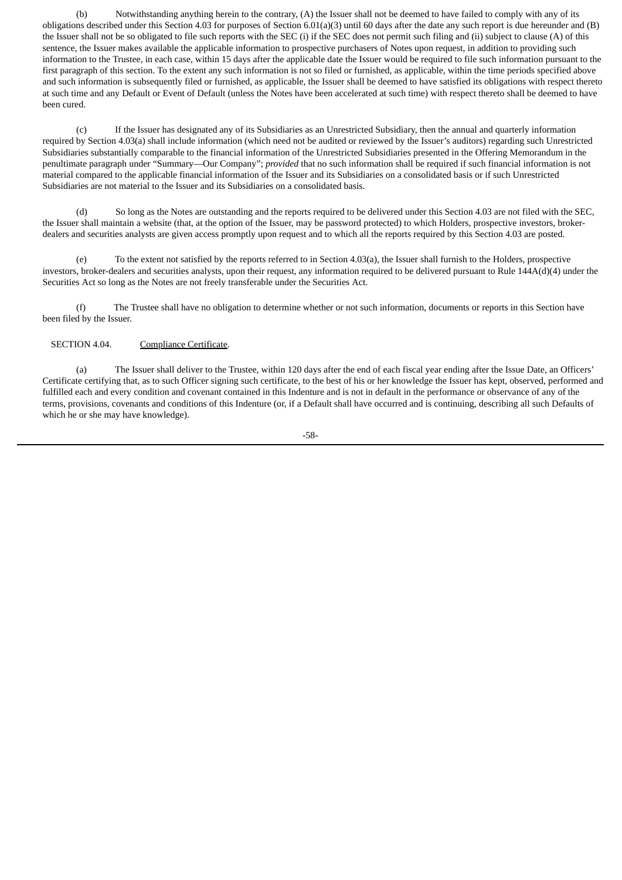(b) Notwithstanding anything herein to the contrary, (A) the Issuer shall not be deemed to have failed to comply with any of its obligations described under this Section 4.03 for purposes of Section 6.01(a)(3) until 60 days after the date any such report is due hereunder and (B) the Issuer shall not be so obligated to file such reports with the SEC (i) if the SEC does not permit such filing and (ii) subject to clause (A) of this sentence, the Issuer makes available the applicable information to prospective purchasers of Notes upon request, in addition to providing such information to the Trustee, in each case, within 15 days after the applicable date the Issuer would be required to file such information pursuant to the first paragraph of this section. To the extent any such information is not so filed or furnished, as applicable, within the time periods specified above and such information is subsequently filed or furnished, as applicable, the Issuer shall be deemed to have satisfied its obligations with respect thereto at such time and any Default or Event of Default (unless the Notes have been accelerated at such time) with respect thereto shall be deemed to have been cured.

(c) If the Issuer has designated any of its Subsidiaries as an Unrestricted Subsidiary, then the annual and quarterly information required by Section 4.03(a) shall include information (which need not be audited or reviewed by the Issuer's auditors) regarding such Unrestricted Subsidiaries substantially comparable to the financial information of the Unrestricted Subsidiaries presented in the Offering Memorandum in the penultimate paragraph under "Summary—Our Company"; *provided* that no such information shall be required if such financial information is not material compared to the applicable financial information of the Issuer and its Subsidiaries on a consolidated basis or if such Unrestricted Subsidiaries are not material to the Issuer and its Subsidiaries on a consolidated basis.

(d) So long as the Notes are outstanding and the reports required to be delivered under this Section 4.03 are not filed with the SEC, the Issuer shall maintain a website (that, at the option of the Issuer, may be password protected) to which Holders, prospective investors, broker-dealers and securities analysts are given access promptly upon request and to which all the reports required by this Section 4.03 are posted.

(e) To the extent not satisfied by the reports referred to in Section 4.03(a), the Issuer shall furnish to the Holders, prospective investors, broker-dealers and securities analysts, upon their request, any information required to be delivered pursuant to Rule 144A(d)(4) under the Securities Act so long as the Notes are not freely transferable under the Securities Act.

(f) The Trustee shall have no obligation to determine whether or not such information, documents or reports in this Section have been filed by the Issuer.

SECTION 4.04. Compliance Certificate.

(a) The Issuer shall deliver to the Trustee, within 120 days after the end of each fiscal year ending after the Issue Date, an Officers' Certificate certifying that, as to such Officer signing such certificate, to the best of his or her knowledge the Issuer has kept, observed, performed and fulfilled each and every condition and covenant contained in this Indenture and is not in default in the performance or observance of any of the terms, provisions, covenants and conditions of this Indenture (or, if a Default shall have occurred and is continuing, describing all such Defaults of which he or she may have knowledge).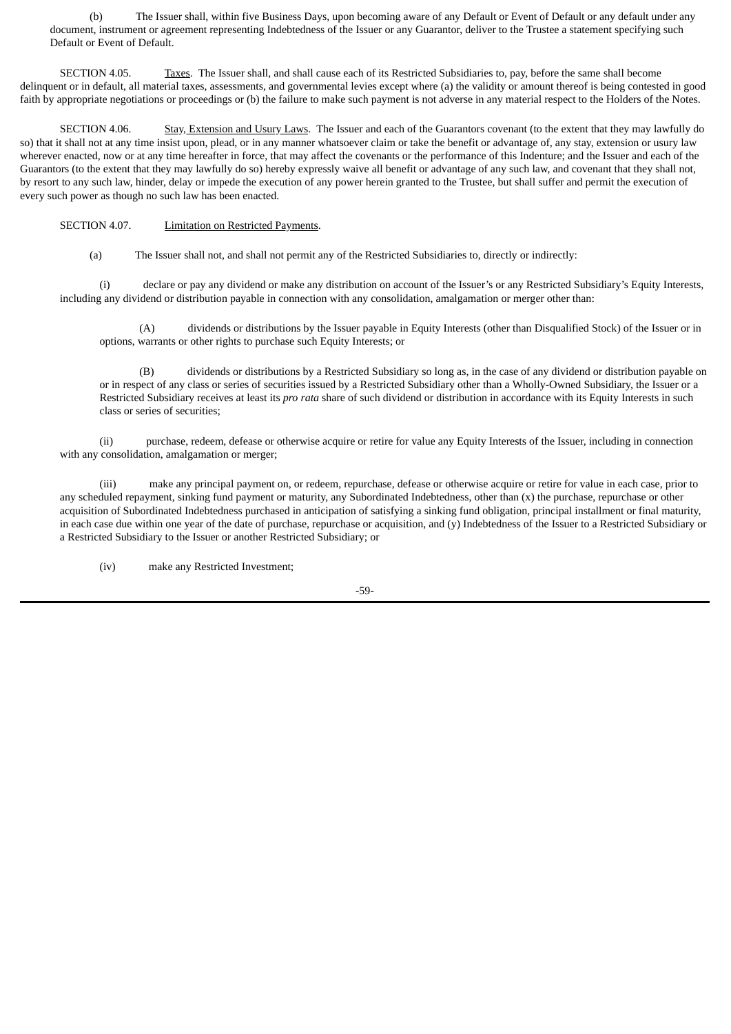(b) The Issuer shall, within five Business Days, upon becoming aware of any Default or Event of Default or any default under any document, instrument or agreement representing Indebtedness of the Issuer or any Guarantor, deliver to the Trustee a statement specifying such Default or Event of Default.

SECTION 4.05. Taxes. The Issuer shall, and shall cause each of its Restricted Subsidiaries to, pay, before the same shall become delinquent or in default, all material taxes, assessments, and governmental levies except where (a) the validity or amount thereof is being contested in good faith by appropriate negotiations or proceedings or (b) the failure to make such payment is not adverse in any material respect to the Holders of the Notes.

SECTION 4.06. Stay, Extension and Usury Laws. The Issuer and each of the Guarantors covenant (to the extent that they may lawfully do so) that it shall not at any time insist upon, plead, or in any manner whatsoever claim or take the benefit or advantage of, any stay, extension or usury law wherever enacted, now or at any time hereafter in force, that may affect the covenants or the performance of this Indenture; and the Issuer and each of the Guarantors (to the extent that they may lawfully do so) hereby expressly waive all benefit or advantage of any such law, and covenant that they shall not, by resort to any such law, hinder, delay or impede the execution of any power herein granted to the Trustee, but shall suffer and permit the execution of every such power as though no such law has been enacted.

SECTION 4.07. Limitation on Restricted Payments.

(a) The Issuer shall not, and shall not permit any of the Restricted Subsidiaries to, directly or indirectly:

(i) declare or pay any dividend or make any distribution on account of the Issuer's or any Restricted Subsidiary's Equity Interests, including any dividend or distribution payable in connection with any consolidation, amalgamation or merger other than:

(A) dividends or distributions by the Issuer payable in Equity Interests (other than Disqualified Stock) of the Issuer or in options, warrants or other rights to purchase such Equity Interests; or

(B) dividends or distributions by a Restricted Subsidiary so long as, in the case of any dividend or distribution payable on or in respect of any class or series of securities issued by a Restricted Subsidiary other than a Wholly-Owned Subsidiary, the Issuer or a Restricted Subsidiary receives at least its *pro rata* share of such dividend or distribution in accordance with its Equity Interests in such class or series of securities;

(ii) purchase, redeem, defease or otherwise acquire or retire for value any Equity Interests of the Issuer, including in connection with any consolidation, amalgamation or merger;

(iii) make any principal payment on, or redeem, repurchase, defease or otherwise acquire or retire for value in each case, prior to any scheduled repayment, sinking fund payment or maturity, any Subordinated Indebtedness, other than (x) the purchase, repurchase or other acquisition of Subordinated Indebtedness purchased in anticipation of satisfying a sinking fund obligation, principal installment or final maturity, in each case due within one year of the date of purchase, repurchase or acquisition, and (y) Indebtedness of the Issuer to a Restricted Subsidiary or a Restricted Subsidiary to the Issuer or another Restricted Subsidiary; or

(iv) make any Restricted Investment;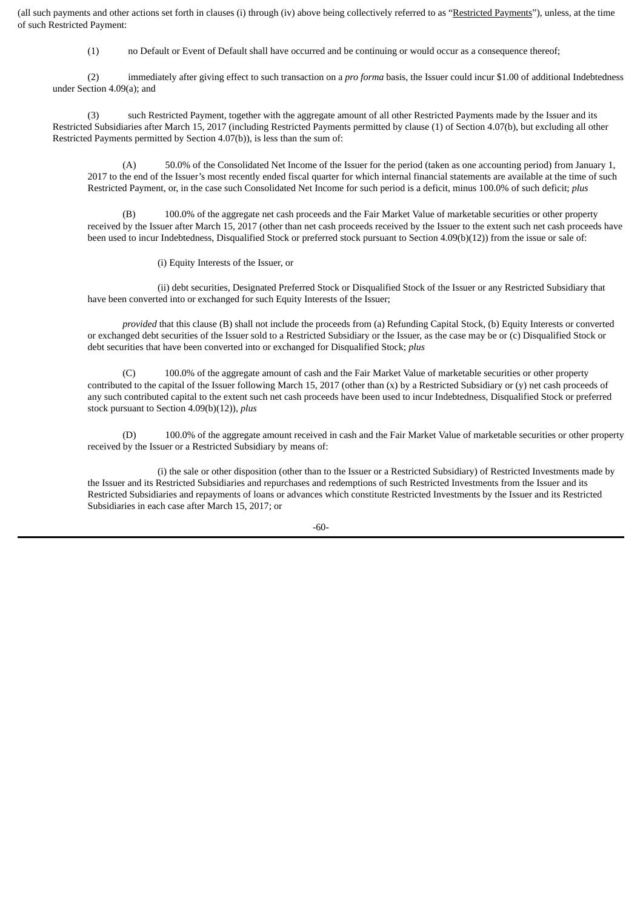(all such payments and other actions set forth in clauses (i) through (iv) above being collectively referred to as "Restricted Payments"), unless, at the time of such Restricted Payment:

(1) no Default or Event of Default shall have occurred and be continuing or would occur as a consequence thereof;

(2) immediately after giving effect to such transaction on a *pro forma* basis, the Issuer could incur $1.00 of additional Indebtedness under Section 4.09(a); and

(3) such Restricted Payment, together with the aggregate amount of all other Restricted Payments made by the Issuer and its Restricted Subsidiaries after March 15, 2017 (including Restricted Payments permitted by clause (1) of Section 4.07(b), but excluding all other Restricted Payments permitted by Section 4.07(b)), is less than the sum of:

(A) 50.0% of the Consolidated Net Income of the Issuer for the period (taken as one accounting period) from January 1, 2017 to the end of the Issuer's most recently ended fiscal quarter for which internal financial statements are available at the time of such Restricted Payment, or, in the case such Consolidated Net Income for such period is a deficit, minus 100.0% of such deficit; *plus*

(B) 100.0% of the aggregate net cash proceeds and the Fair Market Value of marketable securities or other property received by the Issuer after March 15, 2017 (other than net cash proceeds received by the Issuer to the extent such net cash proceeds have been used to incur Indebtedness, Disqualified Stock or preferred stock pursuant to Section 4.09(b)(12)) from the issue or sale of:

(i) Equity Interests of the Issuer, or

(ii) debt securities, Designated Preferred Stock or Disqualified Stock of the Issuer or any Restricted Subsidiary that have been converted into or exchanged for such Equity Interests of the Issuer;

*provided* that this clause (B) shall not include the proceeds from (a) Refunding Capital Stock, (b) Equity Interests or converted or exchanged debt securities of the Issuer sold to a Restricted Subsidiary or the Issuer, as the case may be or (c) Disqualified Stock or debt securities that have been converted into or exchanged for Disqualified Stock; *plus*

(C) 100.0% of the aggregate amount of cash and the Fair Market Value of marketable securities or other property contributed to the capital of the Issuer following March 15, 2017 (other than (x) by a Restricted Subsidiary or (y) net cash proceeds of any such contributed capital to the extent such net cash proceeds have been used to incur Indebtedness, Disqualified Stock or preferred stock pursuant to Section 4.09(b)(12)), *plus*

(D) 100.0% of the aggregate amount received in cash and the Fair Market Value of marketable securities or other property received by the Issuer or a Restricted Subsidiary by means of:

(i) the sale or other disposition (other than to the Issuer or a Restricted Subsidiary) of Restricted Investments made by the Issuer and its Restricted Subsidiaries and repurchases and redemptions of such Restricted Investments from the Issuer and its Restricted Subsidiaries and repayments of loans or advances which constitute Restricted Investments by the Issuer and its Restricted Subsidiaries in each case after March 15, 2017; or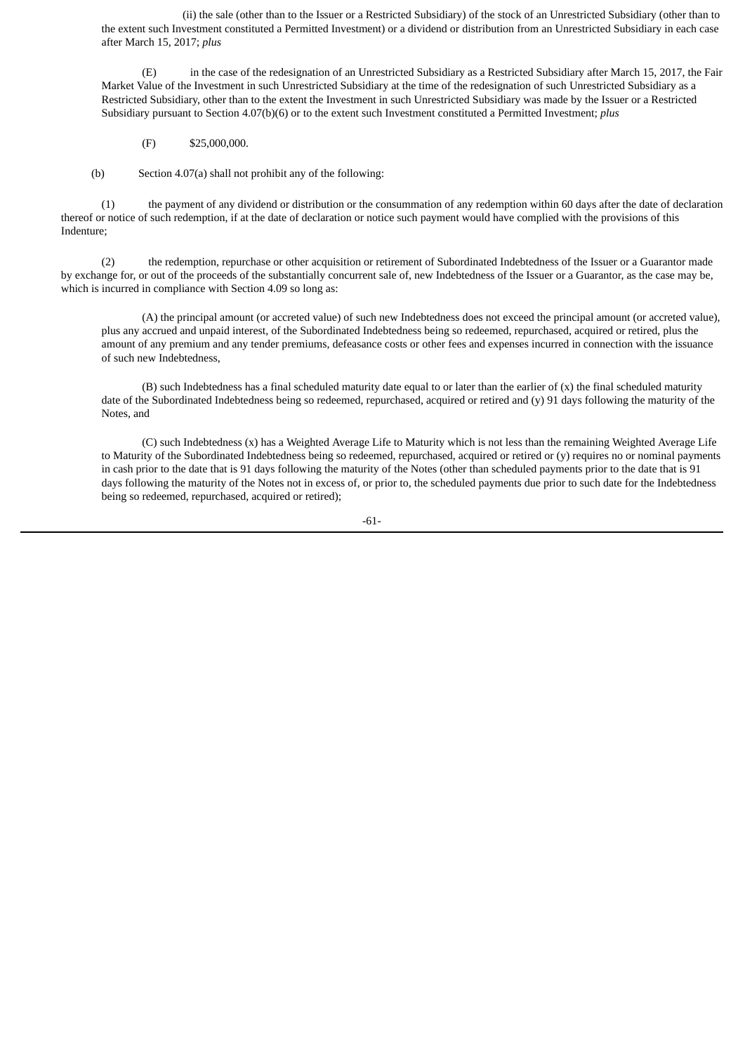(ii) the sale (other than to the Issuer or a Restricted Subsidiary) of the stock of an Unrestricted Subsidiary (other than to the extent such Investment constituted a Permitted Investment) or a dividend or distribution from an Unrestricted Subsidiary in each case after March 15, 2017; *plus*

(E) in the case of the redesignation of an Unrestricted Subsidiary as a Restricted Subsidiary after March 15, 2017, the Fair Market Value of the Investment in such Unrestricted Subsidiary at the time of the redesignation of such Unrestricted Subsidiary as a Restricted Subsidiary, other than to the extent the Investment in such Unrestricted Subsidiary was made by the Issuer or a Restricted Subsidiary pursuant to Section 4.07(b)(6) or to the extent such Investment constituted a Permitted Investment; *plus*

(F) $25,000,000.

(b) Section 4.07(a) shall not prohibit any of the following:

(1) the payment of any dividend or distribution or the consummation of any redemption within 60 days after the date of declaration thereof or notice of such redemption, if at the date of declaration or notice such payment would have complied with the provisions of this Indenture;

(2) the redemption, repurchase or other acquisition or retirement of Subordinated Indebtedness of the Issuer or a Guarantor made by exchange for, or out of the proceeds of the substantially concurrent sale of, new Indebtedness of the Issuer or a Guarantor, as the case may be, which is incurred in compliance with Section 4.09 so long as:

(A) the principal amount (or accreted value) of such new Indebtedness does not exceed the principal amount (or accreted value), plus any accrued and unpaid interest, of the Subordinated Indebtedness being so redeemed, repurchased, acquired or retired, plus the amount of any premium and any tender premiums, defeasance costs or other fees and expenses incurred in connection with the issuance of such new Indebtedness,

(B) such Indebtedness has a final scheduled maturity date equal to or later than the earlier of (x) the final scheduled maturity date of the Subordinated Indebtedness being so redeemed, repurchased, acquired or retired and (y) 91 days following the maturity of the Notes, and

(C) such Indebtedness (x) has a Weighted Average Life to Maturity which is not less than the remaining Weighted Average Life to Maturity of the Subordinated Indebtedness being so redeemed, repurchased, acquired or retired or (y) requires no or nominal payments in cash prior to the date that is 91 days following the maturity of the Notes (other than scheduled payments prior to the date that is 91 days following the maturity of the Notes not in excess of, or prior to, the scheduled payments due prior to such date for the Indebtedness being so redeemed, repurchased, acquired or retired);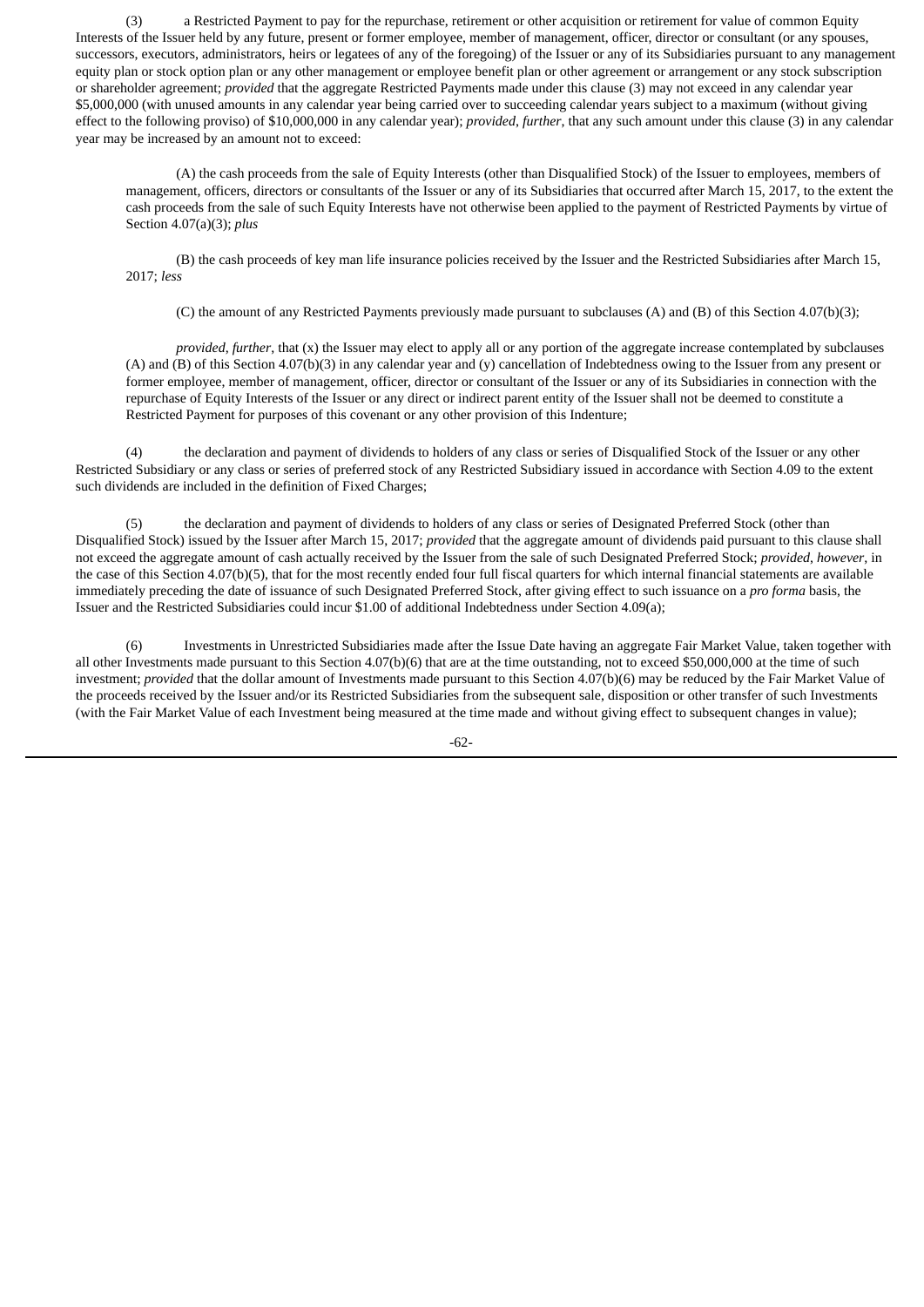(3) a Restricted Payment to pay for the repurchase, retirement or other acquisition or retirement for value of common Equity Interests of the Issuer held by any future, present or former employee, member of management, officer, director or consultant (or any spouses, successors, executors, administrators, heirs or legatees of any of the foregoing) of the Issuer or any of its Subsidiaries pursuant to any management equity plan or stock option plan or any other management or employee benefit plan or other agreement or arrangement or any stock subscription or shareholder agreement; *provided* that the aggregate Restricted Payments made under this clause (3) may not exceed in any calendar year $5,000,000 (with unused amounts in any calendar year being carried over to succeeding calendar years subject to a maximum (without giving effect to the following proviso) of $10,000,000 in any calendar year); *provided*, *further*, that any such amount under this clause (3) in any calendar year may be increased by an amount not to exceed:

(A) the cash proceeds from the sale of Equity Interests (other than Disqualified Stock) of the Issuer to employees, members of management, officers, directors or consultants of the Issuer or any of its Subsidiaries that occurred after March 15, 2017, to the extent the cash proceeds from the sale of such Equity Interests have not otherwise been applied to the payment of Restricted Payments by virtue of Section 4.07(a)(3); *plus*

(B) the cash proceeds of key man life insurance policies received by the Issuer and the Restricted Subsidiaries after March 15, 2017; *less*

(C) the amount of any Restricted Payments previously made pursuant to subclauses (A) and (B) of this Section 4.07(b)(3);

*provided*, *further*, that (x) the Issuer may elect to apply all or any portion of the aggregate increase contemplated by subclauses (A) and (B) of this Section 4.07(b)(3) in any calendar year and (y) cancellation of Indebtedness owing to the Issuer from any present or former employee, member of management, officer, director or consultant of the Issuer or any of its Subsidiaries in connection with the repurchase of Equity Interests of the Issuer or any direct or indirect parent entity of the Issuer shall not be deemed to constitute a Restricted Payment for purposes of this covenant or any other provision of this Indenture;

(4) the declaration and payment of dividends to holders of any class or series of Disqualified Stock of the Issuer or any other Restricted Subsidiary or any class or series of preferred stock of any Restricted Subsidiary issued in accordance with Section 4.09 to the extent such dividends are included in the definition of Fixed Charges;

(5) the declaration and payment of dividends to holders of any class or series of Designated Preferred Stock (other than Disqualified Stock) issued by the Issuer after March 15, 2017; *provided* that the aggregate amount of dividends paid pursuant to this clause shall not exceed the aggregate amount of cash actually received by the Issuer from the sale of such Designated Preferred Stock; *provided*, *however*, in the case of this Section 4.07(b)(5), that for the most recently ended four full fiscal quarters for which internal financial statements are available immediately preceding the date of issuance of such Designated Preferred Stock, after giving effect to such issuance on a *pro forma* basis, the Issuer and the Restricted Subsidiaries could incur $1.00 of additional Indebtedness under Section 4.09(a);

(6) Investments in Unrestricted Subsidiaries made after the Issue Date having an aggregate Fair Market Value, taken together with all other Investments made pursuant to this Section 4.07(b)(6) that are at the time outstanding, not to exceed $50,000,000 at the time of such investment; *provided* that the dollar amount of Investments made pursuant to this Section 4.07(b)(6) may be reduced by the Fair Market Value of the proceeds received by the Issuer and/or its Restricted Subsidiaries from the subsequent sale, disposition or other transfer of such Investments (with the Fair Market Value of each Investment being measured at the time made and without giving effect to subsequent changes in value);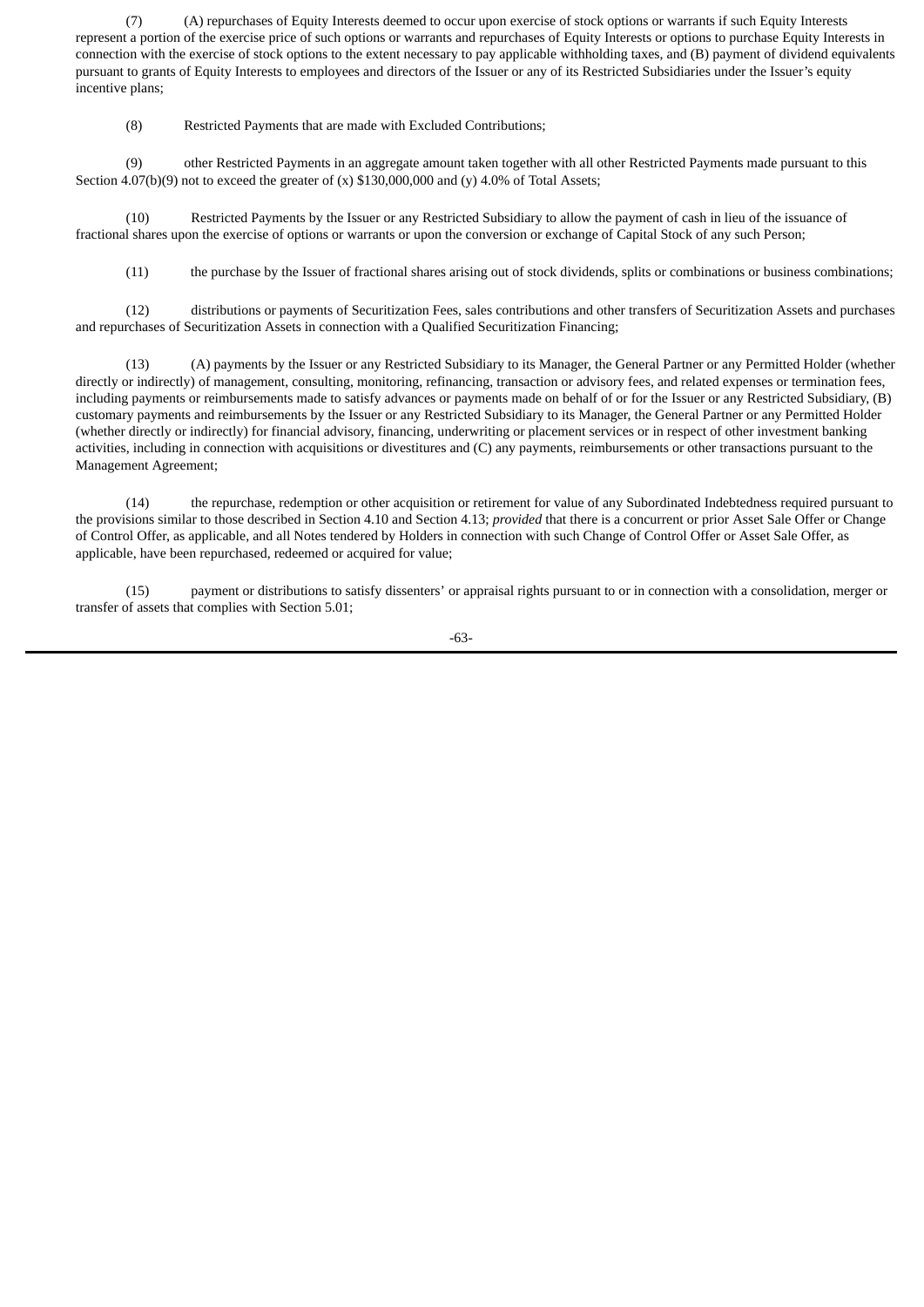(7) (A) repurchases of Equity Interests deemed to occur upon exercise of stock options or warrants if such Equity Interests represent a portion of the exercise price of such options or warrants and repurchases of Equity Interests or options to purchase Equity Interests in connection with the exercise of stock options to the extent necessary to pay applicable withholding taxes, and (B) payment of dividend equivalents pursuant to grants of Equity Interests to employees and directors of the Issuer or any of its Restricted Subsidiaries under the Issuer's equity incentive plans;

(8) Restricted Payments that are made with Excluded Contributions;

(9) other Restricted Payments in an aggregate amount taken together with all other Restricted Payments made pursuant to this Section 4.07(b)(9) not to exceed the greater of (x) $130,000,000 and (y) 4.0% of Total Assets;

(10) Restricted Payments by the Issuer or any Restricted Subsidiary to allow the payment of cash in lieu of the issuance of fractional shares upon the exercise of options or warrants or upon the conversion or exchange of Capital Stock of any such Person;

(11) the purchase by the Issuer of fractional shares arising out of stock dividends, splits or combinations or business combinations;

(12) distributions or payments of Securitization Fees, sales contributions and other transfers of Securitization Assets and purchases and repurchases of Securitization Assets in connection with a Qualified Securitization Financing;

(13) (A) payments by the Issuer or any Restricted Subsidiary to its Manager, the General Partner or any Permitted Holder (whether directly or indirectly) of management, consulting, monitoring, refinancing, transaction or advisory fees, and related expenses or termination fees, including payments or reimbursements made to satisfy advances or payments made on behalf of or for the Issuer or any Restricted Subsidiary, (B) customary payments and reimbursements by the Issuer or any Restricted Subsidiary to its Manager, the General Partner or any Permitted Holder (whether directly or indirectly) for financial advisory, financing, underwriting or placement services or in respect of other investment banking activities, including in connection with acquisitions or divestitures and (C) any payments, reimbursements or other transactions pursuant to the Management Agreement;

(14) the repurchase, redemption or other acquisition or retirement for value of any Subordinated Indebtedness required pursuant to the provisions similar to those described in Section 4.10 and Section 4.13; *provided* that there is a concurrent or prior Asset Sale Offer or Change of Control Offer, as applicable, and all Notes tendered by Holders in connection with such Change of Control Offer or Asset Sale Offer, as applicable, have been repurchased, redeemed or acquired for value;

(15) payment or distributions to satisfy dissenters' or appraisal rights pursuant to or in connection with a consolidation, merger or transfer of assets that complies with Section 5.01;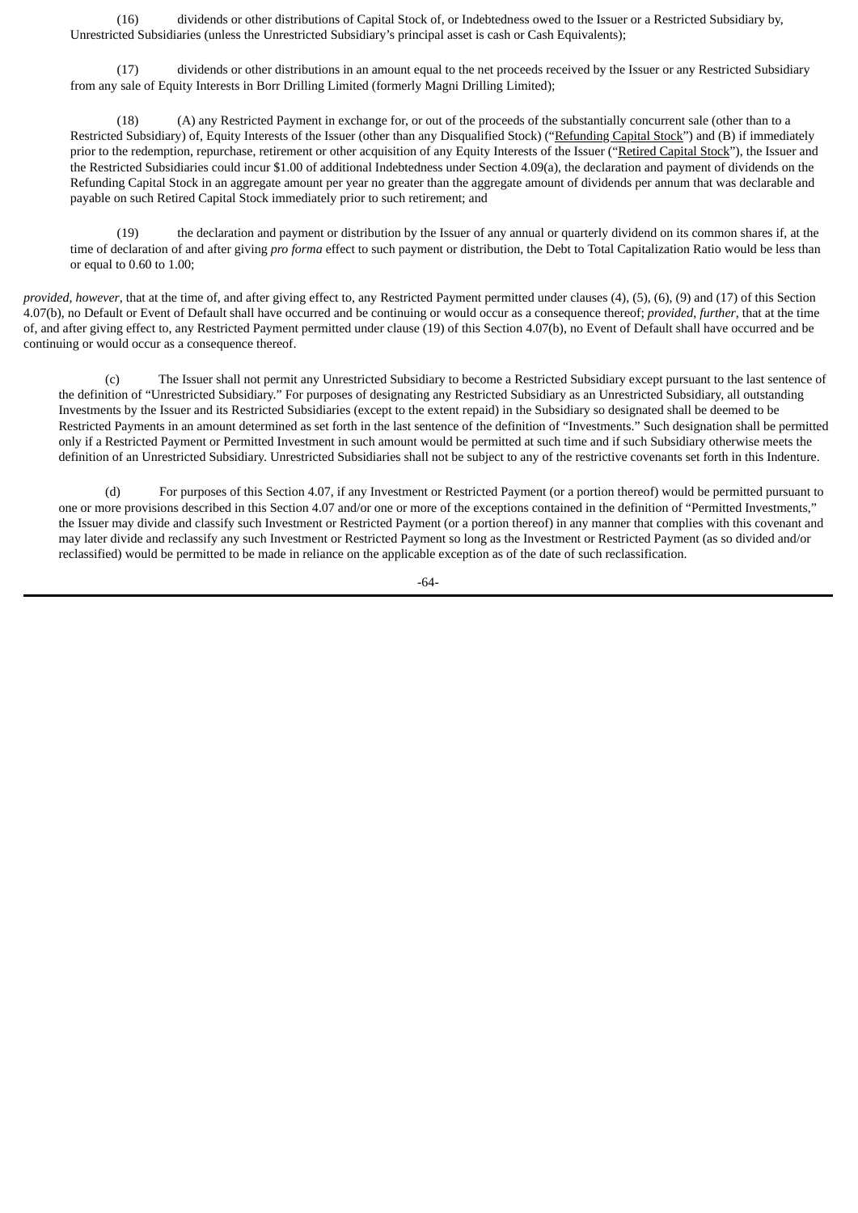(16) dividends or other distributions of Capital Stock of, or Indebtedness owed to the Issuer or a Restricted Subsidiary by, Unrestricted Subsidiaries (unless the Unrestricted Subsidiary's principal asset is cash or Cash Equivalents);

(17) dividends or other distributions in an amount equal to the net proceeds received by the Issuer or any Restricted Subsidiary from any sale of Equity Interests in Borr Drilling Limited (formerly Magni Drilling Limited);

(18) (A) any Restricted Payment in exchange for, or out of the proceeds of the substantially concurrent sale (other than to a Restricted Subsidiary) of, Equity Interests of the Issuer (other than any Disqualified Stock) ("Refunding Capital Stock") and (B) if immediately prior to the redemption, repurchase, retirement or other acquisition of any Equity Interests of the Issuer ("Retired Capital Stock"), the Issuer and the Restricted Subsidiaries could incur $1.00 of additional Indebtedness under Section 4.09(a), the declaration and payment of dividends on the Refunding Capital Stock in an aggregate amount per year no greater than the aggregate amount of dividends per annum that was declarable and payable on such Retired Capital Stock immediately prior to such retirement; and

(19) the declaration and payment or distribution by the Issuer of any annual or quarterly dividend on its common shares if, at the time of declaration of and after giving *pro forma* effect to such payment or distribution, the Debt to Total Capitalization Ratio would be less than or equal to 0.60 to 1.00;

*provided*, *however*, that at the time of, and after giving effect to, any Restricted Payment permitted under clauses (4), (5), (6), (9) and (17) of this Section 4.07(b), no Default or Event of Default shall have occurred and be continuing or would occur as a consequence thereof; *provided*, *further*, that at the time of, and after giving effect to, any Restricted Payment permitted under clause (19) of this Section 4.07(b), no Event of Default shall have occurred and be continuing or would occur as a consequence thereof.

(c) The Issuer shall not permit any Unrestricted Subsidiary to become a Restricted Subsidiary except pursuant to the last sentence of the definition of "Unrestricted Subsidiary." For purposes of designating any Restricted Subsidiary as an Unrestricted Subsidiary, all outstanding Investments by the Issuer and its Restricted Subsidiaries (except to the extent repaid) in the Subsidiary so designated shall be deemed to be Restricted Payments in an amount determined as set forth in the last sentence of the definition of "Investments." Such designation shall be permitted only if a Restricted Payment or Permitted Investment in such amount would be permitted at such time and if such Subsidiary otherwise meets the definition of an Unrestricted Subsidiary. Unrestricted Subsidiaries shall not be subject to any of the restrictive covenants set forth in this Indenture.

(d) For purposes of this Section 4.07, if any Investment or Restricted Payment (or a portion thereof) would be permitted pursuant to one or more provisions described in this Section 4.07 and/or one or more of the exceptions contained in the definition of "Permitted Investments," the Issuer may divide and classify such Investment or Restricted Payment (or a portion thereof) in any manner that complies with this covenant and may later divide and reclassify any such Investment or Restricted Payment so long as the Investment or Restricted Payment (as so divided and/or reclassified) would be permitted to be made in reliance on the applicable exception as of the date of such reclassification.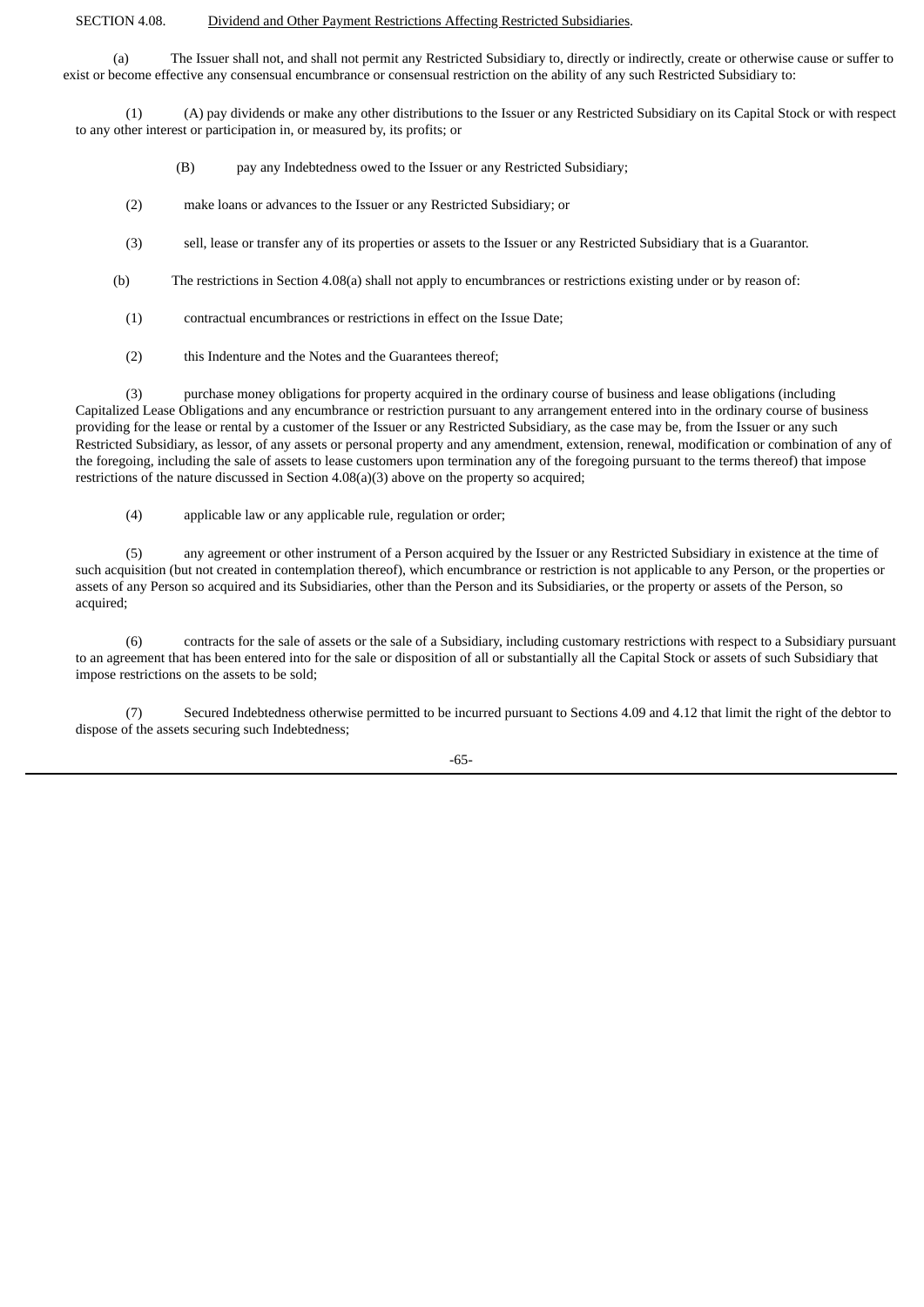SECTION 4.08. Dividend and Other Payment Restrictions Affecting Restricted Subsidiaries.

(a) The Issuer shall not, and shall not permit any Restricted Subsidiary to, directly or indirectly, create or otherwise cause or suffer to exist or become effective any consensual encumbrance or consensual restriction on the ability of any such Restricted Subsidiary to:

(1) (A) pay dividends or make any other distributions to the Issuer or any Restricted Subsidiary on its Capital Stock or with respect to any other interest or participation in, or measured by, its profits; or

(B) pay any Indebtedness owed to the Issuer or any Restricted Subsidiary;

(2) make loans or advances to the Issuer or any Restricted Subsidiary; or

(3) sell, lease or transfer any of its properties or assets to the Issuer or any Restricted Subsidiary that is a Guarantor.

(b) The restrictions in Section 4.08(a) shall not apply to encumbrances or restrictions existing under or by reason of:

(1) contractual encumbrances or restrictions in effect on the Issue Date;

(2) this Indenture and the Notes and the Guarantees thereof;

(3) purchase money obligations for property acquired in the ordinary course of business and lease obligations (including Capitalized Lease Obligations and any encumbrance or restriction pursuant to any arrangement entered into in the ordinary course of business providing for the lease or rental by a customer of the Issuer or any Restricted Subsidiary, as the case may be, from the Issuer or any such Restricted Subsidiary, as lessor, of any assets or personal property and any amendment, extension, renewal, modification or combination of any of the foregoing, including the sale of assets to lease customers upon termination any of the foregoing pursuant to the terms thereof) that impose restrictions of the nature discussed in Section 4.08(a)(3) above on the property so acquired;

(4) applicable law or any applicable rule, regulation or order;

(5) any agreement or other instrument of a Person acquired by the Issuer or any Restricted Subsidiary in existence at the time of such acquisition (but not created in contemplation thereof), which encumbrance or restriction is not applicable to any Person, or the properties or assets of any Person so acquired and its Subsidiaries, other than the Person and its Subsidiaries, or the property or assets of the Person, so acquired;

(6) contracts for the sale of assets or the sale of a Subsidiary, including customary restrictions with respect to a Subsidiary pursuant to an agreement that has been entered into for the sale or disposition of all or substantially all the Capital Stock or assets of such Subsidiary that impose restrictions on the assets to be sold;

(7) Secured Indebtedness otherwise permitted to be incurred pursuant to Sections 4.09 and 4.12 that limit the right of the debtor to dispose of the assets securing such Indebtedness;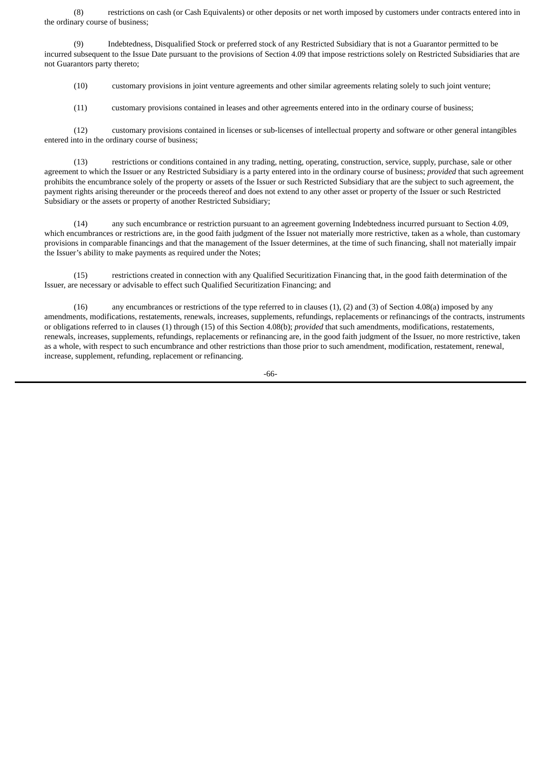(8) restrictions on cash (or Cash Equivalents) or other deposits or net worth imposed by customers under contracts entered into in the ordinary course of business;

(9) Indebtedness, Disqualified Stock or preferred stock of any Restricted Subsidiary that is not a Guarantor permitted to be incurred subsequent to the Issue Date pursuant to the provisions of Section 4.09 that impose restrictions solely on Restricted Subsidiaries that are not Guarantors party thereto;

(10) customary provisions in joint venture agreements and other similar agreements relating solely to such joint venture;

(11) customary provisions contained in leases and other agreements entered into in the ordinary course of business;

(12) customary provisions contained in licenses or sub-licenses of intellectual property and software or other general intangibles entered into in the ordinary course of business;

(13) restrictions or conditions contained in any trading, netting, operating, construction, service, supply, purchase, sale or other agreement to which the Issuer or any Restricted Subsidiary is a party entered into in the ordinary course of business; *provided* that such agreement prohibits the encumbrance solely of the property or assets of the Issuer or such Restricted Subsidiary that are the subject to such agreement, the payment rights arising thereunder or the proceeds thereof and does not extend to any other asset or property of the Issuer or such Restricted Subsidiary or the assets or property of another Restricted Subsidiary;

(14) any such encumbrance or restriction pursuant to an agreement governing Indebtedness incurred pursuant to Section 4.09, which encumbrances or restrictions are, in the good faith judgment of the Issuer not materially more restrictive, taken as a whole, than customary provisions in comparable financings and that the management of the Issuer determines, at the time of such financing, shall not materially impair the Issuer's ability to make payments as required under the Notes;

(15) restrictions created in connection with any Qualified Securitization Financing that, in the good faith determination of the Issuer, are necessary or advisable to effect such Qualified Securitization Financing; and

(16) any encumbrances or restrictions of the type referred to in clauses (1), (2) and (3) of Section 4.08(a) imposed by any amendments, modifications, restatements, renewals, increases, supplements, refundings, replacements or refinancings of the contracts, instruments or obligations referred to in clauses (1) through (15) of this Section 4.08(b); *provided* that such amendments, modifications, restatements, renewals, increases, supplements, refundings, replacements or refinancing are, in the good faith judgment of the Issuer, no more restrictive, taken as a whole, with respect to such encumbrance and other restrictions than those prior to such amendment, modification, restatement, renewal, increase, supplement, refunding, replacement or refinancing.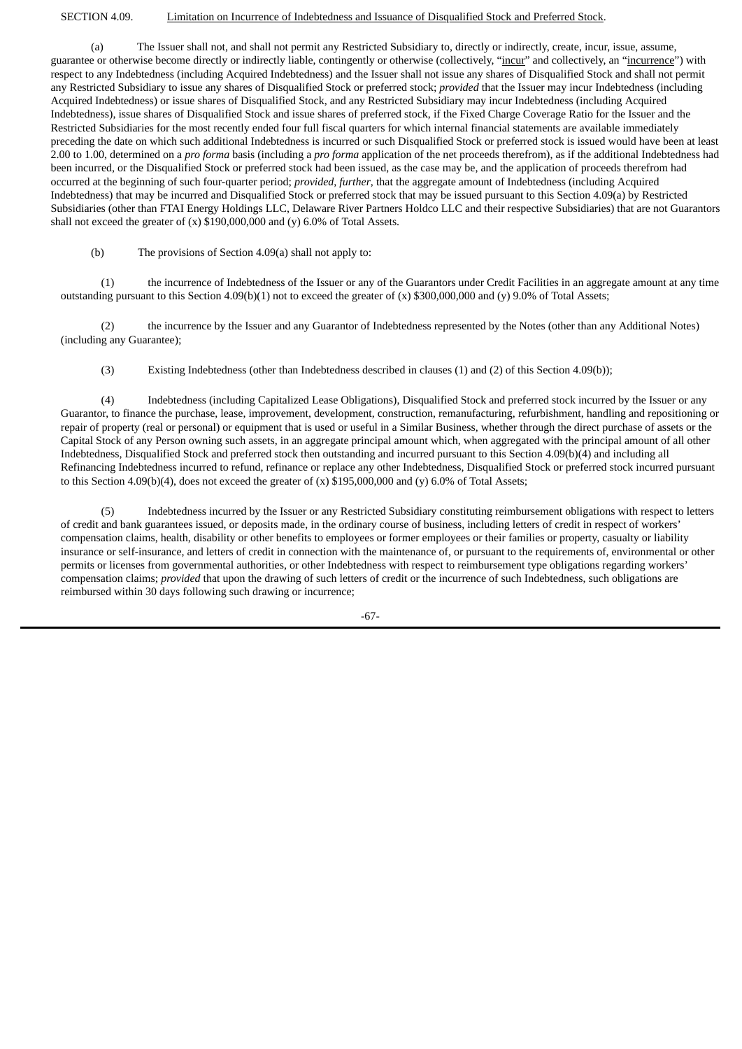SECTION 4.09. Limitation on Incurrence of Indebtedness and Issuance of Disqualified Stock and Preferred Stock.

(a) The Issuer shall not, and shall not permit any Restricted Subsidiary to, directly or indirectly, create, incur, issue, assume, guarantee or otherwise become directly or indirectly liable, contingently or otherwise (collectively, "incur" and collectively, an "incurrence") with respect to any Indebtedness (including Acquired Indebtedness) and the Issuer shall not issue any shares of Disqualified Stock and shall not permit any Restricted Subsidiary to issue any shares of Disqualified Stock or preferred stock; *provided* that the Issuer may incur Indebtedness (including Acquired Indebtedness) or issue shares of Disqualified Stock, and any Restricted Subsidiary may incur Indebtedness (including Acquired Indebtedness), issue shares of Disqualified Stock and issue shares of preferred stock, if the Fixed Charge Coverage Ratio for the Issuer and the Restricted Subsidiaries for the most recently ended four full fiscal quarters for which internal financial statements are available immediately preceding the date on which such additional Indebtedness is incurred or such Disqualified Stock or preferred stock is issued would have been at least 2.00 to 1.00, determined on a *pro forma* basis (including a *pro forma* application of the net proceeds therefrom), as if the additional Indebtedness had been incurred, or the Disqualified Stock or preferred stock had been issued, as the case may be, and the application of proceeds therefrom had occurred at the beginning of such four-quarter period; *provided*, *further*, that the aggregate amount of Indebtedness (including Acquired Indebtedness) that may be incurred and Disqualified Stock or preferred stock that may be issued pursuant to this Section 4.09(a) by Restricted Subsidiaries (other than FTAI Energy Holdings LLC, Delaware River Partners Holdco LLC and their respective Subsidiaries) that are not Guarantors shall not exceed the greater of (x) $190,000,000 and (y) 6.0% of Total Assets.

(b) The provisions of Section 4.09(a) shall not apply to:

(1) the incurrence of Indebtedness of the Issuer or any of the Guarantors under Credit Facilities in an aggregate amount at any time outstanding pursuant to this Section 4.09(b)(1) not to exceed the greater of (x) $300,000,000 and (y) 9.0% of Total Assets;

(2) the incurrence by the Issuer and any Guarantor of Indebtedness represented by the Notes (other than any Additional Notes) (including any Guarantee);

(3) Existing Indebtedness (other than Indebtedness described in clauses (1) and (2) of this Section 4.09(b));

(4) Indebtedness (including Capitalized Lease Obligations), Disqualified Stock and preferred stock incurred by the Issuer or any Guarantor, to finance the purchase, lease, improvement, development, construction, remanufacturing, refurbishment, handling and repositioning or repair of property (real or personal) or equipment that is used or useful in a Similar Business, whether through the direct purchase of assets or the Capital Stock of any Person owning such assets, in an aggregate principal amount which, when aggregated with the principal amount of all other Indebtedness, Disqualified Stock and preferred stock then outstanding and incurred pursuant to this Section 4.09(b)(4) and including all Refinancing Indebtedness incurred to refund, refinance or replace any other Indebtedness, Disqualified Stock or preferred stock incurred pursuant to this Section 4.09(b)(4), does not exceed the greater of (x) $195,000,000 and (y) 6.0% of Total Assets;

(5) Indebtedness incurred by the Issuer or any Restricted Subsidiary constituting reimbursement obligations with respect to letters of credit and bank guarantees issued, or deposits made, in the ordinary course of business, including letters of credit in respect of workers' compensation claims, health, disability or other benefits to employees or former employees or their families or property, casualty or liability insurance or self-insurance, and letters of credit in connection with the maintenance of, or pursuant to the requirements of, environmental or other permits or licenses from governmental authorities, or other Indebtedness with respect to reimbursement type obligations regarding workers' compensation claims; *provided* that upon the drawing of such letters of credit or the incurrence of such Indebtedness, such obligations are reimbursed within 30 days following such drawing or incurrence;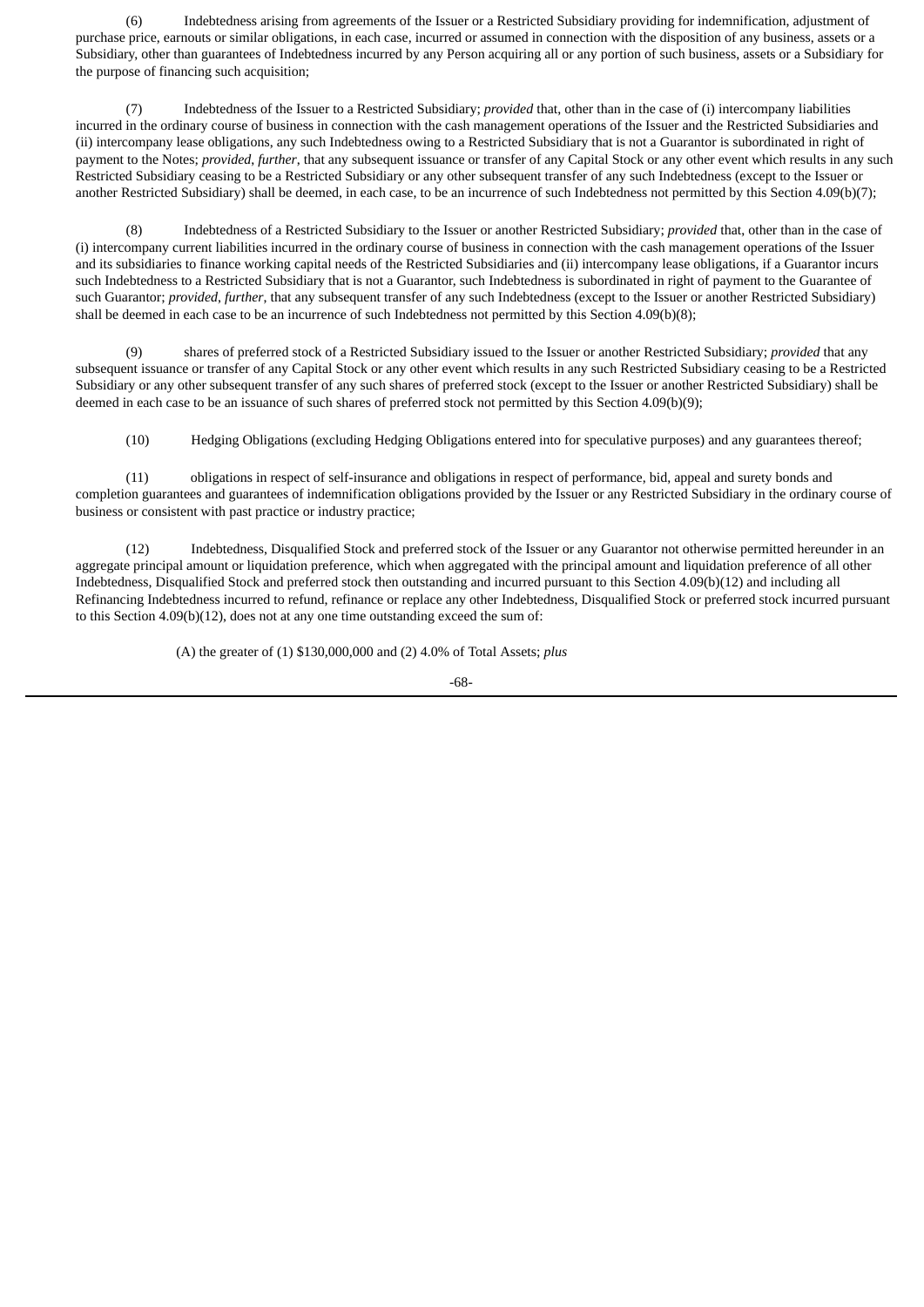(6) Indebtedness arising from agreements of the Issuer or a Restricted Subsidiary providing for indemnification, adjustment of purchase price, earnouts or similar obligations, in each case, incurred or assumed in connection with the disposition of any business, assets or a Subsidiary, other than guarantees of Indebtedness incurred by any Person acquiring all or any portion of such business, assets or a Subsidiary for the purpose of financing such acquisition;

(7) Indebtedness of the Issuer to a Restricted Subsidiary; *provided* that, other than in the case of (i) intercompany liabilities incurred in the ordinary course of business in connection with the cash management operations of the Issuer and the Restricted Subsidiaries and (ii) intercompany lease obligations, any such Indebtedness owing to a Restricted Subsidiary that is not a Guarantor is subordinated in right of payment to the Notes; *provided*, *further*, that any subsequent issuance or transfer of any Capital Stock or any other event which results in any such Restricted Subsidiary ceasing to be a Restricted Subsidiary or any other subsequent transfer of any such Indebtedness (except to the Issuer or another Restricted Subsidiary) shall be deemed, in each case, to be an incurrence of such Indebtedness not permitted by this Section 4.09(b)(7);

(8) Indebtedness of a Restricted Subsidiary to the Issuer or another Restricted Subsidiary; *provided* that, other than in the case of (i) intercompany current liabilities incurred in the ordinary course of business in connection with the cash management operations of the Issuer and its subsidiaries to finance working capital needs of the Restricted Subsidiaries and (ii) intercompany lease obligations, if a Guarantor incurs such Indebtedness to a Restricted Subsidiary that is not a Guarantor, such Indebtedness is subordinated in right of payment to the Guarantee of such Guarantor; *provided*, *further*, that any subsequent transfer of any such Indebtedness (except to the Issuer or another Restricted Subsidiary) shall be deemed in each case to be an incurrence of such Indebtedness not permitted by this Section 4.09(b)(8);

(9) shares of preferred stock of a Restricted Subsidiary issued to the Issuer or another Restricted Subsidiary; *provided* that any subsequent issuance or transfer of any Capital Stock or any other event which results in any such Restricted Subsidiary ceasing to be a Restricted Subsidiary or any other subsequent transfer of any such shares of preferred stock (except to the Issuer or another Restricted Subsidiary) shall be deemed in each case to be an issuance of such shares of preferred stock not permitted by this Section 4.09(b)(9);

(10) Hedging Obligations (excluding Hedging Obligations entered into for speculative purposes) and any guarantees thereof;

(11) obligations in respect of self-insurance and obligations in respect of performance, bid, appeal and surety bonds and completion guarantees and guarantees of indemnification obligations provided by the Issuer or any Restricted Subsidiary in the ordinary course of business or consistent with past practice or industry practice;

(12) Indebtedness, Disqualified Stock and preferred stock of the Issuer or any Guarantor not otherwise permitted hereunder in an aggregate principal amount or liquidation preference, which when aggregated with the principal amount and liquidation preference of all other Indebtedness, Disqualified Stock and preferred stock then outstanding and incurred pursuant to this Section 4.09(b)(12) and including all Refinancing Indebtedness incurred to refund, refinance or replace any other Indebtedness, Disqualified Stock or preferred stock incurred pursuant to this Section 4.09(b)(12), does not at any one time outstanding exceed the sum of:

(A) the greater of (1) $130,000,000 and (2) 4.0% of Total Assets; *plus*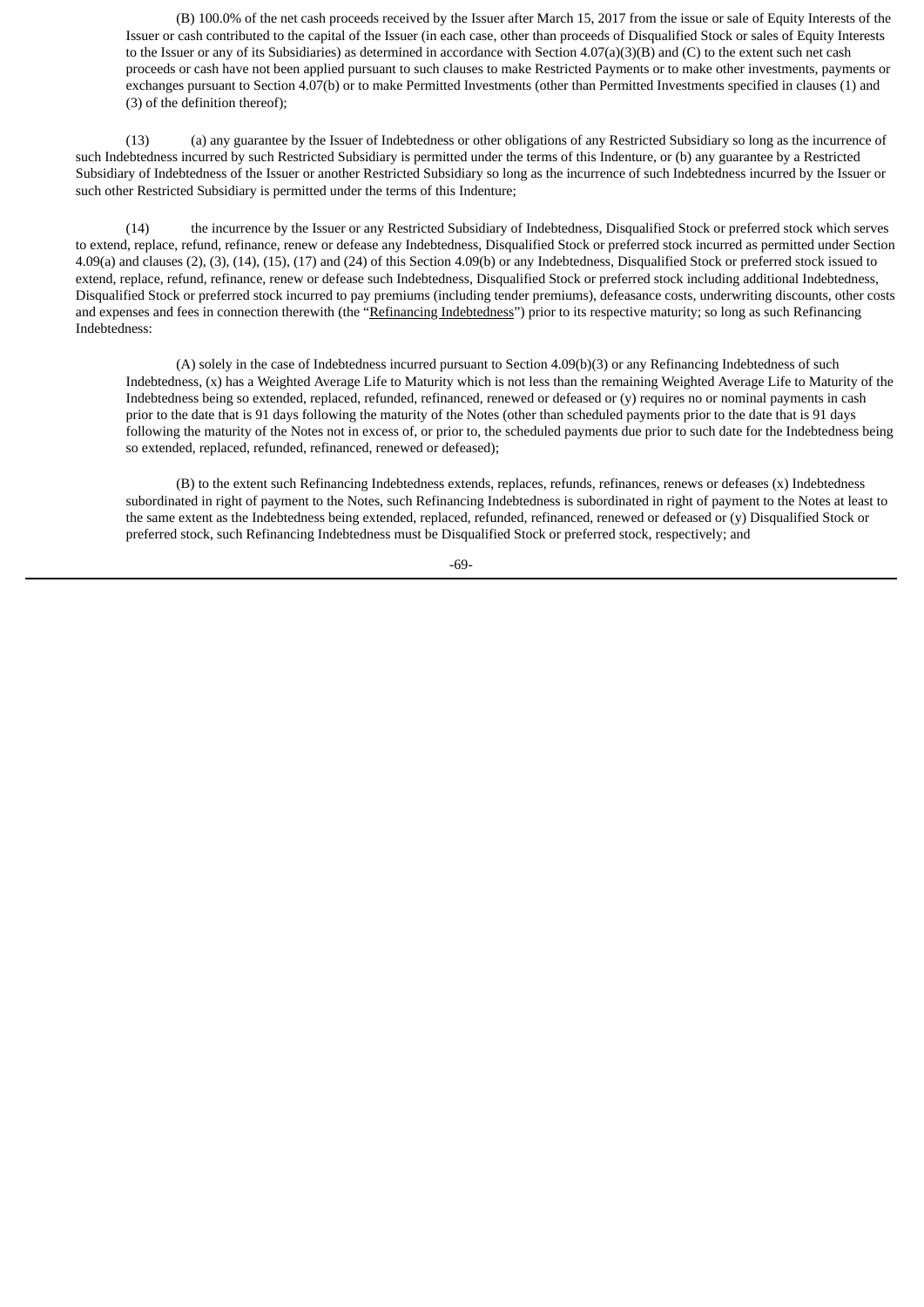(B) 100.0% of the net cash proceeds received by the Issuer after March 15, 2017 from the issue or sale of Equity Interests of the Issuer or cash contributed to the capital of the Issuer (in each case, other than proceeds of Disqualified Stock or sales of Equity Interests to the Issuer or any of its Subsidiaries) as determined in accordance with Section 4.07(a)(3)(B) and (C) to the extent such net cash proceeds or cash have not been applied pursuant to such clauses to make Restricted Payments or to make other investments, payments or exchanges pursuant to Section 4.07(b) or to make Permitted Investments (other than Permitted Investments specified in clauses (1) and (3) of the definition thereof);

(13) (a) any guarantee by the Issuer of Indebtedness or other obligations of any Restricted Subsidiary so long as the incurrence of such Indebtedness incurred by such Restricted Subsidiary is permitted under the terms of this Indenture, or (b) any guarantee by a Restricted Subsidiary of Indebtedness of the Issuer or another Restricted Subsidiary so long as the incurrence of such Indebtedness incurred by the Issuer or such other Restricted Subsidiary is permitted under the terms of this Indenture;

(14) the incurrence by the Issuer or any Restricted Subsidiary of Indebtedness, Disqualified Stock or preferred stock which serves to extend, replace, refund, refinance, renew or defease any Indebtedness, Disqualified Stock or preferred stock incurred as permitted under Section 4.09(a) and clauses (2), (3), (14), (15), (17) and (24) of this Section 4.09(b) or any Indebtedness, Disqualified Stock or preferred stock issued to extend, replace, refund, refinance, renew or defease such Indebtedness, Disqualified Stock or preferred stock including additional Indebtedness, Disqualified Stock or preferred stock incurred to pay premiums (including tender premiums), defeasance costs, underwriting discounts, other costs and expenses and fees in connection therewith (the "Refinancing Indebtedness") prior to its respective maturity; so long as such Refinancing Indebtedness:

(A) solely in the case of Indebtedness incurred pursuant to Section 4.09(b)(3) or any Refinancing Indebtedness of such Indebtedness, (x) has a Weighted Average Life to Maturity which is not less than the remaining Weighted Average Life to Maturity of the Indebtedness being so extended, replaced, refunded, refinanced, renewed or defeased or (y) requires no or nominal payments in cash prior to the date that is 91 days following the maturity of the Notes (other than scheduled payments prior to the date that is 91 days following the maturity of the Notes not in excess of, or prior to, the scheduled payments due prior to such date for the Indebtedness being so extended, replaced, refunded, refinanced, renewed or defeased);

(B) to the extent such Refinancing Indebtedness extends, replaces, refunds, refinances, renews or defeases (x) Indebtedness subordinated in right of payment to the Notes, such Refinancing Indebtedness is subordinated in right of payment to the Notes at least to the same extent as the Indebtedness being extended, replaced, refunded, refinanced, renewed or defeased or (y) Disqualified Stock or preferred stock, such Refinancing Indebtedness must be Disqualified Stock or preferred stock, respectively; and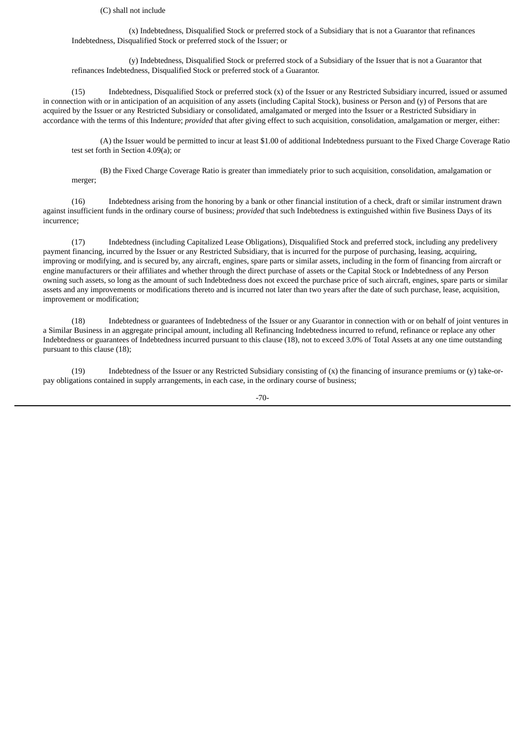(C) shall not include

(x) Indebtedness, Disqualified Stock or preferred stock of a Subsidiary that is not a Guarantor that refinances Indebtedness, Disqualified Stock or preferred stock of the Issuer; or

(y) Indebtedness, Disqualified Stock or preferred stock of a Subsidiary of the Issuer that is not a Guarantor that refinances Indebtedness, Disqualified Stock or preferred stock of a Guarantor.

(15) Indebtedness, Disqualified Stock or preferred stock (x) of the Issuer or any Restricted Subsidiary incurred, issued or assumed in connection with or in anticipation of an acquisition of any assets (including Capital Stock), business or Person and (y) of Persons that are acquired by the Issuer or any Restricted Subsidiary or consolidated, amalgamated or merged into the Issuer or a Restricted Subsidiary in accordance with the terms of this Indenture; *provided* that after giving effect to such acquisition, consolidation, amalgamation or merger, either:

(A) the Issuer would be permitted to incur at least $1.00 of additional Indebtedness pursuant to the Fixed Charge Coverage Ratio test set forth in Section 4.09(a); or

(B) the Fixed Charge Coverage Ratio is greater than immediately prior to such acquisition, consolidation, amalgamation or merger;

(16) Indebtedness arising from the honoring by a bank or other financial institution of a check, draft or similar instrument drawn against insufficient funds in the ordinary course of business; *provided* that such Indebtedness is extinguished within five Business Days of its incurrence;

(17) Indebtedness (including Capitalized Lease Obligations), Disqualified Stock and preferred stock, including any predelivery payment financing, incurred by the Issuer or any Restricted Subsidiary, that is incurred for the purpose of purchasing, leasing, acquiring, improving or modifying, and is secured by, any aircraft, engines, spare parts or similar assets, including in the form of financing from aircraft or engine manufacturers or their affiliates and whether through the direct purchase of assets or the Capital Stock or Indebtedness of any Person owning such assets, so long as the amount of such Indebtedness does not exceed the purchase price of such aircraft, engines, spare parts or similar assets and any improvements or modifications thereto and is incurred not later than two years after the date of such purchase, lease, acquisition, improvement or modification;

(18) Indebtedness or guarantees of Indebtedness of the Issuer or any Guarantor in connection with or on behalf of joint ventures in a Similar Business in an aggregate principal amount, including all Refinancing Indebtedness incurred to refund, refinance or replace any other Indebtedness or guarantees of Indebtedness incurred pursuant to this clause (18), not to exceed 3.0% of Total Assets at any one time outstanding pursuant to this clause (18);

(19) Indebtedness of the Issuer or any Restricted Subsidiary consisting of (x) the financing of insurance premiums or (y) take-or-pay obligations contained in supply arrangements, in each case, in the ordinary course of business;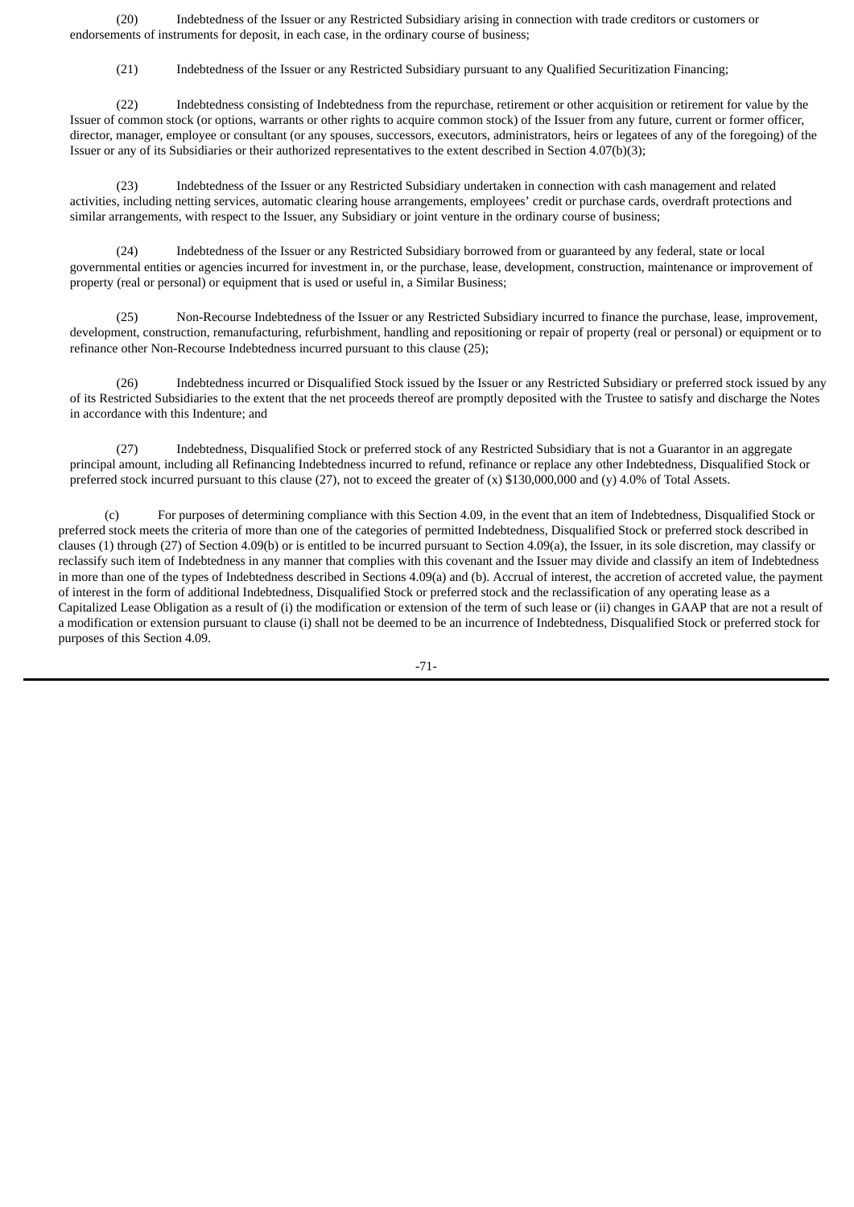(20) Indebtedness of the Issuer or any Restricted Subsidiary arising in connection with trade creditors or customers or endorsements of instruments for deposit, in each case, in the ordinary course of business;

(21) Indebtedness of the Issuer or any Restricted Subsidiary pursuant to any Qualified Securitization Financing;

(22) Indebtedness consisting of Indebtedness from the repurchase, retirement or other acquisition or retirement for value by the Issuer of common stock (or options, warrants or other rights to acquire common stock) of the Issuer from any future, current or former officer, director, manager, employee or consultant (or any spouses, successors, executors, administrators, heirs or legatees of any of the foregoing) of the Issuer or any of its Subsidiaries or their authorized representatives to the extent described in Section 4.07(b)(3);

(23) Indebtedness of the Issuer or any Restricted Subsidiary undertaken in connection with cash management and related activities, including netting services, automatic clearing house arrangements, employees' credit or purchase cards, overdraft protections and similar arrangements, with respect to the Issuer, any Subsidiary or joint venture in the ordinary course of business;

(24) Indebtedness of the Issuer or any Restricted Subsidiary borrowed from or guaranteed by any federal, state or local governmental entities or agencies incurred for investment in, or the purchase, lease, development, construction, maintenance or improvement of property (real or personal) or equipment that is used or useful in, a Similar Business;

(25) Non-Recourse Indebtedness of the Issuer or any Restricted Subsidiary incurred to finance the purchase, lease, improvement, development, construction, remanufacturing, refurbishment, handling and repositioning or repair of property (real or personal) or equipment or to refinance other Non-Recourse Indebtedness incurred pursuant to this clause (25);

(26) Indebtedness incurred or Disqualified Stock issued by the Issuer or any Restricted Subsidiary or preferred stock issued by any of its Restricted Subsidiaries to the extent that the net proceeds thereof are promptly deposited with the Trustee to satisfy and discharge the Notes in accordance with this Indenture; and

(27) Indebtedness, Disqualified Stock or preferred stock of any Restricted Subsidiary that is not a Guarantor in an aggregate principal amount, including all Refinancing Indebtedness incurred to refund, refinance or replace any other Indebtedness, Disqualified Stock or preferred stock incurred pursuant to this clause (27), not to exceed the greater of (x) $130,000,000 and (y) 4.0% of Total Assets.

(c) For purposes of determining compliance with this Section 4.09, in the event that an item of Indebtedness, Disqualified Stock or preferred stock meets the criteria of more than one of the categories of permitted Indebtedness, Disqualified Stock or preferred stock described in clauses (1) through (27) of Section 4.09(b) or is entitled to be incurred pursuant to Section 4.09(a), the Issuer, in its sole discretion, may classify or reclassify such item of Indebtedness in any manner that complies with this covenant and the Issuer may divide and classify an item of Indebtedness in more than one of the types of Indebtedness described in Sections 4.09(a) and (b). Accrual of interest, the accretion of accreted value, the payment of interest in the form of additional Indebtedness, Disqualified Stock or preferred stock and the reclassification of any operating lease as a Capitalized Lease Obligation as a result of (i) the modification or extension of the term of such lease or (ii) changes in GAAP that are not a result of a modification or extension pursuant to clause (i) shall not be deemed to be an incurrence of Indebtedness, Disqualified Stock or preferred stock for purposes of this Section 4.09.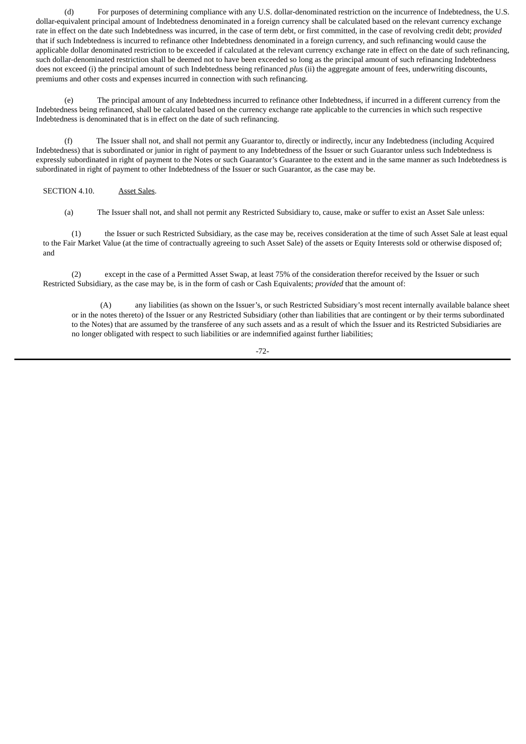(d) For purposes of determining compliance with any U.S. dollar-denominated restriction on the incurrence of Indebtedness, the U.S. dollar-equivalent principal amount of Indebtedness denominated in a foreign currency shall be calculated based on the relevant currency exchange rate in effect on the date such Indebtedness was incurred, in the case of term debt, or first committed, in the case of revolving credit debt; *provided* that if such Indebtedness is incurred to refinance other Indebtedness denominated in a foreign currency, and such refinancing would cause the applicable dollar denominated restriction to be exceeded if calculated at the relevant currency exchange rate in effect on the date of such refinancing, such dollar-denominated restriction shall be deemed not to have been exceeded so long as the principal amount of such refinancing Indebtedness does not exceed (i) the principal amount of such Indebtedness being refinanced *plus* (ii) the aggregate amount of fees, underwriting discounts, premiums and other costs and expenses incurred in connection with such refinancing.

(e) The principal amount of any Indebtedness incurred to refinance other Indebtedness, if incurred in a different currency from the Indebtedness being refinanced, shall be calculated based on the currency exchange rate applicable to the currencies in which such respective Indebtedness is denominated that is in effect on the date of such refinancing.

(f) The Issuer shall not, and shall not permit any Guarantor to, directly or indirectly, incur any Indebtedness (including Acquired Indebtedness) that is subordinated or junior in right of payment to any Indebtedness of the Issuer or such Guarantor unless such Indebtedness is expressly subordinated in right of payment to the Notes or such Guarantor's Guarantee to the extent and in the same manner as such Indebtedness is subordinated in right of payment to other Indebtedness of the Issuer or such Guarantor, as the case may be.

SECTION 4.10. Asset Sales.

(a) The Issuer shall not, and shall not permit any Restricted Subsidiary to, cause, make or suffer to exist an Asset Sale unless:

(1) the Issuer or such Restricted Subsidiary, as the case may be, receives consideration at the time of such Asset Sale at least equal to the Fair Market Value (at the time of contractually agreeing to such Asset Sale) of the assets or Equity Interests sold or otherwise disposed of; and

(2) except in the case of a Permitted Asset Swap, at least 75% of the consideration therefor received by the Issuer or such Restricted Subsidiary, as the case may be, is in the form of cash or Cash Equivalents; *provided* that the amount of:

(A) any liabilities (as shown on the Issuer's, or such Restricted Subsidiary's most recent internally available balance sheet or in the notes thereto) of the Issuer or any Restricted Subsidiary (other than liabilities that are contingent or by their terms subordinated to the Notes) that are assumed by the transferee of any such assets and as a result of which the Issuer and its Restricted Subsidiaries are no longer obligated with respect to such liabilities or are indemnified against further liabilities;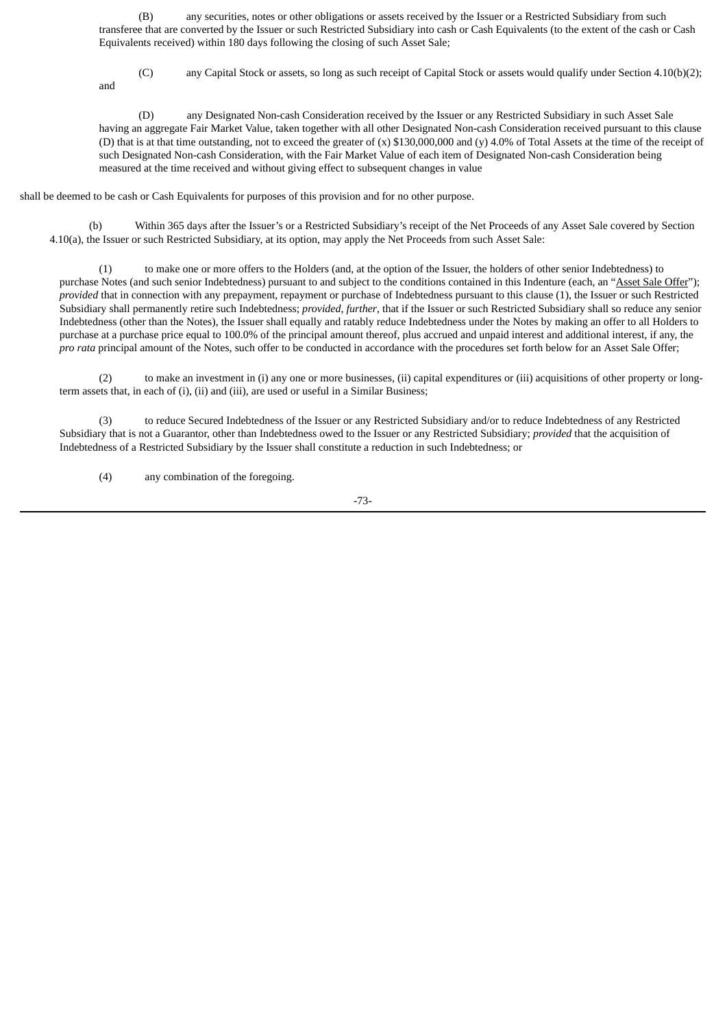(B) any securities, notes or other obligations or assets received by the Issuer or a Restricted Subsidiary from such transferee that are converted by the Issuer or such Restricted Subsidiary into cash or Cash Equivalents (to the extent of the cash or Cash Equivalents received) within 180 days following the closing of such Asset Sale;

(C) any Capital Stock or assets, so long as such receipt of Capital Stock or assets would qualify under Section 4.10(b)(2); and

(D) any Designated Non-cash Consideration received by the Issuer or any Restricted Subsidiary in such Asset Sale having an aggregate Fair Market Value, taken together with all other Designated Non-cash Consideration received pursuant to this clause (D) that is at that time outstanding, not to exceed the greater of (x) $130,000,000 and (y) 4.0% of Total Assets at the time of the receipt of such Designated Non-cash Consideration, with the Fair Market Value of each item of Designated Non-cash Consideration being measured at the time received and without giving effect to subsequent changes in value

shall be deemed to be cash or Cash Equivalents for purposes of this provision and for no other purpose.

(b) Within 365 days after the Issuer's or a Restricted Subsidiary's receipt of the Net Proceeds of any Asset Sale covered by Section 4.10(a), the Issuer or such Restricted Subsidiary, at its option, may apply the Net Proceeds from such Asset Sale:

(1) to make one or more offers to the Holders (and, at the option of the Issuer, the holders of other senior Indebtedness) to purchase Notes (and such senior Indebtedness) pursuant to and subject to the conditions contained in this Indenture (each, an "Asset Sale Offer"); *provided* that in connection with any prepayment, repayment or purchase of Indebtedness pursuant to this clause (1), the Issuer or such Restricted Subsidiary shall permanently retire such Indebtedness; *provided, further*, that if the Issuer or such Restricted Subsidiary shall so reduce any senior Indebtedness (other than the Notes), the Issuer shall equally and ratably reduce Indebtedness under the Notes by making an offer to all Holders to purchase at a purchase price equal to 100.0% of the principal amount thereof, plus accrued and unpaid interest and additional interest, if any, the *pro rata* principal amount of the Notes, such offer to be conducted in accordance with the procedures set forth below for an Asset Sale Offer;

(2) to make an investment in (i) any one or more businesses, (ii) capital expenditures or (iii) acquisitions of other property or long-term assets that, in each of (i), (ii) and (iii), are used or useful in a Similar Business;

(3) to reduce Secured Indebtedness of the Issuer or any Restricted Subsidiary and/or to reduce Indebtedness of any Restricted Subsidiary that is not a Guarantor, other than Indebtedness owed to the Issuer or any Restricted Subsidiary; *provided* that the acquisition of Indebtedness of a Restricted Subsidiary by the Issuer shall constitute a reduction in such Indebtedness; or

(4) any combination of the foregoing.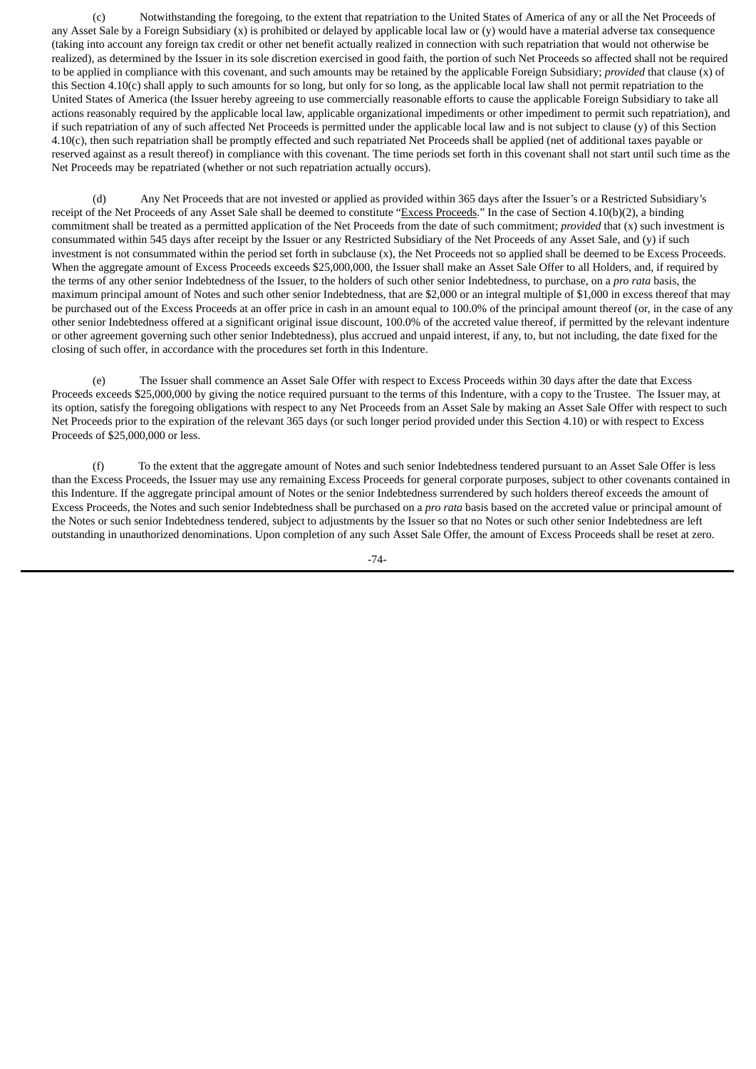(c) Notwithstanding the foregoing, to the extent that repatriation to the United States of America of any or all the Net Proceeds of any Asset Sale by a Foreign Subsidiary (x) is prohibited or delayed by applicable local law or (y) would have a material adverse tax consequence (taking into account any foreign tax credit or other net benefit actually realized in connection with such repatriation that would not otherwise be realized), as determined by the Issuer in its sole discretion exercised in good faith, the portion of such Net Proceeds so affected shall not be required to be applied in compliance with this covenant, and such amounts may be retained by the applicable Foreign Subsidiary; *provided* that clause (x) of this Section 4.10(c) shall apply to such amounts for so long, but only for so long, as the applicable local law shall not permit repatriation to the United States of America (the Issuer hereby agreeing to use commercially reasonable efforts to cause the applicable Foreign Subsidiary to take all actions reasonably required by the applicable local law, applicable organizational impediments or other impediment to permit such repatriation), and if such repatriation of any of such affected Net Proceeds is permitted under the applicable local law and is not subject to clause (y) of this Section 4.10(c), then such repatriation shall be promptly effected and such repatriated Net Proceeds shall be applied (net of additional taxes payable or reserved against as a result thereof) in compliance with this covenant. The time periods set forth in this covenant shall not start until such time as the Net Proceeds may be repatriated (whether or not such repatriation actually occurs).

(d) Any Net Proceeds that are not invested or applied as provided within 365 days after the Issuer's or a Restricted Subsidiary's receipt of the Net Proceeds of any Asset Sale shall be deemed to constitute "Excess Proceeds." In the case of Section 4.10(b)(2), a binding commitment shall be treated as a permitted application of the Net Proceeds from the date of such commitment; *provided* that (x) such investment is consummated within 545 days after receipt by the Issuer or any Restricted Subsidiary of the Net Proceeds of any Asset Sale, and (y) if such investment is not consummated within the period set forth in subclause (x), the Net Proceeds not so applied shall be deemed to be Excess Proceeds. When the aggregate amount of Excess Proceeds exceeds $25,000,000, the Issuer shall make an Asset Sale Offer to all Holders, and, if required by the terms of any other senior Indebtedness of the Issuer, to the holders of such other senior Indebtedness, to purchase, on a *pro rata* basis, the maximum principal amount of Notes and such other senior Indebtedness, that are $2,000 or an integral multiple of $1,000 in excess thereof that may be purchased out of the Excess Proceeds at an offer price in cash in an amount equal to 100.0% of the principal amount thereof (or, in the case of any other senior Indebtedness offered at a significant original issue discount, 100.0% of the accreted value thereof, if permitted by the relevant indenture or other agreement governing such other senior Indebtedness), plus accrued and unpaid interest, if any, to, but not including, the date fixed for the closing of such offer, in accordance with the procedures set forth in this Indenture.

(e) The Issuer shall commence an Asset Sale Offer with respect to Excess Proceeds within 30 days after the date that Excess Proceeds exceeds $25,000,000 by giving the notice required pursuant to the terms of this Indenture, with a copy to the Trustee. The Issuer may, at its option, satisfy the foregoing obligations with respect to any Net Proceeds from an Asset Sale by making an Asset Sale Offer with respect to such Net Proceeds prior to the expiration of the relevant 365 days (or such longer period provided under this Section 4.10) or with respect to Excess Proceeds of $25,000,000 or less.

(f) To the extent that the aggregate amount of Notes and such senior Indebtedness tendered pursuant to an Asset Sale Offer is less than the Excess Proceeds, the Issuer may use any remaining Excess Proceeds for general corporate purposes, subject to other covenants contained in this Indenture. If the aggregate principal amount of Notes or the senior Indebtedness surrendered by such holders thereof exceeds the amount of Excess Proceeds, the Notes and such senior Indebtedness shall be purchased on a *pro rata* basis based on the accreted value or principal amount of the Notes or such senior Indebtedness tendered, subject to adjustments by the Issuer so that no Notes or such other senior Indebtedness are left outstanding in unauthorized denominations. Upon completion of any such Asset Sale Offer, the amount of Excess Proceeds shall be reset at zero.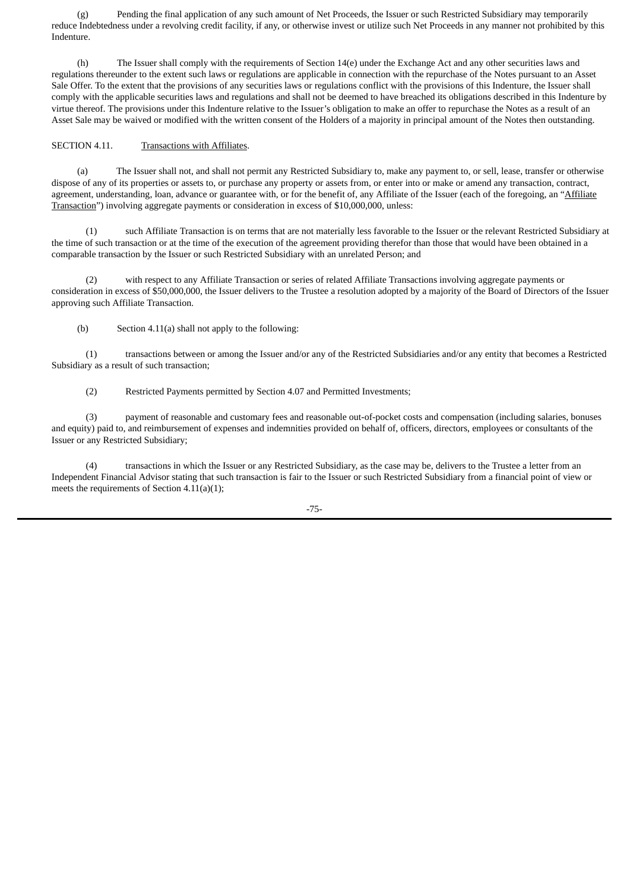(g) Pending the final application of any such amount of Net Proceeds, the Issuer or such Restricted Subsidiary may temporarily reduce Indebtedness under a revolving credit facility, if any, or otherwise invest or utilize such Net Proceeds in any manner not prohibited by this Indenture.

(h) The Issuer shall comply with the requirements of Section 14(e) under the Exchange Act and any other securities laws and regulations thereunder to the extent such laws or regulations are applicable in connection with the repurchase of the Notes pursuant to an Asset Sale Offer. To the extent that the provisions of any securities laws or regulations conflict with the provisions of this Indenture, the Issuer shall comply with the applicable securities laws and regulations and shall not be deemed to have breached its obligations described in this Indenture by virtue thereof. The provisions under this Indenture relative to the Issuer's obligation to make an offer to repurchase the Notes as a result of an Asset Sale may be waived or modified with the written consent of the Holders of a majority in principal amount of the Notes then outstanding.

SECTION 4.11. Transactions with Affiliates.

(a) The Issuer shall not, and shall not permit any Restricted Subsidiary to, make any payment to, or sell, lease, transfer or otherwise dispose of any of its properties or assets to, or purchase any property or assets from, or enter into or make or amend any transaction, contract, agreement, understanding, loan, advance or guarantee with, or for the benefit of, any Affiliate of the Issuer (each of the foregoing, an "Affiliate Transaction") involving aggregate payments or consideration in excess of $10,000,000, unless:

(1) such Affiliate Transaction is on terms that are not materially less favorable to the Issuer or the relevant Restricted Subsidiary at the time of such transaction or at the time of the execution of the agreement providing therefor than those that would have been obtained in a comparable transaction by the Issuer or such Restricted Subsidiary with an unrelated Person; and

(2) with respect to any Affiliate Transaction or series of related Affiliate Transactions involving aggregate payments or consideration in excess of $50,000,000, the Issuer delivers to the Trustee a resolution adopted by a majority of the Board of Directors of the Issuer approving such Affiliate Transaction.

(b) Section 4.11(a) shall not apply to the following:

(1) transactions between or among the Issuer and/or any of the Restricted Subsidiaries and/or any entity that becomes a Restricted Subsidiary as a result of such transaction;

(2) Restricted Payments permitted by Section 4.07 and Permitted Investments;

(3) payment of reasonable and customary fees and reasonable out-of-pocket costs and compensation (including salaries, bonuses and equity) paid to, and reimbursement of expenses and indemnities provided on behalf of, officers, directors, employees or consultants of the Issuer or any Restricted Subsidiary;

(4) transactions in which the Issuer or any Restricted Subsidiary, as the case may be, delivers to the Trustee a letter from an Independent Financial Advisor stating that such transaction is fair to the Issuer or such Restricted Subsidiary from a financial point of view or meets the requirements of Section 4.11(a)(1);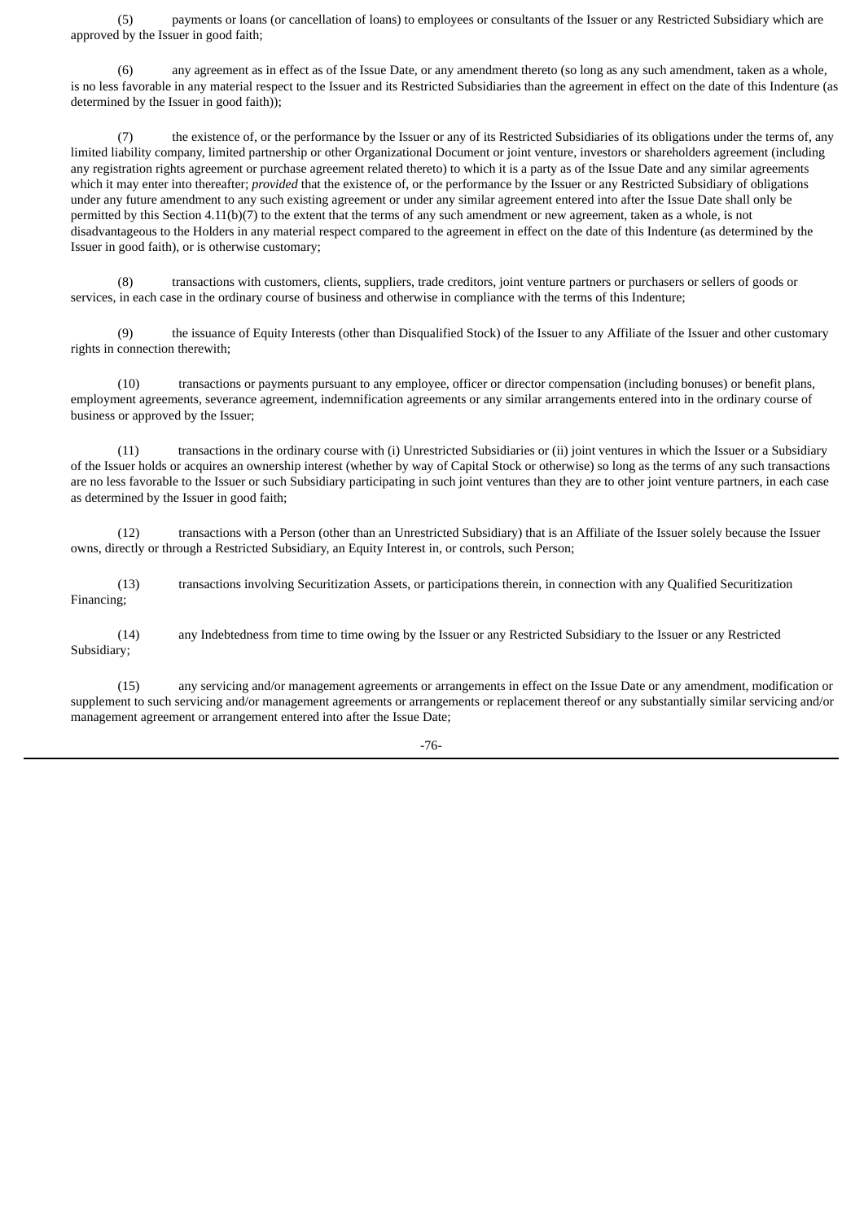(5) payments or loans (or cancellation of loans) to employees or consultants of the Issuer or any Restricted Subsidiary which are approved by the Issuer in good faith;

(6) any agreement as in effect as of the Issue Date, or any amendment thereto (so long as any such amendment, taken as a whole, is no less favorable in any material respect to the Issuer and its Restricted Subsidiaries than the agreement in effect on the date of this Indenture (as determined by the Issuer in good faith));

(7) the existence of, or the performance by the Issuer or any of its Restricted Subsidiaries of its obligations under the terms of, any limited liability company, limited partnership or other Organizational Document or joint venture, investors or shareholders agreement (including any registration rights agreement or purchase agreement related thereto) to which it is a party as of the Issue Date and any similar agreements which it may enter into thereafter; *provided* that the existence of, or the performance by the Issuer or any Restricted Subsidiary of obligations under any future amendment to any such existing agreement or under any similar agreement entered into after the Issue Date shall only be permitted by this Section 4.11(b)(7) to the extent that the terms of any such amendment or new agreement, taken as a whole, is not disadvantageous to the Holders in any material respect compared to the agreement in effect on the date of this Indenture (as determined by the Issuer in good faith), or is otherwise customary;

(8) transactions with customers, clients, suppliers, trade creditors, joint venture partners or purchasers or sellers of goods or services, in each case in the ordinary course of business and otherwise in compliance with the terms of this Indenture;

(9) the issuance of Equity Interests (other than Disqualified Stock) of the Issuer to any Affiliate of the Issuer and other customary rights in connection therewith;

(10) transactions or payments pursuant to any employee, officer or director compensation (including bonuses) or benefit plans, employment agreements, severance agreement, indemnification agreements or any similar arrangements entered into in the ordinary course of business or approved by the Issuer;

(11) transactions in the ordinary course with (i) Unrestricted Subsidiaries or (ii) joint ventures in which the Issuer or a Subsidiary of the Issuer holds or acquires an ownership interest (whether by way of Capital Stock or otherwise) so long as the terms of any such transactions are no less favorable to the Issuer or such Subsidiary participating in such joint ventures than they are to other joint venture partners, in each case as determined by the Issuer in good faith;

(12) transactions with a Person (other than an Unrestricted Subsidiary) that is an Affiliate of the Issuer solely because the Issuer owns, directly or through a Restricted Subsidiary, an Equity Interest in, or controls, such Person;

(13) transactions involving Securitization Assets, or participations therein, in connection with any Qualified Securitization Financing;

(14) any Indebtedness from time to time owing by the Issuer or any Restricted Subsidiary to the Issuer or any Restricted Subsidiary;

(15) any servicing and/or management agreements or arrangements in effect on the Issue Date or any amendment, modification or supplement to such servicing and/or management agreements or arrangements or replacement thereof or any substantially similar servicing and/or management agreement or arrangement entered into after the Issue Date;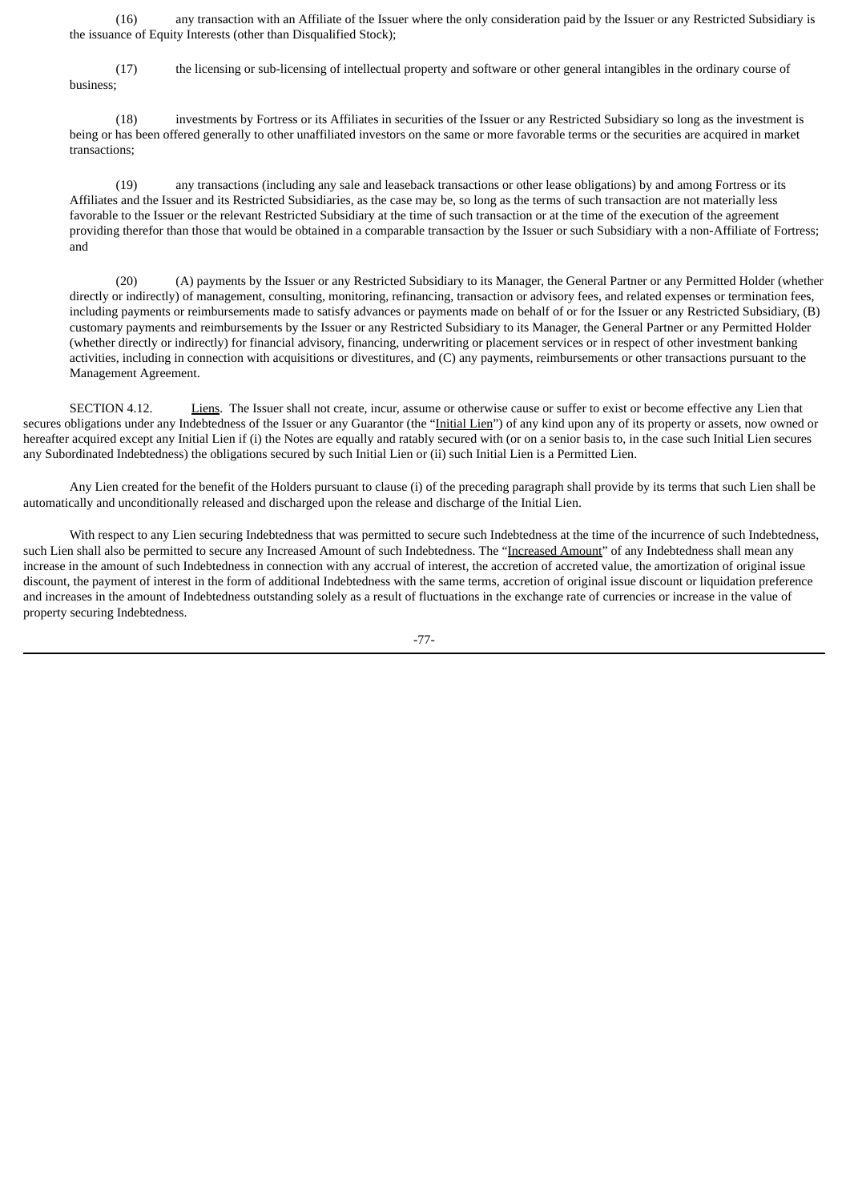(16) any transaction with an Affiliate of the Issuer where the only consideration paid by the Issuer or any Restricted Subsidiary is the issuance of Equity Interests (other than Disqualified Stock);

(17) the licensing or sub-licensing of intellectual property and software or other general intangibles in the ordinary course of business;

(18) investments by Fortress or its Affiliates in securities of the Issuer or any Restricted Subsidiary so long as the investment is being or has been offered generally to other unaffiliated investors on the same or more favorable terms or the securities are acquired in market transactions;

(19) any transactions (including any sale and leaseback transactions or other lease obligations) by and among Fortress or its Affiliates and the Issuer and its Restricted Subsidiaries, as the case may be, so long as the terms of such transaction are not materially less favorable to the Issuer or the relevant Restricted Subsidiary at the time of such transaction or at the time of the execution of the agreement providing therefor than those that would be obtained in a comparable transaction by the Issuer or such Subsidiary with a non-Affiliate of Fortress; and

(20) (A) payments by the Issuer or any Restricted Subsidiary to its Manager, the General Partner or any Permitted Holder (whether directly or indirectly) of management, consulting, monitoring, refinancing, transaction or advisory fees, and related expenses or termination fees, including payments or reimbursements made to satisfy advances or payments made on behalf of or for the Issuer or any Restricted Subsidiary, (B) customary payments and reimbursements by the Issuer or any Restricted Subsidiary to its Manager, the General Partner or any Permitted Holder (whether directly or indirectly) for financial advisory, financing, underwriting or placement services or in respect of other investment banking activities, including in connection with acquisitions or divestitures, and (C) any payments, reimbursements or other transactions pursuant to the Management Agreement.

SECTION 4.12. Liens. The Issuer shall not create, incur, assume or otherwise cause or suffer to exist or become effective any Lien that secures obligations under any Indebtedness of the Issuer or any Guarantor (the "Initial Lien") of any kind upon any of its property or assets, now owned or hereafter acquired except any Initial Lien if (i) the Notes are equally and ratably secured with (or on a senior basis to, in the case such Initial Lien secures any Subordinated Indebtedness) the obligations secured by such Initial Lien or (ii) such Initial Lien is a Permitted Lien.

Any Lien created for the benefit of the Holders pursuant to clause (i) of the preceding paragraph shall provide by its terms that such Lien shall be automatically and unconditionally released and discharged upon the release and discharge of the Initial Lien.

With respect to any Lien securing Indebtedness that was permitted to secure such Indebtedness at the time of the incurrence of such Indebtedness, such Lien shall also be permitted to secure any Increased Amount of such Indebtedness. The "Increased Amount" of any Indebtedness shall mean any increase in the amount of such Indebtedness in connection with any accrual of interest, the accretion of accreted value, the amortization of original issue discount, the payment of interest in the form of additional Indebtedness with the same terms, accretion of original issue discount or liquidation preference and increases in the amount of Indebtedness outstanding solely as a result of fluctuations in the exchange rate of currencies or increase in the value of property securing Indebtedness.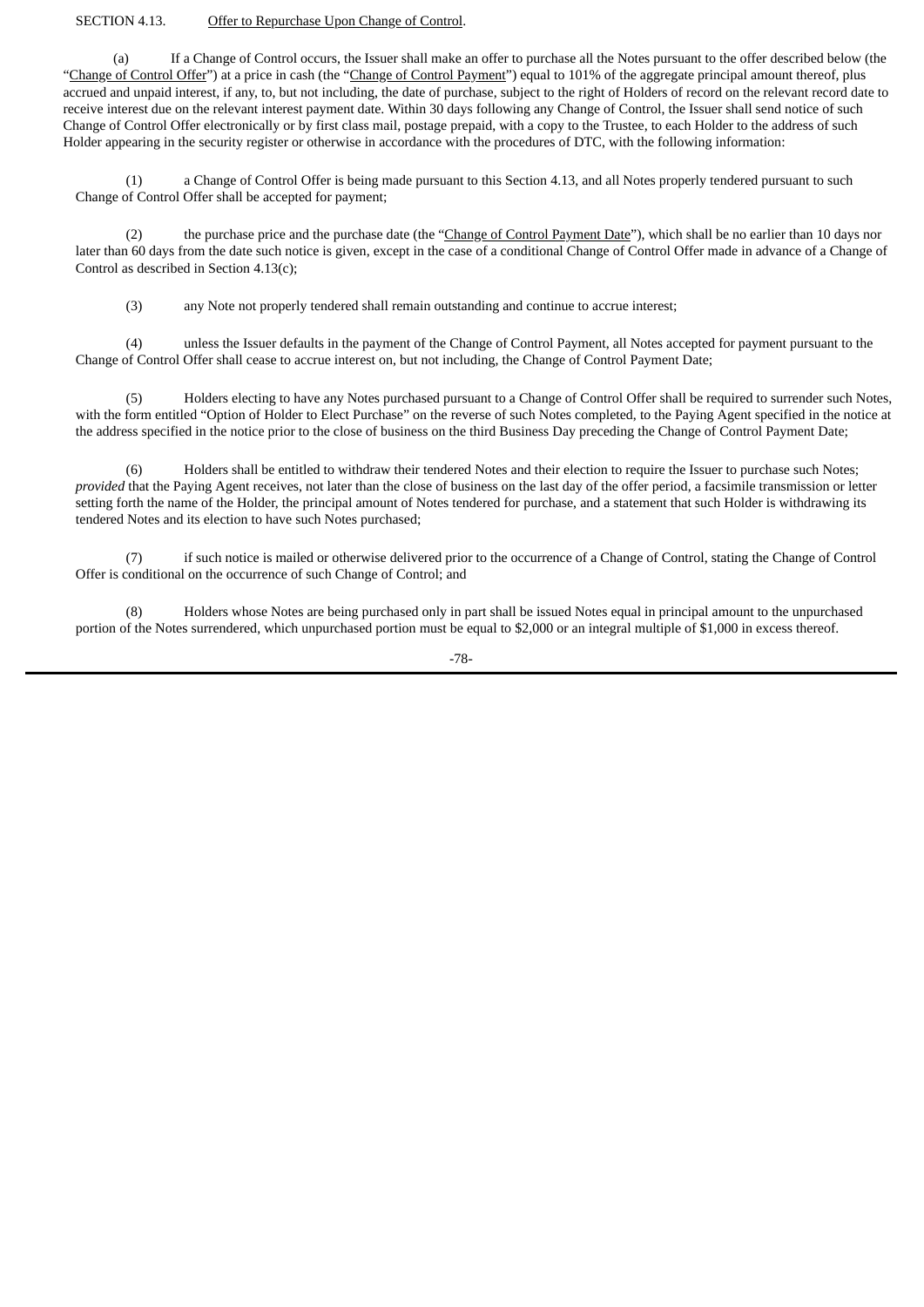SECTION 4.13. Offer to Repurchase Upon Change of Control.

(a) If a Change of Control occurs, the Issuer shall make an offer to purchase all the Notes pursuant to the offer described below (the "Change of Control Offer") at a price in cash (the "Change of Control Payment") equal to 101% of the aggregate principal amount thereof, plus accrued and unpaid interest, if any, to, but not including, the date of purchase, subject to the right of Holders of record on the relevant record date to receive interest due on the relevant interest payment date. Within 30 days following any Change of Control, the Issuer shall send notice of such Change of Control Offer electronically or by first class mail, postage prepaid, with a copy to the Trustee, to each Holder to the address of such Holder appearing in the security register or otherwise in accordance with the procedures of DTC, with the following information:

(1) a Change of Control Offer is being made pursuant to this Section 4.13, and all Notes properly tendered pursuant to such Change of Control Offer shall be accepted for payment;

(2) the purchase price and the purchase date (the "Change of Control Payment Date"), which shall be no earlier than 10 days nor later than 60 days from the date such notice is given, except in the case of a conditional Change of Control Offer made in advance of a Change of Control as described in Section 4.13(c);

(3) any Note not properly tendered shall remain outstanding and continue to accrue interest;

(4) unless the Issuer defaults in the payment of the Change of Control Payment, all Notes accepted for payment pursuant to the Change of Control Offer shall cease to accrue interest on, but not including, the Change of Control Payment Date;

(5) Holders electing to have any Notes purchased pursuant to a Change of Control Offer shall be required to surrender such Notes, with the form entitled "Option of Holder to Elect Purchase" on the reverse of such Notes completed, to the Paying Agent specified in the notice at the address specified in the notice prior to the close of business on the third Business Day preceding the Change of Control Payment Date;

(6) Holders shall be entitled to withdraw their tendered Notes and their election to require the Issuer to purchase such Notes; *provided* that the Paying Agent receives, not later than the close of business on the last day of the offer period, a facsimile transmission or letter setting forth the name of the Holder, the principal amount of Notes tendered for purchase, and a statement that such Holder is withdrawing its tendered Notes and its election to have such Notes purchased;

(7) if such notice is mailed or otherwise delivered prior to the occurrence of a Change of Control, stating the Change of Control Offer is conditional on the occurrence of such Change of Control; and

(8) Holders whose Notes are being purchased only in part shall be issued Notes equal in principal amount to the unpurchased portion of the Notes surrendered, which unpurchased portion must be equal to $2,000 or an integral multiple of $1,000 in excess thereof.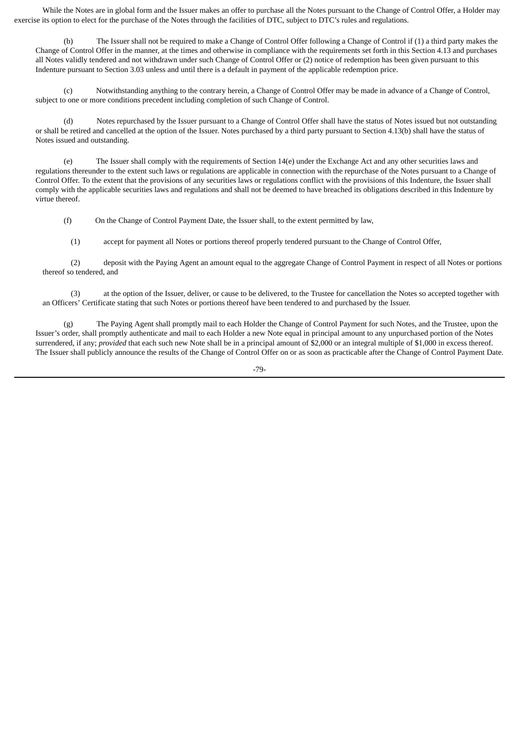While the Notes are in global form and the Issuer makes an offer to purchase all the Notes pursuant to the Change of Control Offer, a Holder may exercise its option to elect for the purchase of the Notes through the facilities of DTC, subject to DTC's rules and regulations.

(b) The Issuer shall not be required to make a Change of Control Offer following a Change of Control if (1) a third party makes the Change of Control Offer in the manner, at the times and otherwise in compliance with the requirements set forth in this Section 4.13 and purchases all Notes validly tendered and not withdrawn under such Change of Control Offer or (2) notice of redemption has been given pursuant to this Indenture pursuant to Section 3.03 unless and until there is a default in payment of the applicable redemption price.

(c) Notwithstanding anything to the contrary herein, a Change of Control Offer may be made in advance of a Change of Control, subject to one or more conditions precedent including completion of such Change of Control.

(d) Notes repurchased by the Issuer pursuant to a Change of Control Offer shall have the status of Notes issued but not outstanding or shall be retired and cancelled at the option of the Issuer. Notes purchased by a third party pursuant to Section 4.13(b) shall have the status of Notes issued and outstanding.

(e) The Issuer shall comply with the requirements of Section 14(e) under the Exchange Act and any other securities laws and regulations thereunder to the extent such laws or regulations are applicable in connection with the repurchase of the Notes pursuant to a Change of Control Offer. To the extent that the provisions of any securities laws or regulations conflict with the provisions of this Indenture, the Issuer shall comply with the applicable securities laws and regulations and shall not be deemed to have breached its obligations described in this Indenture by virtue thereof.

(f) On the Change of Control Payment Date, the Issuer shall, to the extent permitted by law,

(1) accept for payment all Notes or portions thereof properly tendered pursuant to the Change of Control Offer,

(2) deposit with the Paying Agent an amount equal to the aggregate Change of Control Payment in respect of all Notes or portions thereof so tendered, and

(3) at the option of the Issuer, deliver, or cause to be delivered, to the Trustee for cancellation the Notes so accepted together with an Officers' Certificate stating that such Notes or portions thereof have been tendered to and purchased by the Issuer.

(g) The Paying Agent shall promptly mail to each Holder the Change of Control Payment for such Notes, and the Trustee, upon the Issuer's order, shall promptly authenticate and mail to each Holder a new Note equal in principal amount to any unpurchased portion of the Notes surrendered, if any; *provided* that each such new Note shall be in a principal amount of $2,000 or an integral multiple of $1,000 in excess thereof. The Issuer shall publicly announce the results of the Change of Control Offer on or as soon as practicable after the Change of Control Payment Date.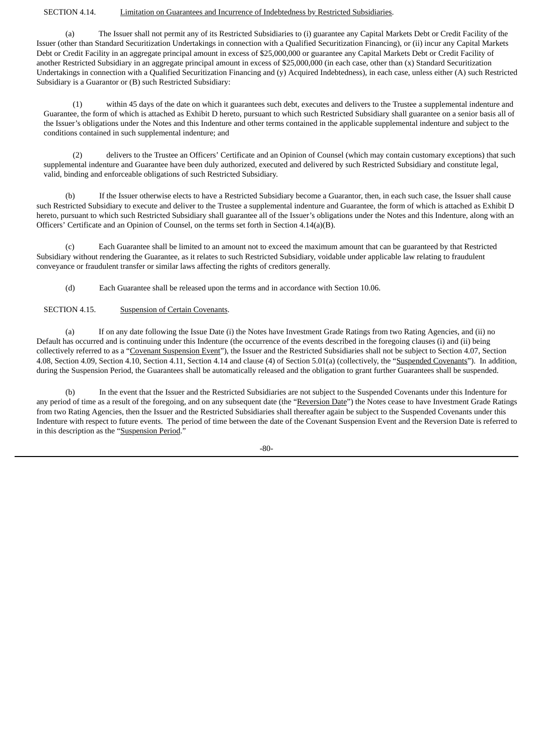SECTION 4.14. Limitation on Guarantees and Incurrence of Indebtedness by Restricted Subsidiaries.

(a) The Issuer shall not permit any of its Restricted Subsidiaries to (i) guarantee any Capital Markets Debt or Credit Facility of the Issuer (other than Standard Securitization Undertakings in connection with a Qualified Securitization Financing), or (ii) incur any Capital Markets Debt or Credit Facility in an aggregate principal amount in excess of $25,000,000 or guarantee any Capital Markets Debt or Credit Facility of another Restricted Subsidiary in an aggregate principal amount in excess of $25,000,000 (in each case, other than (x) Standard Securitization Undertakings in connection with a Qualified Securitization Financing and (y) Acquired Indebtedness), in each case, unless either (A) such Restricted Subsidiary is a Guarantor or (B) such Restricted Subsidiary:

(1) within 45 days of the date on which it guarantees such debt, executes and delivers to the Trustee a supplemental indenture and Guarantee, the form of which is attached as Exhibit D hereto, pursuant to which such Restricted Subsidiary shall guarantee on a senior basis all of the Issuer's obligations under the Notes and this Indenture and other terms contained in the applicable supplemental indenture and subject to the conditions contained in such supplemental indenture; and

(2) delivers to the Trustee an Officers' Certificate and an Opinion of Counsel (which may contain customary exceptions) that such supplemental indenture and Guarantee have been duly authorized, executed and delivered by such Restricted Subsidiary and constitute legal, valid, binding and enforceable obligations of such Restricted Subsidiary.

(b) If the Issuer otherwise elects to have a Restricted Subsidiary become a Guarantor, then, in each such case, the Issuer shall cause such Restricted Subsidiary to execute and deliver to the Trustee a supplemental indenture and Guarantee, the form of which is attached as Exhibit D hereto, pursuant to which such Restricted Subsidiary shall guarantee all of the Issuer's obligations under the Notes and this Indenture, along with an Officers' Certificate and an Opinion of Counsel, on the terms set forth in Section 4.14(a)(B).

(c) Each Guarantee shall be limited to an amount not to exceed the maximum amount that can be guaranteed by that Restricted Subsidiary without rendering the Guarantee, as it relates to such Restricted Subsidiary, voidable under applicable law relating to fraudulent conveyance or fraudulent transfer or similar laws affecting the rights of creditors generally.

(d) Each Guarantee shall be released upon the terms and in accordance with Section 10.06.

SECTION 4.15. Suspension of Certain Covenants.

(a) If on any date following the Issue Date (i) the Notes have Investment Grade Ratings from two Rating Agencies, and (ii) no Default has occurred and is continuing under this Indenture (the occurrence of the events described in the foregoing clauses (i) and (ii) being collectively referred to as a "Covenant Suspension Event"), the Issuer and the Restricted Subsidiaries shall not be subject to Section 4.07, Section 4.08, Section 4.09, Section 4.10, Section 4.11, Section 4.14 and clause (4) of Section 5.01(a) (collectively, the "Suspended Covenants"). In addition, during the Suspension Period, the Guarantees shall be automatically released and the obligation to grant further Guarantees shall be suspended.

(b) In the event that the Issuer and the Restricted Subsidiaries are not subject to the Suspended Covenants under this Indenture for any period of time as a result of the foregoing, and on any subsequent date (the "Reversion Date") the Notes cease to have Investment Grade Ratings from two Rating Agencies, then the Issuer and the Restricted Subsidiaries shall thereafter again be subject to the Suspended Covenants under this Indenture with respect to future events. The period of time between the date of the Covenant Suspension Event and the Reversion Date is referred to in this description as the "Suspension Period."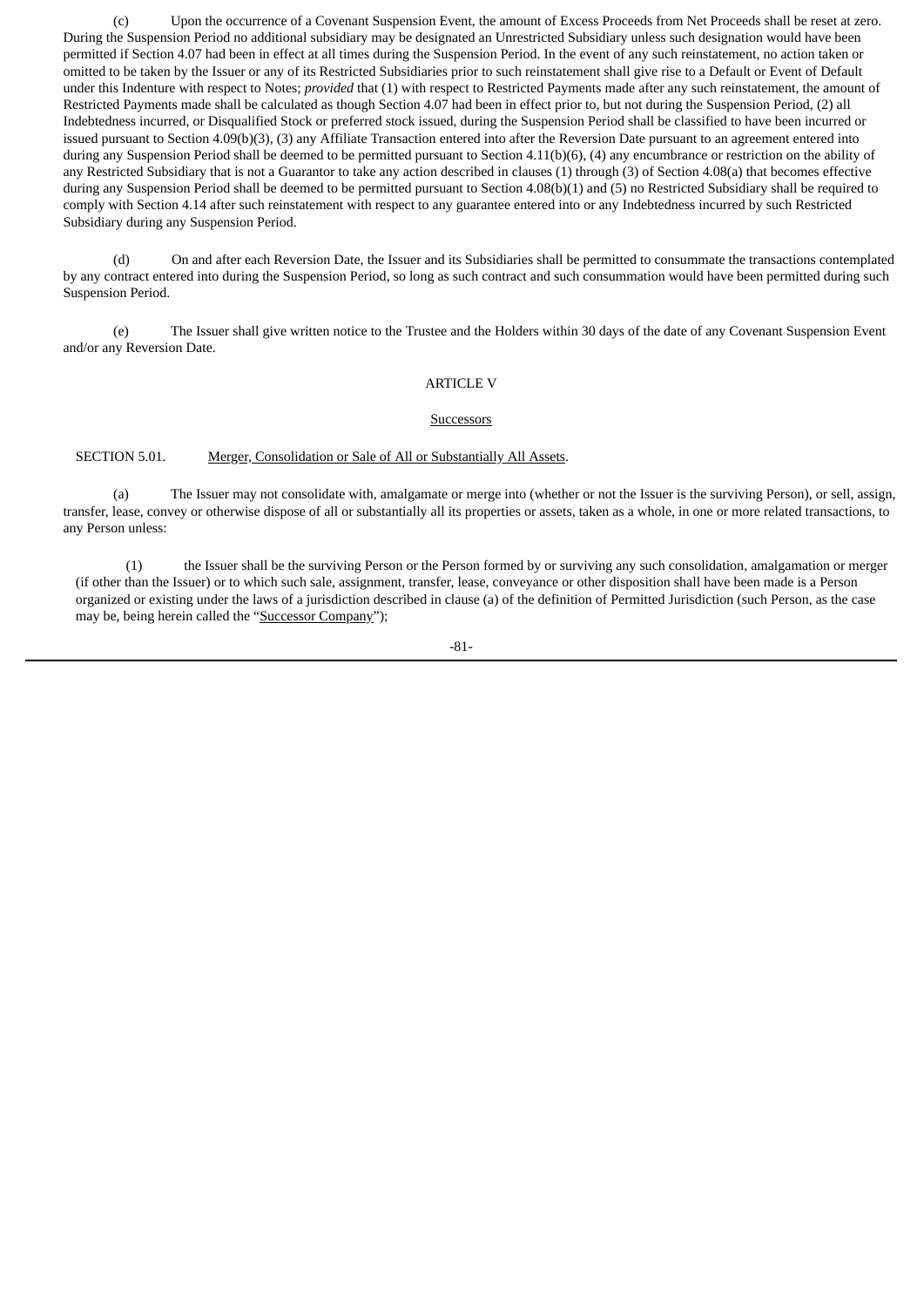(c) Upon the occurrence of a Covenant Suspension Event, the amount of Excess Proceeds from Net Proceeds shall be reset at zero. During the Suspension Period no additional subsidiary may be designated an Unrestricted Subsidiary unless such designation would have been permitted if Section 4.07 had been in effect at all times during the Suspension Period. In the event of any such reinstatement, no action taken or omitted to be taken by the Issuer or any of its Restricted Subsidiaries prior to such reinstatement shall give rise to a Default or Event of Default under this Indenture with respect to Notes; *provided* that (1) with respect to Restricted Payments made after any such reinstatement, the amount of Restricted Payments made shall be calculated as though Section 4.07 had been in effect prior to, but not during the Suspension Period, (2) all Indebtedness incurred, or Disqualified Stock or preferred stock issued, during the Suspension Period shall be classified to have been incurred or issued pursuant to Section 4.09(b)(3), (3) any Affiliate Transaction entered into after the Reversion Date pursuant to an agreement entered into during any Suspension Period shall be deemed to be permitted pursuant to Section 4.11(b)(6), (4) any encumbrance or restriction on the ability of any Restricted Subsidiary that is not a Guarantor to take any action described in clauses (1) through (3) of Section 4.08(a) that becomes effective during any Suspension Period shall be deemed to be permitted pursuant to Section 4.08(b)(1) and (5) no Restricted Subsidiary shall be required to comply with Section 4.14 after such reinstatement with respect to any guarantee entered into or any Indebtedness incurred by such Restricted Subsidiary during any Suspension Period.

(d) On and after each Reversion Date, the Issuer and its Subsidiaries shall be permitted to consummate the transactions contemplated by any contract entered into during the Suspension Period, so long as such contract and such consummation would have been permitted during such Suspension Period.

(e) The Issuer shall give written notice to the Trustee and the Holders within 30 days of the date of any Covenant Suspension Event and/or any Reversion Date.

## ARTICLE V

### Successors

SECTION 5.01. Merger, Consolidation or Sale of All or Substantially All Assets.

(a) The Issuer may not consolidate with, amalgamate or merge into (whether or not the Issuer is the surviving Person), or sell, assign, transfer, lease, convey or otherwise dispose of all or substantially all its properties or assets, taken as a whole, in one or more related transactions, to any Person unless:

(1) the Issuer shall be the surviving Person or the Person formed by or surviving any such consolidation, amalgamation or merger (if other than the Issuer) or to which such sale, assignment, transfer, lease, conveyance or other disposition shall have been made is a Person organized or existing under the laws of a jurisdiction described in clause (a) of the definition of Permitted Jurisdiction (such Person, as the case may be, being herein called the "Successor Company");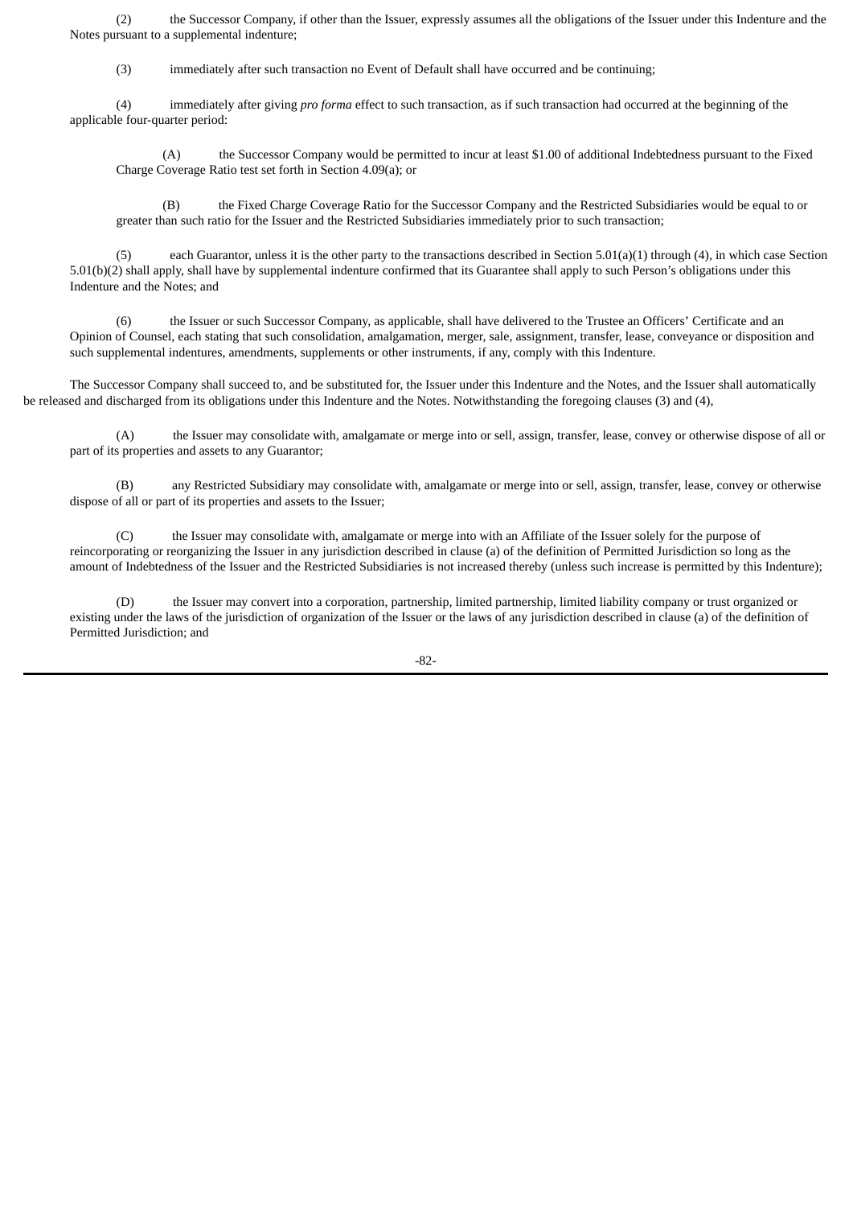(2) the Successor Company, if other than the Issuer, expressly assumes all the obligations of the Issuer under this Indenture and the Notes pursuant to a supplemental indenture;

(3) immediately after such transaction no Event of Default shall have occurred and be continuing;

(4) immediately after giving *pro forma* effect to such transaction, as if such transaction had occurred at the beginning of the applicable four-quarter period:

(A) the Successor Company would be permitted to incur at least $1.00 of additional Indebtedness pursuant to the Fixed Charge Coverage Ratio test set forth in Section 4.09(a); or

(B) the Fixed Charge Coverage Ratio for the Successor Company and the Restricted Subsidiaries would be equal to or greater than such ratio for the Issuer and the Restricted Subsidiaries immediately prior to such transaction;

(5) each Guarantor, unless it is the other party to the transactions described in Section 5.01(a)(1) through (4), in which case Section 5.01(b)(2) shall apply, shall have by supplemental indenture confirmed that its Guarantee shall apply to such Person's obligations under this Indenture and the Notes; and

(6) the Issuer or such Successor Company, as applicable, shall have delivered to the Trustee an Officers' Certificate and an Opinion of Counsel, each stating that such consolidation, amalgamation, merger, sale, assignment, transfer, lease, conveyance or disposition and such supplemental indentures, amendments, supplements or other instruments, if any, comply with this Indenture.

The Successor Company shall succeed to, and be substituted for, the Issuer under this Indenture and the Notes, and the Issuer shall automatically be released and discharged from its obligations under this Indenture and the Notes. Notwithstanding the foregoing clauses (3) and (4),

(A) the Issuer may consolidate with, amalgamate or merge into or sell, assign, transfer, lease, convey or otherwise dispose of all or part of its properties and assets to any Guarantor;

(B) any Restricted Subsidiary may consolidate with, amalgamate or merge into or sell, assign, transfer, lease, convey or otherwise dispose of all or part of its properties and assets to the Issuer;

(C) the Issuer may consolidate with, amalgamate or merge into with an Affiliate of the Issuer solely for the purpose of reincorporating or reorganizing the Issuer in any jurisdiction described in clause (a) of the definition of Permitted Jurisdiction so long as the amount of Indebtedness of the Issuer and the Restricted Subsidiaries is not increased thereby (unless such increase is permitted by this Indenture);

(D) the Issuer may convert into a corporation, partnership, limited partnership, limited liability company or trust organized or existing under the laws of the jurisdiction of organization of the Issuer or the laws of any jurisdiction described in clause (a) of the definition of Permitted Jurisdiction; and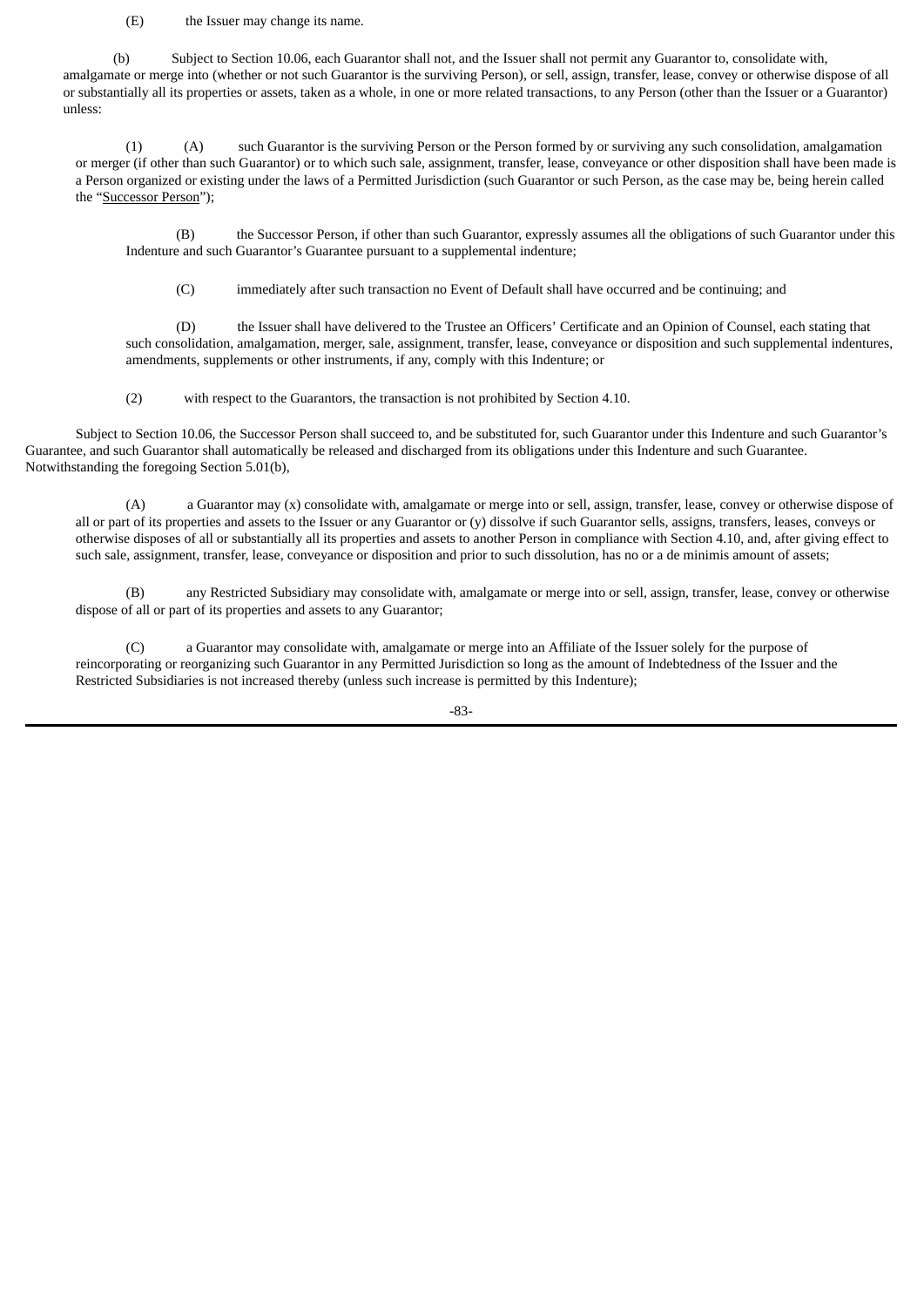(E) the Issuer may change its name.

(b) Subject to Section 10.06, each Guarantor shall not, and the Issuer shall not permit any Guarantor to, consolidate with, amalgamate or merge into (whether or not such Guarantor is the surviving Person), or sell, assign, transfer, lease, convey or otherwise dispose of all or substantially all its properties or assets, taken as a whole, in one or more related transactions, to any Person (other than the Issuer or a Guarantor) unless:

(1) (A) such Guarantor is the surviving Person or the Person formed by or surviving any such consolidation, amalgamation or merger (if other than such Guarantor) or to which such sale, assignment, transfer, lease, conveyance or other disposition shall have been made is a Person organized or existing under the laws of a Permitted Jurisdiction (such Guarantor or such Person, as the case may be, being herein called the "Successor Person");

(B) the Successor Person, if other than such Guarantor, expressly assumes all the obligations of such Guarantor under this Indenture and such Guarantor's Guarantee pursuant to a supplemental indenture;

(C) immediately after such transaction no Event of Default shall have occurred and be continuing; and

(D) the Issuer shall have delivered to the Trustee an Officers' Certificate and an Opinion of Counsel, each stating that such consolidation, amalgamation, merger, sale, assignment, transfer, lease, conveyance or disposition and such supplemental indentures, amendments, supplements or other instruments, if any, comply with this Indenture; or

(2) with respect to the Guarantors, the transaction is not prohibited by Section 4.10.

Subject to Section 10.06, the Successor Person shall succeed to, and be substituted for, such Guarantor under this Indenture and such Guarantor's Guarantee, and such Guarantor shall automatically be released and discharged from its obligations under this Indenture and such Guarantee. Notwithstanding the foregoing Section 5.01(b),

(A) a Guarantor may (x) consolidate with, amalgamate or merge into or sell, assign, transfer, lease, convey or otherwise dispose of all or part of its properties and assets to the Issuer or any Guarantor or (y) dissolve if such Guarantor sells, assigns, transfers, leases, conveys or otherwise disposes of all or substantially all its properties and assets to another Person in compliance with Section 4.10, and, after giving effect to such sale, assignment, transfer, lease, conveyance or disposition and prior to such dissolution, has no or a de minimis amount of assets;

(B) any Restricted Subsidiary may consolidate with, amalgamate or merge into or sell, assign, transfer, lease, convey or otherwise dispose of all or part of its properties and assets to any Guarantor;

(C) a Guarantor may consolidate with, amalgamate or merge into an Affiliate of the Issuer solely for the purpose of reincorporating or reorganizing such Guarantor in any Permitted Jurisdiction so long as the amount of Indebtedness of the Issuer and the Restricted Subsidiaries is not increased thereby (unless such increase is permitted by this Indenture);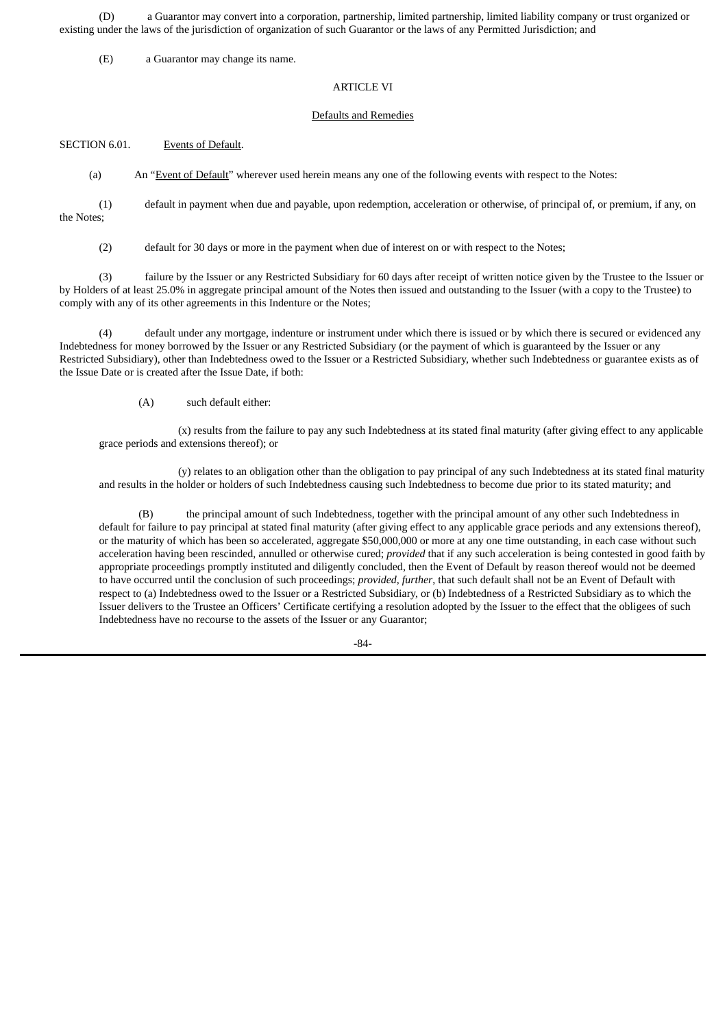(D) a Guarantor may convert into a corporation, partnership, limited partnership, limited liability company or trust organized or existing under the laws of the jurisdiction of organization of such Guarantor or the laws of any Permitted Jurisdiction; and

(E) a Guarantor may change its name.

## ARTICLE VI

## Defaults and Remedies

SECTION 6.01. Events of Default.

(a) An "Event of Default" wherever used herein means any one of the following events with respect to the Notes:

(1) default in payment when due and payable, upon redemption, acceleration or otherwise, of principal of, or premium, if any, on the Notes;

(2) default for 30 days or more in the payment when due of interest on or with respect to the Notes;

(3) failure by the Issuer or any Restricted Subsidiary for 60 days after receipt of written notice given by the Trustee to the Issuer or by Holders of at least 25.0% in aggregate principal amount of the Notes then issued and outstanding to the Issuer (with a copy to the Trustee) to comply with any of its other agreements in this Indenture or the Notes;

(4) default under any mortgage, indenture or instrument under which there is issued or by which there is secured or evidenced any Indebtedness for money borrowed by the Issuer or any Restricted Subsidiary (or the payment of which is guaranteed by the Issuer or any Restricted Subsidiary), other than Indebtedness owed to the Issuer or a Restricted Subsidiary, whether such Indebtedness or guarantee exists as of the Issue Date or is created after the Issue Date, if both:

(A) such default either:

(x) results from the failure to pay any such Indebtedness at its stated final maturity (after giving effect to any applicable grace periods and extensions thereof); or

(y) relates to an obligation other than the obligation to pay principal of any such Indebtedness at its stated final maturity and results in the holder or holders of such Indebtedness causing such Indebtedness to become due prior to its stated maturity; and

(B) the principal amount of such Indebtedness, together with the principal amount of any other such Indebtedness in default for failure to pay principal at stated final maturity (after giving effect to any applicable grace periods and any extensions thereof), or the maturity of which has been so accelerated, aggregate $50,000,000 or more at any one time outstanding, in each case without such acceleration having been rescinded, annulled or otherwise cured; *provided* that if any such acceleration is being contested in good faith by appropriate proceedings promptly instituted and diligently concluded, then the Event of Default by reason thereof would not be deemed to have occurred until the conclusion of such proceedings; *provided*, *further*, that such default shall not be an Event of Default with respect to (a) Indebtedness owed to the Issuer or a Restricted Subsidiary, or (b) Indebtedness of a Restricted Subsidiary as to which the Issuer delivers to the Trustee an Officers' Certificate certifying a resolution adopted by the Issuer to the effect that the obligees of such Indebtedness have no recourse to the assets of the Issuer or any Guarantor;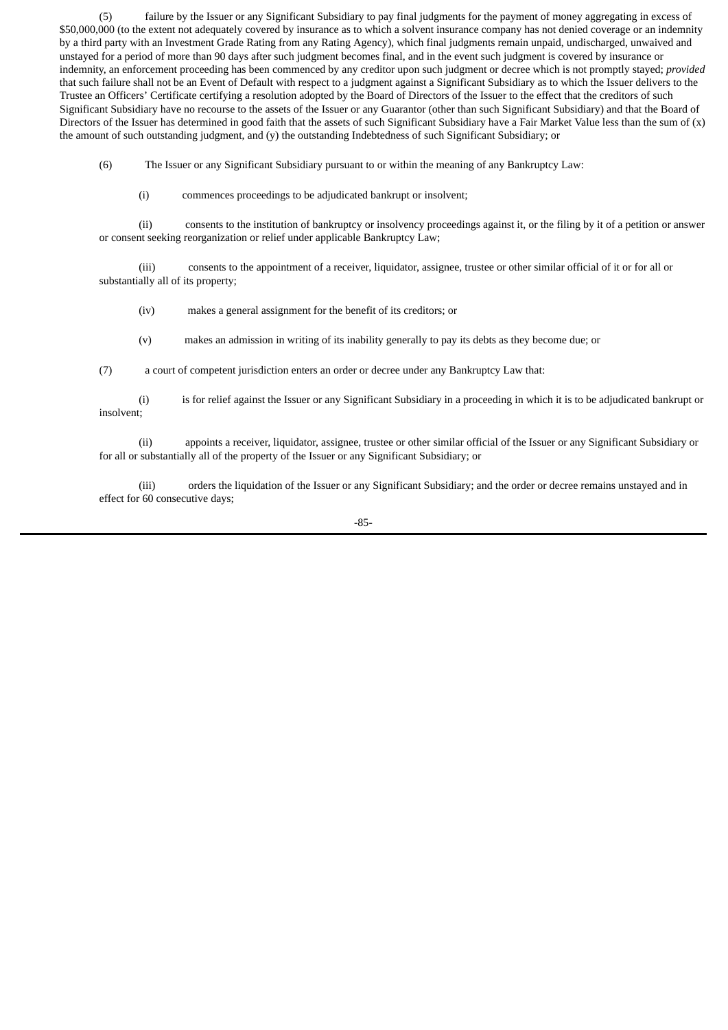(5) failure by the Issuer or any Significant Subsidiary to pay final judgments for the payment of money aggregating in excess of $50,000,000 (to the extent not adequately covered by insurance as to which a solvent insurance company has not denied coverage or an indemnity by a third party with an Investment Grade Rating from any Rating Agency), which final judgments remain unpaid, undischarged, unwaived and unstayed for a period of more than 90 days after such judgment becomes final, and in the event such judgment is covered by insurance or indemnity, an enforcement proceeding has been commenced by any creditor upon such judgment or decree which is not promptly stayed; *provided* that such failure shall not be an Event of Default with respect to a judgment against a Significant Subsidiary as to which the Issuer delivers to the Trustee an Officers' Certificate certifying a resolution adopted by the Board of Directors of the Issuer to the effect that the creditors of such Significant Subsidiary have no recourse to the assets of the Issuer or any Guarantor (other than such Significant Subsidiary) and that the Board of Directors of the Issuer has determined in good faith that the assets of such Significant Subsidiary have a Fair Market Value less than the sum of (x) the amount of such outstanding judgment, and (y) the outstanding Indebtedness of such Significant Subsidiary; or

(6) The Issuer or any Significant Subsidiary pursuant to or within the meaning of any Bankruptcy Law:

(i) commences proceedings to be adjudicated bankrupt or insolvent;

(ii) consents to the institution of bankruptcy or insolvency proceedings against it, or the filing by it of a petition or answer or consent seeking reorganization or relief under applicable Bankruptcy Law;

(iii) consents to the appointment of a receiver, liquidator, assignee, trustee or other similar official of it or for all or substantially all of its property;

(iv) makes a general assignment for the benefit of its creditors; or

(v) makes an admission in writing of its inability generally to pay its debts as they become due; or

(7) a court of competent jurisdiction enters an order or decree under any Bankruptcy Law that:

(i) is for relief against the Issuer or any Significant Subsidiary in a proceeding in which it is to be adjudicated bankrupt or insolvent;

(ii) appoints a receiver, liquidator, assignee, trustee or other similar official of the Issuer or any Significant Subsidiary or for all or substantially all of the property of the Issuer or any Significant Subsidiary; or

(iii) orders the liquidation of the Issuer or any Significant Subsidiary; and the order or decree remains unstayed and in effect for 60 consecutive days;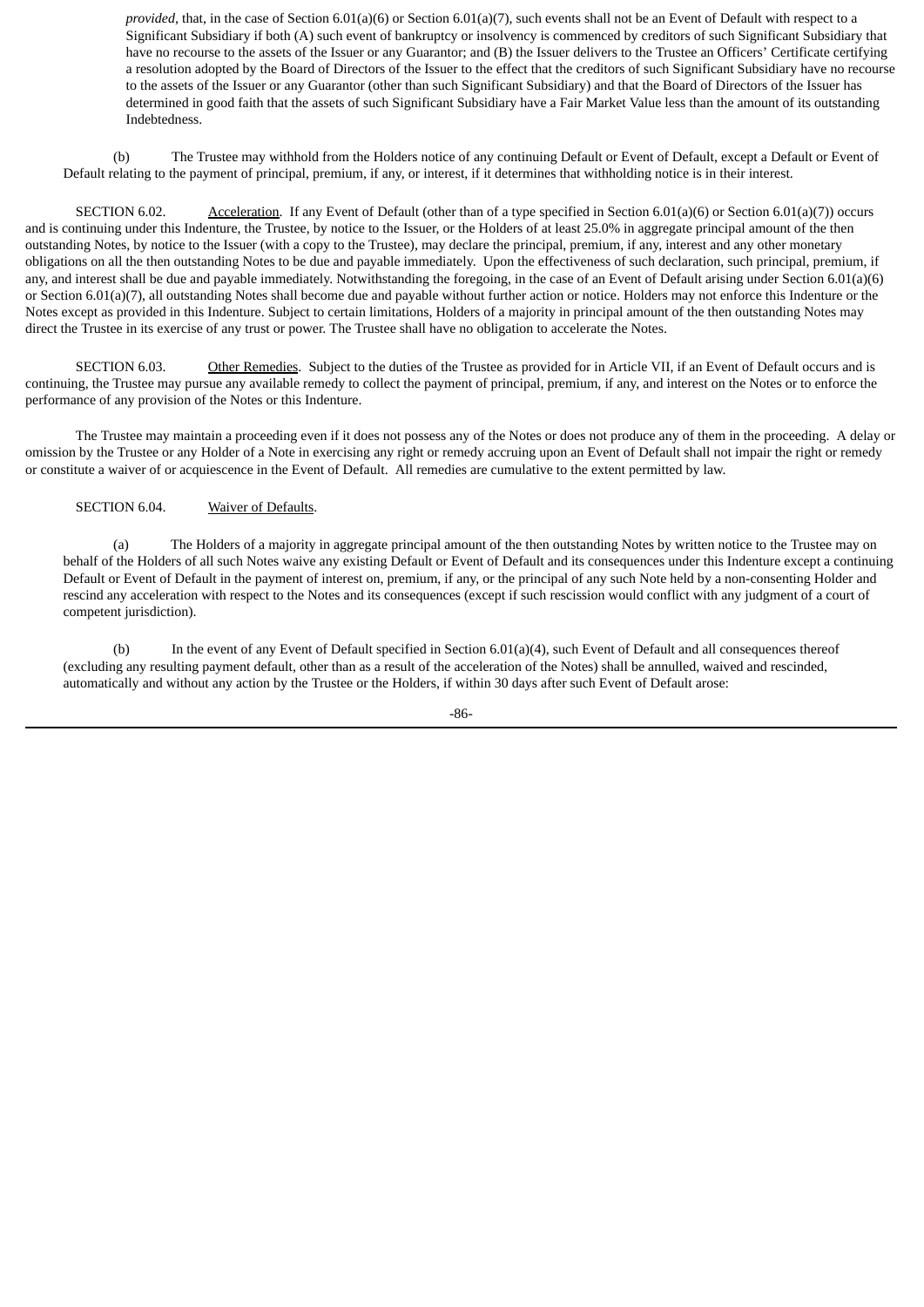*provided*, that, in the case of Section 6.01(a)(6) or Section 6.01(a)(7), such events shall not be an Event of Default with respect to a Significant Subsidiary if both (A) such event of bankruptcy or insolvency is commenced by creditors of such Significant Subsidiary that have no recourse to the assets of the Issuer or any Guarantor; and (B) the Issuer delivers to the Trustee an Officers' Certificate certifying a resolution adopted by the Board of Directors of the Issuer to the effect that the creditors of such Significant Subsidiary have no recourse to the assets of the Issuer or any Guarantor (other than such Significant Subsidiary) and that the Board of Directors of the Issuer has determined in good faith that the assets of such Significant Subsidiary have a Fair Market Value less than the amount of its outstanding Indebtedness.

(b) The Trustee may withhold from the Holders notice of any continuing Default or Event of Default, except a Default or Event of Default relating to the payment of principal, premium, if any, or interest, if it determines that withholding notice is in their interest.

SECTION 6.02. Acceleration. If any Event of Default (other than of a type specified in Section 6.01(a)(6) or Section 6.01(a)(7)) occurs and is continuing under this Indenture, the Trustee, by notice to the Issuer, or the Holders of at least 25.0% in aggregate principal amount of the then outstanding Notes, by notice to the Issuer (with a copy to the Trustee), may declare the principal, premium, if any, interest and any other monetary obligations on all the then outstanding Notes to be due and payable immediately. Upon the effectiveness of such declaration, such principal, premium, if any, and interest shall be due and payable immediately. Notwithstanding the foregoing, in the case of an Event of Default arising under Section 6.01(a)(6) or Section 6.01(a)(7), all outstanding Notes shall become due and payable without further action or notice. Holders may not enforce this Indenture or the Notes except as provided in this Indenture. Subject to certain limitations, Holders of a majority in principal amount of the then outstanding Notes may direct the Trustee in its exercise of any trust or power. The Trustee shall have no obligation to accelerate the Notes.

SECTION 6.03. Other Remedies. Subject to the duties of the Trustee as provided for in Article VII, if an Event of Default occurs and is continuing, the Trustee may pursue any available remedy to collect the payment of principal, premium, if any, and interest on the Notes or to enforce the performance of any provision of the Notes or this Indenture.

The Trustee may maintain a proceeding even if it does not possess any of the Notes or does not produce any of them in the proceeding. A delay or omission by the Trustee or any Holder of a Note in exercising any right or remedy accruing upon an Event of Default shall not impair the right or remedy or constitute a waiver of or acquiescence in the Event of Default. All remedies are cumulative to the extent permitted by law.

SECTION 6.04. Waiver of Defaults.

(a) The Holders of a majority in aggregate principal amount of the then outstanding Notes by written notice to the Trustee may on behalf of the Holders of all such Notes waive any existing Default or Event of Default and its consequences under this Indenture except a continuing Default or Event of Default in the payment of interest on, premium, if any, or the principal of any such Note held by a non-consenting Holder and rescind any acceleration with respect to the Notes and its consequences (except if such rescission would conflict with any judgment of a court of competent jurisdiction).

(b) In the event of any Event of Default specified in Section 6.01(a)(4), such Event of Default and all consequences thereof (excluding any resulting payment default, other than as a result of the acceleration of the Notes) shall be annulled, waived and rescinded, automatically and without any action by the Trustee or the Holders, if within 30 days after such Event of Default arose: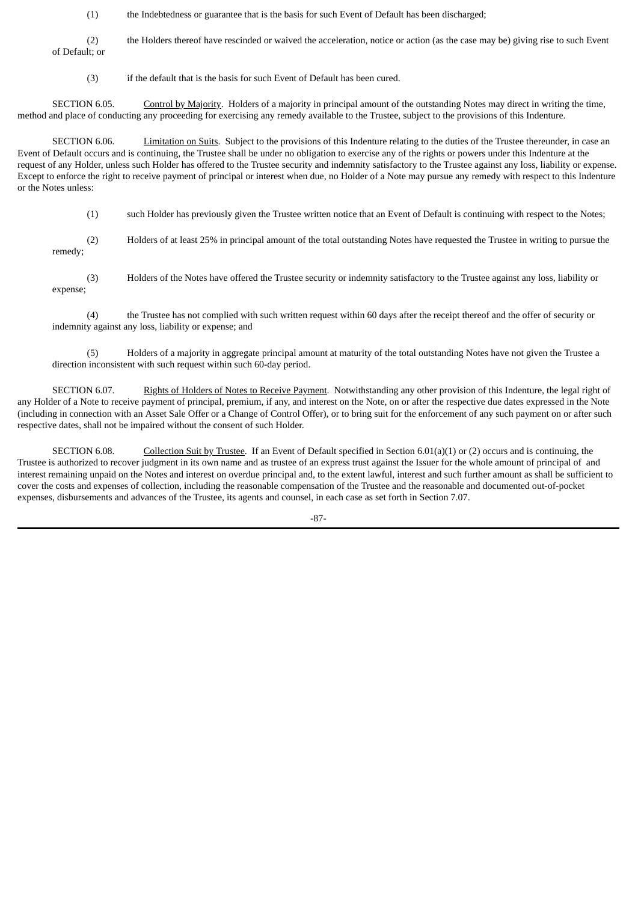(1) the Indebtedness or guarantee that is the basis for such Event of Default has been discharged;

(2) the Holders thereof have rescinded or waived the acceleration, notice or action (as the case may be) giving rise to such Event of Default; or

(3) if the default that is the basis for such Event of Default has been cured.

SECTION 6.05. Control by Majority. Holders of a majority in principal amount of the outstanding Notes may direct in writing the time, method and place of conducting any proceeding for exercising any remedy available to the Trustee, subject to the provisions of this Indenture.

SECTION 6.06. Limitation on Suits. Subject to the provisions of this Indenture relating to the duties of the Trustee thereunder, in case an Event of Default occurs and is continuing, the Trustee shall be under no obligation to exercise any of the rights or powers under this Indenture at the request of any Holder, unless such Holder has offered to the Trustee security and indemnity satisfactory to the Trustee against any loss, liability or expense. Except to enforce the right to receive payment of principal or interest when due, no Holder of a Note may pursue any remedy with respect to this Indenture or the Notes unless:

(1) such Holder has previously given the Trustee written notice that an Event of Default is continuing with respect to the Notes;

(2) Holders of at least 25% in principal amount of the total outstanding Notes have requested the Trustee in writing to pursue the remedy;

(3) Holders of the Notes have offered the Trustee security or indemnity satisfactory to the Trustee against any loss, liability or expense;

(4) the Trustee has not complied with such written request within 60 days after the receipt thereof and the offer of security or indemnity against any loss, liability or expense; and

(5) Holders of a majority in aggregate principal amount at maturity of the total outstanding Notes have not given the Trustee a direction inconsistent with such request within such 60-day period.

SECTION 6.07. Rights of Holders of Notes to Receive Payment. Notwithstanding any other provision of this Indenture, the legal right of any Holder of a Note to receive payment of principal, premium, if any, and interest on the Note, on or after the respective due dates expressed in the Note (including in connection with an Asset Sale Offer or a Change of Control Offer), or to bring suit for the enforcement of any such payment on or after such respective dates, shall not be impaired without the consent of such Holder.

SECTION 6.08. Collection Suit by Trustee. If an Event of Default specified in Section 6.01(a)(1) or (2) occurs and is continuing, the Trustee is authorized to recover judgment in its own name and as trustee of an express trust against the Issuer for the whole amount of principal of and interest remaining unpaid on the Notes and interest on overdue principal and, to the extent lawful, interest and such further amount as shall be sufficient to cover the costs and expenses of collection, including the reasonable compensation of the Trustee and the reasonable and documented out-of-pocket expenses, disbursements and advances of the Trustee, its agents and counsel, in each case as set forth in Section 7.07.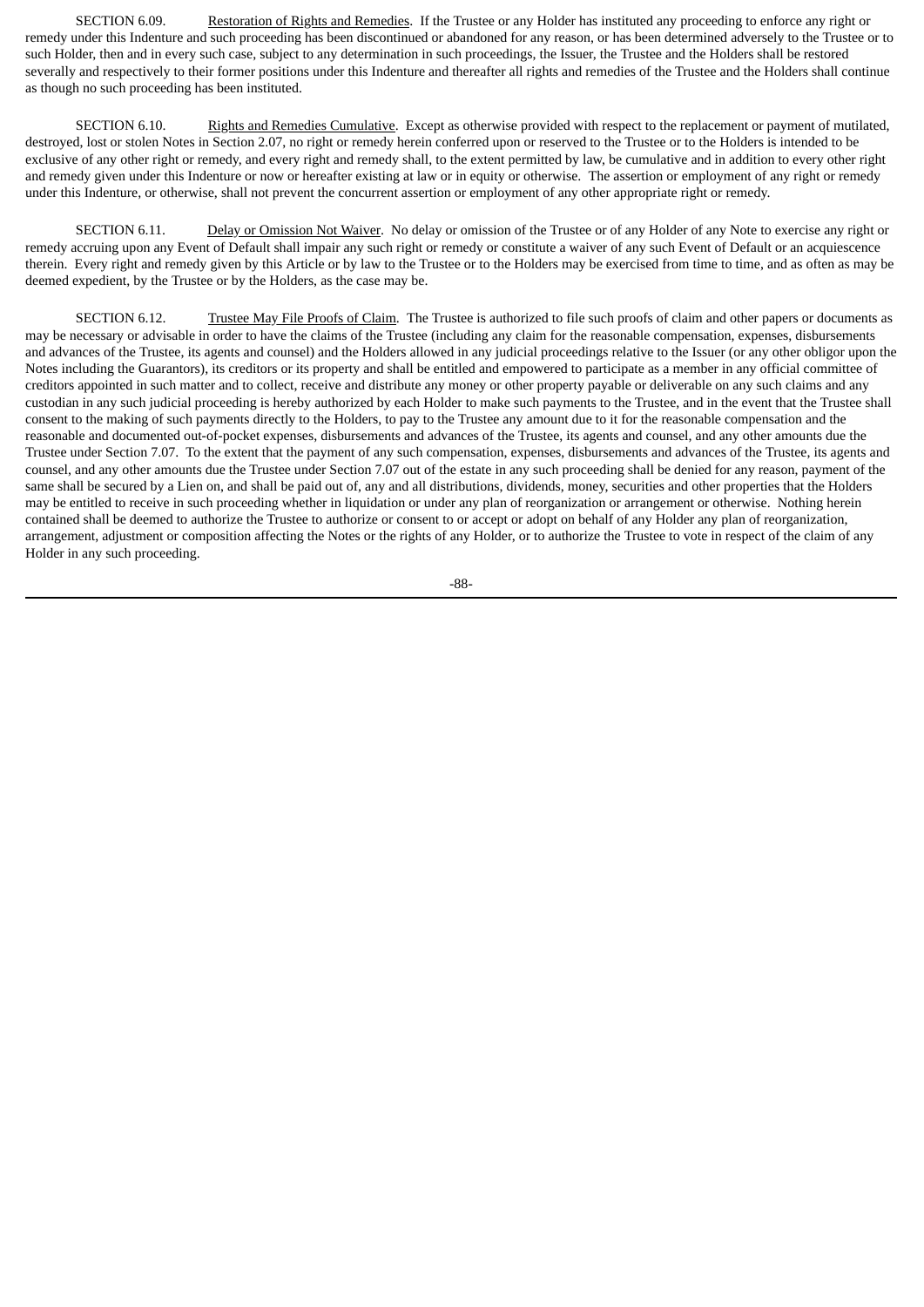SECTION 6.09. Restoration of Rights and Remedies. If the Trustee or any Holder has instituted any proceeding to enforce any right or remedy under this Indenture and such proceeding has been discontinued or abandoned for any reason, or has been determined adversely to the Trustee or to such Holder, then and in every such case, subject to any determination in such proceedings, the Issuer, the Trustee and the Holders shall be restored severally and respectively to their former positions under this Indenture and thereafter all rights and remedies of the Trustee and the Holders shall continue as though no such proceeding has been instituted.

SECTION 6.10. Rights and Remedies Cumulative. Except as otherwise provided with respect to the replacement or payment of mutilated, destroyed, lost or stolen Notes in Section 2.07, no right or remedy herein conferred upon or reserved to the Trustee or to the Holders is intended to be exclusive of any other right or remedy, and every right and remedy shall, to the extent permitted by law, be cumulative and in addition to every other right and remedy given under this Indenture or now or hereafter existing at law or in equity or otherwise. The assertion or employment of any right or remedy under this Indenture, or otherwise, shall not prevent the concurrent assertion or employment of any other appropriate right or remedy.

SECTION 6.11. Delay or Omission Not Waiver. No delay or omission of the Trustee or of any Holder of any Note to exercise any right or remedy accruing upon any Event of Default shall impair any such right or remedy or constitute a waiver of any such Event of Default or an acquiescence therein. Every right and remedy given by this Article or by law to the Trustee or to the Holders may be exercised from time to time, and as often as may be deemed expedient, by the Trustee or by the Holders, as the case may be.

SECTION 6.12. Trustee May File Proofs of Claim. The Trustee is authorized to file such proofs of claim and other papers or documents as may be necessary or advisable in order to have the claims of the Trustee (including any claim for the reasonable compensation, expenses, disbursements and advances of the Trustee, its agents and counsel) and the Holders allowed in any judicial proceedings relative to the Issuer (or any other obligor upon the Notes including the Guarantors), its creditors or its property and shall be entitled and empowered to participate as a member in any official committee of creditors appointed in such matter and to collect, receive and distribute any money or other property payable or deliverable on any such claims and any custodian in any such judicial proceeding is hereby authorized by each Holder to make such payments to the Trustee, and in the event that the Trustee shall consent to the making of such payments directly to the Holders, to pay to the Trustee any amount due to it for the reasonable compensation and the reasonable and documented out-of-pocket expenses, disbursements and advances of the Trustee, its agents and counsel, and any other amounts due the Trustee under Section 7.07. To the extent that the payment of any such compensation, expenses, disbursements and advances of the Trustee, its agents and counsel, and any other amounts due the Trustee under Section 7.07 out of the estate in any such proceeding shall be denied for any reason, payment of the same shall be secured by a Lien on, and shall be paid out of, any and all distributions, dividends, money, securities and other properties that the Holders may be entitled to receive in such proceeding whether in liquidation or under any plan of reorganization or arrangement or otherwise. Nothing herein contained shall be deemed to authorize the Trustee to authorize or consent to or accept or adopt on behalf of any Holder any plan of reorganization, arrangement, adjustment or composition affecting the Notes or the rights of any Holder, or to authorize the Trustee to vote in respect of the claim of any Holder in any such proceeding.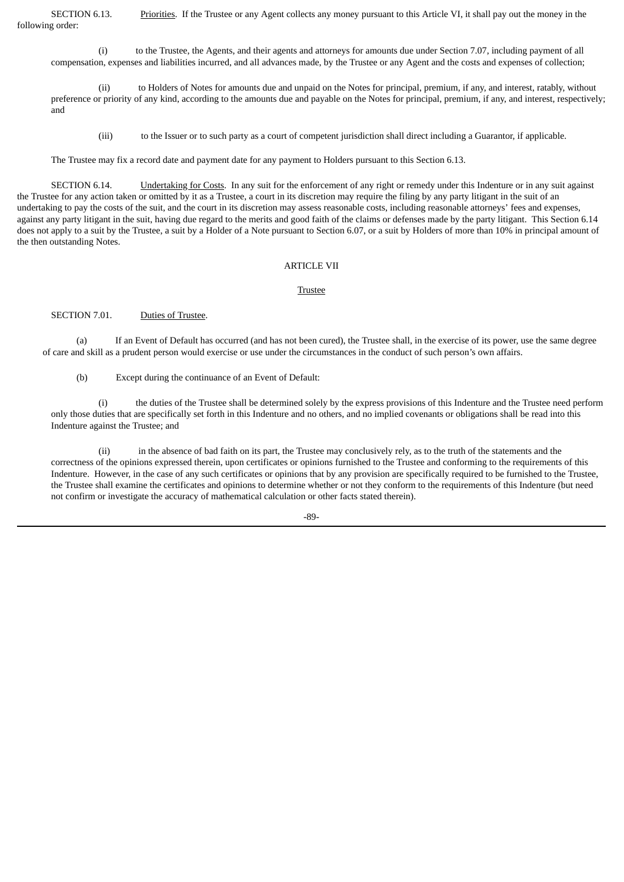SECTION 6.13. Priorities. If the Trustee or any Agent collects any money pursuant to this Article VI, it shall pay out the money in the following order:

(i) to the Trustee, the Agents, and their agents and attorneys for amounts due under Section 7.07, including payment of all compensation, expenses and liabilities incurred, and all advances made, by the Trustee or any Agent and the costs and expenses of collection;

(ii) to Holders of Notes for amounts due and unpaid on the Notes for principal, premium, if any, and interest, ratably, without preference or priority of any kind, according to the amounts due and payable on the Notes for principal, premium, if any, and interest, respectively; and

(iii) to the Issuer or to such party as a court of competent jurisdiction shall direct including a Guarantor, if applicable.

The Trustee may fix a record date and payment date for any payment to Holders pursuant to this Section 6.13.

SECTION 6.14. Undertaking for Costs. In any suit for the enforcement of any right or remedy under this Indenture or in any suit against the Trustee for any action taken or omitted by it as a Trustee, a court in its discretion may require the filing by any party litigant in the suit of an undertaking to pay the costs of the suit, and the court in its discretion may assess reasonable costs, including reasonable attorneys' fees and expenses, against any party litigant in the suit, having due regard to the merits and good faith of the claims or defenses made by the party litigant. This Section 6.14 does not apply to a suit by the Trustee, a suit by a Holder of a Note pursuant to Section 6.07, or a suit by Holders of more than 10% in principal amount of the then outstanding Notes.

# ARTICLE VII

## Trustee

SECTION 7.01. Duties of Trustee.

(a) If an Event of Default has occurred (and has not been cured), the Trustee shall, in the exercise of its power, use the same degree of care and skill as a prudent person would exercise or use under the circumstances in the conduct of such person's own affairs.

(b) Except during the continuance of an Event of Default:

(i) the duties of the Trustee shall be determined solely by the express provisions of this Indenture and the Trustee need perform only those duties that are specifically set forth in this Indenture and no others, and no implied covenants or obligations shall be read into this Indenture against the Trustee; and

(ii) in the absence of bad faith on its part, the Trustee may conclusively rely, as to the truth of the statements and the correctness of the opinions expressed therein, upon certificates or opinions furnished to the Trustee and conforming to the requirements of this Indenture. However, in the case of any such certificates or opinions that by any provision are specifically required to be furnished to the Trustee, the Trustee shall examine the certificates and opinions to determine whether or not they conform to the requirements of this Indenture (but need not confirm or investigate the accuracy of mathematical calculation or other facts stated therein).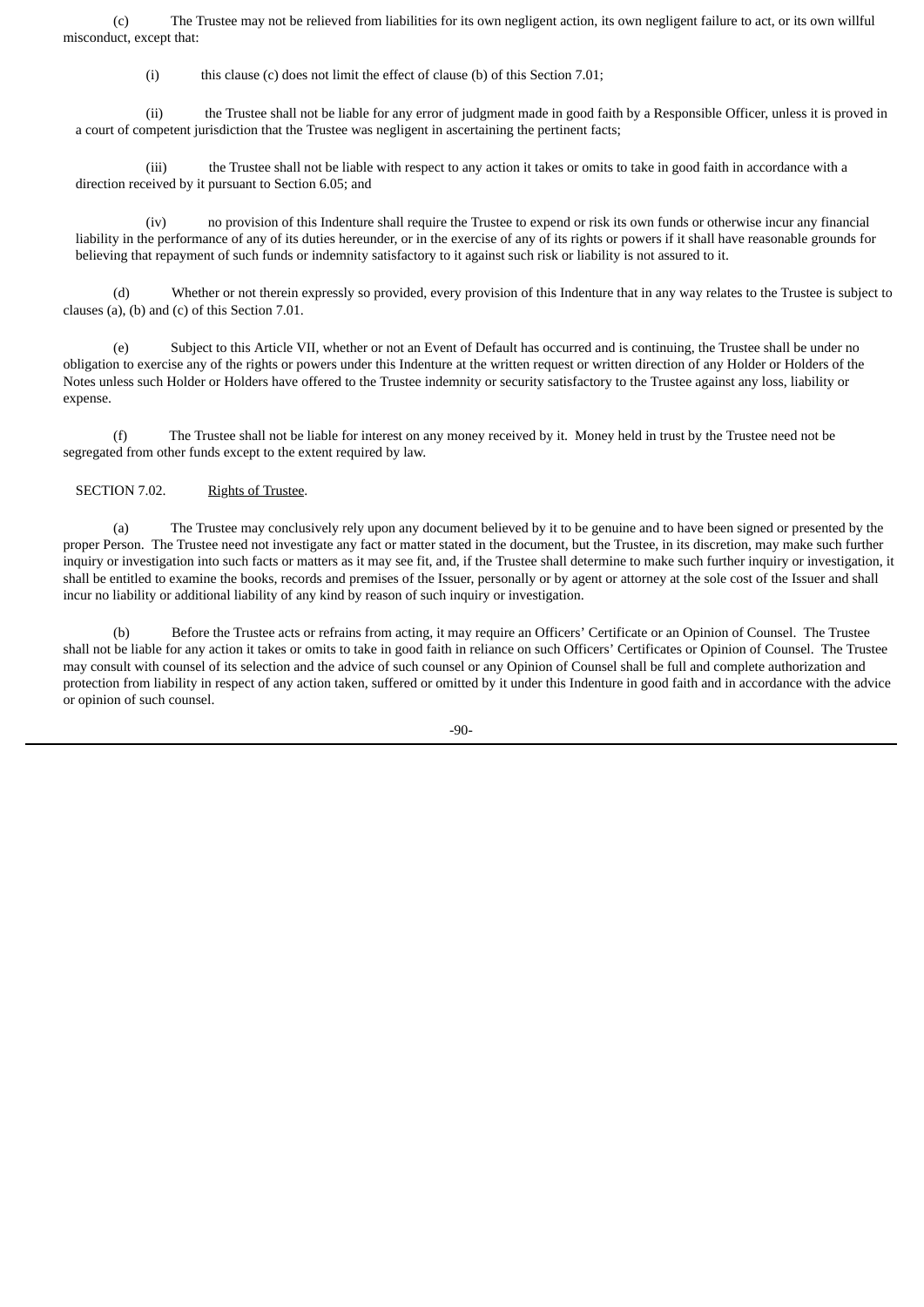(c) The Trustee may not be relieved from liabilities for its own negligent action, its own negligent failure to act, or its own willful misconduct, except that:

(i) this clause (c) does not limit the effect of clause (b) of this Section 7.01;

(ii) the Trustee shall not be liable for any error of judgment made in good faith by a Responsible Officer, unless it is proved in a court of competent jurisdiction that the Trustee was negligent in ascertaining the pertinent facts;

(iii) the Trustee shall not be liable with respect to any action it takes or omits to take in good faith in accordance with a direction received by it pursuant to Section 6.05; and

(iv) no provision of this Indenture shall require the Trustee to expend or risk its own funds or otherwise incur any financial liability in the performance of any of its duties hereunder, or in the exercise of any of its rights or powers if it shall have reasonable grounds for believing that repayment of such funds or indemnity satisfactory to it against such risk or liability is not assured to it.

(d) Whether or not therein expressly so provided, every provision of this Indenture that in any way relates to the Trustee is subject to clauses (a), (b) and (c) of this Section 7.01.

(e) Subject to this Article VII, whether or not an Event of Default has occurred and is continuing, the Trustee shall be under no obligation to exercise any of the rights or powers under this Indenture at the written request or written direction of any Holder or Holders of the Notes unless such Holder or Holders have offered to the Trustee indemnity or security satisfactory to the Trustee against any loss, liability or expense.

(f) The Trustee shall not be liable for interest on any money received by it. Money held in trust by the Trustee need not be segregated from other funds except to the extent required by law.

SECTION 7.02. Rights of Trustee.

(a) The Trustee may conclusively rely upon any document believed by it to be genuine and to have been signed or presented by the proper Person. The Trustee need not investigate any fact or matter stated in the document, but the Trustee, in its discretion, may make such further inquiry or investigation into such facts or matters as it may see fit, and, if the Trustee shall determine to make such further inquiry or investigation, it shall be entitled to examine the books, records and premises of the Issuer, personally or by agent or attorney at the sole cost of the Issuer and shall incur no liability or additional liability of any kind by reason of such inquiry or investigation.

(b) Before the Trustee acts or refrains from acting, it may require an Officers' Certificate or an Opinion of Counsel. The Trustee shall not be liable for any action it takes or omits to take in good faith in reliance on such Officers' Certificates or Opinion of Counsel. The Trustee may consult with counsel of its selection and the advice of such counsel or any Opinion of Counsel shall be full and complete authorization and protection from liability in respect of any action taken, suffered or omitted by it under this Indenture in good faith and in accordance with the advice or opinion of such counsel.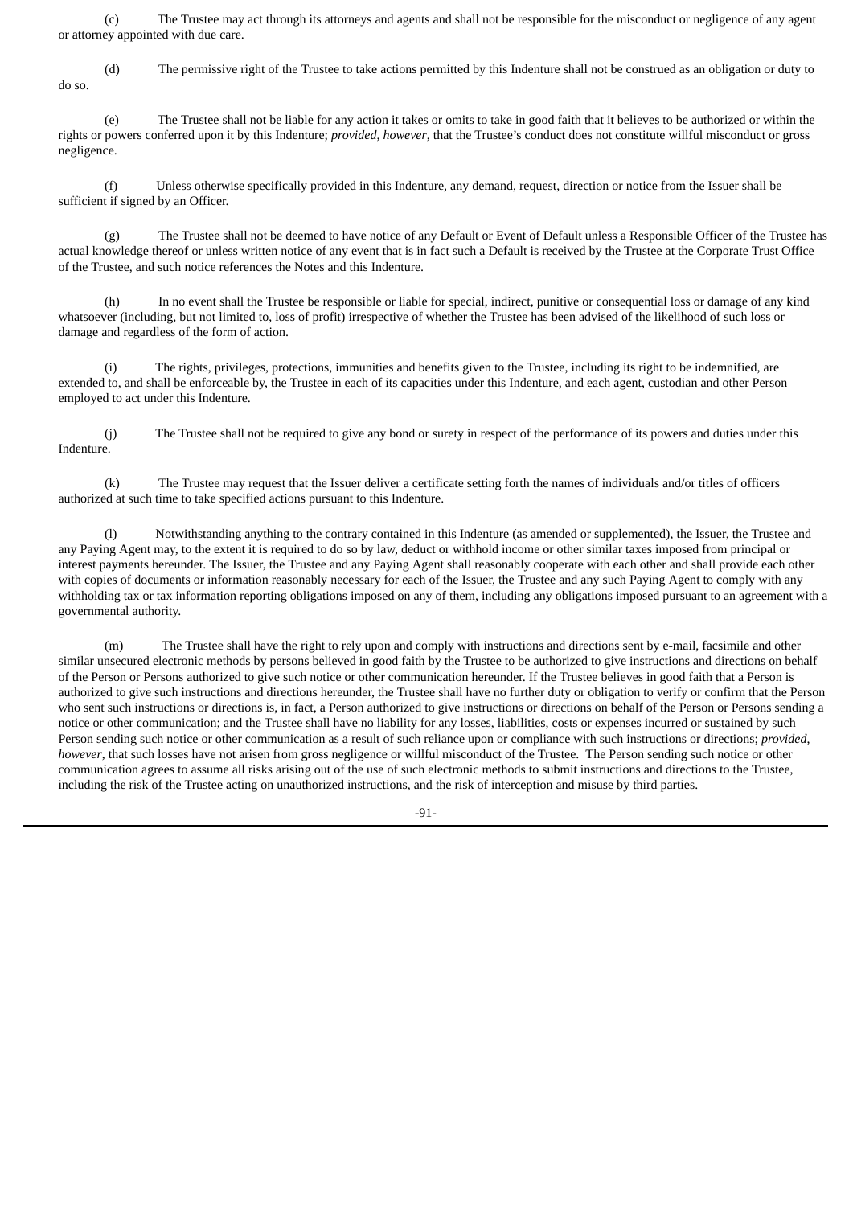(c) The Trustee may act through its attorneys and agents and shall not be responsible for the misconduct or negligence of any agent or attorney appointed with due care.

(d) The permissive right of the Trustee to take actions permitted by this Indenture shall not be construed as an obligation or duty to do so.

(e) The Trustee shall not be liable for any action it takes or omits to take in good faith that it believes to be authorized or within the rights or powers conferred upon it by this Indenture; *provided, however,* that the Trustee's conduct does not constitute willful misconduct or gross negligence.

(f) Unless otherwise specifically provided in this Indenture, any demand, request, direction or notice from the Issuer shall be sufficient if signed by an Officer.

(g) The Trustee shall not be deemed to have notice of any Default or Event of Default unless a Responsible Officer of the Trustee has actual knowledge thereof or unless written notice of any event that is in fact such a Default is received by the Trustee at the Corporate Trust Office of the Trustee, and such notice references the Notes and this Indenture.

(h) In no event shall the Trustee be responsible or liable for special, indirect, punitive or consequential loss or damage of any kind whatsoever (including, but not limited to, loss of profit) irrespective of whether the Trustee has been advised of the likelihood of such loss or damage and regardless of the form of action.

(i) The rights, privileges, protections, immunities and benefits given to the Trustee, including its right to be indemnified, are extended to, and shall be enforceable by, the Trustee in each of its capacities under this Indenture, and each agent, custodian and other Person employed to act under this Indenture.

(j) The Trustee shall not be required to give any bond or surety in respect of the performance of its powers and duties under this Indenture.

(k) The Trustee may request that the Issuer deliver a certificate setting forth the names of individuals and/or titles of officers authorized at such time to take specified actions pursuant to this Indenture.

(l) Notwithstanding anything to the contrary contained in this Indenture (as amended or supplemented), the Issuer, the Trustee and any Paying Agent may, to the extent it is required to do so by law, deduct or withhold income or other similar taxes imposed from principal or interest payments hereunder. The Issuer, the Trustee and any Paying Agent shall reasonably cooperate with each other and shall provide each other with copies of documents or information reasonably necessary for each of the Issuer, the Trustee and any such Paying Agent to comply with any withholding tax or tax information reporting obligations imposed on any of them, including any obligations imposed pursuant to an agreement with a governmental authority.

(m) The Trustee shall have the right to rely upon and comply with instructions and directions sent by e-mail, facsimile and other similar unsecured electronic methods by persons believed in good faith by the Trustee to be authorized to give instructions and directions on behalf of the Person or Persons authorized to give such notice or other communication hereunder. If the Trustee believes in good faith that a Person is authorized to give such instructions and directions hereunder, the Trustee shall have no further duty or obligation to verify or confirm that the Person who sent such instructions or directions is, in fact, a Person authorized to give instructions or directions on behalf of the Person or Persons sending a notice or other communication; and the Trustee shall have no liability for any losses, liabilities, costs or expenses incurred or sustained by such Person sending such notice or other communication as a result of such reliance upon or compliance with such instructions or directions; *provided, however,* that such losses have not arisen from gross negligence or willful misconduct of the Trustee. The Person sending such notice or other communication agrees to assume all risks arising out of the use of such electronic methods to submit instructions and directions to the Trustee, including the risk of the Trustee acting on unauthorized instructions, and the risk of interception and misuse by third parties.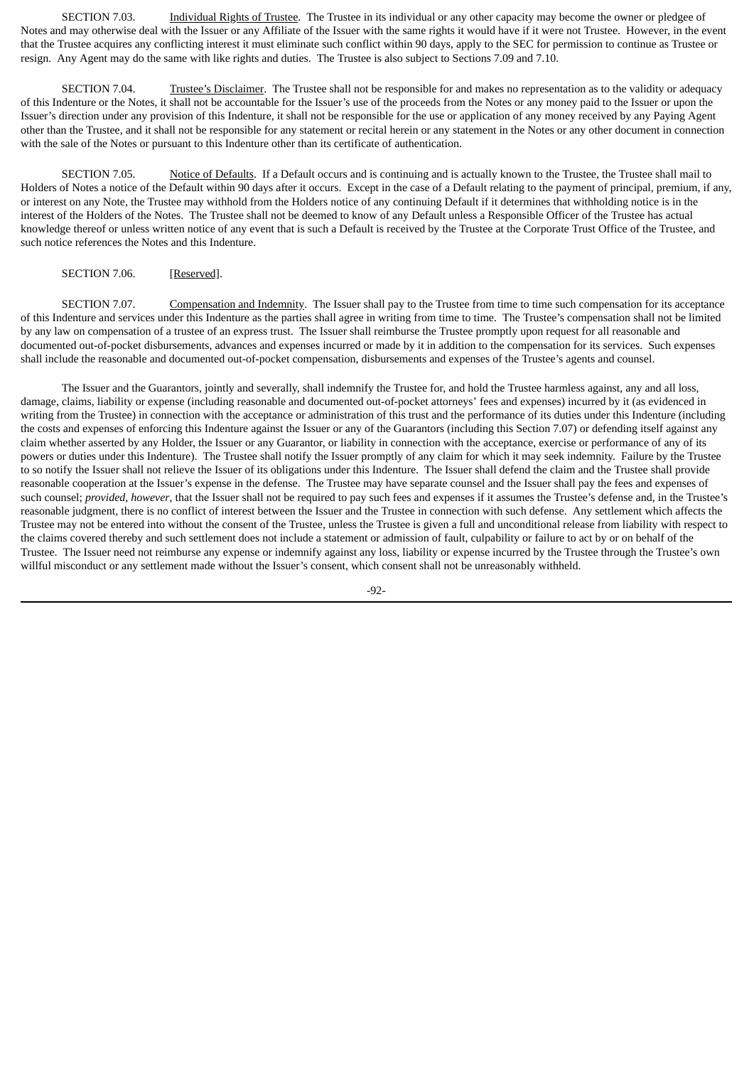SECTION 7.03. Individual Rights of Trustee. The Trustee in its individual or any other capacity may become the owner or pledgee of Notes and may otherwise deal with the Issuer or any Affiliate of the Issuer with the same rights it would have if it were not Trustee. However, in the event that the Trustee acquires any conflicting interest it must eliminate such conflict within 90 days, apply to the SEC for permission to continue as Trustee or resign. Any Agent may do the same with like rights and duties. The Trustee is also subject to Sections 7.09 and 7.10.

SECTION 7.04. Trustee's Disclaimer. The Trustee shall not be responsible for and makes no representation as to the validity or adequacy of this Indenture or the Notes, it shall not be accountable for the Issuer's use of the proceeds from the Notes or any money paid to the Issuer or upon the Issuer's direction under any provision of this Indenture, it shall not be responsible for the use or application of any money received by any Paying Agent other than the Trustee, and it shall not be responsible for any statement or recital herein or any statement in the Notes or any other document in connection with the sale of the Notes or pursuant to this Indenture other than its certificate of authentication.

SECTION 7.05. Notice of Defaults. If a Default occurs and is continuing and is actually known to the Trustee, the Trustee shall mail to Holders of Notes a notice of the Default within 90 days after it occurs. Except in the case of a Default relating to the payment of principal, premium, if any, or interest on any Note, the Trustee may withhold from the Holders notice of any continuing Default if it determines that withholding notice is in the interest of the Holders of the Notes. The Trustee shall not be deemed to know of any Default unless a Responsible Officer of the Trustee has actual knowledge thereof or unless written notice of any event that is such a Default is received by the Trustee at the Corporate Trust Office of the Trustee, and such notice references the Notes and this Indenture.

SECTION 7.06. [Reserved].

SECTION 7.07. Compensation and Indemnity. The Issuer shall pay to the Trustee from time to time such compensation for its acceptance of this Indenture and services under this Indenture as the parties shall agree in writing from time to time. The Trustee's compensation shall not be limited by any law on compensation of a trustee of an express trust. The Issuer shall reimburse the Trustee promptly upon request for all reasonable and documented out-of-pocket disbursements, advances and expenses incurred or made by it in addition to the compensation for its services. Such expenses shall include the reasonable and documented out-of-pocket compensation, disbursements and expenses of the Trustee's agents and counsel.

The Issuer and the Guarantors, jointly and severally, shall indemnify the Trustee for, and hold the Trustee harmless against, any and all loss, damage, claims, liability or expense (including reasonable and documented out-of-pocket attorneys' fees and expenses) incurred by it (as evidenced in writing from the Trustee) in connection with the acceptance or administration of this trust and the performance of its duties under this Indenture (including the costs and expenses of enforcing this Indenture against the Issuer or any of the Guarantors (including this Section 7.07) or defending itself against any claim whether asserted by any Holder, the Issuer or any Guarantor, or liability in connection with the acceptance, exercise or performance of any of its powers or duties under this Indenture). The Trustee shall notify the Issuer promptly of any claim for which it may seek indemnity. Failure by the Trustee to so notify the Issuer shall not relieve the Issuer of its obligations under this Indenture. The Issuer shall defend the claim and the Trustee shall provide reasonable cooperation at the Issuer's expense in the defense. The Trustee may have separate counsel and the Issuer shall pay the fees and expenses of such counsel; *provided*, *however*, that the Issuer shall not be required to pay such fees and expenses if it assumes the Trustee's defense and, in the Trustee's reasonable judgment, there is no conflict of interest between the Issuer and the Trustee in connection with such defense. Any settlement which affects the Trustee may not be entered into without the consent of the Trustee, unless the Trustee is given a full and unconditional release from liability with respect to the claims covered thereby and such settlement does not include a statement or admission of fault, culpability or failure to act by or on behalf of the Trustee. The Issuer need not reimburse any expense or indemnify against any loss, liability or expense incurred by the Trustee through the Trustee's own willful misconduct or any settlement made without the Issuer's consent, which consent shall not be unreasonably withheld.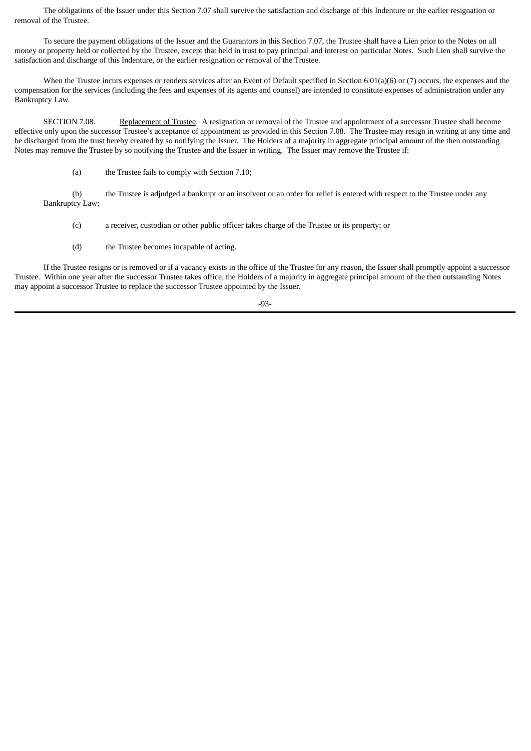The obligations of the Issuer under this Section 7.07 shall survive the satisfaction and discharge of this Indenture or the earlier resignation or removal of the Trustee.

To secure the payment obligations of the Issuer and the Guarantors in this Section 7.07, the Trustee shall have a Lien prior to the Notes on all money or property held or collected by the Trustee, except that held in trust to pay principal and interest on particular Notes. Such Lien shall survive the satisfaction and discharge of this Indenture, or the earlier resignation or removal of the Trustee.

When the Trustee incurs expenses or renders services after an Event of Default specified in Section 6.01(a)(6) or (7) occurs, the expenses and the compensation for the services (including the fees and expenses of its agents and counsel) are intended to constitute expenses of administration under any Bankruptcy Law.

SECTION 7.08. Replacement of Trustee. A resignation or removal of the Trustee and appointment of a successor Trustee shall become effective only upon the successor Trustee's acceptance of appointment as provided in this Section 7.08. The Trustee may resign in writing at any time and be discharged from the trust hereby created by so notifying the Issuer. The Holders of a majority in aggregate principal amount of the then outstanding Notes may remove the Trustee by so notifying the Trustee and the Issuer in writing. The Issuer may remove the Trustee if:

(a) the Trustee fails to comply with Section 7.10;

(b) the Trustee is adjudged a bankrupt or an insolvent or an order for relief is entered with respect to the Trustee under any Bankruptcy Law;

(c) a receiver, custodian or other public officer takes charge of the Trustee or its property; or

(d) the Trustee becomes incapable of acting.

If the Trustee resigns or is removed or if a vacancy exists in the office of the Trustee for any reason, the Issuer shall promptly appoint a successor Trustee. Within one year after the successor Trustee takes office, the Holders of a majority in aggregate principal amount of the then outstanding Notes may appoint a successor Trustee to replace the successor Trustee appointed by the Issuer.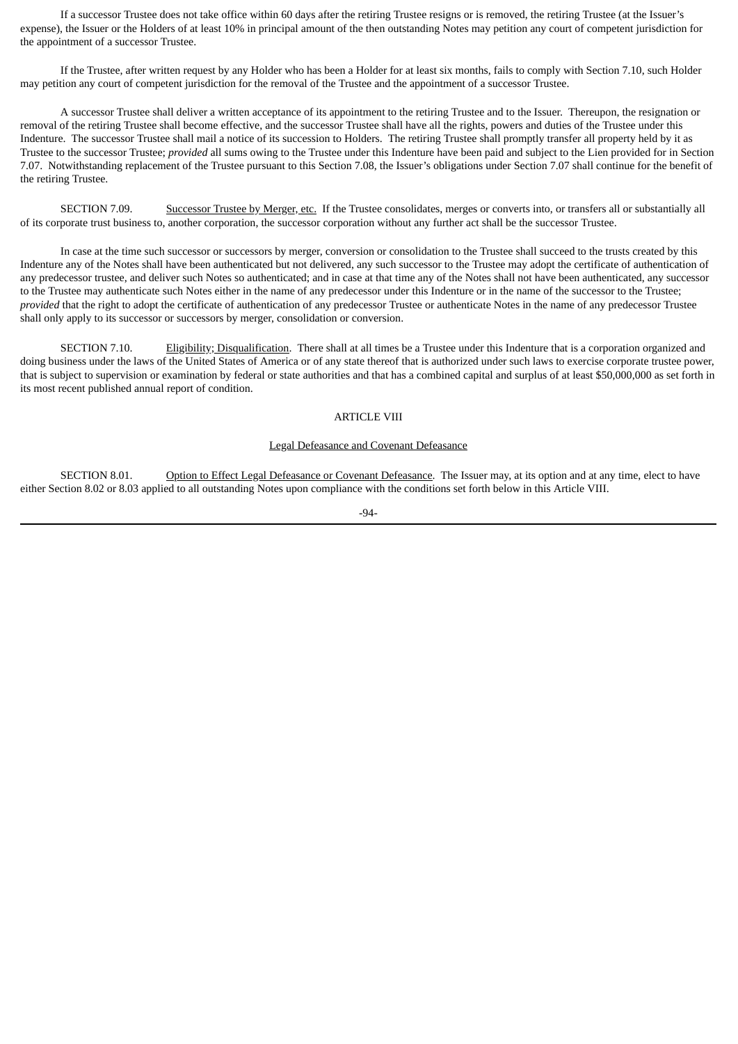If a successor Trustee does not take office within 60 days after the retiring Trustee resigns or is removed, the retiring Trustee (at the Issuer's expense), the Issuer or the Holders of at least 10% in principal amount of the then outstanding Notes may petition any court of competent jurisdiction for the appointment of a successor Trustee.

If the Trustee, after written request by any Holder who has been a Holder for at least six months, fails to comply with Section 7.10, such Holder may petition any court of competent jurisdiction for the removal of the Trustee and the appointment of a successor Trustee.

A successor Trustee shall deliver a written acceptance of its appointment to the retiring Trustee and to the Issuer. Thereupon, the resignation or removal of the retiring Trustee shall become effective, and the successor Trustee shall have all the rights, powers and duties of the Trustee under this Indenture. The successor Trustee shall mail a notice of its succession to Holders. The retiring Trustee shall promptly transfer all property held by it as Trustee to the successor Trustee; *provided* all sums owing to the Trustee under this Indenture have been paid and subject to the Lien provided for in Section 7.07. Notwithstanding replacement of the Trustee pursuant to this Section 7.08, the Issuer's obligations under Section 7.07 shall continue for the benefit of the retiring Trustee.

SECTION 7.09. Successor Trustee by Merger, etc. If the Trustee consolidates, merges or converts into, or transfers all or substantially all of its corporate trust business to, another corporation, the successor corporation without any further act shall be the successor Trustee.

In case at the time such successor or successors by merger, conversion or consolidation to the Trustee shall succeed to the trusts created by this Indenture any of the Notes shall have been authenticated but not delivered, any such successor to the Trustee may adopt the certificate of authentication of any predecessor trustee, and deliver such Notes so authenticated; and in case at that time any of the Notes shall not have been authenticated, any successor to the Trustee may authenticate such Notes either in the name of any predecessor under this Indenture or in the name of the successor to the Trustee; *provided* that the right to adopt the certificate of authentication of any predecessor Trustee or authenticate Notes in the name of any predecessor Trustee shall only apply to its successor or successors by merger, consolidation or conversion.

SECTION 7.10. Eligibility; Disqualification. There shall at all times be a Trustee under this Indenture that is a corporation organized and doing business under the laws of the United States of America or of any state thereof that is authorized under such laws to exercise corporate trustee power, that is subject to supervision or examination by federal or state authorities and that has a combined capital and surplus of at least $50,000,000 as set forth in its most recent published annual report of condition.

## ARTICLE VIII

### Legal Defeasance and Covenant Defeasance

SECTION 8.01. Option to Effect Legal Defeasance or Covenant Defeasance. The Issuer may, at its option and at any time, elect to have either Section 8.02 or 8.03 applied to all outstanding Notes upon compliance with the conditions set forth below in this Article VIII.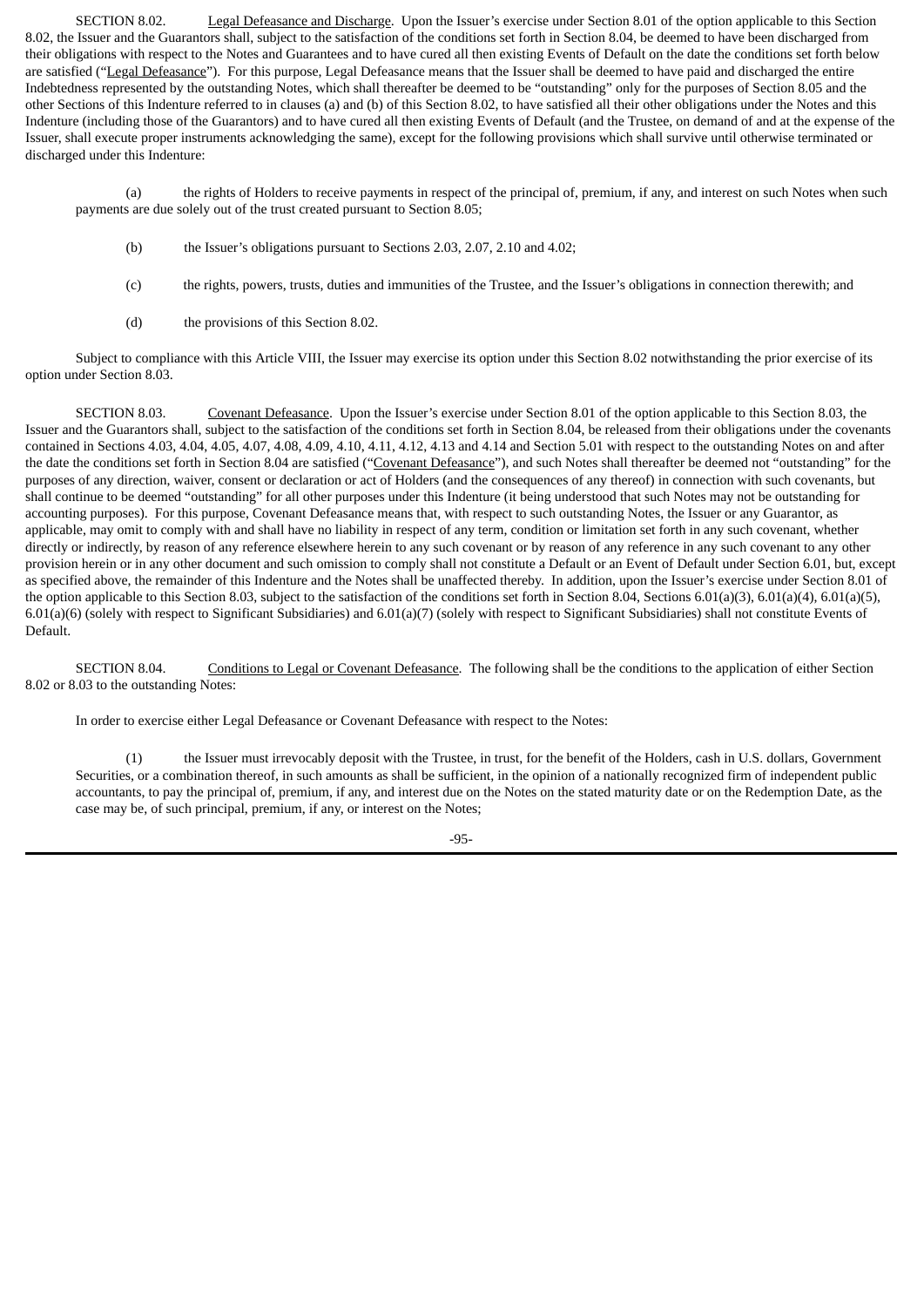SECTION 8.02. Legal Defeasance and Discharge. Upon the Issuer's exercise under Section 8.01 of the option applicable to this Section 8.02, the Issuer and the Guarantors shall, subject to the satisfaction of the conditions set forth in Section 8.04, be deemed to have been discharged from their obligations with respect to the Notes and Guarantees and to have cured all then existing Events of Default on the date the conditions set forth below are satisfied ("Legal Defeasance"). For this purpose, Legal Defeasance means that the Issuer shall be deemed to have paid and discharged the entire Indebtedness represented by the outstanding Notes, which shall thereafter be deemed to be "outstanding" only for the purposes of Section 8.05 and the other Sections of this Indenture referred to in clauses (a) and (b) of this Section 8.02, to have satisfied all their other obligations under the Notes and this Indenture (including those of the Guarantors) and to have cured all then existing Events of Default (and the Trustee, on demand of and at the expense of the Issuer, shall execute proper instruments acknowledging the same), except for the following provisions which shall survive until otherwise terminated or discharged under this Indenture:

(a) the rights of Holders to receive payments in respect of the principal of, premium, if any, and interest on such Notes when such payments are due solely out of the trust created pursuant to Section 8.05;

(b) the Issuer's obligations pursuant to Sections 2.03, 2.07, 2.10 and 4.02;

(c) the rights, powers, trusts, duties and immunities of the Trustee, and the Issuer's obligations in connection therewith; and

(d) the provisions of this Section 8.02.

Subject to compliance with this Article VIII, the Issuer may exercise its option under this Section 8.02 notwithstanding the prior exercise of its option under Section 8.03.

SECTION 8.03. Covenant Defeasance. Upon the Issuer's exercise under Section 8.01 of the option applicable to this Section 8.03, the Issuer and the Guarantors shall, subject to the satisfaction of the conditions set forth in Section 8.04, be released from their obligations under the covenants contained in Sections 4.03, 4.04, 4.05, 4.07, 4.08, 4.09, 4.10, 4.11, 4.12, 4.13 and 4.14 and Section 5.01 with respect to the outstanding Notes on and after the date the conditions set forth in Section 8.04 are satisfied ("Covenant Defeasance"), and such Notes shall thereafter be deemed not "outstanding" for the purposes of any direction, waiver, consent or declaration or act of Holders (and the consequences of any thereof) in connection with such covenants, but shall continue to be deemed "outstanding" for all other purposes under this Indenture (it being understood that such Notes may not be outstanding for accounting purposes). For this purpose, Covenant Defeasance means that, with respect to such outstanding Notes, the Issuer or any Guarantor, as applicable, may omit to comply with and shall have no liability in respect of any term, condition or limitation set forth in any such covenant, whether directly or indirectly, by reason of any reference elsewhere herein to any such covenant or by reason of any reference in any such covenant to any other provision herein or in any other document and such omission to comply shall not constitute a Default or an Event of Default under Section 6.01, but, except as specified above, the remainder of this Indenture and the Notes shall be unaffected thereby. In addition, upon the Issuer's exercise under Section 8.01 of the option applicable to this Section 8.03, subject to the satisfaction of the conditions set forth in Section 8.04, Sections 6.01(a)(3), 6.01(a)(4), 6.01(a)(5), 6.01(a)(6) (solely with respect to Significant Subsidiaries) and 6.01(a)(7) (solely with respect to Significant Subsidiaries) shall not constitute Events of Default.

SECTION 8.04. Conditions to Legal or Covenant Defeasance. The following shall be the conditions to the application of either Section 8.02 or 8.03 to the outstanding Notes:

In order to exercise either Legal Defeasance or Covenant Defeasance with respect to the Notes:

(1) the Issuer must irrevocably deposit with the Trustee, in trust, for the benefit of the Holders, cash in U.S. dollars, Government Securities, or a combination thereof, in such amounts as shall be sufficient, in the opinion of a nationally recognized firm of independent public accountants, to pay the principal of, premium, if any, and interest due on the Notes on the stated maturity date or on the Redemption Date, as the case may be, of such principal, premium, if any, or interest on the Notes;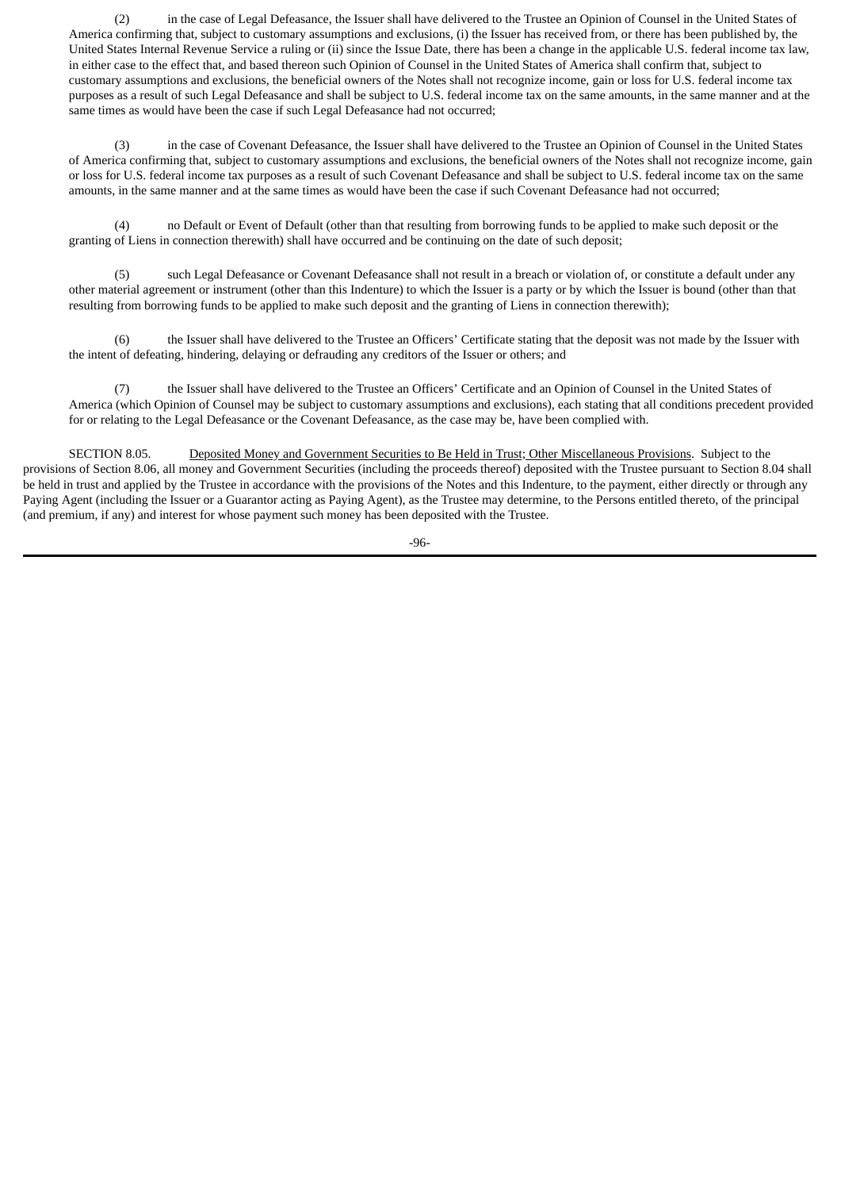(2) in the case of Legal Defeasance, the Issuer shall have delivered to the Trustee an Opinion of Counsel in the United States of America confirming that, subject to customary assumptions and exclusions, (i) the Issuer has received from, or there has been published by, the United States Internal Revenue Service a ruling or (ii) since the Issue Date, there has been a change in the applicable U.S. federal income tax law, in either case to the effect that, and based thereon such Opinion of Counsel in the United States of America shall confirm that, subject to customary assumptions and exclusions, the beneficial owners of the Notes shall not recognize income, gain or loss for U.S. federal income tax purposes as a result of such Legal Defeasance and shall be subject to U.S. federal income tax on the same amounts, in the same manner and at the same times as would have been the case if such Legal Defeasance had not occurred;

(3) in the case of Covenant Defeasance, the Issuer shall have delivered to the Trustee an Opinion of Counsel in the United States of America confirming that, subject to customary assumptions and exclusions, the beneficial owners of the Notes shall not recognize income, gain or loss for U.S. federal income tax purposes as a result of such Covenant Defeasance and shall be subject to U.S. federal income tax on the same amounts, in the same manner and at the same times as would have been the case if such Covenant Defeasance had not occurred;

(4) no Default or Event of Default (other than that resulting from borrowing funds to be applied to make such deposit or the granting of Liens in connection therewith) shall have occurred and be continuing on the date of such deposit;

(5) such Legal Defeasance or Covenant Defeasance shall not result in a breach or violation of, or constitute a default under any other material agreement or instrument (other than this Indenture) to which the Issuer is a party or by which the Issuer is bound (other than that resulting from borrowing funds to be applied to make such deposit and the granting of Liens in connection therewith);

(6) the Issuer shall have delivered to the Trustee an Officers' Certificate stating that the deposit was not made by the Issuer with the intent of defeating, hindering, delaying or defrauding any creditors of the Issuer or others; and

(7) the Issuer shall have delivered to the Trustee an Officers' Certificate and an Opinion of Counsel in the United States of America (which Opinion of Counsel may be subject to customary assumptions and exclusions), each stating that all conditions precedent provided for or relating to the Legal Defeasance or the Covenant Defeasance, as the case may be, have been complied with.

SECTION 8.05. Deposited Money and Government Securities to Be Held in Trust; Other Miscellaneous Provisions. Subject to the provisions of Section 8.06, all money and Government Securities (including the proceeds thereof) deposited with the Trustee pursuant to Section 8.04 shall be held in trust and applied by the Trustee in accordance with the provisions of the Notes and this Indenture, to the payment, either directly or through any Paying Agent (including the Issuer or a Guarantor acting as Paying Agent), as the Trustee may determine, to the Persons entitled thereto, of the principal (and premium, if any) and interest for whose payment such money has been deposited with the Trustee.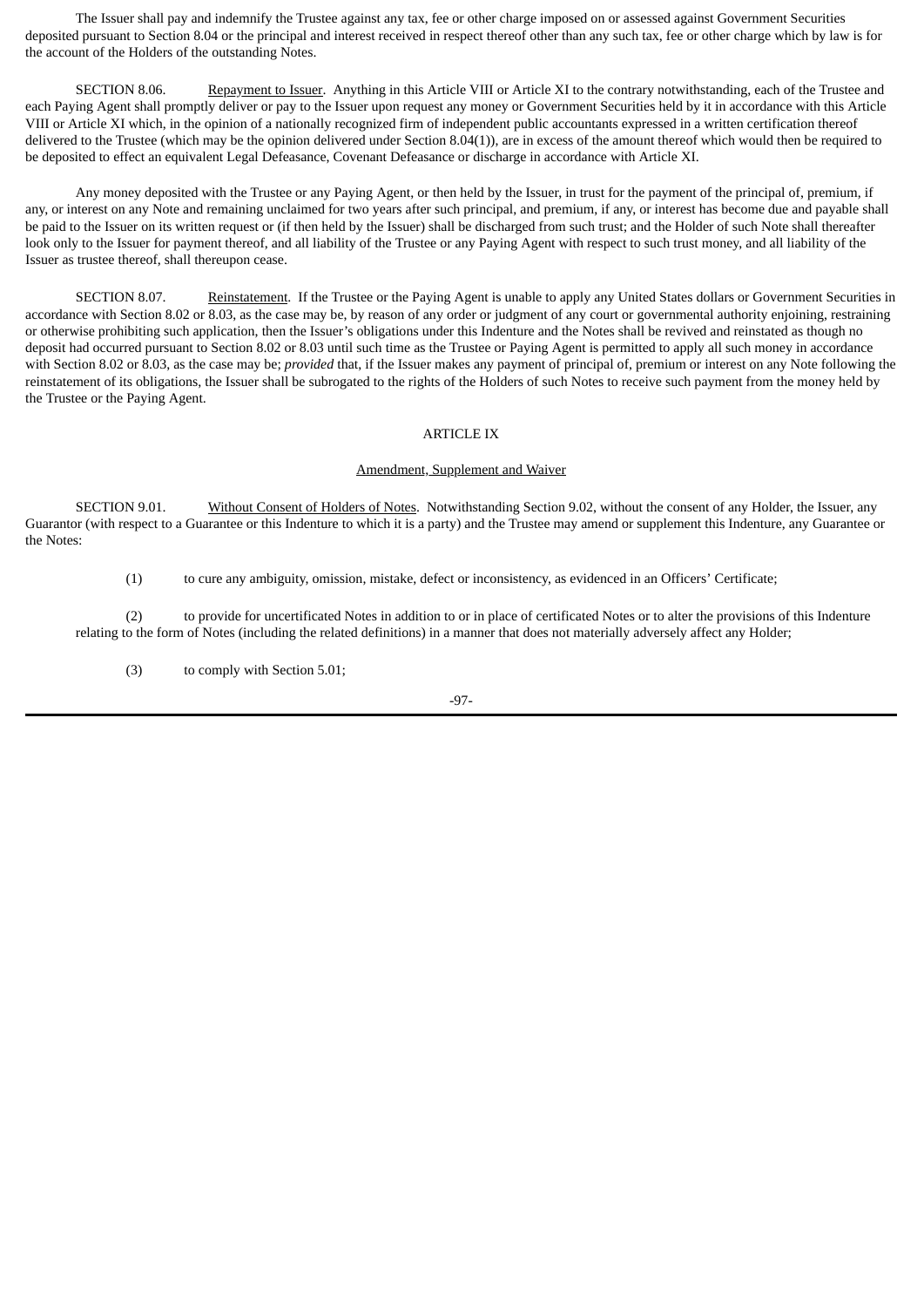The Issuer shall pay and indemnify the Trustee against any tax, fee or other charge imposed on or assessed against Government Securities deposited pursuant to Section 8.04 or the principal and interest received in respect thereof other than any such tax, fee or other charge which by law is for the account of the Holders of the outstanding Notes.

SECTION 8.06. Repayment to Issuer. Anything in this Article VIII or Article XI to the contrary notwithstanding, each of the Trustee and each Paying Agent shall promptly deliver or pay to the Issuer upon request any money or Government Securities held by it in accordance with this Article VIII or Article XI which, in the opinion of a nationally recognized firm of independent public accountants expressed in a written certification thereof delivered to the Trustee (which may be the opinion delivered under Section 8.04(1)), are in excess of the amount thereof which would then be required to be deposited to effect an equivalent Legal Defeasance, Covenant Defeasance or discharge in accordance with Article XI.

Any money deposited with the Trustee or any Paying Agent, or then held by the Issuer, in trust for the payment of the principal of, premium, if any, or interest on any Note and remaining unclaimed for two years after such principal, and premium, if any, or interest has become due and payable shall be paid to the Issuer on its written request or (if then held by the Issuer) shall be discharged from such trust; and the Holder of such Note shall thereafter look only to the Issuer for payment thereof, and all liability of the Trustee or any Paying Agent with respect to such trust money, and all liability of the Issuer as trustee thereof, shall thereupon cease.

SECTION 8.07. Reinstatement. If the Trustee or the Paying Agent is unable to apply any United States dollars or Government Securities in accordance with Section 8.02 or 8.03, as the case may be, by reason of any order or judgment of any court or governmental authority enjoining, restraining or otherwise prohibiting such application, then the Issuer's obligations under this Indenture and the Notes shall be revived and reinstated as though no deposit had occurred pursuant to Section 8.02 or 8.03 until such time as the Trustee or Paying Agent is permitted to apply all such money in accordance with Section 8.02 or 8.03, as the case may be; *provided* that, if the Issuer makes any payment of principal of, premium or interest on any Note following the reinstatement of its obligations, the Issuer shall be subrogated to the rights of the Holders of such Notes to receive such payment from the money held by the Trustee or the Paying Agent.

## ARTICLE IX

## Amendment, Supplement and Waiver

SECTION 9.01. Without Consent of Holders of Notes. Notwithstanding Section 9.02, without the consent of any Holder, the Issuer, any Guarantor (with respect to a Guarantee or this Indenture to which it is a party) and the Trustee may amend or supplement this Indenture, any Guarantee or the Notes:

(1) to cure any ambiguity, omission, mistake, defect or inconsistency, as evidenced in an Officers' Certificate;

(2) to provide for uncertificated Notes in addition to or in place of certificated Notes or to alter the provisions of this Indenture relating to the form of Notes (including the related definitions) in a manner that does not materially adversely affect any Holder;

(3) to comply with Section 5.01;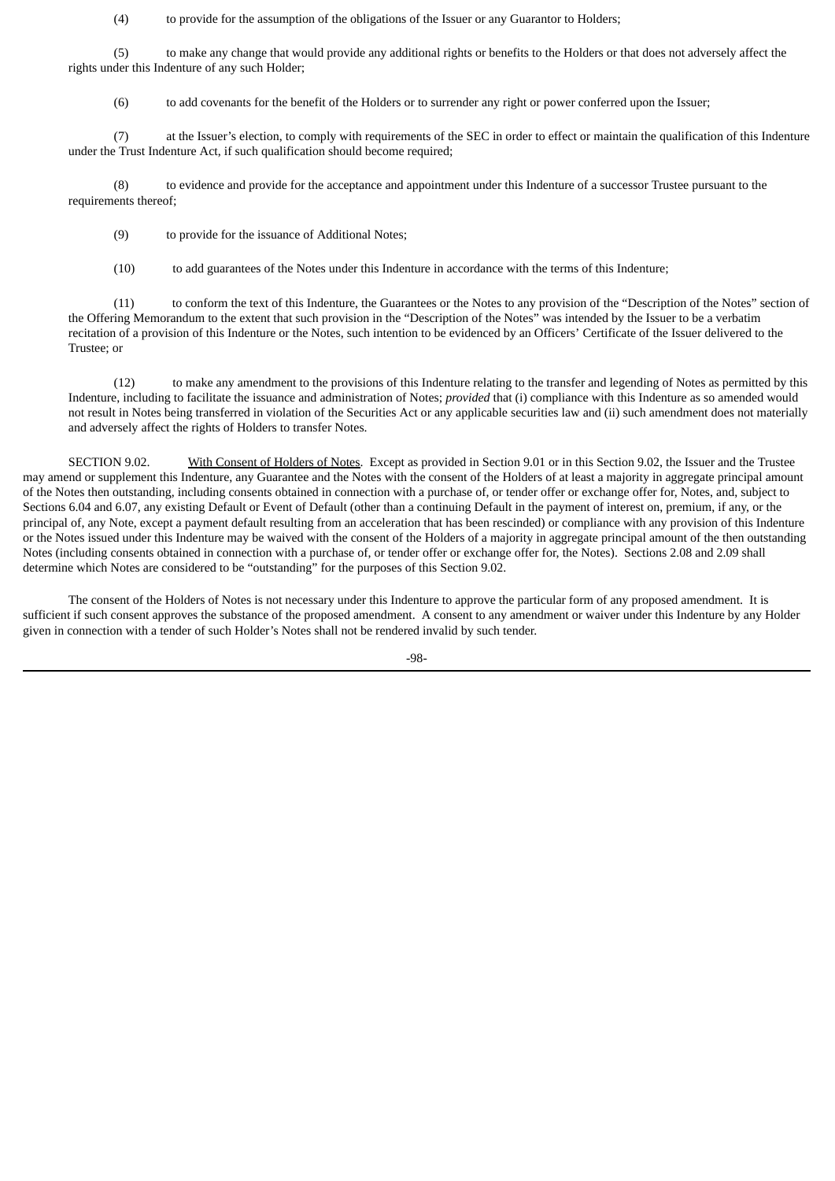(4) to provide for the assumption of the obligations of the Issuer or any Guarantor to Holders;

(5) to make any change that would provide any additional rights or benefits to the Holders or that does not adversely affect the rights under this Indenture of any such Holder;

(6) to add covenants for the benefit of the Holders or to surrender any right or power conferred upon the Issuer;

(7) at the Issuer's election, to comply with requirements of the SEC in order to effect or maintain the qualification of this Indenture under the Trust Indenture Act, if such qualification should become required;

(8) to evidence and provide for the acceptance and appointment under this Indenture of a successor Trustee pursuant to the requirements thereof;

(9) to provide for the issuance of Additional Notes;

(10) to add guarantees of the Notes under this Indenture in accordance with the terms of this Indenture;

(11) to conform the text of this Indenture, the Guarantees or the Notes to any provision of the "Description of the Notes" section of the Offering Memorandum to the extent that such provision in the "Description of the Notes" was intended by the Issuer to be a verbatim recitation of a provision of this Indenture or the Notes, such intention to be evidenced by an Officers' Certificate of the Issuer delivered to the Trustee; or

(12) to make any amendment to the provisions of this Indenture relating to the transfer and legending of Notes as permitted by this Indenture, including to facilitate the issuance and administration of Notes; *provided* that (i) compliance with this Indenture as so amended would not result in Notes being transferred in violation of the Securities Act or any applicable securities law and (ii) such amendment does not materially and adversely affect the rights of Holders to transfer Notes.

SECTION 9.02. With Consent of Holders of Notes. Except as provided in Section 9.01 or in this Section 9.02, the Issuer and the Trustee may amend or supplement this Indenture, any Guarantee and the Notes with the consent of the Holders of at least a majority in aggregate principal amount of the Notes then outstanding, including consents obtained in connection with a purchase of, or tender offer or exchange offer for, Notes, and, subject to Sections 6.04 and 6.07, any existing Default or Event of Default (other than a continuing Default in the payment of interest on, premium, if any, or the principal of, any Note, except a payment default resulting from an acceleration that has been rescinded) or compliance with any provision of this Indenture or the Notes issued under this Indenture may be waived with the consent of the Holders of a majority in aggregate principal amount of the then outstanding Notes (including consents obtained in connection with a purchase of, or tender offer or exchange offer for, the Notes). Sections 2.08 and 2.09 shall determine which Notes are considered to be "outstanding" for the purposes of this Section 9.02.

The consent of the Holders of Notes is not necessary under this Indenture to approve the particular form of any proposed amendment. It is sufficient if such consent approves the substance of the proposed amendment. A consent to any amendment or waiver under this Indenture by any Holder given in connection with a tender of such Holder's Notes shall not be rendered invalid by such tender.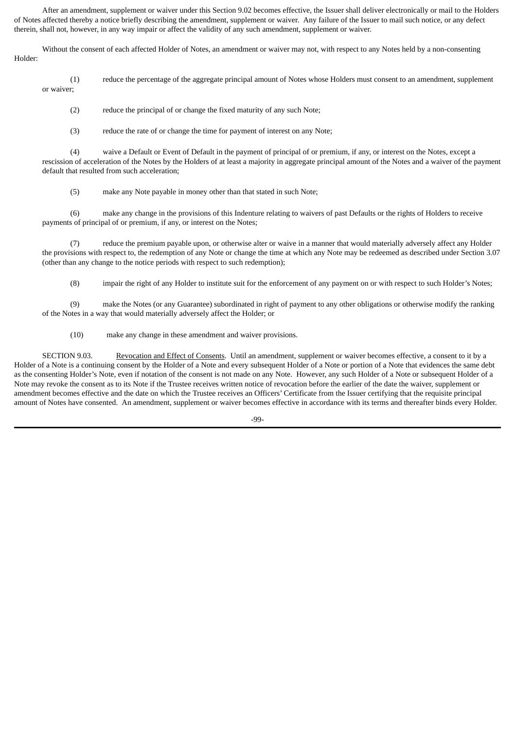After an amendment, supplement or waiver under this Section 9.02 becomes effective, the Issuer shall deliver electronically or mail to the Holders of Notes affected thereby a notice briefly describing the amendment, supplement or waiver. Any failure of the Issuer to mail such notice, or any defect therein, shall not, however, in any way impair or affect the validity of any such amendment, supplement or waiver.

Without the consent of each affected Holder of Notes, an amendment or waiver may not, with respect to any Notes held by a non-consenting Holder:

(1) reduce the percentage of the aggregate principal amount of Notes whose Holders must consent to an amendment, supplement or waiver;

(2) reduce the principal of or change the fixed maturity of any such Note;

(3) reduce the rate of or change the time for payment of interest on any Note;

(4) waive a Default or Event of Default in the payment of principal of or premium, if any, or interest on the Notes, except a rescission of acceleration of the Notes by the Holders of at least a majority in aggregate principal amount of the Notes and a waiver of the payment default that resulted from such acceleration;

(5) make any Note payable in money other than that stated in such Note;

(6) make any change in the provisions of this Indenture relating to waivers of past Defaults or the rights of Holders to receive payments of principal of or premium, if any, or interest on the Notes;

(7) reduce the premium payable upon, or otherwise alter or waive in a manner that would materially adversely affect any Holder the provisions with respect to, the redemption of any Note or change the time at which any Note may be redeemed as described under Section 3.07 (other than any change to the notice periods with respect to such redemption);

(8) impair the right of any Holder to institute suit for the enforcement of any payment on or with respect to such Holder's Notes;

(9) make the Notes (or any Guarantee) subordinated in right of payment to any other obligations or otherwise modify the ranking of the Notes in a way that would materially adversely affect the Holder; or

(10) make any change in these amendment and waiver provisions.

SECTION 9.03. Revocation and Effect of Consents. Until an amendment, supplement or waiver becomes effective, a consent to it by a Holder of a Note is a continuing consent by the Holder of a Note and every subsequent Holder of a Note or portion of a Note that evidences the same debt as the consenting Holder's Note, even if notation of the consent is not made on any Note. However, any such Holder of a Note or subsequent Holder of a Note may revoke the consent as to its Note if the Trustee receives written notice of revocation before the earlier of the date the waiver, supplement or amendment becomes effective and the date on which the Trustee receives an Officers' Certificate from the Issuer certifying that the requisite principal amount of Notes have consented. An amendment, supplement or waiver becomes effective in accordance with its terms and thereafter binds every Holder.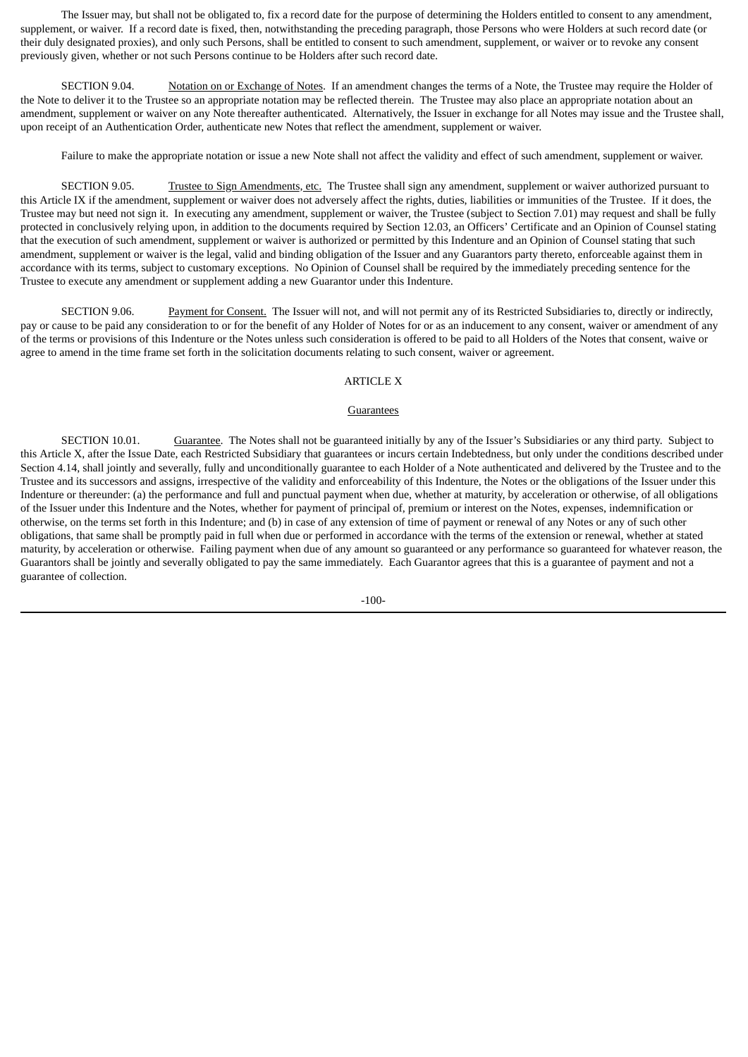The Issuer may, but shall not be obligated to, fix a record date for the purpose of determining the Holders entitled to consent to any amendment, supplement, or waiver. If a record date is fixed, then, notwithstanding the preceding paragraph, those Persons who were Holders at such record date (or their duly designated proxies), and only such Persons, shall be entitled to consent to such amendment, supplement, or waiver or to revoke any consent previously given, whether or not such Persons continue to be Holders after such record date.

SECTION 9.04. Notation on or Exchange of Notes. If an amendment changes the terms of a Note, the Trustee may require the Holder of the Note to deliver it to the Trustee so an appropriate notation may be reflected therein. The Trustee may also place an appropriate notation about an amendment, supplement or waiver on any Note thereafter authenticated. Alternatively, the Issuer in exchange for all Notes may issue and the Trustee shall, upon receipt of an Authentication Order, authenticate new Notes that reflect the amendment, supplement or waiver.

Failure to make the appropriate notation or issue a new Note shall not affect the validity and effect of such amendment, supplement or waiver.

SECTION 9.05. Trustee to Sign Amendments, etc. The Trustee shall sign any amendment, supplement or waiver authorized pursuant to this Article IX if the amendment, supplement or waiver does not adversely affect the rights, duties, liabilities or immunities of the Trustee. If it does, the Trustee may but need not sign it. In executing any amendment, supplement or waiver, the Trustee (subject to Section 7.01) may request and shall be fully protected in conclusively relying upon, in addition to the documents required by Section 12.03, an Officers' Certificate and an Opinion of Counsel stating that the execution of such amendment, supplement or waiver is authorized or permitted by this Indenture and an Opinion of Counsel stating that such amendment, supplement or waiver is the legal, valid and binding obligation of the Issuer and any Guarantors party thereto, enforceable against them in accordance with its terms, subject to customary exceptions. No Opinion of Counsel shall be required by the immediately preceding sentence for the Trustee to execute any amendment or supplement adding a new Guarantor under this Indenture.

SECTION 9.06. Payment for Consent. The Issuer will not, and will not permit any of its Restricted Subsidiaries to, directly or indirectly, pay or cause to be paid any consideration to or for the benefit of any Holder of Notes for or as an inducement to any consent, waiver or amendment of any of the terms or provisions of this Indenture or the Notes unless such consideration is offered to be paid to all Holders of the Notes that consent, waive or agree to amend in the time frame set forth in the solicitation documents relating to such consent, waiver or agreement.

## ARTICLE X

## Guarantees

SECTION 10.01. Guarantee. The Notes shall not be guaranteed initially by any of the Issuer's Subsidiaries or any third party. Subject to this Article X, after the Issue Date, each Restricted Subsidiary that guarantees or incurs certain Indebtedness, but only under the conditions described under Section 4.14, shall jointly and severally, fully and unconditionally guarantee to each Holder of a Note authenticated and delivered by the Trustee and to the Trustee and its successors and assigns, irrespective of the validity and enforceability of this Indenture, the Notes or the obligations of the Issuer under this Indenture or thereunder: (a) the performance and full and punctual payment when due, whether at maturity, by acceleration or otherwise, of all obligations of the Issuer under this Indenture and the Notes, whether for payment of principal of, premium or interest on the Notes, expenses, indemnification or otherwise, on the terms set forth in this Indenture; and (b) in case of any extension of time of payment or renewal of any Notes or any of such other obligations, that same shall be promptly paid in full when due or performed in accordance with the terms of the extension or renewal, whether at stated maturity, by acceleration or otherwise. Failing payment when due of any amount so guaranteed or any performance so guaranteed for whatever reason, the Guarantors shall be jointly and severally obligated to pay the same immediately. Each Guarantor agrees that this is a guarantee of payment and not a guarantee of collection.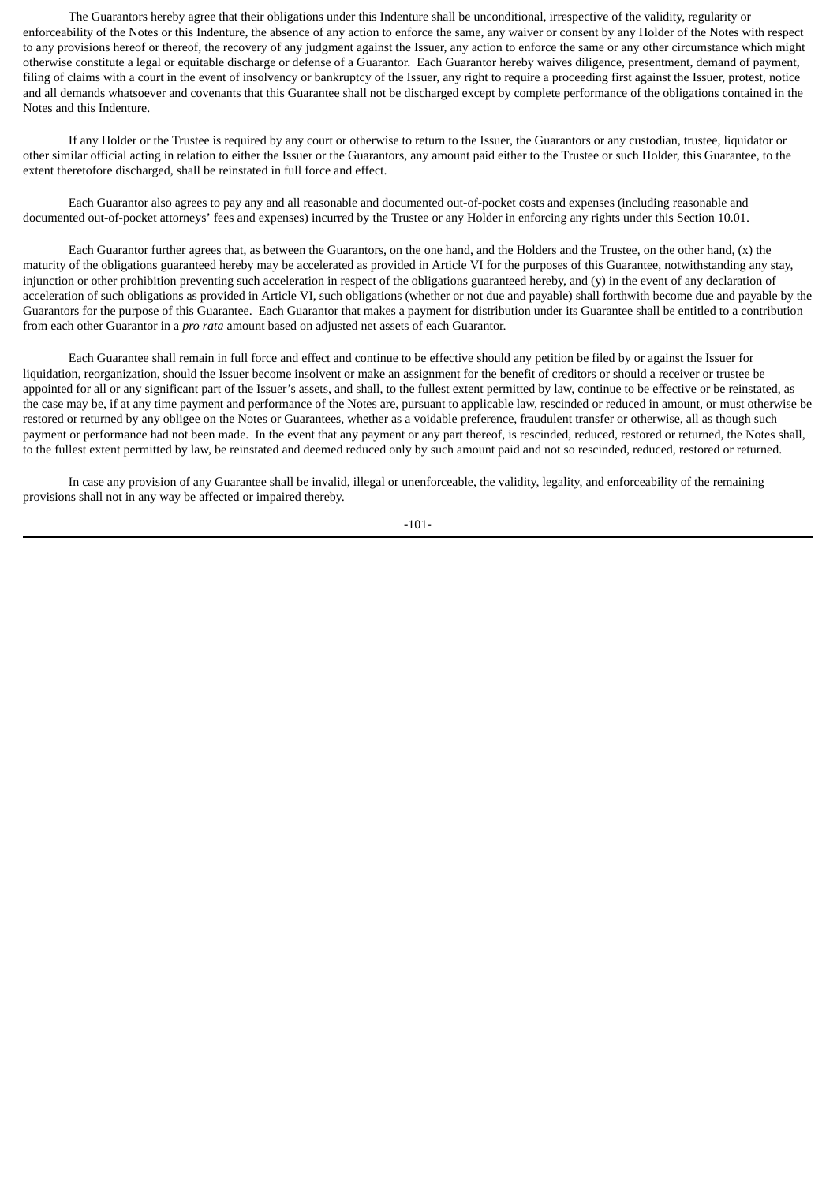The Guarantors hereby agree that their obligations under this Indenture shall be unconditional, irrespective of the validity, regularity or enforceability of the Notes or this Indenture, the absence of any action to enforce the same, any waiver or consent by any Holder of the Notes with respect to any provisions hereof or thereof, the recovery of any judgment against the Issuer, any action to enforce the same or any other circumstance which might otherwise constitute a legal or equitable discharge or defense of a Guarantor. Each Guarantor hereby waives diligence, presentment, demand of payment, filing of claims with a court in the event of insolvency or bankruptcy of the Issuer, any right to require a proceeding first against the Issuer, protest, notice and all demands whatsoever and covenants that this Guarantee shall not be discharged except by complete performance of the obligations contained in the Notes and this Indenture.

If any Holder or the Trustee is required by any court or otherwise to return to the Issuer, the Guarantors or any custodian, trustee, liquidator or other similar official acting in relation to either the Issuer or the Guarantors, any amount paid either to the Trustee or such Holder, this Guarantee, to the extent theretofore discharged, shall be reinstated in full force and effect.

Each Guarantor also agrees to pay any and all reasonable and documented out-of-pocket costs and expenses (including reasonable and documented out-of-pocket attorneys' fees and expenses) incurred by the Trustee or any Holder in enforcing any rights under this Section 10.01.

Each Guarantor further agrees that, as between the Guarantors, on the one hand, and the Holders and the Trustee, on the other hand, (x) the maturity of the obligations guaranteed hereby may be accelerated as provided in Article VI for the purposes of this Guarantee, notwithstanding any stay, injunction or other prohibition preventing such acceleration in respect of the obligations guaranteed hereby, and (y) in the event of any declaration of acceleration of such obligations as provided in Article VI, such obligations (whether or not due and payable) shall forthwith become due and payable by the Guarantors for the purpose of this Guarantee. Each Guarantor that makes a payment for distribution under its Guarantee shall be entitled to a contribution from each other Guarantor in a *pro rata* amount based on adjusted net assets of each Guarantor.

Each Guarantee shall remain in full force and effect and continue to be effective should any petition be filed by or against the Issuer for liquidation, reorganization, should the Issuer become insolvent or make an assignment for the benefit of creditors or should a receiver or trustee be appointed for all or any significant part of the Issuer's assets, and shall, to the fullest extent permitted by law, continue to be effective or be reinstated, as the case may be, if at any time payment and performance of the Notes are, pursuant to applicable law, rescinded or reduced in amount, or must otherwise be restored or returned by any obligee on the Notes or Guarantees, whether as a voidable preference, fraudulent transfer or otherwise, all as though such payment or performance had not been made. In the event that any payment or any part thereof, is rescinded, reduced, restored or returned, the Notes shall, to the fullest extent permitted by law, be reinstated and deemed reduced only by such amount paid and not so rescinded, reduced, restored or returned.

In case any provision of any Guarantee shall be invalid, illegal or unenforceable, the validity, legality, and enforceability of the remaining provisions shall not in any way be affected or impaired thereby.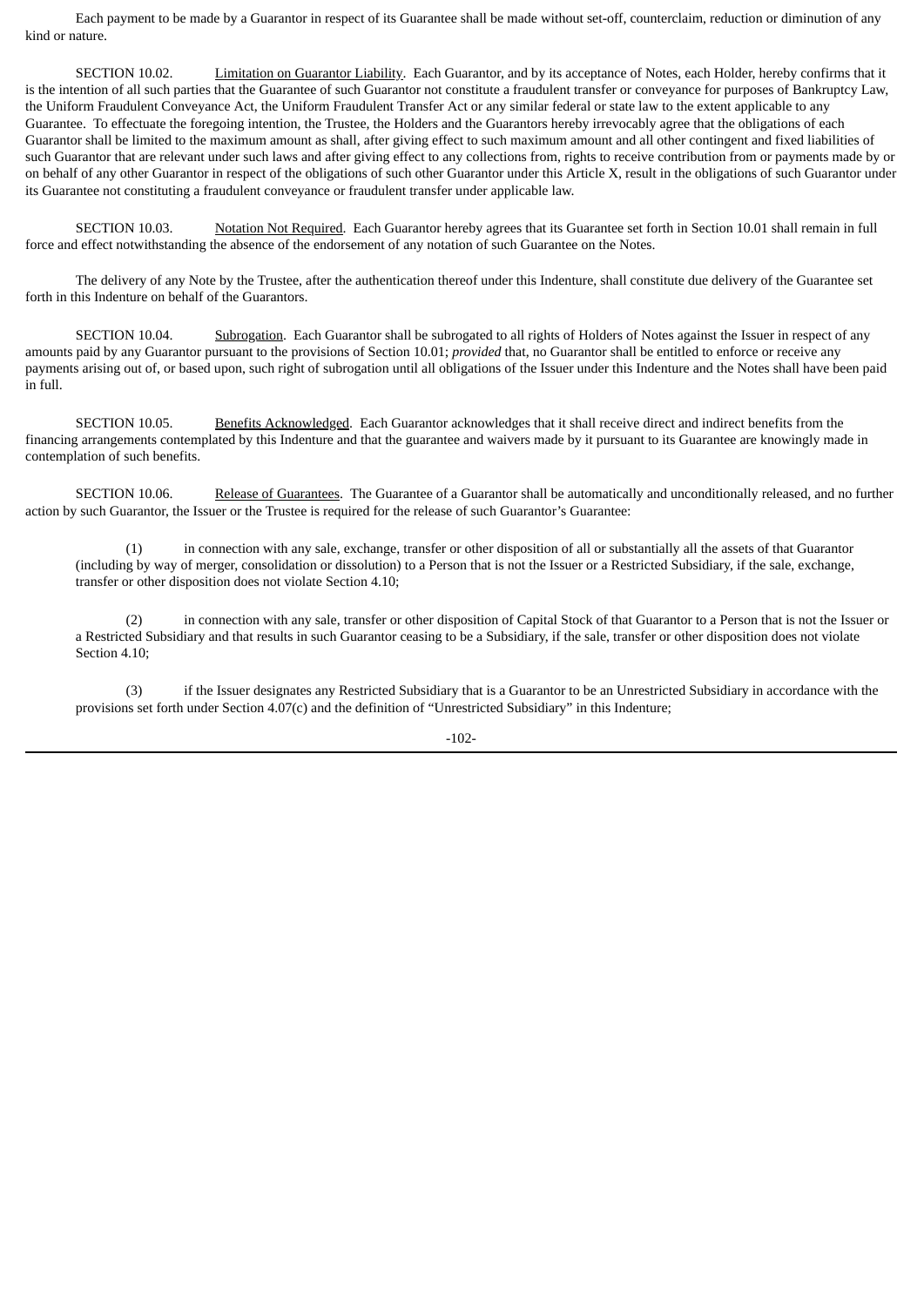Each payment to be made by a Guarantor in respect of its Guarantee shall be made without set-off, counterclaim, reduction or diminution of any kind or nature.

SECTION 10.02. Limitation on Guarantor Liability. Each Guarantor, and by its acceptance of Notes, each Holder, hereby confirms that it is the intention of all such parties that the Guarantee of such Guarantor not constitute a fraudulent transfer or conveyance for purposes of Bankruptcy Law, the Uniform Fraudulent Conveyance Act, the Uniform Fraudulent Transfer Act or any similar federal or state law to the extent applicable to any Guarantee. To effectuate the foregoing intention, the Trustee, the Holders and the Guarantors hereby irrevocably agree that the obligations of each Guarantor shall be limited to the maximum amount as shall, after giving effect to such maximum amount and all other contingent and fixed liabilities of such Guarantor that are relevant under such laws and after giving effect to any collections from, rights to receive contribution from or payments made by or on behalf of any other Guarantor in respect of the obligations of such other Guarantor under this Article X, result in the obligations of such Guarantor under its Guarantee not constituting a fraudulent conveyance or fraudulent transfer under applicable law.

SECTION 10.03. Notation Not Required. Each Guarantor hereby agrees that its Guarantee set forth in Section 10.01 shall remain in full force and effect notwithstanding the absence of the endorsement of any notation of such Guarantee on the Notes.

The delivery of any Note by the Trustee, after the authentication thereof under this Indenture, shall constitute due delivery of the Guarantee set forth in this Indenture on behalf of the Guarantors.

SECTION 10.04. Subrogation. Each Guarantor shall be subrogated to all rights of Holders of Notes against the Issuer in respect of any amounts paid by any Guarantor pursuant to the provisions of Section 10.01; *provided* that, no Guarantor shall be entitled to enforce or receive any payments arising out of, or based upon, such right of subrogation until all obligations of the Issuer under this Indenture and the Notes shall have been paid in full.

SECTION 10.05. Benefits Acknowledged. Each Guarantor acknowledges that it shall receive direct and indirect benefits from the financing arrangements contemplated by this Indenture and that the guarantee and waivers made by it pursuant to its Guarantee are knowingly made in contemplation of such benefits.

SECTION 10.06. Release of Guarantees. The Guarantee of a Guarantor shall be automatically and unconditionally released, and no further action by such Guarantor, the Issuer or the Trustee is required for the release of such Guarantor's Guarantee:

(1) in connection with any sale, exchange, transfer or other disposition of all or substantially all the assets of that Guarantor (including by way of merger, consolidation or dissolution) to a Person that is not the Issuer or a Restricted Subsidiary, if the sale, exchange, transfer or other disposition does not violate Section 4.10;

(2) in connection with any sale, transfer or other disposition of Capital Stock of that Guarantor to a Person that is not the Issuer or a Restricted Subsidiary and that results in such Guarantor ceasing to be a Subsidiary, if the sale, transfer or other disposition does not violate Section 4.10;

(3) if the Issuer designates any Restricted Subsidiary that is a Guarantor to be an Unrestricted Subsidiary in accordance with the provisions set forth under Section 4.07(c) and the definition of "Unrestricted Subsidiary" in this Indenture;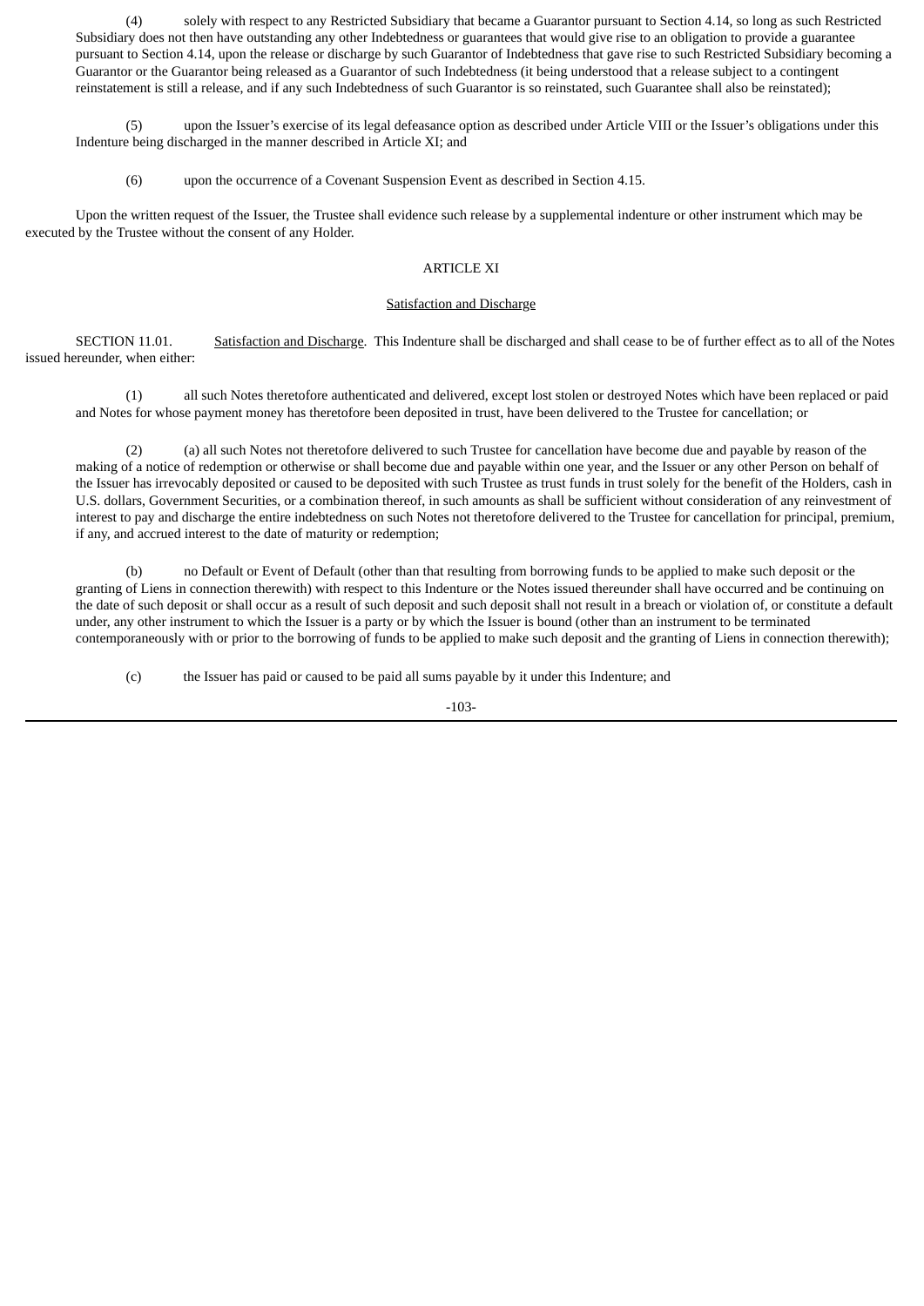(4) solely with respect to any Restricted Subsidiary that became a Guarantor pursuant to Section 4.14, so long as such Restricted Subsidiary does not then have outstanding any other Indebtedness or guarantees that would give rise to an obligation to provide a guarantee pursuant to Section 4.14, upon the release or discharge by such Guarantor of Indebtedness that gave rise to such Restricted Subsidiary becoming a Guarantor or the Guarantor being released as a Guarantor of such Indebtedness (it being understood that a release subject to a contingent reinstatement is still a release, and if any such Indebtedness of such Guarantor is so reinstated, such Guarantee shall also be reinstated);

(5) upon the Issuer's exercise of its legal defeasance option as described under Article VIII or the Issuer's obligations under this Indenture being discharged in the manner described in Article XI; and

(6) upon the occurrence of a Covenant Suspension Event as described in Section 4.15.

Upon the written request of the Issuer, the Trustee shall evidence such release by a supplemental indenture or other instrument which may be executed by the Trustee without the consent of any Holder.

## ARTICLE XI

### Satisfaction and Discharge

SECTION 11.01. Satisfaction and Discharge. This Indenture shall be discharged and shall cease to be of further effect as to all of the Notes issued hereunder, when either:

(1) all such Notes theretofore authenticated and delivered, except lost stolen or destroyed Notes which have been replaced or paid and Notes for whose payment money has theretofore been deposited in trust, have been delivered to the Trustee for cancellation; or

(2) (a) all such Notes not theretofore delivered to such Trustee for cancellation have become due and payable by reason of the making of a notice of redemption or otherwise or shall become due and payable within one year, and the Issuer or any other Person on behalf of the Issuer has irrevocably deposited or caused to be deposited with such Trustee as trust funds in trust solely for the benefit of the Holders, cash in U.S. dollars, Government Securities, or a combination thereof, in such amounts as shall be sufficient without consideration of any reinvestment of interest to pay and discharge the entire indebtedness on such Notes not theretofore delivered to the Trustee for cancellation for principal, premium, if any, and accrued interest to the date of maturity or redemption;

(b) no Default or Event of Default (other than that resulting from borrowing funds to be applied to make such deposit or the granting of Liens in connection therewith) with respect to this Indenture or the Notes issued thereunder shall have occurred and be continuing on the date of such deposit or shall occur as a result of such deposit and such deposit shall not result in a breach or violation of, or constitute a default under, any other instrument to which the Issuer is a party or by which the Issuer is bound (other than an instrument to be terminated contemporaneously with or prior to the borrowing of funds to be applied to make such deposit and the granting of Liens in connection therewith);

(c) the Issuer has paid or caused to be paid all sums payable by it under this Indenture; and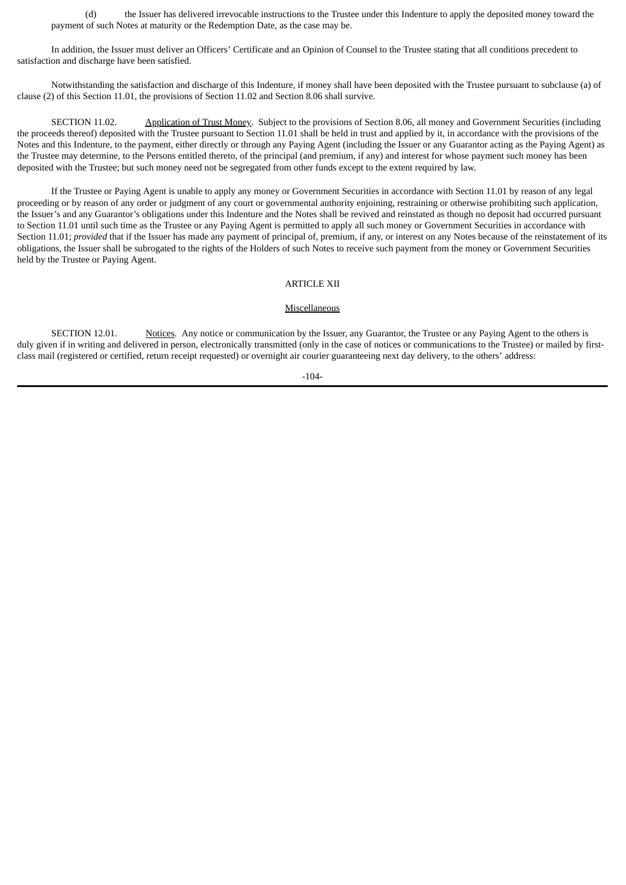(d) the Issuer has delivered irrevocable instructions to the Trustee under this Indenture to apply the deposited money toward the payment of such Notes at maturity or the Redemption Date, as the case may be.

In addition, the Issuer must deliver an Officers' Certificate and an Opinion of Counsel to the Trustee stating that all conditions precedent to satisfaction and discharge have been satisfied.

Notwithstanding the satisfaction and discharge of this Indenture, if money shall have been deposited with the Trustee pursuant to subclause (a) of clause (2) of this Section 11.01, the provisions of Section 11.02 and Section 8.06 shall survive.

SECTION 11.02. Application of Trust Money. Subject to the provisions of Section 8.06, all money and Government Securities (including the proceeds thereof) deposited with the Trustee pursuant to Section 11.01 shall be held in trust and applied by it, in accordance with the provisions of the Notes and this Indenture, to the payment, either directly or through any Paying Agent (including the Issuer or any Guarantor acting as the Paying Agent) as the Trustee may determine, to the Persons entitled thereto, of the principal (and premium, if any) and interest for whose payment such money has been deposited with the Trustee; but such money need not be segregated from other funds except to the extent required by law.

If the Trustee or Paying Agent is unable to apply any money or Government Securities in accordance with Section 11.01 by reason of any legal proceeding or by reason of any order or judgment of any court or governmental authority enjoining, restraining or otherwise prohibiting such application, the Issuer's and any Guarantor's obligations under this Indenture and the Notes shall be revived and reinstated as though no deposit had occurred pursuant to Section 11.01 until such time as the Trustee or any Paying Agent is permitted to apply all such money or Government Securities in accordance with Section 11.01; *provided* that if the Issuer has made any payment of principal of, premium, if any, or interest on any Notes because of the reinstatement of its obligations, the Issuer shall be subrogated to the rights of the Holders of such Notes to receive such payment from the money or Government Securities held by the Trustee or Paying Agent.

## ARTICLE XII

## Miscellaneous

SECTION 12.01. Notices. Any notice or communication by the Issuer, any Guarantor, the Trustee or any Paying Agent to the others is duly given if in writing and delivered in person, electronically transmitted (only in the case of notices or communications to the Trustee) or mailed by first-class mail (registered or certified, return receipt requested) or overnight air courier guaranteeing next day delivery, to the others' address: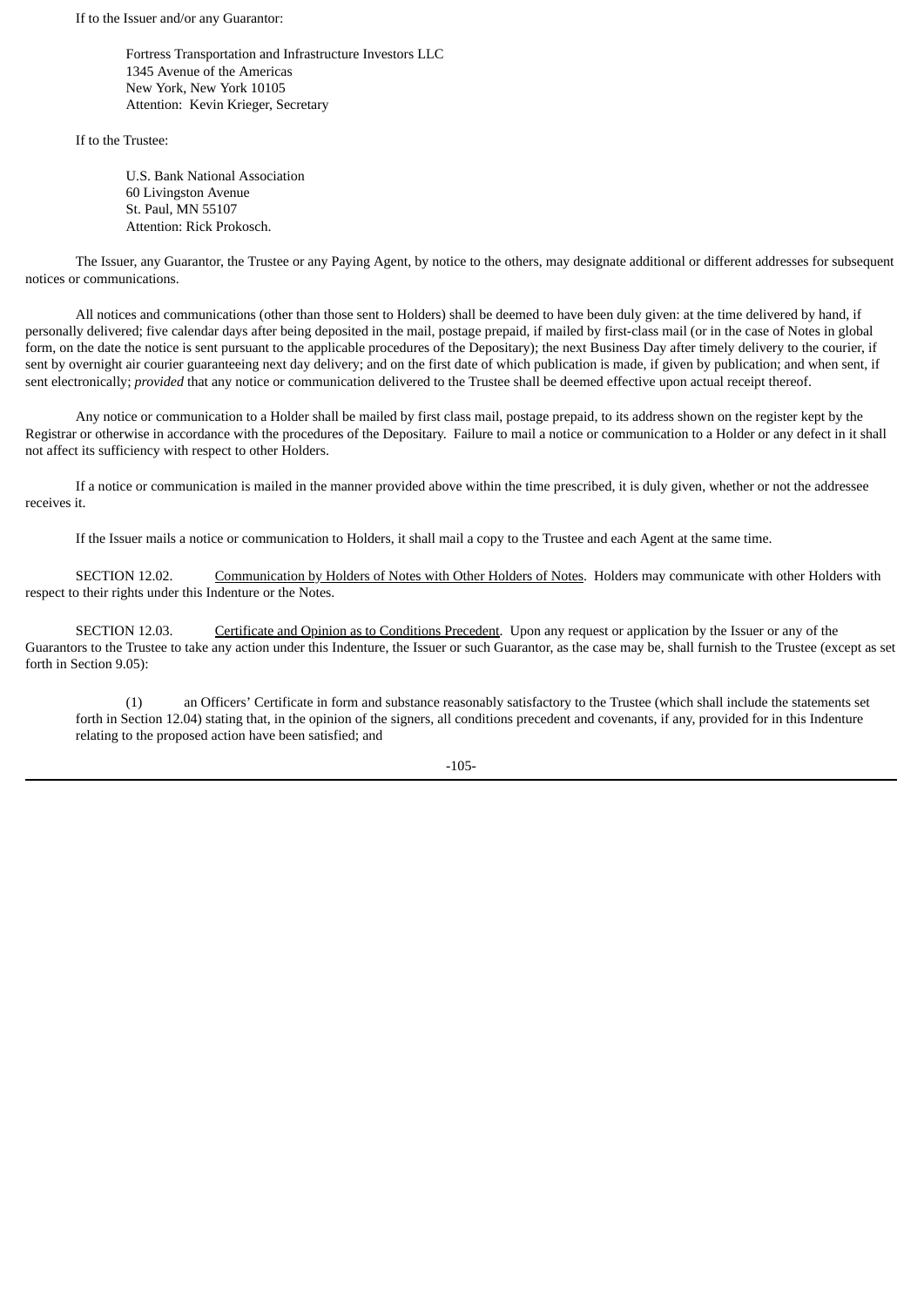If to the Issuer and/or any Guarantor:

Fortress Transportation and Infrastructure Investors LLC
1345 Avenue of the Americas
New York, New York 10105
Attention: Kevin Krieger, Secretary

If to the Trustee:

U.S. Bank National Association
60 Livingston Avenue
St. Paul, MN 55107
Attention: Rick Prokosch.

The Issuer, any Guarantor, the Trustee or any Paying Agent, by notice to the others, may designate additional or different addresses for subsequent notices or communications.

All notices and communications (other than those sent to Holders) shall be deemed to have been duly given: at the time delivered by hand, if personally delivered; five calendar days after being deposited in the mail, postage prepaid, if mailed by first-class mail (or in the case of Notes in global form, on the date the notice is sent pursuant to the applicable procedures of the Depositary); the next Business Day after timely delivery to the courier, if sent by overnight air courier guaranteeing next day delivery; and on the first date of which publication is made, if given by publication; and when sent, if sent electronically; *provided* that any notice or communication delivered to the Trustee shall be deemed effective upon actual receipt thereof.

Any notice or communication to a Holder shall be mailed by first class mail, postage prepaid, to its address shown on the register kept by the Registrar or otherwise in accordance with the procedures of the Depositary. Failure to mail a notice or communication to a Holder or any defect in it shall not affect its sufficiency with respect to other Holders.

If a notice or communication is mailed in the manner provided above within the time prescribed, it is duly given, whether or not the addressee receives it.

If the Issuer mails a notice or communication to Holders, it shall mail a copy to the Trustee and each Agent at the same time.

SECTION 12.02. Communication by Holders of Notes with Other Holders of Notes. Holders may communicate with other Holders with respect to their rights under this Indenture or the Notes.

SECTION 12.03. Certificate and Opinion as to Conditions Precedent. Upon any request or application by the Issuer or any of the Guarantors to the Trustee to take any action under this Indenture, the Issuer or such Guarantor, as the case may be, shall furnish to the Trustee (except as set forth in Section 9.05):

(1) an Officers' Certificate in form and substance reasonably satisfactory to the Trustee (which shall include the statements set forth in Section 12.04) stating that, in the opinion of the signers, all conditions precedent and covenants, if any, provided for in this Indenture relating to the proposed action have been satisfied; and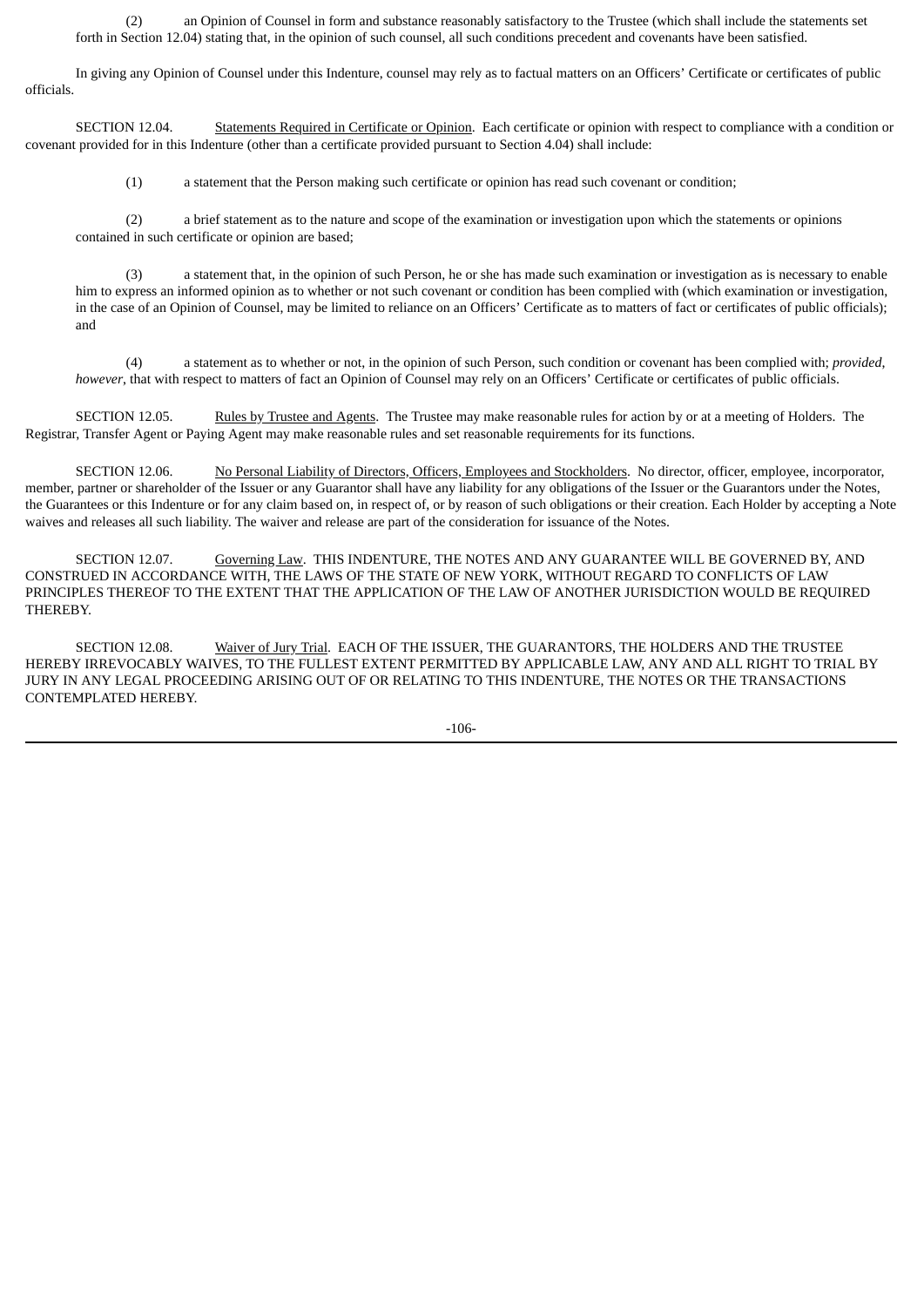(2) an Opinion of Counsel in form and substance reasonably satisfactory to the Trustee (which shall include the statements set forth in Section 12.04) stating that, in the opinion of such counsel, all such conditions precedent and covenants have been satisfied.

In giving any Opinion of Counsel under this Indenture, counsel may rely as to factual matters on an Officers' Certificate or certificates of public officials.

SECTION 12.04. Statements Required in Certificate or Opinion. Each certificate or opinion with respect to compliance with a condition or covenant provided for in this Indenture (other than a certificate provided pursuant to Section 4.04) shall include:

(1) a statement that the Person making such certificate or opinion has read such covenant or condition;

(2) a brief statement as to the nature and scope of the examination or investigation upon which the statements or opinions contained in such certificate or opinion are based;

(3) a statement that, in the opinion of such Person, he or she has made such examination or investigation as is necessary to enable him to express an informed opinion as to whether or not such covenant or condition has been complied with (which examination or investigation, in the case of an Opinion of Counsel, may be limited to reliance on an Officers' Certificate as to matters of fact or certificates of public officials); and

(4) a statement as to whether or not, in the opinion of such Person, such condition or covenant has been complied with; *provided*, *however*, that with respect to matters of fact an Opinion of Counsel may rely on an Officers' Certificate or certificates of public officials.

SECTION 12.05. Rules by Trustee and Agents. The Trustee may make reasonable rules for action by or at a meeting of Holders. The Registrar, Transfer Agent or Paying Agent may make reasonable rules and set reasonable requirements for its functions.

SECTION 12.06. No Personal Liability of Directors, Officers, Employees and Stockholders. No director, officer, employee, incorporator, member, partner or shareholder of the Issuer or any Guarantor shall have any liability for any obligations of the Issuer or the Guarantors under the Notes, the Guarantees or this Indenture or for any claim based on, in respect of, or by reason of such obligations or their creation. Each Holder by accepting a Note waives and releases all such liability. The waiver and release are part of the consideration for issuance of the Notes.

SECTION 12.07. Governing Law. THIS INDENTURE, THE NOTES AND ANY GUARANTEE WILL BE GOVERNED BY, AND CONSTRUED IN ACCORDANCE WITH, THE LAWS OF THE STATE OF NEW YORK, WITHOUT REGARD TO CONFLICTS OF LAW PRINCIPLES THEREOF TO THE EXTENT THAT THE APPLICATION OF THE LAW OF ANOTHER JURISDICTION WOULD BE REQUIRED THEREBY.

SECTION 12.08. Waiver of Jury Trial. EACH OF THE ISSUER, THE GUARANTORS, THE HOLDERS AND THE TRUSTEE HEREBY IRREVOCABLY WAIVES, TO THE FULLEST EXTENT PERMITTED BY APPLICABLE LAW, ANY AND ALL RIGHT TO TRIAL BY JURY IN ANY LEGAL PROCEEDING ARISING OUT OF OR RELATING TO THIS INDENTURE, THE NOTES OR THE TRANSACTIONS CONTEMPLATED HEREBY.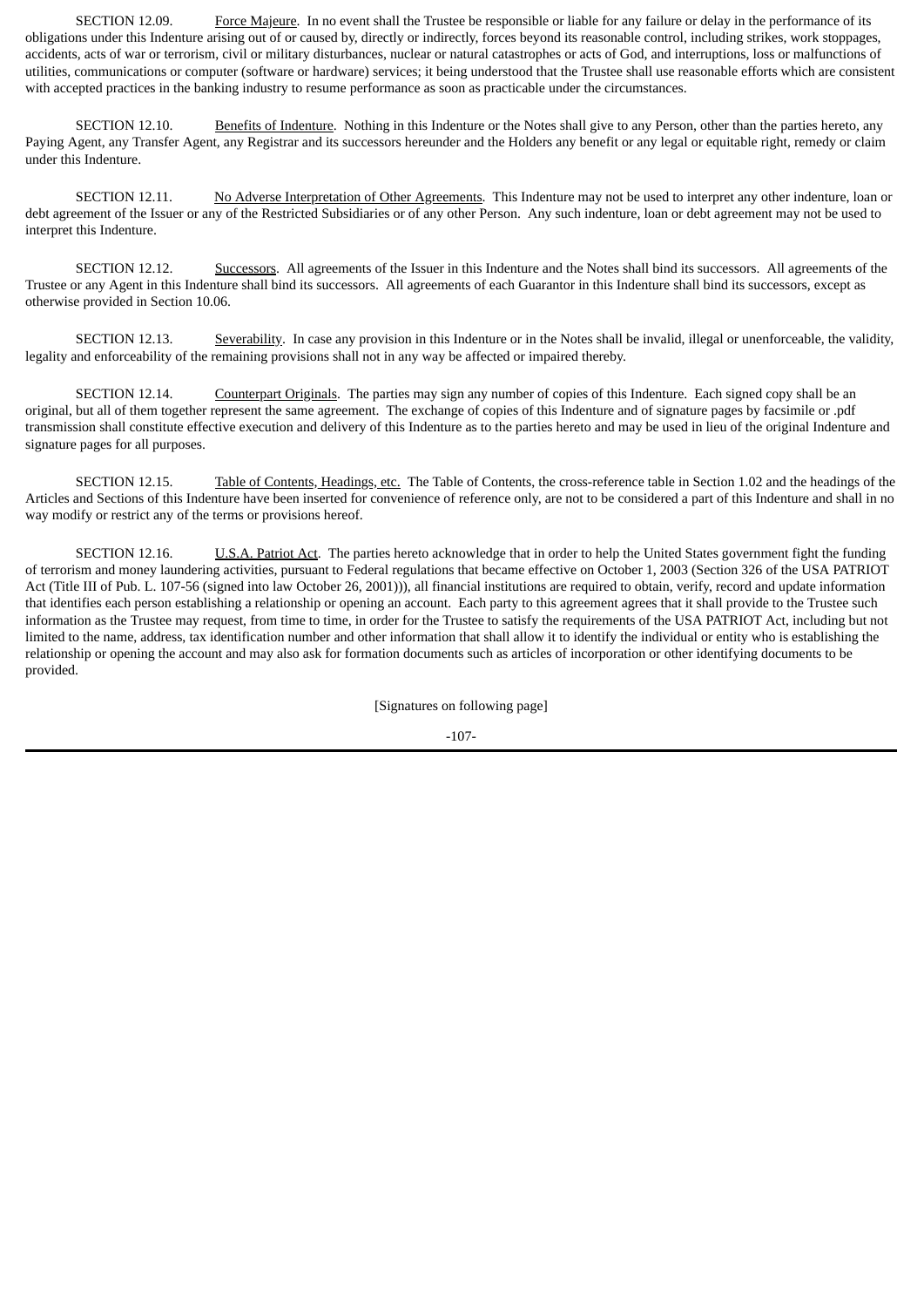SECTION 12.09. Force Majeure. In no event shall the Trustee be responsible or liable for any failure or delay in the performance of its obligations under this Indenture arising out of or caused by, directly or indirectly, forces beyond its reasonable control, including strikes, work stoppages, accidents, acts of war or terrorism, civil or military disturbances, nuclear or natural catastrophes or acts of God, and interruptions, loss or malfunctions of utilities, communications or computer (software or hardware) services; it being understood that the Trustee shall use reasonable efforts which are consistent with accepted practices in the banking industry to resume performance as soon as practicable under the circumstances.

SECTION 12.10. Benefits of Indenture. Nothing in this Indenture or the Notes shall give to any Person, other than the parties hereto, any Paying Agent, any Transfer Agent, any Registrar and its successors hereunder and the Holders any benefit or any legal or equitable right, remedy or claim under this Indenture.

SECTION 12.11. No Adverse Interpretation of Other Agreements. This Indenture may not be used to interpret any other indenture, loan or debt agreement of the Issuer or any of the Restricted Subsidiaries or of any other Person. Any such indenture, loan or debt agreement may not be used to interpret this Indenture.

SECTION 12.12. Successors. All agreements of the Issuer in this Indenture and the Notes shall bind its successors. All agreements of the Trustee or any Agent in this Indenture shall bind its successors. All agreements of each Guarantor in this Indenture shall bind its successors, except as otherwise provided in Section 10.06.

SECTION 12.13. Severability. In case any provision in this Indenture or in the Notes shall be invalid, illegal or unenforceable, the validity, legality and enforceability of the remaining provisions shall not in any way be affected or impaired thereby.

SECTION 12.14. Counterpart Originals. The parties may sign any number of copies of this Indenture. Each signed copy shall be an original, but all of them together represent the same agreement. The exchange of copies of this Indenture and of signature pages by facsimile or .pdf transmission shall constitute effective execution and delivery of this Indenture as to the parties hereto and may be used in lieu of the original Indenture and signature pages for all purposes.

SECTION 12.15. Table of Contents, Headings, etc. The Table of Contents, the cross-reference table in Section 1.02 and the headings of the Articles and Sections of this Indenture have been inserted for convenience of reference only, are not to be considered a part of this Indenture and shall in no way modify or restrict any of the terms or provisions hereof.

SECTION 12.16. U.S.A. Patriot Act. The parties hereto acknowledge that in order to help the United States government fight the funding of terrorism and money laundering activities, pursuant to Federal regulations that became effective on October 1, 2003 (Section 326 of the USA PATRIOT Act (Title III of Pub. L. 107-56 (signed into law October 26, 2001))), all financial institutions are required to obtain, verify, record and update information that identifies each person establishing a relationship or opening an account. Each party to this agreement agrees that it shall provide to the Trustee such information as the Trustee may request, from time to time, in order for the Trustee to satisfy the requirements of the USA PATRIOT Act, including but not limited to the name, address, tax identification number and other information that shall allow it to identify the individual or entity who is establishing the relationship or opening the account and may also ask for formation documents such as articles of incorporation or other identifying documents to be provided.

[Signatures on following page]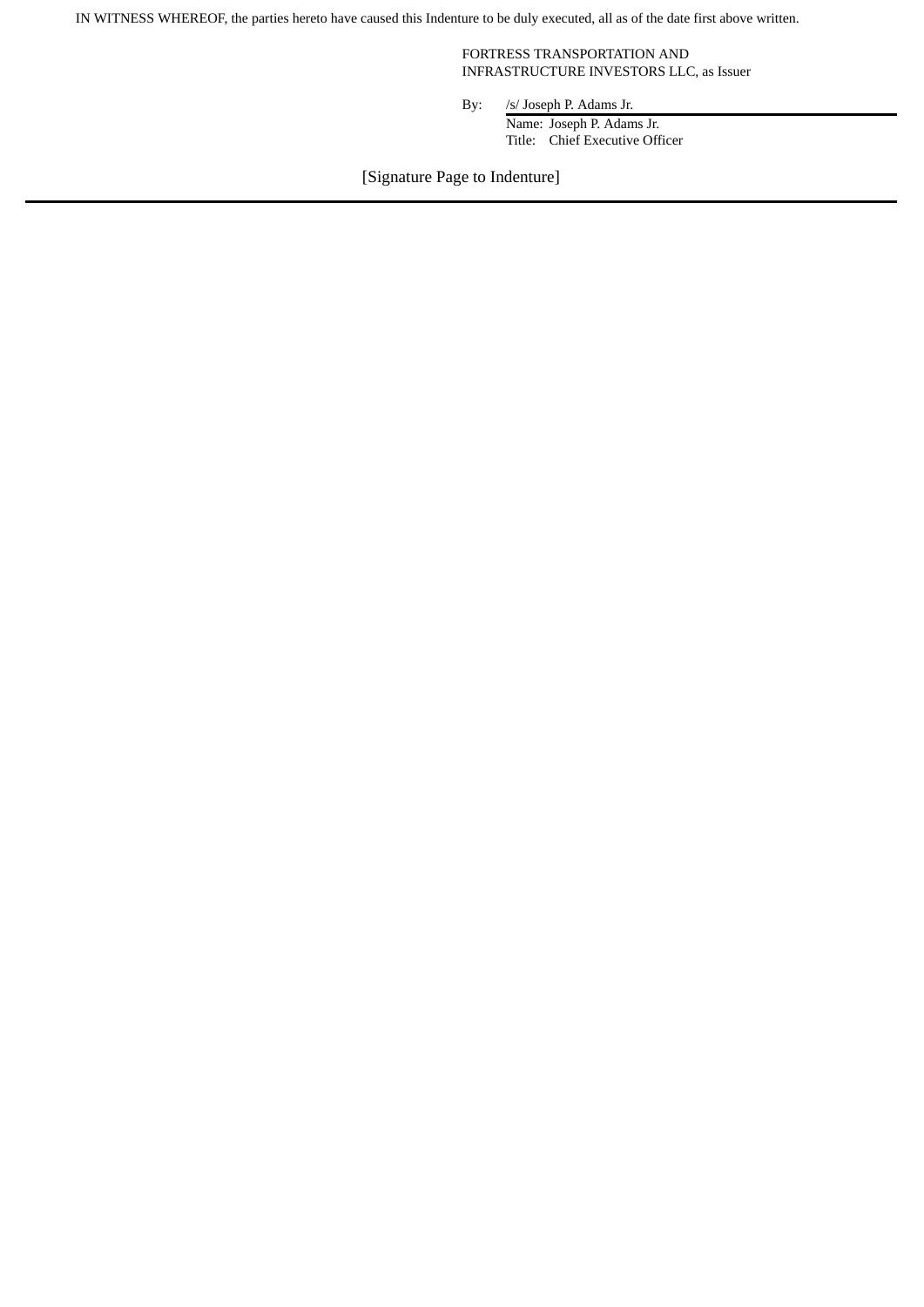IN WITNESS WHEREOF, the parties hereto have caused this Indenture to be duly executed, all as of the date first above written.

FORTRESS TRANSPORTATION AND INFRASTRUCTURE INVESTORS LLC, as Issuer

By: /s/ Joseph P. Adams Jr.  
Name: Joseph P. Adams Jr.  
Title: Chief Executive Officer

[Signature Page to Indenture]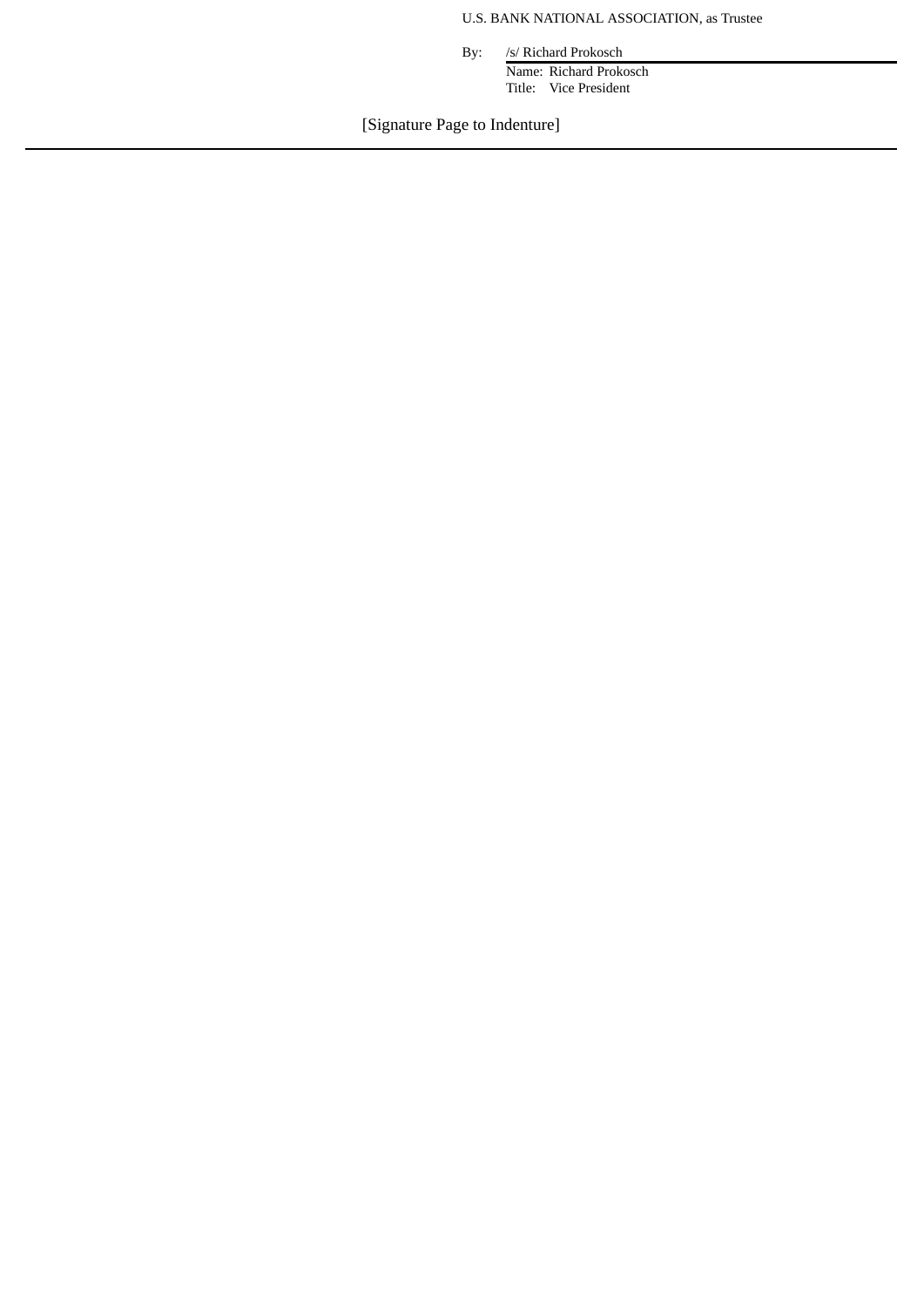U.S. BANK NATIONAL ASSOCIATION, as Trustee

By: /s/ Richard Prokosch
Name: Richard Prokosch
Title: Vice President

[Signature Page to Indenture]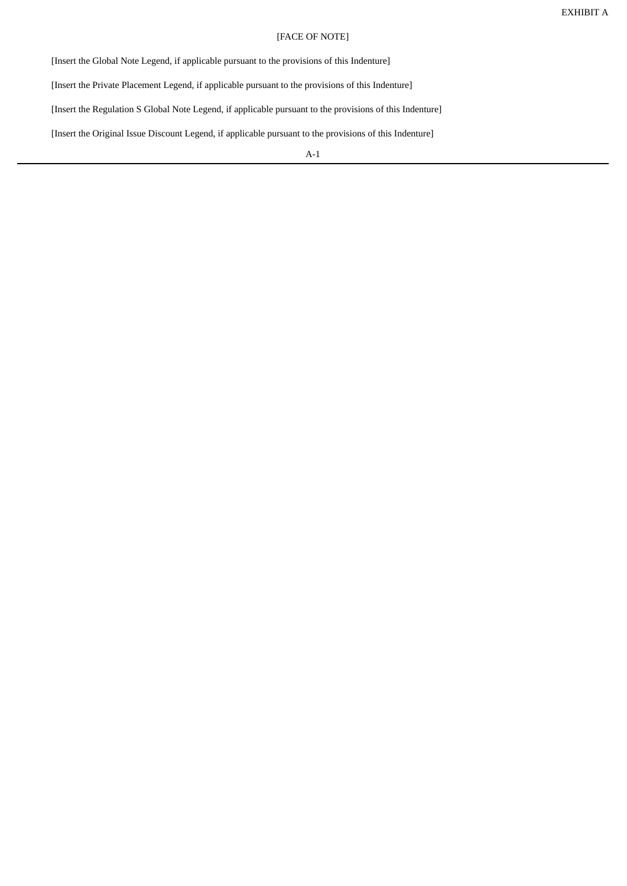EXHIBIT A

[FACE OF NOTE]

[Insert the Global Note Legend, if applicable pursuant to the provisions of this Indenture]

[Insert the Private Placement Legend, if applicable pursuant to the provisions of this Indenture]

[Insert the Regulation S Global Note Legend, if applicable pursuant to the provisions of this Indenture]

[Insert the Original Issue Discount Legend, if applicable pursuant to the provisions of this Indenture]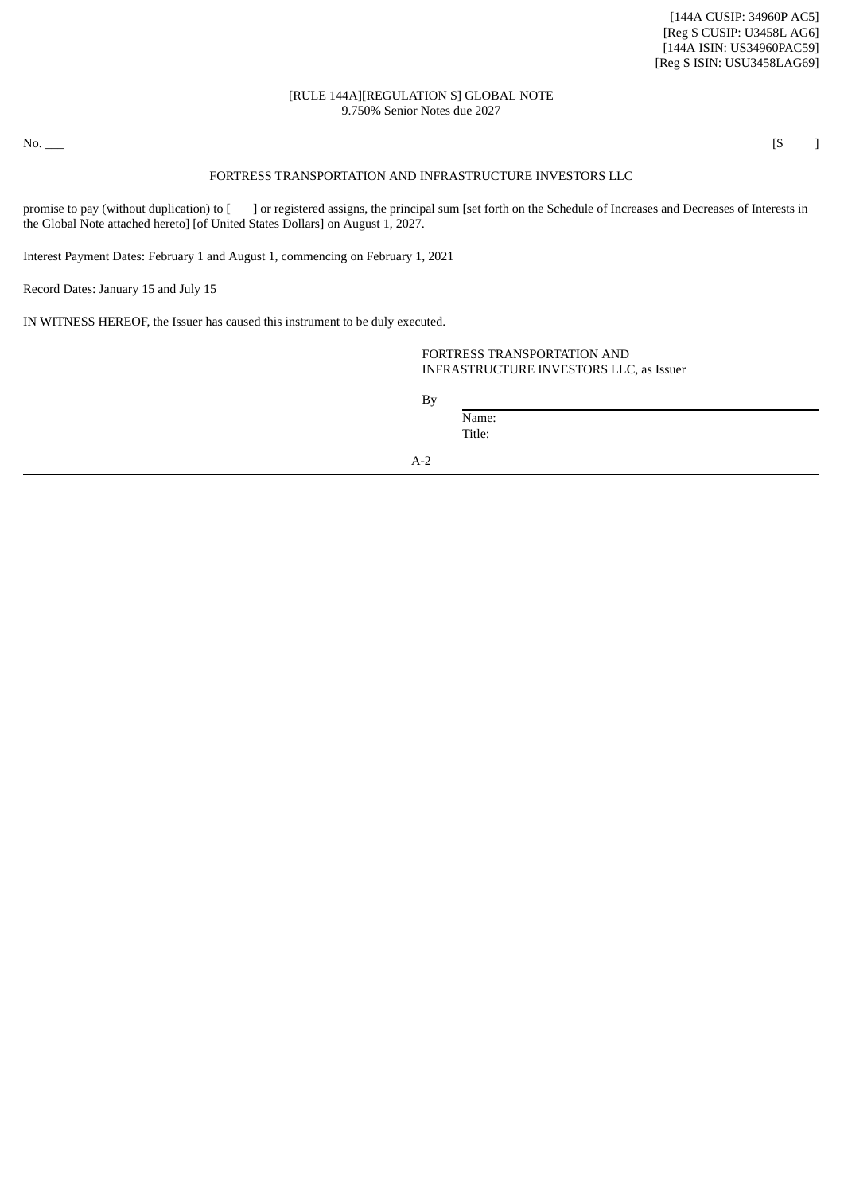[144A CUSIP: 34960P AC5]
[Reg S CUSIP: U3458L AG6]
[144A ISIN: US34960PAC59]
[Reg S ISIN: USU3458LAG69]

[RULE 144A][REGULATION S] GLOBAL NOTE
9.750% Senior Notes due 2027

No. ___ [$ ]

FORTRESS TRANSPORTATION AND INFRASTRUCTURE INVESTORS LLC

promise to pay (without duplication) to [ ] or registered assigns, the principal sum [set forth on the Schedule of Increases and Decreases of Interests in the Global Note attached hereto] [of United States Dollars] on August 1, 2027.

Interest Payment Dates: February 1 and August 1, commencing on February 1, 2021

Record Dates: January 15 and July 15

IN WITNESS HEREOF, the Issuer has caused this instrument to be duly executed.

FORTRESS TRANSPORTATION AND INFRASTRUCTURE INVESTORS LLC, as Issuer

By \_\_\_\_\_\_\_\_\_\_\_\_\_\_\_\_\_\_\_\_\_\_\_\_\_\_\_\_
Name:
Title: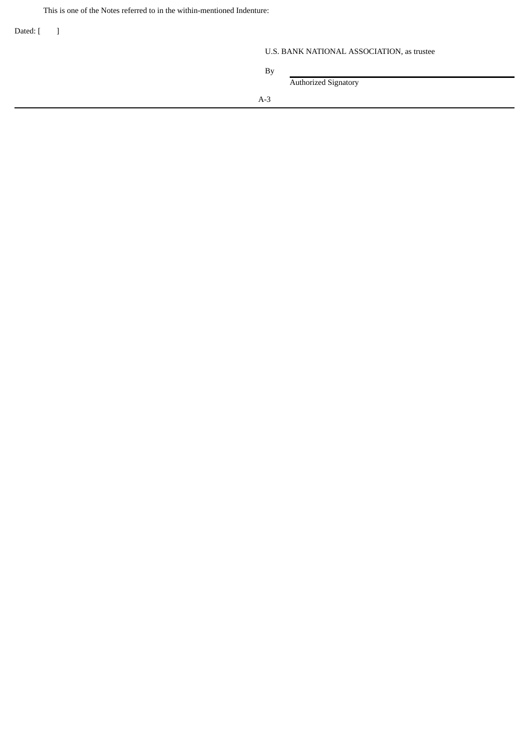This is one of the Notes referred to in the within-mentioned Indenture:

Dated: [ ]

U.S. BANK NATIONAL ASSOCIATION, as trustee

By \_\_\_\_\_\_\_\_\_\_\_\_\_\_\_\_\_\_\_\_\_\_\_\_\_\_\_\_\_\_\_\_
Authorized Signatory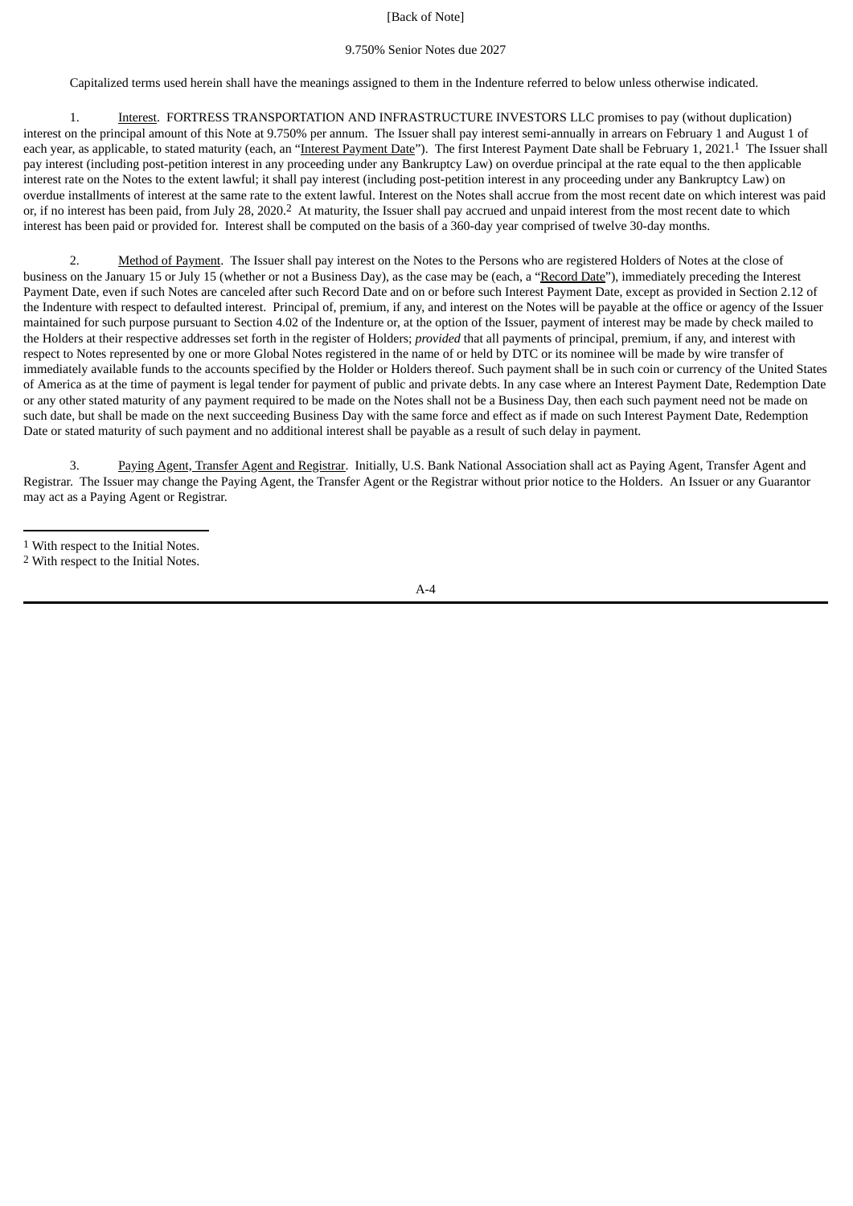[Back of Note]

9.750% Senior Notes due 2027

Capitalized terms used herein shall have the meanings assigned to them in the Indenture referred to below unless otherwise indicated.

1. Interest. FORTRESS TRANSPORTATION AND INFRASTRUCTURE INVESTORS LLC promises to pay (without duplication) interest on the principal amount of this Note at 9.750% per annum. The Issuer shall pay interest semi-annually in arrears on February 1 and August 1 of each year, as applicable, to stated maturity (each, an "Interest Payment Date"). The first Interest Payment Date shall be February 1, 2021.[1] The Issuer shall pay interest (including post-petition interest in any proceeding under any Bankruptcy Law) on overdue principal at the rate equal to the then applicable interest rate on the Notes to the extent lawful; it shall pay interest (including post-petition interest in any proceeding under any Bankruptcy Law) on overdue installments of interest at the same rate to the extent lawful. Interest on the Notes shall accrue from the most recent date on which interest was paid or, if no interest has been paid, from July 28, 2020.[2] At maturity, the Issuer shall pay accrued and unpaid interest from the most recent date to which interest has been paid or provided for. Interest shall be computed on the basis of a 360-day year comprised of twelve 30-day months.

2. Method of Payment. The Issuer shall pay interest on the Notes to the Persons who are registered Holders of Notes at the close of business on the January 15 or July 15 (whether or not a Business Day), as the case may be (each, a "Record Date"), immediately preceding the Interest Payment Date, even if such Notes are canceled after such Record Date and on or before such Interest Payment Date, except as provided in Section 2.12 of the Indenture with respect to defaulted interest. Principal of, premium, if any, and interest on the Notes will be payable at the office or agency of the Issuer maintained for such purpose pursuant to Section 4.02 of the Indenture or, at the option of the Issuer, payment of interest may be made by check mailed to the Holders at their respective addresses set forth in the register of Holders; *provided* that all payments of principal, premium, if any, and interest with respect to Notes represented by one or more Global Notes registered in the name of or held by DTC or its nominee will be made by wire transfer of immediately available funds to the accounts specified by the Holder or Holders thereof. Such payment shall be in such coin or currency of the United States of America as at the time of payment is legal tender for payment of public and private debts. In any case where an Interest Payment Date, Redemption Date or any other stated maturity of any payment required to be made on the Notes shall not be a Business Day, then each such payment need not be made on such date, but shall be made on the next succeeding Business Day with the same force and effect as if made on such Interest Payment Date, Redemption Date or stated maturity of such payment and no additional interest shall be payable as a result of such delay in payment.

3. Paying Agent, Transfer Agent and Registrar. Initially, U.S. Bank National Association shall act as Paying Agent, Transfer Agent and Registrar. The Issuer may change the Paying Agent, the Transfer Agent or the Registrar without prior notice to the Holders. An Issuer or any Guarantor may act as a Paying Agent or Registrar.

---

[1] With respect to the Initial Notes.

[2] With respect to the Initial Notes.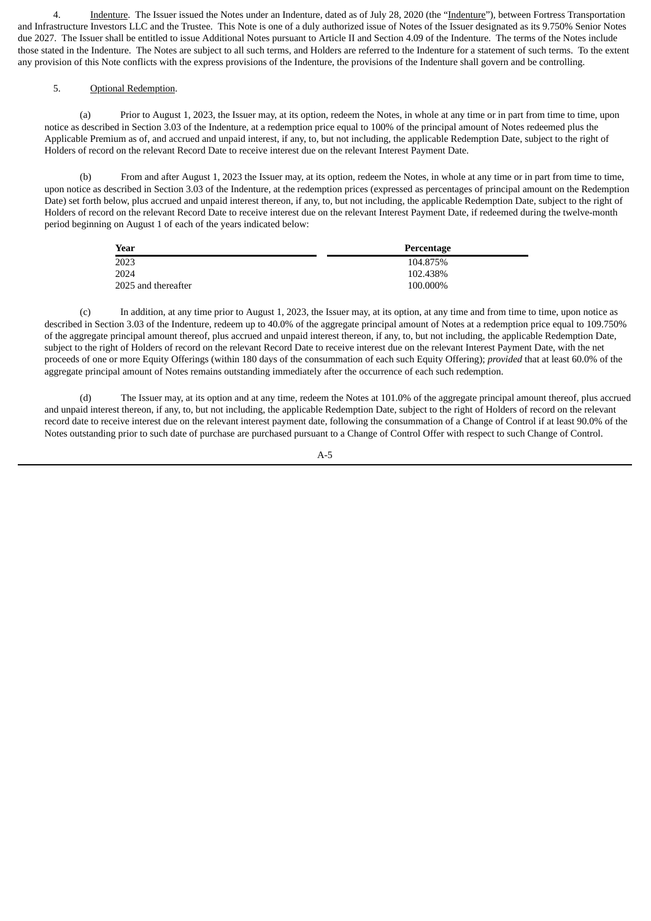4. Indenture. The Issuer issued the Notes under an Indenture, dated as of July 28, 2020 (the "Indenture"), between Fortress Transportation and Infrastructure Investors LLC and the Trustee. This Note is one of a duly authorized issue of Notes of the Issuer designated as its 9.750% Senior Notes due 2027. The Issuer shall be entitled to issue Additional Notes pursuant to Article II and Section 4.09 of the Indenture. The terms of the Notes include those stated in the Indenture. The Notes are subject to all such terms, and Holders are referred to the Indenture for a statement of such terms. To the extent any provision of this Note conflicts with the express provisions of the Indenture, the provisions of the Indenture shall govern and be controlling.

5. Optional Redemption.

(a) Prior to August 1, 2023, the Issuer may, at its option, redeem the Notes, in whole at any time or in part from time to time, upon notice as described in Section 3.03 of the Indenture, at a redemption price equal to 100% of the principal amount of Notes redeemed plus the Applicable Premium as of, and accrued and unpaid interest, if any, to, but not including, the applicable Redemption Date, subject to the right of Holders of record on the relevant Record Date to receive interest due on the relevant Interest Payment Date.

(b) From and after August 1, 2023 the Issuer may, at its option, redeem the Notes, in whole at any time or in part from time to time, upon notice as described in Section 3.03 of the Indenture, at the redemption prices (expressed as percentages of principal amount on the Redemption Date) set forth below, plus accrued and unpaid interest thereon, if any, to, but not including, the applicable Redemption Date, subject to the right of Holders of record on the relevant Record Date to receive interest due on the relevant Interest Payment Date, if redeemed during the twelve-month period beginning on August 1 of each of the years indicated below:

| Year | Percentage |
|---|---|
| 2023 | 104.875% |
| 2024 | 102.438% |
| 2025 and thereafter | 100.000% |

(c) In addition, at any time prior to August 1, 2023, the Issuer may, at its option, at any time and from time to time, upon notice as described in Section 3.03 of the Indenture, redeem up to 40.0% of the aggregate principal amount of Notes at a redemption price equal to 109.750% of the aggregate principal amount thereof, plus accrued and unpaid interest thereon, if any, to, but not including, the applicable Redemption Date, subject to the right of Holders of record on the relevant Record Date to receive interest due on the relevant Interest Payment Date, with the net proceeds of one or more Equity Offerings (within 180 days of the consummation of each such Equity Offering); *provided* that at least 60.0% of the aggregate principal amount of Notes remains outstanding immediately after the occurrence of each such redemption.

(d) The Issuer may, at its option and at any time, redeem the Notes at 101.0% of the aggregate principal amount thereof, plus accrued and unpaid interest thereon, if any, to, but not including, the applicable Redemption Date, subject to the right of Holders of record on the relevant record date to receive interest due on the relevant interest payment date, following the consummation of a Change of Control if at least 90.0% of the Notes outstanding prior to such date of purchase are purchased pursuant to a Change of Control Offer with respect to such Change of Control.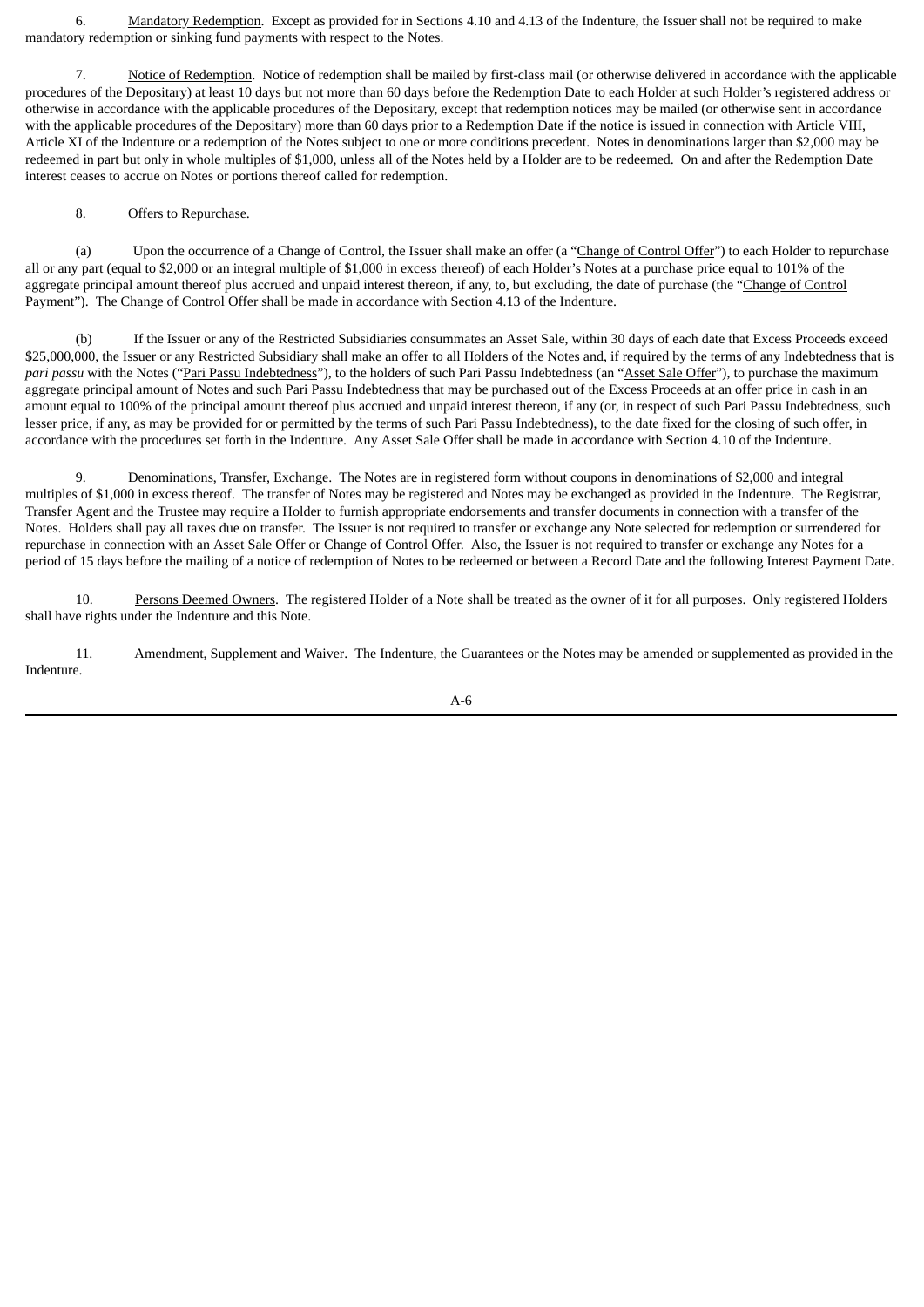6. Mandatory Redemption. Except as provided for in Sections 4.10 and 4.13 of the Indenture, the Issuer shall not be required to make mandatory redemption or sinking fund payments with respect to the Notes.

7. Notice of Redemption. Notice of redemption shall be mailed by first-class mail (or otherwise delivered in accordance with the applicable procedures of the Depositary) at least 10 days but not more than 60 days before the Redemption Date to each Holder at such Holder's registered address or otherwise in accordance with the applicable procedures of the Depositary, except that redemption notices may be mailed (or otherwise sent in accordance with the applicable procedures of the Depositary) more than 60 days prior to a Redemption Date if the notice is issued in connection with Article VIII, Article XI of the Indenture or a redemption of the Notes subject to one or more conditions precedent. Notes in denominations larger than $2,000 may be redeemed in part but only in whole multiples of $1,000, unless all of the Notes held by a Holder are to be redeemed. On and after the Redemption Date interest ceases to accrue on Notes or portions thereof called for redemption.

8. Offers to Repurchase.

(a) Upon the occurrence of a Change of Control, the Issuer shall make an offer (a "Change of Control Offer") to each Holder to repurchase all or any part (equal to $2,000 or an integral multiple of $1,000 in excess thereof) of each Holder's Notes at a purchase price equal to 101% of the aggregate principal amount thereof plus accrued and unpaid interest thereon, if any, to, but excluding, the date of purchase (the "Change of Control Payment"). The Change of Control Offer shall be made in accordance with Section 4.13 of the Indenture.

(b) If the Issuer or any of the Restricted Subsidiaries consummates an Asset Sale, within 30 days of each date that Excess Proceeds exceed $25,000,000, the Issuer or any Restricted Subsidiary shall make an offer to all Holders of the Notes and, if required by the terms of any Indebtedness that is *pari passu* with the Notes ("Pari Passu Indebtedness"), to the holders of such Pari Passu Indebtedness (an "Asset Sale Offer"), to purchase the maximum aggregate principal amount of Notes and such Pari Passu Indebtedness that may be purchased out of the Excess Proceeds at an offer price in cash in an amount equal to 100% of the principal amount thereof plus accrued and unpaid interest thereon, if any (or, in respect of such Pari Passu Indebtedness, such lesser price, if any, as may be provided for or permitted by the terms of such Pari Passu Indebtedness), to the date fixed for the closing of such offer, in accordance with the procedures set forth in the Indenture. Any Asset Sale Offer shall be made in accordance with Section 4.10 of the Indenture.

9. Denominations, Transfer, Exchange. The Notes are in registered form without coupons in denominations of $2,000 and integral multiples of $1,000 in excess thereof. The transfer of Notes may be registered and Notes may be exchanged as provided in the Indenture. The Registrar, Transfer Agent and the Trustee may require a Holder to furnish appropriate endorsements and transfer documents in connection with a transfer of the Notes. Holders shall pay all taxes due on transfer. The Issuer is not required to transfer or exchange any Note selected for redemption or surrendered for repurchase in connection with an Asset Sale Offer or Change of Control Offer. Also, the Issuer is not required to transfer or exchange any Notes for a period of 15 days before the mailing of a notice of redemption of Notes to be redeemed or between a Record Date and the following Interest Payment Date.

10. Persons Deemed Owners. The registered Holder of a Note shall be treated as the owner of it for all purposes. Only registered Holders shall have rights under the Indenture and this Note.

11. Amendment, Supplement and Waiver. The Indenture, the Guarantees or the Notes may be amended or supplemented as provided in the Indenture.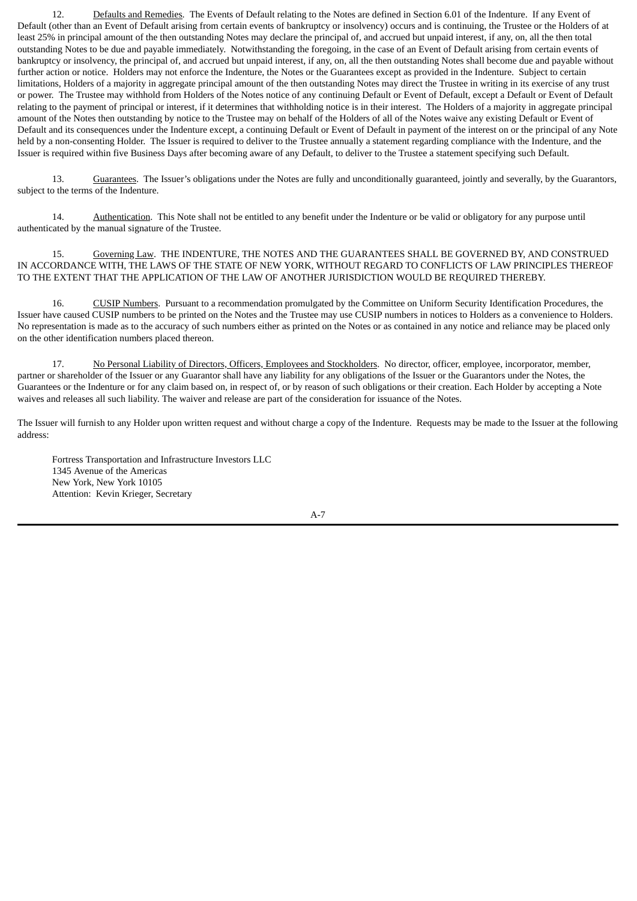12. Defaults and Remedies. The Events of Default relating to the Notes are defined in Section 6.01 of the Indenture. If any Event of Default (other than an Event of Default arising from certain events of bankruptcy or insolvency) occurs and is continuing, the Trustee or the Holders of at least 25% in principal amount of the then outstanding Notes may declare the principal of, and accrued but unpaid interest, if any, on, all the then total outstanding Notes to be due and payable immediately. Notwithstanding the foregoing, in the case of an Event of Default arising from certain events of bankruptcy or insolvency, the principal of, and accrued but unpaid interest, if any, on, all the then outstanding Notes shall become due and payable without further action or notice. Holders may not enforce the Indenture, the Notes or the Guarantees except as provided in the Indenture. Subject to certain limitations, Holders of a majority in aggregate principal amount of the then outstanding Notes may direct the Trustee in writing in its exercise of any trust or power. The Trustee may withhold from Holders of the Notes notice of any continuing Default or Event of Default, except a Default or Event of Default relating to the payment of principal or interest, if it determines that withholding notice is in their interest. The Holders of a majority in aggregate principal amount of the Notes then outstanding by notice to the Trustee may on behalf of the Holders of all of the Notes waive any existing Default or Event of Default and its consequences under the Indenture except, a continuing Default or Event of Default in payment of the interest on or the principal of any Note held by a non-consenting Holder. The Issuer is required to deliver to the Trustee annually a statement regarding compliance with the Indenture, and the Issuer is required within five Business Days after becoming aware of any Default, to deliver to the Trustee a statement specifying such Default.

13. Guarantees. The Issuer's obligations under the Notes are fully and unconditionally guaranteed, jointly and severally, by the Guarantors, subject to the terms of the Indenture.

14. Authentication. This Note shall not be entitled to any benefit under the Indenture or be valid or obligatory for any purpose until authenticated by the manual signature of the Trustee.

15. Governing Law. THE INDENTURE, THE NOTES AND THE GUARANTEES SHALL BE GOVERNED BY, AND CONSTRUED IN ACCORDANCE WITH, THE LAWS OF THE STATE OF NEW YORK, WITHOUT REGARD TO CONFLICTS OF LAW PRINCIPLES THEREOF TO THE EXTENT THAT THE APPLICATION OF THE LAW OF ANOTHER JURISDICTION WOULD BE REQUIRED THEREBY.

16. CUSIP Numbers. Pursuant to a recommendation promulgated by the Committee on Uniform Security Identification Procedures, the Issuer have caused CUSIP numbers to be printed on the Notes and the Trustee may use CUSIP numbers in notices to Holders as a convenience to Holders. No representation is made as to the accuracy of such numbers either as printed on the Notes or as contained in any notice and reliance may be placed only on the other identification numbers placed thereon.

17. No Personal Liability of Directors, Officers, Employees and Stockholders. No director, officer, employee, incorporator, member, partner or shareholder of the Issuer or any Guarantor shall have any liability for any obligations of the Issuer or the Guarantors under the Notes, the Guarantees or the Indenture or for any claim based on, in respect of, or by reason of such obligations or their creation. Each Holder by accepting a Note waives and releases all such liability. The waiver and release are part of the consideration for issuance of the Notes.

The Issuer will furnish to any Holder upon written request and without charge a copy of the Indenture. Requests may be made to the Issuer at the following address:

Fortress Transportation and Infrastructure Investors LLC
1345 Avenue of the Americas
New York, New York 10105
Attention: Kevin Krieger, Secretary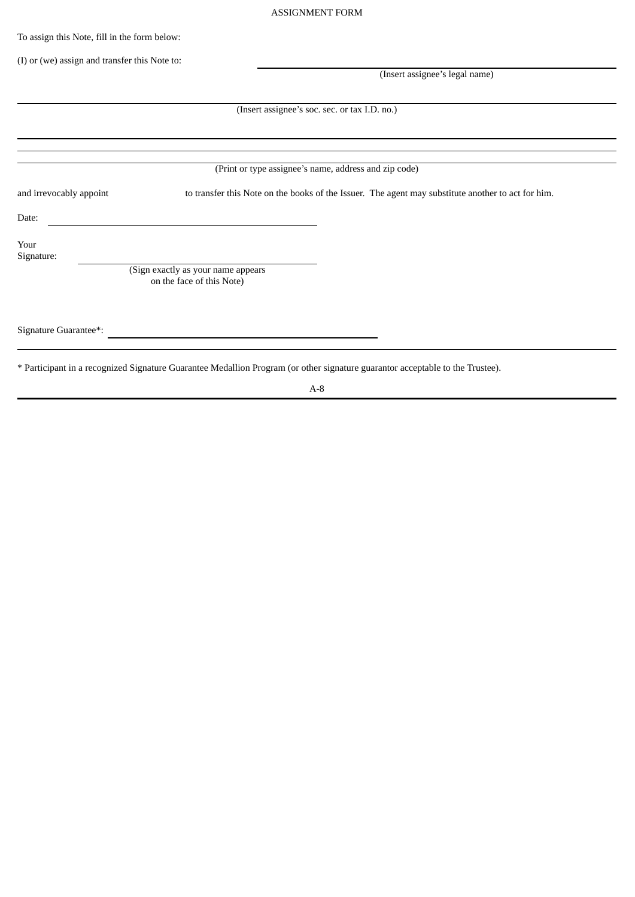ASSIGNMENT FORM

To assign this Note, fill in the form below:

(I) or (we) assign and transfer this Note to: \_\_\_\_\_\_\_\_\_\_\_\_\_\_\_\_\_\_\_\_\_\_\_\_\_\_\_\_\_\_\_\_\_\_\_\_\_\_\_\_\_\_\_\_\_\_\_\_

(Insert assignee's legal name)

\_\_\_\_\_\_\_\_\_\_\_\_\_\_\_\_\_\_\_\_\_\_\_\_\_\_\_\_\_\_\_\_\_\_\_\_\_\_\_\_\_\_\_\_\_\_\_\_\_\_\_\_\_\_\_\_\_\_\_\_\_\_\_\_\_\_\_\_\_\_\_\_\_\_\_\_\_\_

(Insert assignee's soc. sec. or tax I.D. no.)

\_\_\_\_\_\_\_\_\_\_\_\_\_\_\_\_\_\_\_\_\_\_\_\_\_\_\_\_\_\_\_\_\_\_\_\_\_\_\_\_\_\_\_\_\_\_\_\_\_\_\_\_\_\_\_\_\_\_\_\_\_\_\_\_\_\_\_\_\_\_\_\_\_\_\_\_\_\_

\_\_\_\_\_\_\_\_\_\_\_\_\_\_\_\_\_\_\_\_\_\_\_\_\_\_\_\_\_\_\_\_\_\_\_\_\_\_\_\_\_\_\_\_\_\_\_\_\_\_\_\_\_\_\_\_\_\_\_\_\_\_\_\_\_\_\_\_\_\_\_\_\_\_\_\_\_\_

\_\_\_\_\_\_\_\_\_\_\_\_\_\_\_\_\_\_\_\_\_\_\_\_\_\_\_\_\_\_\_\_\_\_\_\_\_\_\_\_\_\_\_\_\_\_\_\_\_\_\_\_\_\_\_\_\_\_\_\_\_\_\_\_\_\_\_\_\_\_\_\_\_\_\_\_\_\_

(Print or type assignee's name, address and zip code)

and irrevocably appoint \_\_\_\_\_\_\_\_\_\_ to transfer this Note on the books of the Issuer. The agent may substitute another to act for him.

Date: \_\_\_\_\_\_\_\_\_\_\_\_\_\_\_\_\_\_\_\_\_\_\_\_\_\_\_\_\_\_\_\_\_\_\_\_\_\_\_\_

Your Signature: \_\_\_\_\_\_\_\_\_\_\_\_\_\_\_\_\_\_\_\_\_\_\_\_\_\_\_\_\_\_\_\_\_\_\_\_

(Sign exactly as your name appears on the face of this Note)

Signature Guarantee*: \_\_\_\_\_\_\_\_\_\_\_\_\_\_\_\_\_\_\_\_\_\_\_\_\_\_\_\_\_\_\_\_\_\_\_\_\_\_\_\_

\* Participant in a recognized Signature Guarantee Medallion Program (or other signature guarantor acceptable to the Trustee).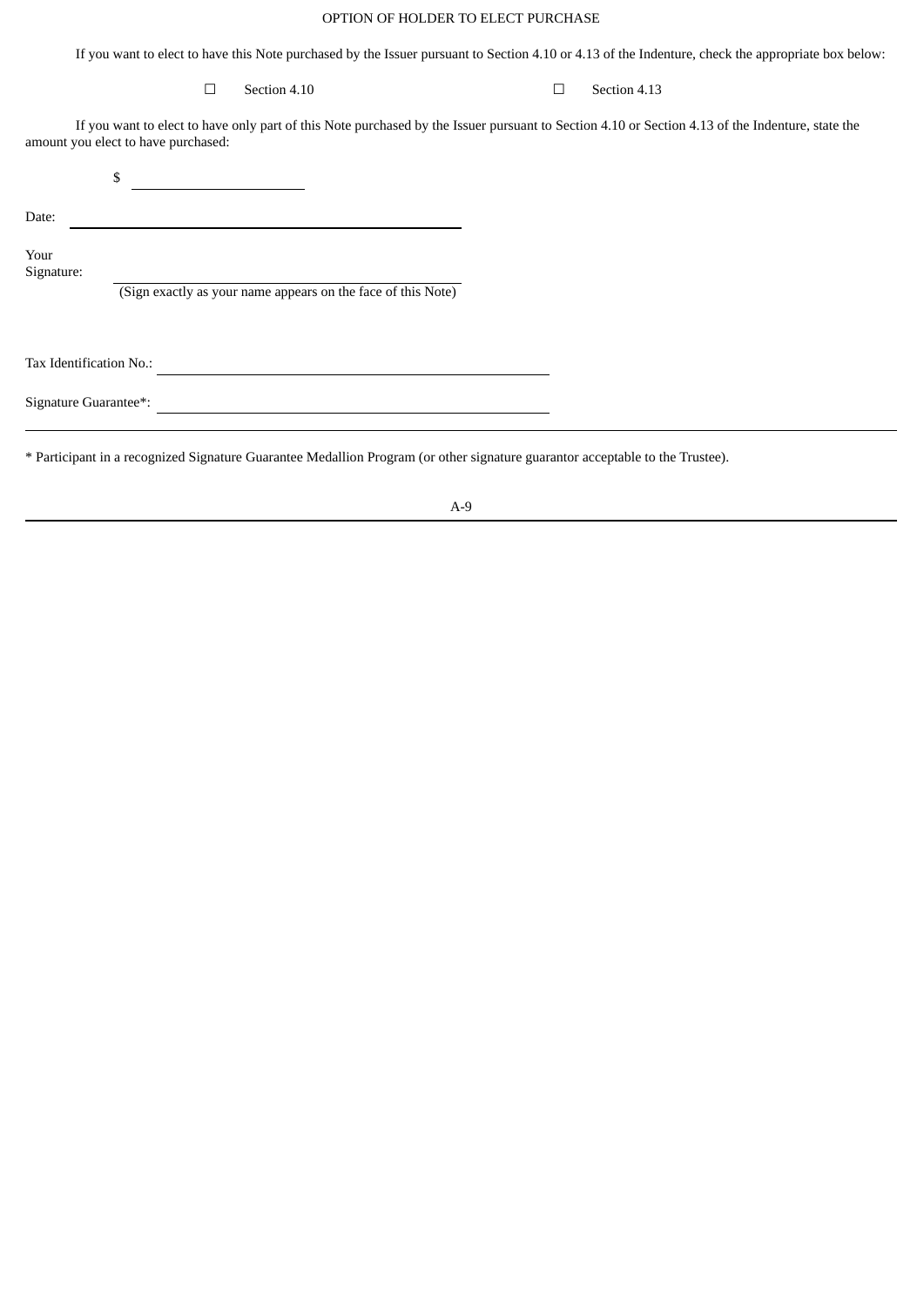OPTION OF HOLDER TO ELECT PURCHASE

If you want to elect to have this Note purchased by the Issuer pursuant to Section 4.10 or 4.13 of the Indenture, check the appropriate box below:

☐ Section 4.10 ☐ Section 4.13

If you want to elect to have only part of this Note purchased by the Issuer pursuant to Section 4.10 or Section 4.13 of the Indenture, state the amount you elect to have purchased:

$ \_\_\_\_\_\_\_\_\_\_\_\_\_\_\_\_\_\_\_\_

Date: \_\_\_\_\_\_\_\_\_\_\_\_\_\_\_\_\_\_\_\_\_\_\_\_\_\_\_\_\_\_\_\_\_\_\_\_\_\_\_\_

Your Signature: \_\_\_\_\_\_\_\_\_\_\_\_\_\_\_\_\_\_\_\_\_\_\_\_\_\_\_\_\_\_\_\_\_\_\_\_\_\_\_\_
(Sign exactly as your name appears on the face of this Note)

Tax Identification No.: \_\_\_\_\_\_\_\_\_\_\_\_\_\_\_\_\_\_\_\_\_\_\_\_\_\_\_\_\_\_\_\_\_\_\_\_\_\_\_\_

Signature Guarantee*: \_\_\_\_\_\_\_\_\_\_\_\_\_\_\_\_\_\_\_\_\_\_\_\_\_\_\_\_\_\_\_\_\_\_\_\_\_\_\_\_

---

* Participant in a recognized Signature Guarantee Medallion Program (or other signature guarantor acceptable to the Trustee).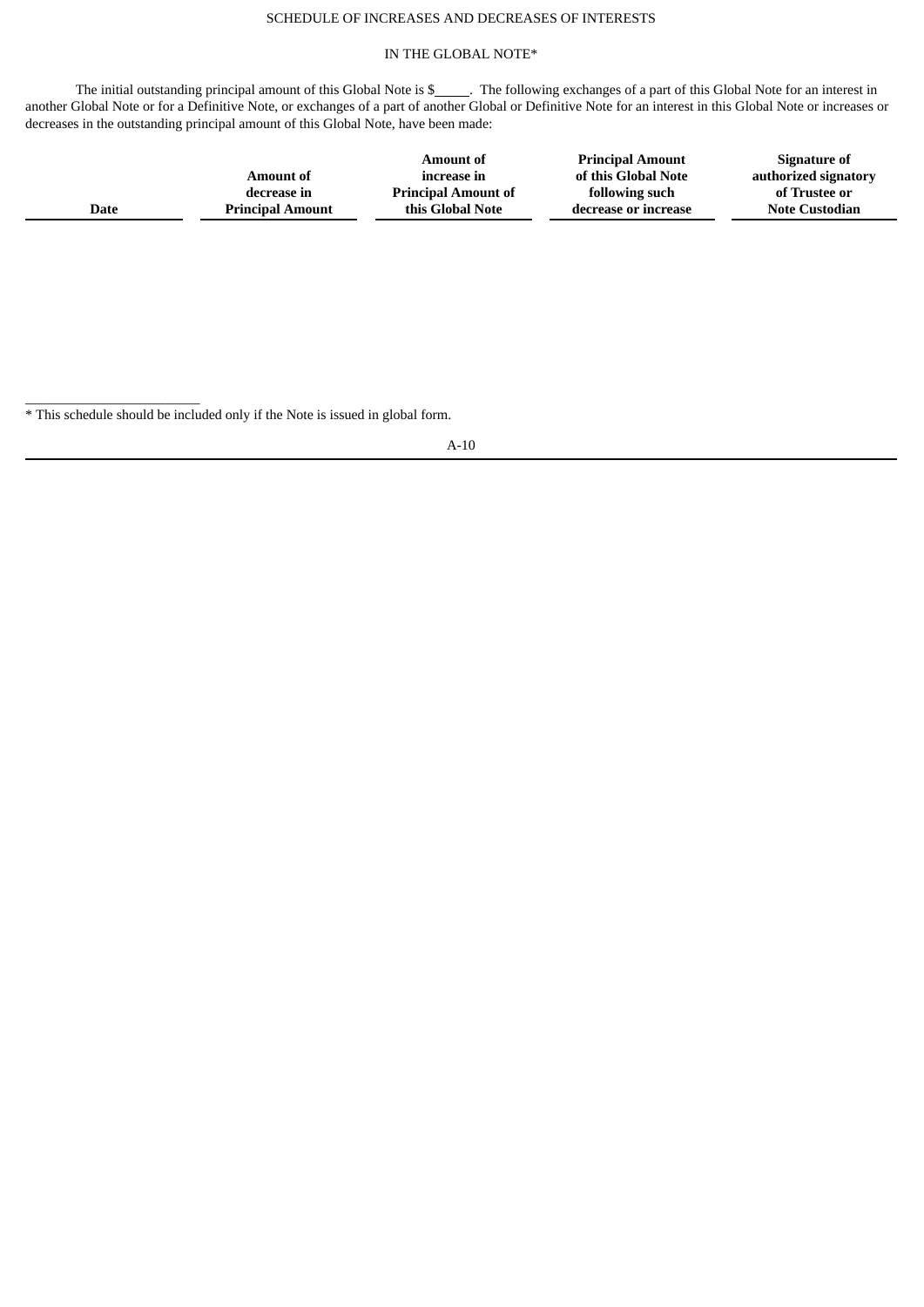SCHEDULE OF INCREASES AND DECREASES OF INTERESTS

IN THE GLOBAL NOTE*

The initial outstanding principal amount of this Global Note is $\_\_\_\_\_. The following exchanges of a part of this Global Note for an interest in another Global Note or for a Definitive Note, or exchanges of a part of another Global or Definitive Note for an interest in this Global Note or increases or decreases in the outstanding principal amount of this Global Note, have been made:

| Date | Amount of decrease in Principal Amount | Amount of increase in Principal Amount of this Global Note | Principal Amount of this Global Note following such decrease or increase | Signature of authorized signatory of Trustee or Note Custodian |
|---|---|---|---|---|
| | | | | |

\_\_\_\_\_\_\_\_\_\_\_\_\_\_\_\_\_\_\_\_\_\_\_\_\_

* This schedule should be included only if the Note is issued in global form.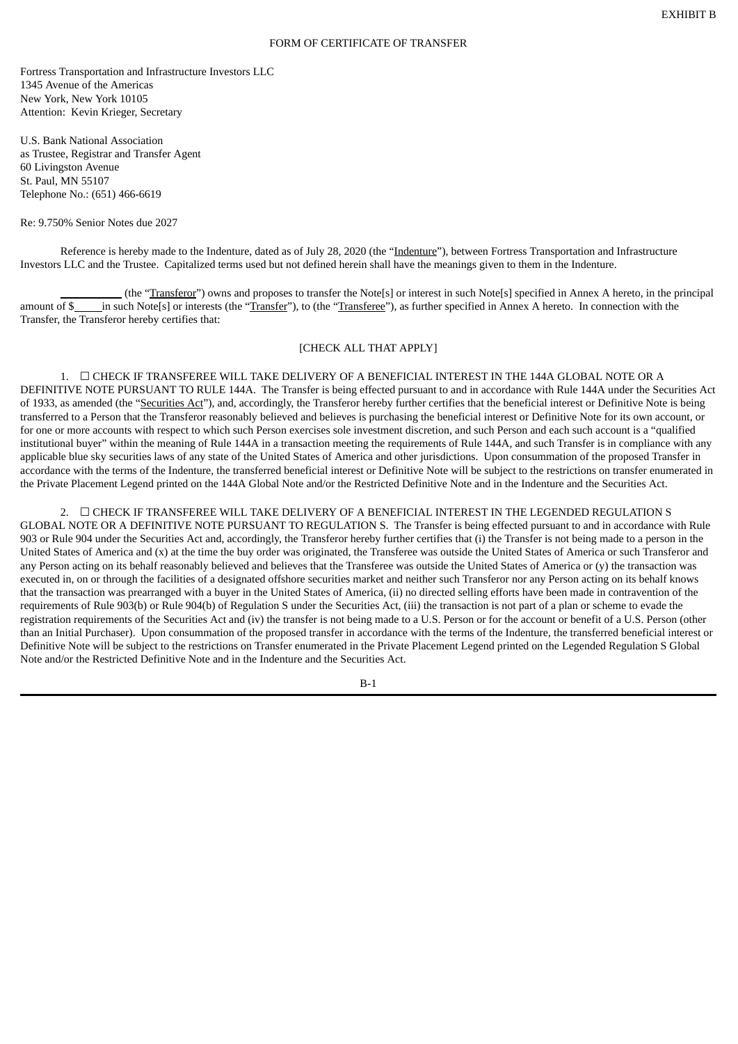EXHIBIT B

FORM OF CERTIFICATE OF TRANSFER

Fortress Transportation and Infrastructure Investors LLC
1345 Avenue of the Americas
New York, New York 10105
Attention: Kevin Krieger, Secretary

U.S. Bank National Association
as Trustee, Registrar and Transfer Agent
60 Livingston Avenue
St. Paul, MN 55107
Telephone No.: (651) 466-6619

Re: 9.750% Senior Notes due 2027

Reference is hereby made to the Indenture, dated as of July 28, 2020 (the "Indenture"), between Fortress Transportation and Infrastructure Investors LLC and the Trustee. Capitalized terms used but not defined herein shall have the meanings given to them in the Indenture.

___________ (the "Transferor") owns and proposes to transfer the Note[s] or interest in such Note[s] specified in Annex A hereto, in the principal amount of $_____ in such Note[s] or interests (the "Transfer"), to (the "Transferee"), as further specified in Annex A hereto. In connection with the Transfer, the Transferor hereby certifies that:

[CHECK ALL THAT APPLY]

1. ☐ CHECK IF TRANSFEREE WILL TAKE DELIVERY OF A BENEFICIAL INTEREST IN THE 144A GLOBAL NOTE OR A DEFINITIVE NOTE PURSUANT TO RULE 144A. The Transfer is being effected pursuant to and in accordance with Rule 144A under the Securities Act of 1933, as amended (the "Securities Act"), and, accordingly, the Transferor hereby further certifies that the beneficial interest or Definitive Note is being transferred to a Person that the Transferor reasonably believed and believes is purchasing the beneficial interest or Definitive Note for its own account, or for one or more accounts with respect to which such Person exercises sole investment discretion, and such Person and each such account is a "qualified institutional buyer" within the meaning of Rule 144A in a transaction meeting the requirements of Rule 144A, and such Transfer is in compliance with any applicable blue sky securities laws of any state of the United States of America and other jurisdictions. Upon consummation of the proposed Transfer in accordance with the terms of the Indenture, the transferred beneficial interest or Definitive Note will be subject to the restrictions on transfer enumerated in the Private Placement Legend printed on the 144A Global Note and/or the Restricted Definitive Note and in the Indenture and the Securities Act.

2. ☐ CHECK IF TRANSFEREE WILL TAKE DELIVERY OF A BENEFICIAL INTEREST IN THE LEGENDED REGULATION S GLOBAL NOTE OR A DEFINITIVE NOTE PURSUANT TO REGULATION S. The Transfer is being effected pursuant to and in accordance with Rule 903 or Rule 904 under the Securities Act and, accordingly, the Transferor hereby further certifies that (i) the Transfer is not being made to a person in the United States of America and (x) at the time the buy order was originated, the Transferee was outside the United States of America or such Transferor and any Person acting on its behalf reasonably believed and believes that the Transferee was outside the United States of America or (y) the transaction was executed in, on or through the facilities of a designated offshore securities market and neither such Transferor nor any Person acting on its behalf knows that the transaction was prearranged with a buyer in the United States of America, (ii) no directed selling efforts have been made in contravention of the requirements of Rule 903(b) or Rule 904(b) of Regulation S under the Securities Act, (iii) the transaction is not part of a plan or scheme to evade the registration requirements of the Securities Act and (iv) the transfer is not being made to a U.S. Person or for the account or benefit of a U.S. Person (other than an Initial Purchaser). Upon consummation of the proposed transfer in accordance with the terms of the Indenture, the transferred beneficial interest or Definitive Note will be subject to the restrictions on Transfer enumerated in the Private Placement Legend printed on the Legended Regulation S Global Note and/or the Restricted Definitive Note and in the Indenture and the Securities Act.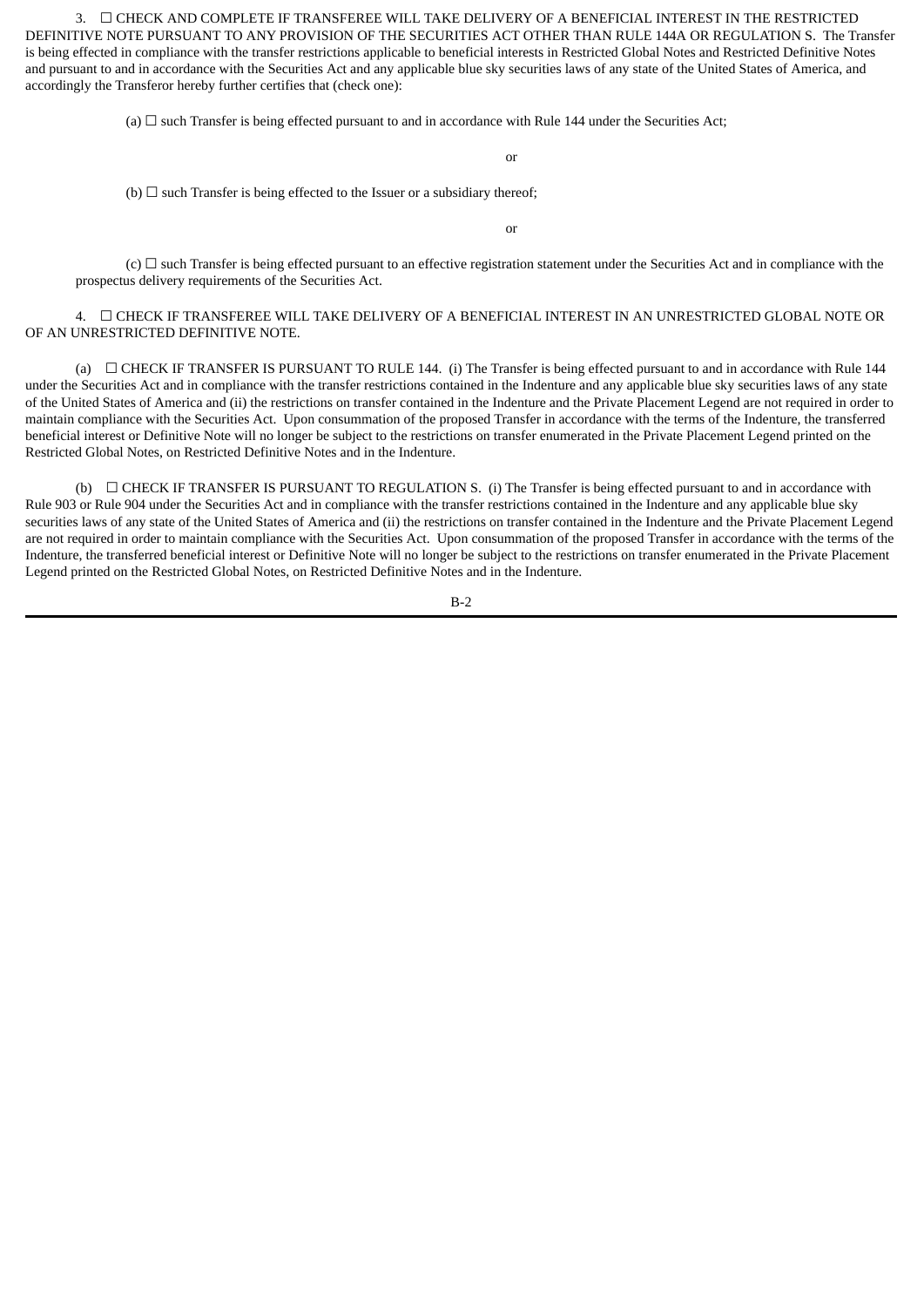3. ☐ CHECK AND COMPLETE IF TRANSFEREE WILL TAKE DELIVERY OF A BENEFICIAL INTEREST IN THE RESTRICTED DEFINITIVE NOTE PURSUANT TO ANY PROVISION OF THE SECURITIES ACT OTHER THAN RULE 144A OR REGULATION S. The Transfer is being effected in compliance with the transfer restrictions applicable to beneficial interests in Restricted Global Notes and Restricted Definitive Notes and pursuant to and in accordance with the Securities Act and any applicable blue sky securities laws of any state of the United States of America, and accordingly the Transferor hereby further certifies that (check one):

(a) ☐ such Transfer is being effected pursuant to and in accordance with Rule 144 under the Securities Act;

or

(b) ☐ such Transfer is being effected to the Issuer or a subsidiary thereof;

or

(c) ☐ such Transfer is being effected pursuant to an effective registration statement under the Securities Act and in compliance with the prospectus delivery requirements of the Securities Act.

4. ☐ CHECK IF TRANSFEREE WILL TAKE DELIVERY OF A BENEFICIAL INTEREST IN AN UNRESTRICTED GLOBAL NOTE OR OF AN UNRESTRICTED DEFINITIVE NOTE.

(a) ☐ CHECK IF TRANSFER IS PURSUANT TO RULE 144. (i) The Transfer is being effected pursuant to and in accordance with Rule 144 under the Securities Act and in compliance with the transfer restrictions contained in the Indenture and any applicable blue sky securities laws of any state of the United States of America and (ii) the restrictions on transfer contained in the Indenture and the Private Placement Legend are not required in order to maintain compliance with the Securities Act. Upon consummation of the proposed Transfer in accordance with the terms of the Indenture, the transferred beneficial interest or Definitive Note will no longer be subject to the restrictions on transfer enumerated in the Private Placement Legend printed on the Restricted Global Notes, on Restricted Definitive Notes and in the Indenture.

(b) ☐ CHECK IF TRANSFER IS PURSUANT TO REGULATION S. (i) The Transfer is being effected pursuant to and in accordance with Rule 903 or Rule 904 under the Securities Act and in compliance with the transfer restrictions contained in the Indenture and any applicable blue sky securities laws of any state of the United States of America and (ii) the restrictions on transfer contained in the Indenture and the Private Placement Legend are not required in order to maintain compliance with the Securities Act. Upon consummation of the proposed Transfer in accordance with the terms of the Indenture, the transferred beneficial interest or Definitive Note will no longer be subject to the restrictions on transfer enumerated in the Private Placement Legend printed on the Restricted Global Notes, on Restricted Definitive Notes and in the Indenture.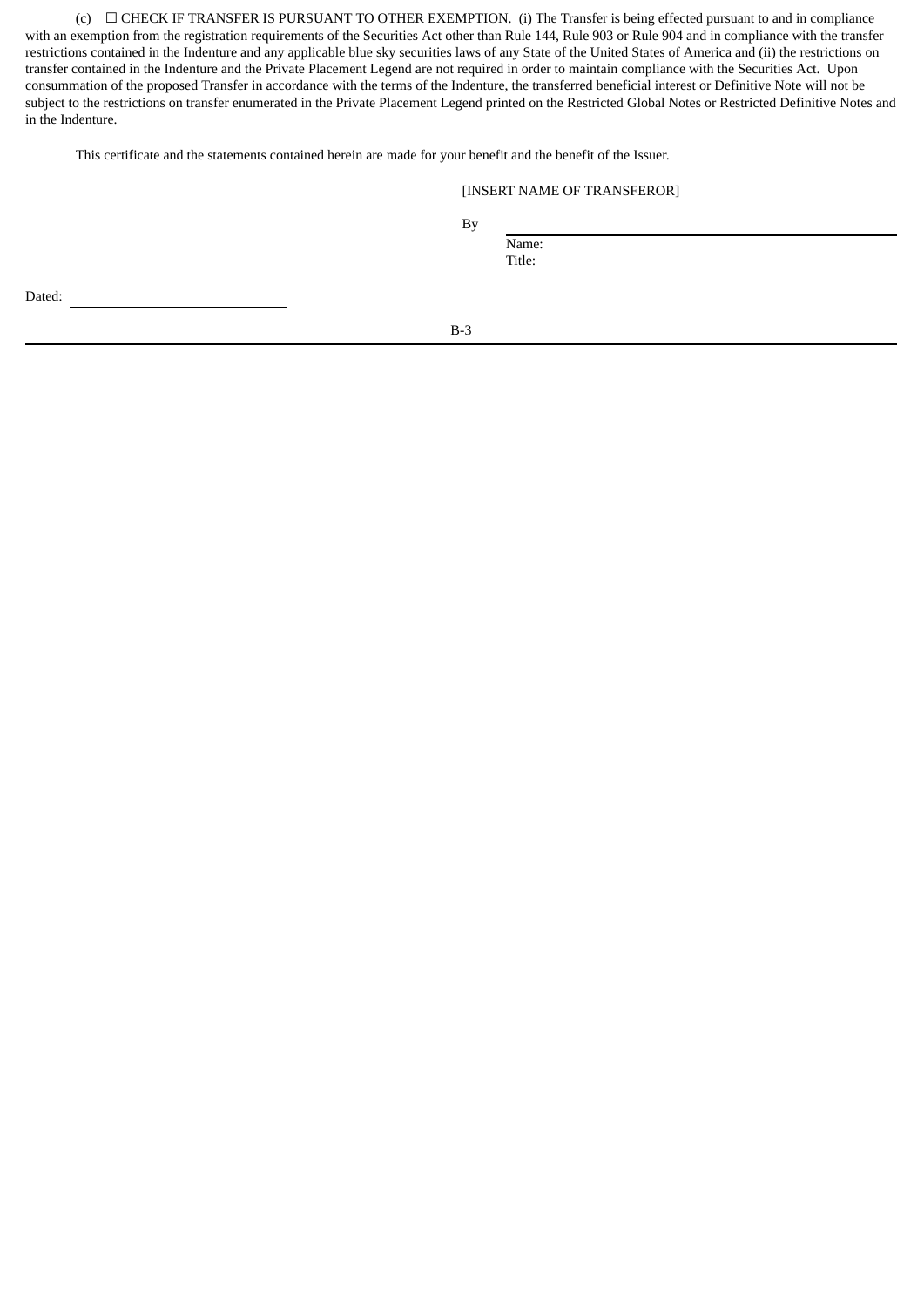(c) ☐ CHECK IF TRANSFER IS PURSUANT TO OTHER EXEMPTION. (i) The Transfer is being effected pursuant to and in compliance with an exemption from the registration requirements of the Securities Act other than Rule 144, Rule 903 or Rule 904 and in compliance with the transfer restrictions contained in the Indenture and any applicable blue sky securities laws of any State of the United States of America and (ii) the restrictions on transfer contained in the Indenture and the Private Placement Legend are not required in order to maintain compliance with the Securities Act. Upon consummation of the proposed Transfer in accordance with the terms of the Indenture, the transferred beneficial interest or Definitive Note will not be subject to the restrictions on transfer enumerated in the Private Placement Legend printed on the Restricted Global Notes or Restricted Definitive Notes and in the Indenture.

This certificate and the statements contained herein are made for your benefit and the benefit of the Issuer.

[INSERT NAME OF TRANSFEROR]

By \_\_\_\_\_\_\_\_\_\_\_\_\_\_\_\_\_\_\_\_\_\_\_\_\_\_\_\_

Name:

Title:

Dated: \_\_\_\_\_\_\_\_\_\_\_\_\_\_\_\_\_\_\_\_\_\_\_\_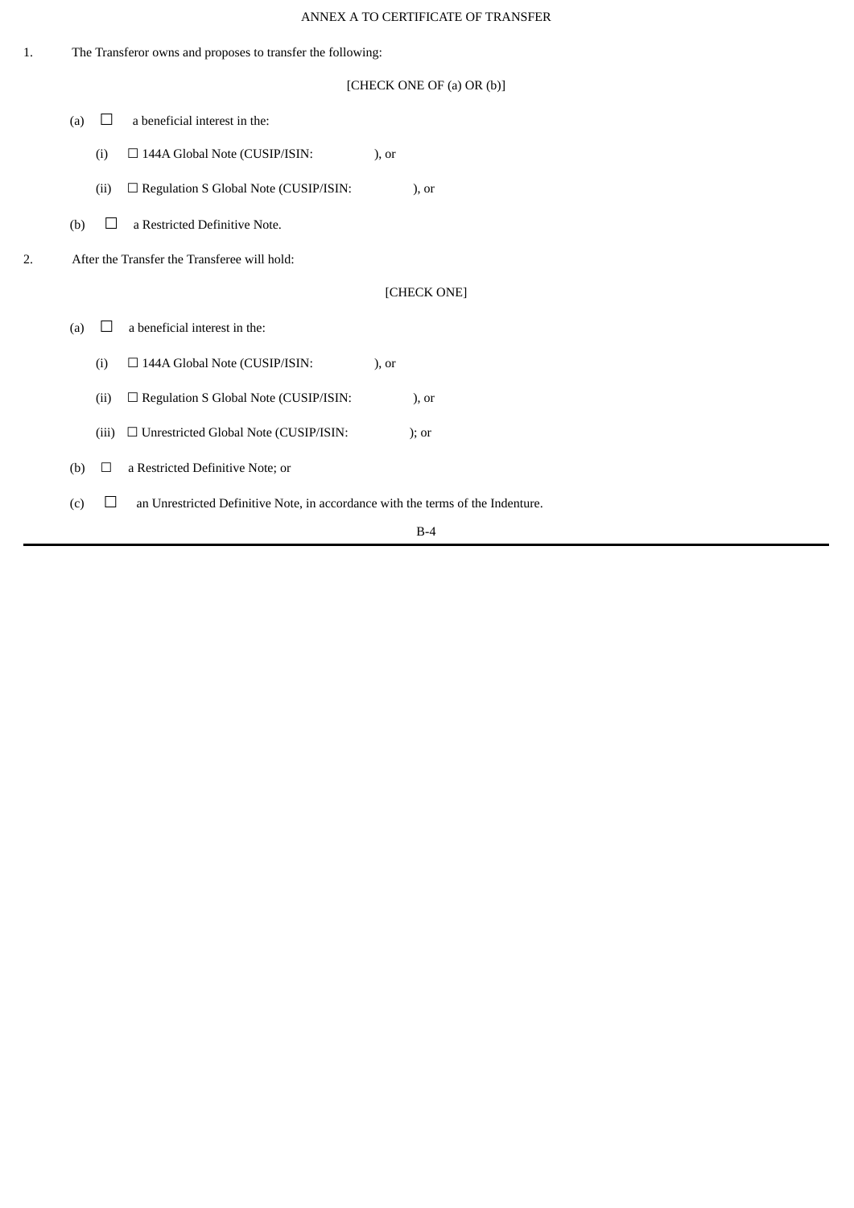ANNEX A TO CERTIFICATE OF TRANSFER

1. The Transferor owns and proposes to transfer the following:

[CHECK ONE OF (a) OR (b)]

(a) ☐ a beneficial interest in the:

(i) ☐ 144A Global Note (CUSIP/ISIN: ), or

(ii) ☐ Regulation S Global Note (CUSIP/ISIN: ), or

(b) ☐ a Restricted Definitive Note.

2. After the Transfer the Transferee will hold:

[CHECK ONE]

(a) ☐ a beneficial interest in the:

(i) ☐ 144A Global Note (CUSIP/ISIN: ), or

(ii) ☐ Regulation S Global Note (CUSIP/ISIN: ), or

(iii) ☐ Unrestricted Global Note (CUSIP/ISIN: ); or

(b) ☐ a Restricted Definitive Note; or

(c) ☐ an Unrestricted Definitive Note, in accordance with the terms of the Indenture.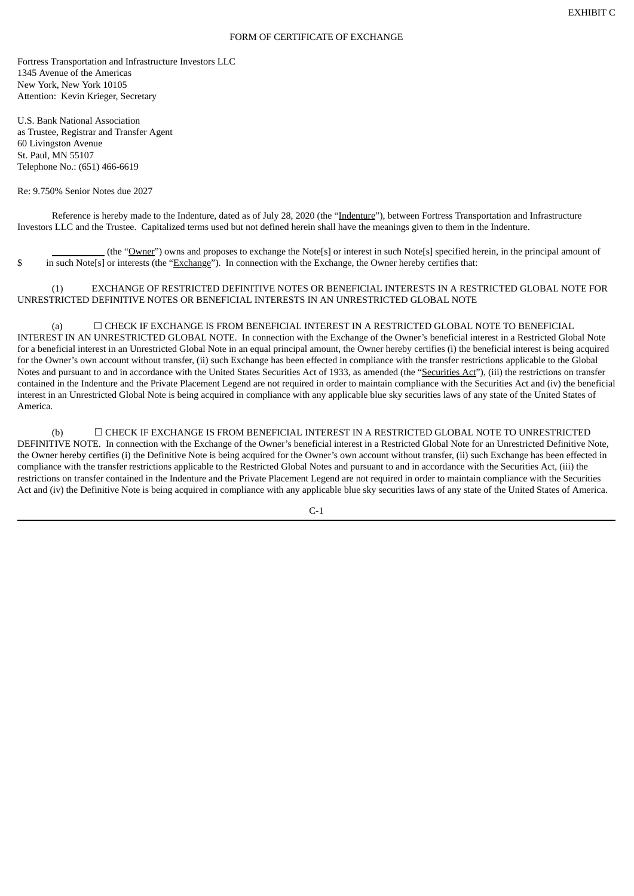EXHIBIT C

FORM OF CERTIFICATE OF EXCHANGE

Fortress Transportation and Infrastructure Investors LLC
1345 Avenue of the Americas
New York, New York 10105
Attention: Kevin Krieger, Secretary

U.S. Bank National Association
as Trustee, Registrar and Transfer Agent
60 Livingston Avenue
St. Paul, MN 55107
Telephone No.: (651) 466-6619

Re: 9.750% Senior Notes due 2027

Reference is hereby made to the Indenture, dated as of July 28, 2020 (the "Indenture"), between Fortress Transportation and Infrastructure Investors LLC and the Trustee. Capitalized terms used but not defined herein shall have the meanings given to them in the Indenture.

\_\_\_\_\_\_\_\_\_\_\_ (the "Owner") owns and proposes to exchange the Note[s] or interest in such Note[s] specified herein, in the principal amount of $ \_\_\_\_ in such Note[s] or interests (the "Exchange"). In connection with the Exchange, the Owner hereby certifies that:

(1) EXCHANGE OF RESTRICTED DEFINITIVE NOTES OR BENEFICIAL INTERESTS IN A RESTRICTED GLOBAL NOTE FOR UNRESTRICTED DEFINITIVE NOTES OR BENEFICIAL INTERESTS IN AN UNRESTRICTED GLOBAL NOTE

(a) ☐ CHECK IF EXCHANGE IS FROM BENEFICIAL INTEREST IN A RESTRICTED GLOBAL NOTE TO BENEFICIAL INTEREST IN AN UNRESTRICTED GLOBAL NOTE. In connection with the Exchange of the Owner's beneficial interest in a Restricted Global Note for a beneficial interest in an Unrestricted Global Note in an equal principal amount, the Owner hereby certifies (i) the beneficial interest is being acquired for the Owner's own account without transfer, (ii) such Exchange has been effected in compliance with the transfer restrictions applicable to the Global Notes and pursuant to and in accordance with the United States Securities Act of 1933, as amended (the "Securities Act"), (iii) the restrictions on transfer contained in the Indenture and the Private Placement Legend are not required in order to maintain compliance with the Securities Act and (iv) the beneficial interest in an Unrestricted Global Note is being acquired in compliance with any applicable blue sky securities laws of any state of the United States of America.

(b) ☐ CHECK IF EXCHANGE IS FROM BENEFICIAL INTEREST IN A RESTRICTED GLOBAL NOTE TO UNRESTRICTED DEFINITIVE NOTE. In connection with the Exchange of the Owner's beneficial interest in a Restricted Global Note for an Unrestricted Definitive Note, the Owner hereby certifies (i) the Definitive Note is being acquired for the Owner's own account without transfer, (ii) such Exchange has been effected in compliance with the transfer restrictions applicable to the Restricted Global Notes and pursuant to and in accordance with the Securities Act, (iii) the restrictions on transfer contained in the Indenture and the Private Placement Legend are not required in order to maintain compliance with the Securities Act and (iv) the Definitive Note is being acquired in compliance with any applicable blue sky securities laws of any state of the United States of America.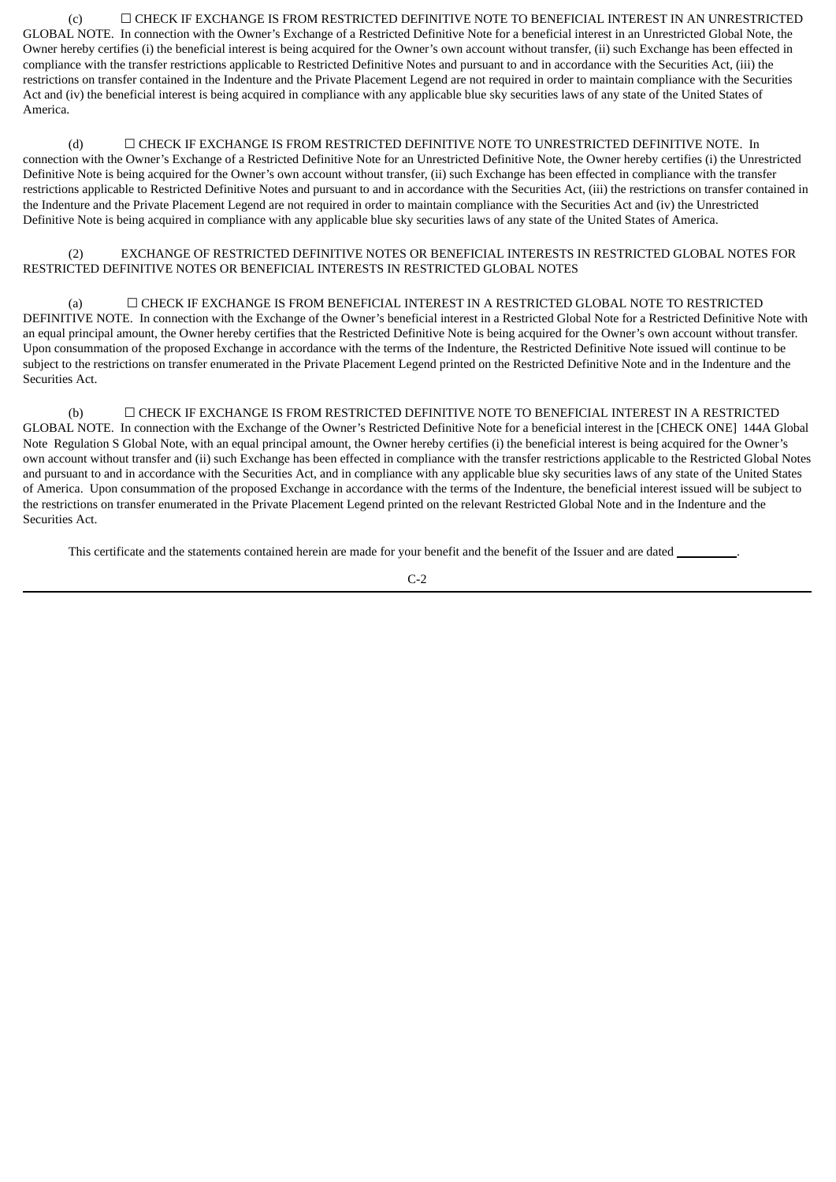(c) ☐ CHECK IF EXCHANGE IS FROM RESTRICTED DEFINITIVE NOTE TO BENEFICIAL INTEREST IN AN UNRESTRICTED GLOBAL NOTE. In connection with the Owner's Exchange of a Restricted Definitive Note for a beneficial interest in an Unrestricted Global Note, the Owner hereby certifies (i) the beneficial interest is being acquired for the Owner's own account without transfer, (ii) such Exchange has been effected in compliance with the transfer restrictions applicable to Restricted Definitive Notes and pursuant to and in accordance with the Securities Act, (iii) the restrictions on transfer contained in the Indenture and the Private Placement Legend are not required in order to maintain compliance with the Securities Act and (iv) the beneficial interest is being acquired in compliance with any applicable blue sky securities laws of any state of the United States of America.

(d) ☐ CHECK IF EXCHANGE IS FROM RESTRICTED DEFINITIVE NOTE TO UNRESTRICTED DEFINITIVE NOTE. In connection with the Owner's Exchange of a Restricted Definitive Note for an Unrestricted Definitive Note, the Owner hereby certifies (i) the Unrestricted Definitive Note is being acquired for the Owner's own account without transfer, (ii) such Exchange has been effected in compliance with the transfer restrictions applicable to Restricted Definitive Notes and pursuant to and in accordance with the Securities Act, (iii) the restrictions on transfer contained in the Indenture and the Private Placement Legend are not required in order to maintain compliance with the Securities Act and (iv) the Unrestricted Definitive Note is being acquired in compliance with any applicable blue sky securities laws of any state of the United States of America.

(2) EXCHANGE OF RESTRICTED DEFINITIVE NOTES OR BENEFICIAL INTERESTS IN RESTRICTED GLOBAL NOTES FOR RESTRICTED DEFINITIVE NOTES OR BENEFICIAL INTERESTS IN RESTRICTED GLOBAL NOTES

(a) ☐ CHECK IF EXCHANGE IS FROM BENEFICIAL INTEREST IN A RESTRICTED GLOBAL NOTE TO RESTRICTED DEFINITIVE NOTE. In connection with the Exchange of the Owner's beneficial interest in a Restricted Global Note for a Restricted Definitive Note with an equal principal amount, the Owner hereby certifies that the Restricted Definitive Note is being acquired for the Owner's own account without transfer. Upon consummation of the proposed Exchange in accordance with the terms of the Indenture, the Restricted Definitive Note issued will continue to be subject to the restrictions on transfer enumerated in the Private Placement Legend printed on the Restricted Definitive Note and in the Indenture and the Securities Act.

(b) ☐ CHECK IF EXCHANGE IS FROM RESTRICTED DEFINITIVE NOTE TO BENEFICIAL INTEREST IN A RESTRICTED GLOBAL NOTE. In connection with the Exchange of the Owner's Restricted Definitive Note for a beneficial interest in the [CHECK ONE] 144A Global Note Regulation S Global Note, with an equal principal amount, the Owner hereby certifies (i) the beneficial interest is being acquired for the Owner's own account without transfer and (ii) such Exchange has been effected in compliance with the transfer restrictions applicable to the Restricted Global Notes and pursuant to and in accordance with the Securities Act, and in compliance with any applicable blue sky securities laws of any state of the United States of America. Upon consummation of the proposed Exchange in accordance with the terms of the Indenture, the beneficial interest issued will be subject to the restrictions on transfer enumerated in the Private Placement Legend printed on the relevant Restricted Global Note and in the Indenture and the Securities Act.

This certificate and the statements contained herein are made for your benefit and the benefit of the Issuer and are dated \_\_\_\_\_\_\_\_\_\_.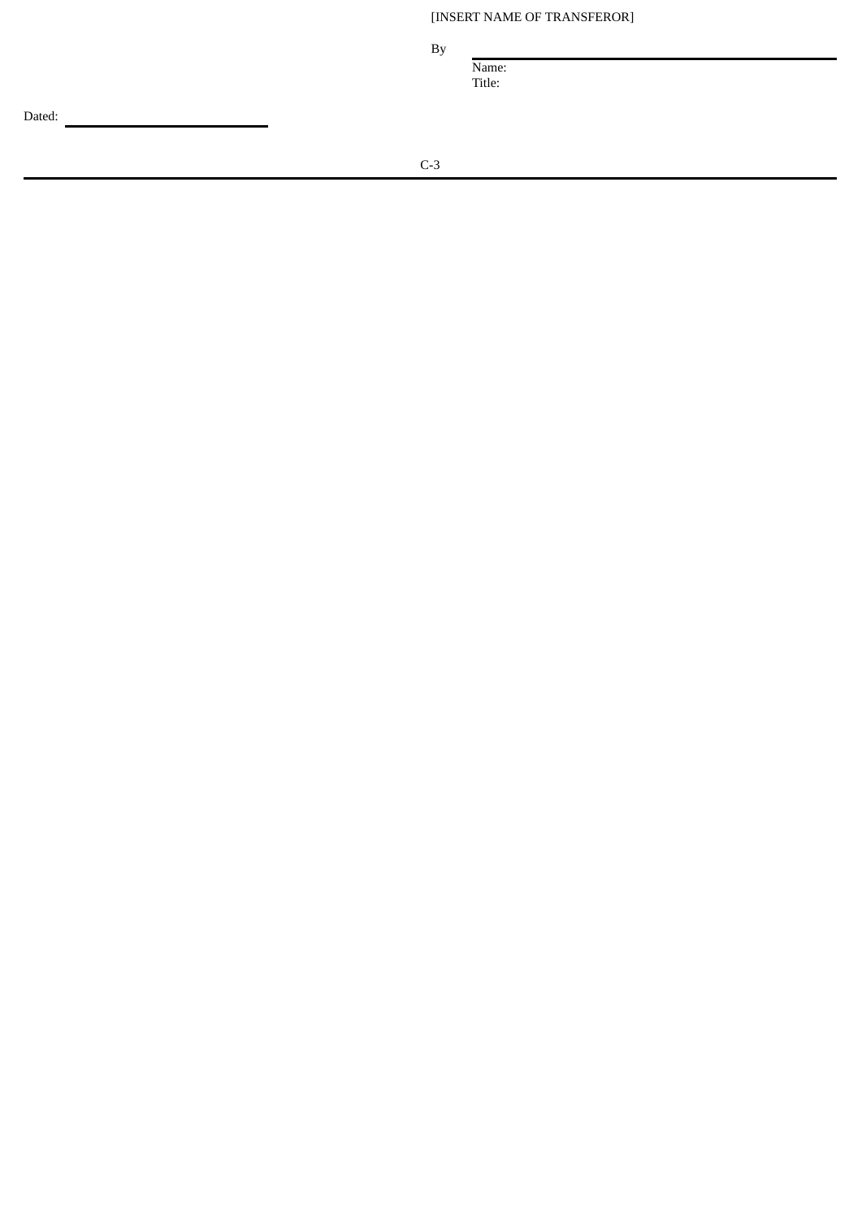[INSERT NAME OF TRANSFEROR]

By \_\_\_\_\_\_\_\_\_\_\_\_\_\_\_\_\_\_\_\_\_\_\_\_\_\_\_\_\_\_

Name:

Title:

Dated: \_\_\_\_\_\_\_\_\_\_\_\_\_\_\_\_\_\_\_\_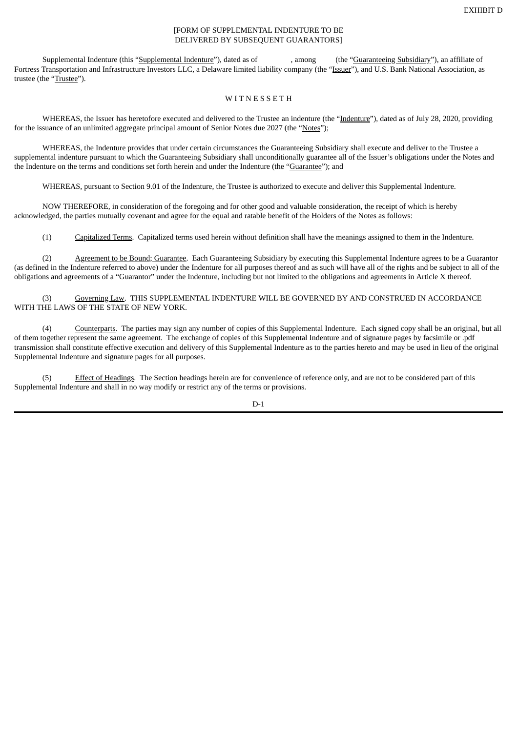EXHIBIT D

[FORM OF SUPPLEMENTAL INDENTURE TO BE DELIVERED BY SUBSEQUENT GUARANTORS]

Supplemental Indenture (this "Supplemental Indenture"), dated as of , among (the "Guaranteeing Subsidiary"), an affiliate of Fortress Transportation and Infrastructure Investors LLC, a Delaware limited liability company (the "Issuer"), and U.S. Bank National Association, as trustee (the "Trustee").

W I T N E S S E T H

WHEREAS, the Issuer has heretofore executed and delivered to the Trustee an indenture (the "Indenture"), dated as of July 28, 2020, providing for the issuance of an unlimited aggregate principal amount of Senior Notes due 2027 (the "Notes");

WHEREAS, the Indenture provides that under certain circumstances the Guaranteeing Subsidiary shall execute and deliver to the Trustee a supplemental indenture pursuant to which the Guaranteeing Subsidiary shall unconditionally guarantee all of the Issuer's obligations under the Notes and the Indenture on the terms and conditions set forth herein and under the Indenture (the "Guarantee"); and

WHEREAS, pursuant to Section 9.01 of the Indenture, the Trustee is authorized to execute and deliver this Supplemental Indenture.

NOW THEREFORE, in consideration of the foregoing and for other good and valuable consideration, the receipt of which is hereby acknowledged, the parties mutually covenant and agree for the equal and ratable benefit of the Holders of the Notes as follows:

(1) Capitalized Terms. Capitalized terms used herein without definition shall have the meanings assigned to them in the Indenture.

(2) Agreement to be Bound; Guarantee. Each Guaranteeing Subsidiary by executing this Supplemental Indenture agrees to be a Guarantor (as defined in the Indenture referred to above) under the Indenture for all purposes thereof and as such will have all of the rights and be subject to all of the obligations and agreements of a "Guarantor" under the Indenture, including but not limited to the obligations and agreements in Article X thereof.

(3) Governing Law. THIS SUPPLEMENTAL INDENTURE WILL BE GOVERNED BY AND CONSTRUED IN ACCORDANCE WITH THE LAWS OF THE STATE OF NEW YORK.

(4) Counterparts. The parties may sign any number of copies of this Supplemental Indenture. Each signed copy shall be an original, but all of them together represent the same agreement. The exchange of copies of this Supplemental Indenture and of signature pages by facsimile or .pdf transmission shall constitute effective execution and delivery of this Supplemental Indenture as to the parties hereto and may be used in lieu of the original Supplemental Indenture and signature pages for all purposes.

(5) Effect of Headings. The Section headings herein are for convenience of reference only, and are not to be considered part of this Supplemental Indenture and shall in no way modify or restrict any of the terms or provisions.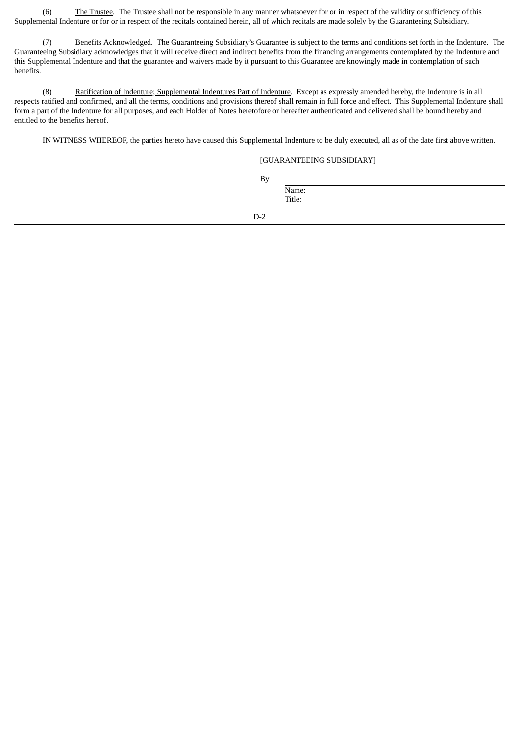(6) The Trustee. The Trustee shall not be responsible in any manner whatsoever for or in respect of the validity or sufficiency of this Supplemental Indenture or for or in respect of the recitals contained herein, all of which recitals are made solely by the Guaranteeing Subsidiary.

(7) Benefits Acknowledged. The Guaranteeing Subsidiary's Guarantee is subject to the terms and conditions set forth in the Indenture. The Guaranteeing Subsidiary acknowledges that it will receive direct and indirect benefits from the financing arrangements contemplated by the Indenture and this Supplemental Indenture and that the guarantee and waivers made by it pursuant to this Guarantee are knowingly made in contemplation of such benefits.

(8) Ratification of Indenture; Supplemental Indentures Part of Indenture. Except as expressly amended hereby, the Indenture is in all respects ratified and confirmed, and all the terms, conditions and provisions thereof shall remain in full force and effect. This Supplemental Indenture shall form a part of the Indenture for all purposes, and each Holder of Notes heretofore or hereafter authenticated and delivered shall be bound hereby and entitled to the benefits hereof.

IN WITNESS WHEREOF, the parties hereto have caused this Supplemental Indenture to be duly executed, all as of the date first above written.

[GUARANTEEING SUBSIDIARY]

By \_\_\_\_\_\_\_\_\_\_\_\_\_\_\_\_\_\_\_\_\_\_\_\_\_\_\_\_\_\_\_\_\_\_\_\_

Name:

Title: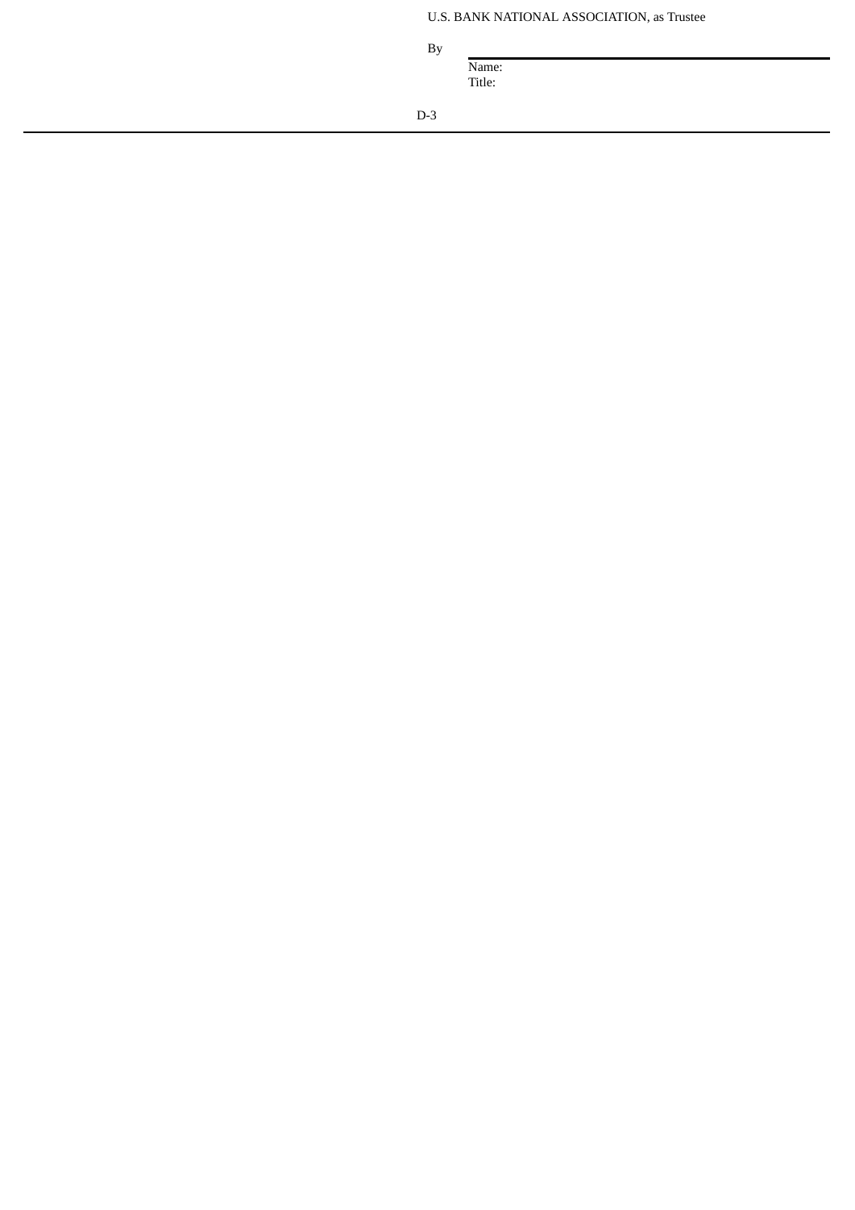U.S. BANK NATIONAL ASSOCIATION, as Trustee

By \_\_\_\_\_\_\_\_\_\_\_\_\_\_\_\_\_\_\_\_\_\_\_\_\_\_\_\_\_\_\_\_

Name:

Title: